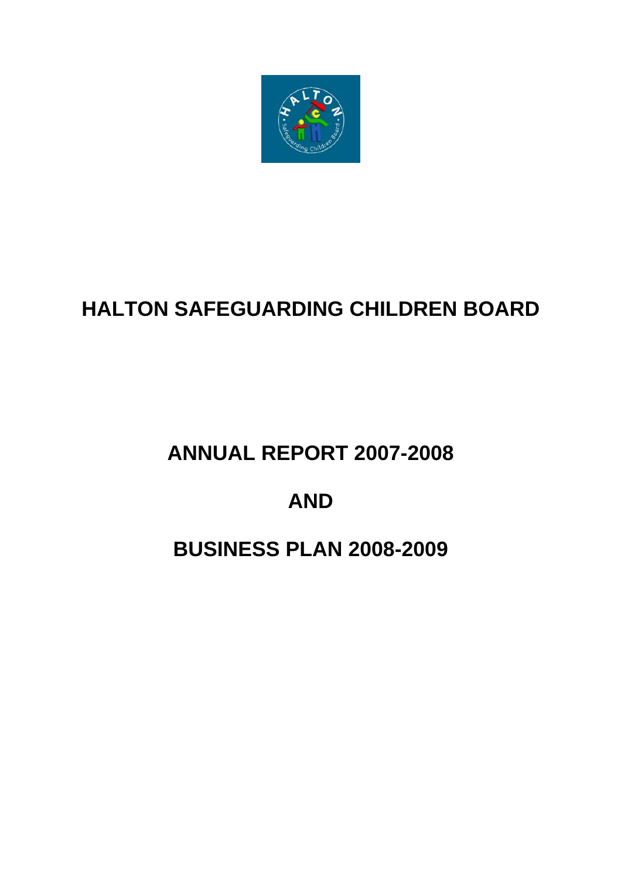# HALTON SAFEGUARDING CHILDREN BOARD

## ANNUAL REPORT 2007-2008

## AND

## BUSINESS PLAN 2008-2009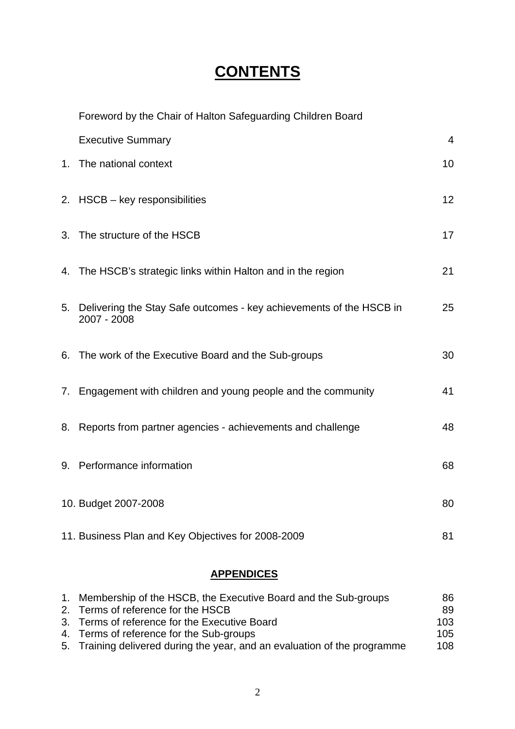# CONTENTS

| | | |
|---|---|---|
| | Foreword by the Chair of Halton Safeguarding Children Board | |
| | Executive Summary | 4 |
| 1. | The national context | 10 |
| 2. | HSCB – key responsibilities | 12 |
| 3. | The structure of the HSCB | 17 |
| 4. | The HSCB's strategic links within Halton and in the region | 21 |
| 5. | Delivering the Stay Safe outcomes - key achievements of the HSCB in 2007 - 2008 | 25 |
| 6. | The work of the Executive Board and the Sub-groups | 30 |
| 7. | Engagement with children and young people and the community | 41 |
| 8. | Reports from partner agencies - achievements and challenge | 48 |
| 9. | Performance information | 68 |
| 10. | Budget 2007-2008 | 80 |
| 11. | Business Plan and Key Objectives for 2008-2009 | 81 |

## APPENDICES

| | | |
|---|---|---|
| 1. | Membership of the HSCB, the Executive Board and the Sub-groups | 86 |
| 2. | Terms of reference for the HSCB | 89 |
| 3. | Terms of reference for the Executive Board | 103 |
| 4. | Terms of reference for the Sub-groups | 105 |
| 5. | Training delivered during the year, and an evaluation of the programme | 108 |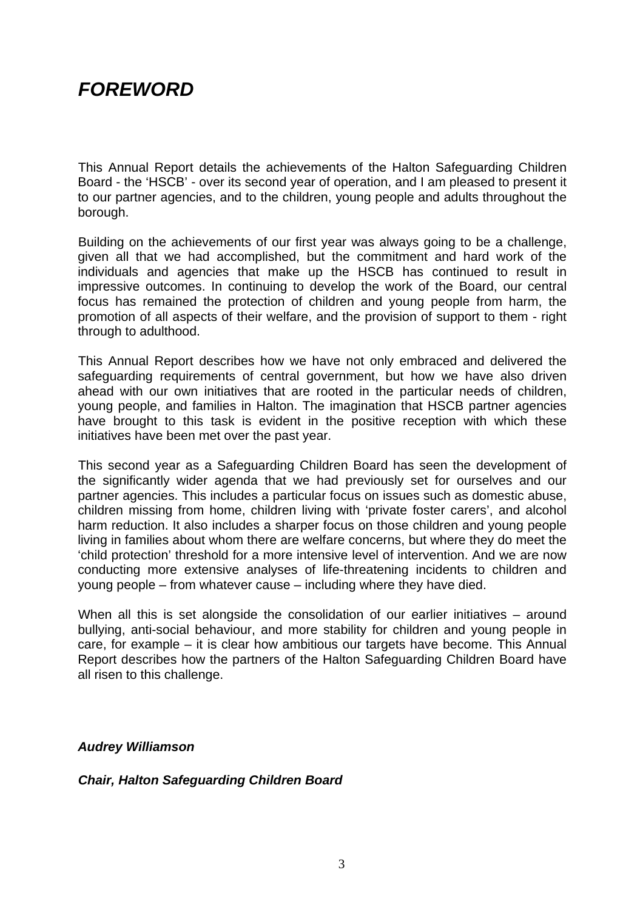# *FOREWORD*

This Annual Report details the achievements of the Halton Safeguarding Children Board - the 'HSCB' - over its second year of operation, and I am pleased to present it to our partner agencies, and to the children, young people and adults throughout the borough.

Building on the achievements of our first year was always going to be a challenge, given all that we had accomplished, but the commitment and hard work of the individuals and agencies that make up the HSCB has continued to result in impressive outcomes. In continuing to develop the work of the Board, our central focus has remained the protection of children and young people from harm, the promotion of all aspects of their welfare, and the provision of support to them - right through to adulthood.

This Annual Report describes how we have not only embraced and delivered the safeguarding requirements of central government, but how we have also driven ahead with our own initiatives that are rooted in the particular needs of children, young people, and families in Halton. The imagination that HSCB partner agencies have brought to this task is evident in the positive reception with which these initiatives have been met over the past year.

This second year as a Safeguarding Children Board has seen the development of the significantly wider agenda that we had previously set for ourselves and our partner agencies. This includes a particular focus on issues such as domestic abuse, children missing from home, children living with 'private foster carers', and alcohol harm reduction. It also includes a sharper focus on those children and young people living in families about whom there are welfare concerns, but where they do meet the 'child protection' threshold for a more intensive level of intervention. And we are now conducting more extensive analyses of life-threatening incidents to children and young people – from whatever cause – including where they have died.

When all this is set alongside the consolidation of our earlier initiatives – around bullying, anti-social behaviour, and more stability for children and young people in care, for example – it is clear how ambitious our targets have become. This Annual Report describes how the partners of the Halton Safeguarding Children Board have all risen to this challenge.

***Audrey Williamson***

***Chair, Halton Safeguarding Children Board***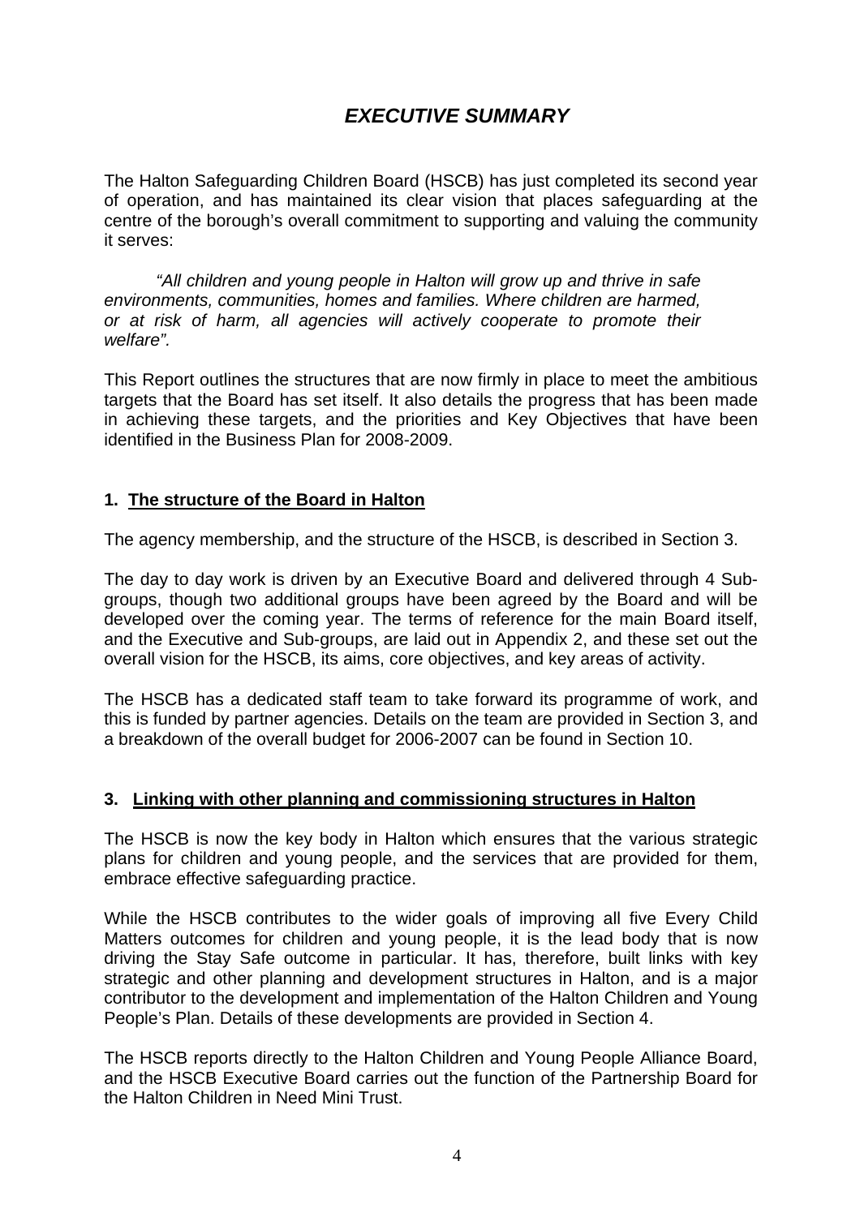# *EXECUTIVE SUMMARY*

The Halton Safeguarding Children Board (HSCB) has just completed its second year of operation, and has maintained its clear vision that places safeguarding at the centre of the borough's overall commitment to supporting and valuing the community it serves:

> *"All children and young people in Halton will grow up and thrive in safe environments, communities, homes and families. Where children are harmed, or at risk of harm, all agencies will actively cooperate to promote their welfare".*

This Report outlines the structures that are now firmly in place to meet the ambitious targets that the Board has set itself. It also details the progress that has been made in achieving these targets, and the priorities and Key Objectives that have been identified in the Business Plan for 2008-2009.

## 1. The structure of the Board in Halton

The agency membership, and the structure of the HSCB, is described in Section 3.

The day to day work is driven by an Executive Board and delivered through 4 Sub-groups, though two additional groups have been agreed by the Board and will be developed over the coming year. The terms of reference for the main Board itself, and the Executive and Sub-groups, are laid out in Appendix 2, and these set out the overall vision for the HSCB, its aims, core objectives, and key areas of activity.

The HSCB has a dedicated staff team to take forward its programme of work, and this is funded by partner agencies. Details on the team are provided in Section 3, and a breakdown of the overall budget for 2006-2007 can be found in Section 10.

## 3. Linking with other planning and commissioning structures in Halton

The HSCB is now the key body in Halton which ensures that the various strategic plans for children and young people, and the services that are provided for them, embrace effective safeguarding practice.

While the HSCB contributes to the wider goals of improving all five Every Child Matters outcomes for children and young people, it is the lead body that is now driving the Stay Safe outcome in particular. It has, therefore, built links with key strategic and other planning and development structures in Halton, and is a major contributor to the development and implementation of the Halton Children and Young People's Plan. Details of these developments are provided in Section 4.

The HSCB reports directly to the Halton Children and Young People Alliance Board, and the HSCB Executive Board carries out the function of the Partnership Board for the Halton Children in Need Mini Trust.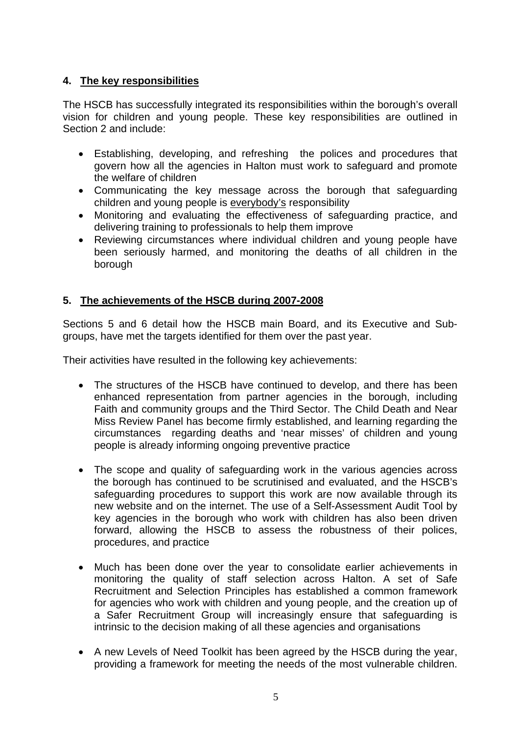## 4. The key responsibilities

The HSCB has successfully integrated its responsibilities within the borough's overall vision for children and young people. These key responsibilities are outlined in Section 2 and include:

- Establishing, developing, and refreshing the polices and procedures that govern how all the agencies in Halton must work to safeguard and promote the welfare of children
- Communicating the key message across the borough that safeguarding children and young people is everybody's responsibility
- Monitoring and evaluating the effectiveness of safeguarding practice, and delivering training to professionals to help them improve
- Reviewing circumstances where individual children and young people have been seriously harmed, and monitoring the deaths of all children in the borough

## 5. The achievements of the HSCB during 2007-2008

Sections 5 and 6 detail how the HSCB main Board, and its Executive and Sub-groups, have met the targets identified for them over the past year.

Their activities have resulted in the following key achievements:

- The structures of the HSCB have continued to develop, and there has been enhanced representation from partner agencies in the borough, including Faith and community groups and the Third Sector. The Child Death and Near Miss Review Panel has become firmly established, and learning regarding the circumstances regarding deaths and 'near misses' of children and young people is already informing ongoing preventive practice

- The scope and quality of safeguarding work in the various agencies across the borough has continued to be scrutinised and evaluated, and the HSCB's safeguarding procedures to support this work are now available through its new website and on the internet. The use of a Self-Assessment Audit Tool by key agencies in the borough who work with children has also been driven forward, allowing the HSCB to assess the robustness of their polices, procedures, and practice

- Much has been done over the year to consolidate earlier achievements in monitoring the quality of staff selection across Halton. A set of Safe Recruitment and Selection Principles has established a common framework for agencies who work with children and young people, and the creation up of a Safer Recruitment Group will increasingly ensure that safeguarding is intrinsic to the decision making of all these agencies and organisations

- A new Levels of Need Toolkit has been agreed by the HSCB during the year, providing a framework for meeting the needs of the most vulnerable children.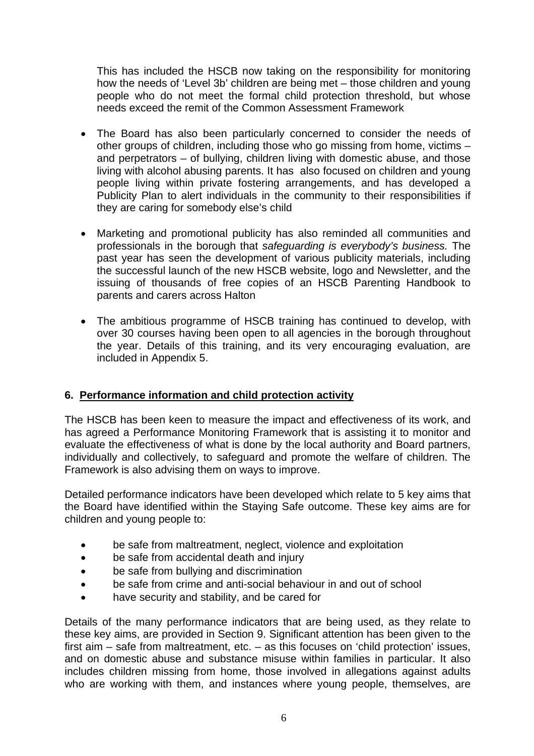This has included the HSCB now taking on the responsibility for monitoring how the needs of 'Level 3b' children are being met – those children and young people who do not meet the formal child protection threshold, but whose needs exceed the remit of the Common Assessment Framework

- The Board has also been particularly concerned to consider the needs of other groups of children, including those who go missing from home, victims – and perpetrators – of bullying, children living with domestic abuse, and those living with alcohol abusing parents. It has also focused on children and young people living within private fostering arrangements, and has developed a Publicity Plan to alert individuals in the community to their responsibilities if they are caring for somebody else's child

- Marketing and promotional publicity has also reminded all communities and professionals in the borough that *safeguarding is everybody's business.* The past year has seen the development of various publicity materials, including the successful launch of the new HSCB website, logo and Newsletter, and the issuing of thousands of free copies of an HSCB Parenting Handbook to parents and carers across Halton

- The ambitious programme of HSCB training has continued to develop, with over 30 courses having been open to all agencies in the borough throughout the year. Details of this training, and its very encouraging evaluation, are included in Appendix 5.

## 6. Performance information and child protection activity

The HSCB has been keen to measure the impact and effectiveness of its work, and has agreed a Performance Monitoring Framework that is assisting it to monitor and evaluate the effectiveness of what is done by the local authority and Board partners, individually and collectively, to safeguard and promote the welfare of children. The Framework is also advising them on ways to improve.

Detailed performance indicators have been developed which relate to 5 key aims that the Board have identified within the Staying Safe outcome. These key aims are for children and young people to:

- be safe from maltreatment, neglect, violence and exploitation
- be safe from accidental death and injury
- be safe from bullying and discrimination
- be safe from crime and anti-social behaviour in and out of school
- have security and stability, and be cared for

Details of the many performance indicators that are being used, as they relate to these key aims, are provided in Section 9. Significant attention has been given to the first aim – safe from maltreatment, etc. – as this focuses on 'child protection' issues, and on domestic abuse and substance misuse within families in particular. It also includes children missing from home, those involved in allegations against adults who are working with them, and instances where young people, themselves, are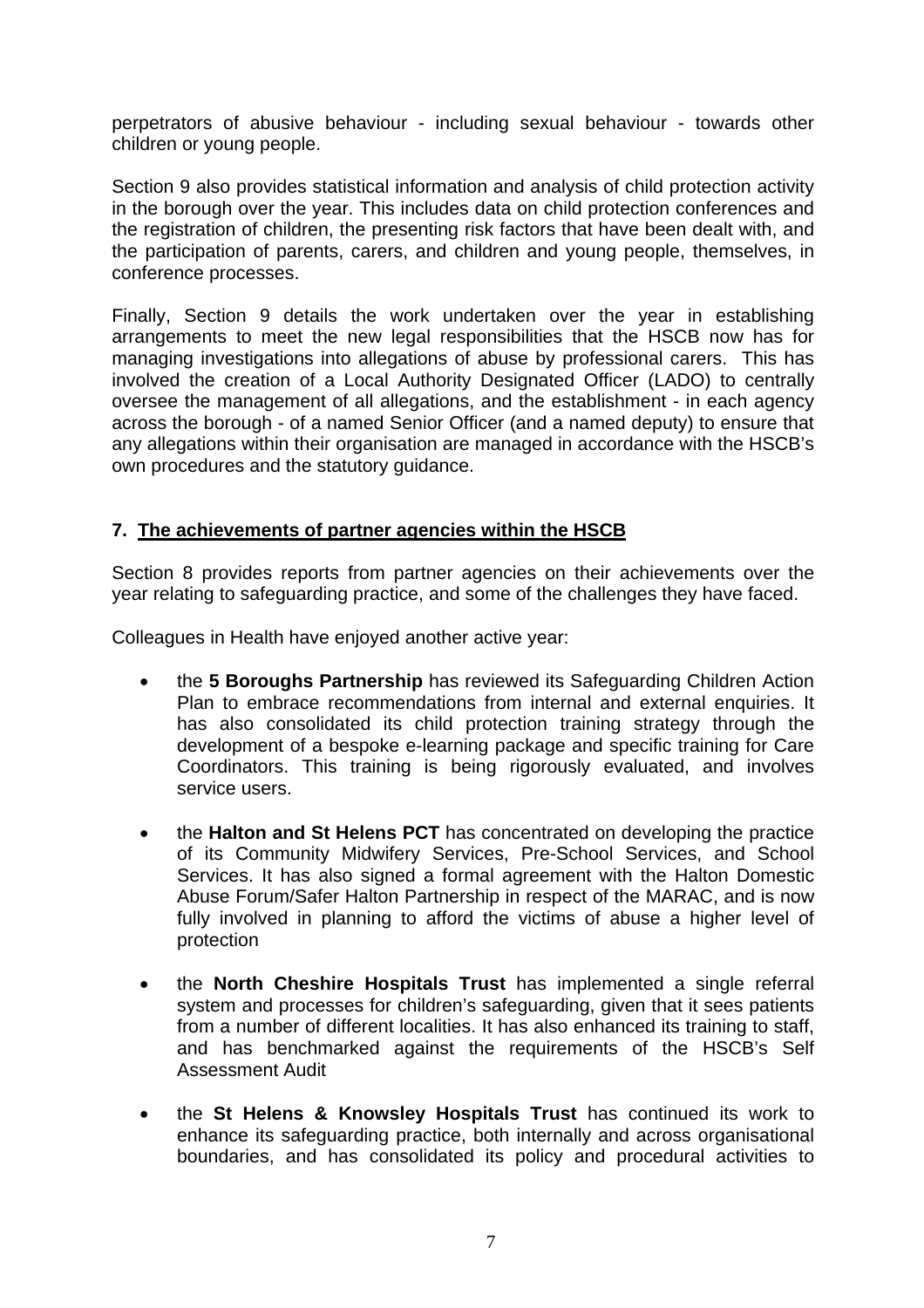perpetrators of abusive behaviour - including sexual behaviour - towards other children or young people.

Section 9 also provides statistical information and analysis of child protection activity in the borough over the year. This includes data on child protection conferences and the registration of children, the presenting risk factors that have been dealt with, and the participation of parents, carers, and children and young people, themselves, in conference processes.

Finally, Section 9 details the work undertaken over the year in establishing arrangements to meet the new legal responsibilities that the HSCB now has for managing investigations into allegations of abuse by professional carers. This has involved the creation of a Local Authority Designated Officer (LADO) to centrally oversee the management of all allegations, and the establishment - in each agency across the borough - of a named Senior Officer (and a named deputy) to ensure that any allegations within their organisation are managed in accordance with the HSCB's own procedures and the statutory guidance.

## 7. The achievements of partner agencies within the HSCB

Section 8 provides reports from partner agencies on their achievements over the year relating to safeguarding practice, and some of the challenges they have faced.

Colleagues in Health have enjoyed another active year:

- the **5 Boroughs Partnership** has reviewed its Safeguarding Children Action Plan to embrace recommendations from internal and external enquiries. It has also consolidated its child protection training strategy through the development of a bespoke e-learning package and specific training for Care Coordinators. This training is being rigorously evaluated, and involves service users.

- the **Halton and St Helens PCT** has concentrated on developing the practice of its Community Midwifery Services, Pre-School Services, and School Services. It has also signed a formal agreement with the Halton Domestic Abuse Forum/Safer Halton Partnership in respect of the MARAC, and is now fully involved in planning to afford the victims of abuse a higher level of protection

- the **North Cheshire Hospitals Trust** has implemented a single referral system and processes for children's safeguarding, given that it sees patients from a number of different localities. It has also enhanced its training to staff, and has benchmarked against the requirements of the HSCB's Self Assessment Audit

- the **St Helens & Knowsley Hospitals Trust** has continued its work to enhance its safeguarding practice, both internally and across organisational boundaries, and has consolidated its policy and procedural activities to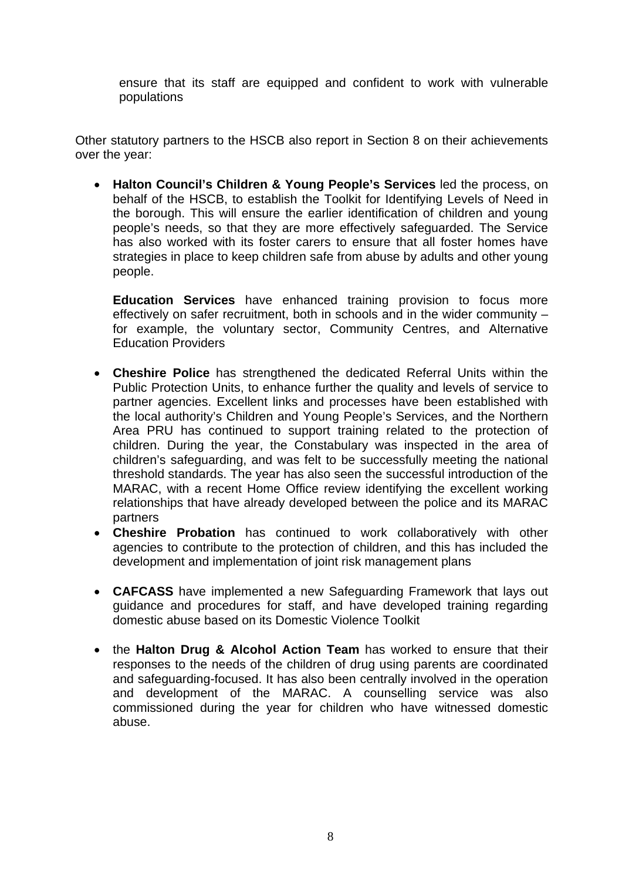ensure that its staff are equipped and confident to work with vulnerable populations

Other statutory partners to the HSCB also report in Section 8 on their achievements over the year:

- **Halton Council's Children & Young People's Services** led the process, on behalf of the HSCB, to establish the Toolkit for Identifying Levels of Need in the borough. This will ensure the earlier identification of children and young people's needs, so that they are more effectively safeguarded. The Service has also worked with its foster carers to ensure that all foster homes have strategies in place to keep children safe from abuse by adults and other young people.

  **Education Services** have enhanced training provision to focus more effectively on safer recruitment, both in schools and in the wider community – for example, the voluntary sector, Community Centres, and Alternative Education Providers

- **Cheshire Police** has strengthened the dedicated Referral Units within the Public Protection Units, to enhance further the quality and levels of service to partner agencies. Excellent links and processes have been established with the local authority's Children and Young People's Services, and the Northern Area PRU has continued to support training related to the protection of children. During the year, the Constabulary was inspected in the area of children's safeguarding, and was felt to be successfully meeting the national threshold standards. The year has also seen the successful introduction of the MARAC, with a recent Home Office review identifying the excellent working relationships that have already developed between the police and its MARAC partners
- **Cheshire Probation** has continued to work collaboratively with other agencies to contribute to the protection of children, and this has included the development and implementation of joint risk management plans

- **CAFCASS** have implemented a new Safeguarding Framework that lays out guidance and procedures for staff, and have developed training regarding domestic abuse based on its Domestic Violence Toolkit

- the **Halton Drug & Alcohol Action Team** has worked to ensure that their responses to the needs of the children of drug using parents are coordinated and safeguarding-focused. It has also been centrally involved in the operation and development of the MARAC. A counselling service was also commissioned during the year for children who have witnessed domestic abuse.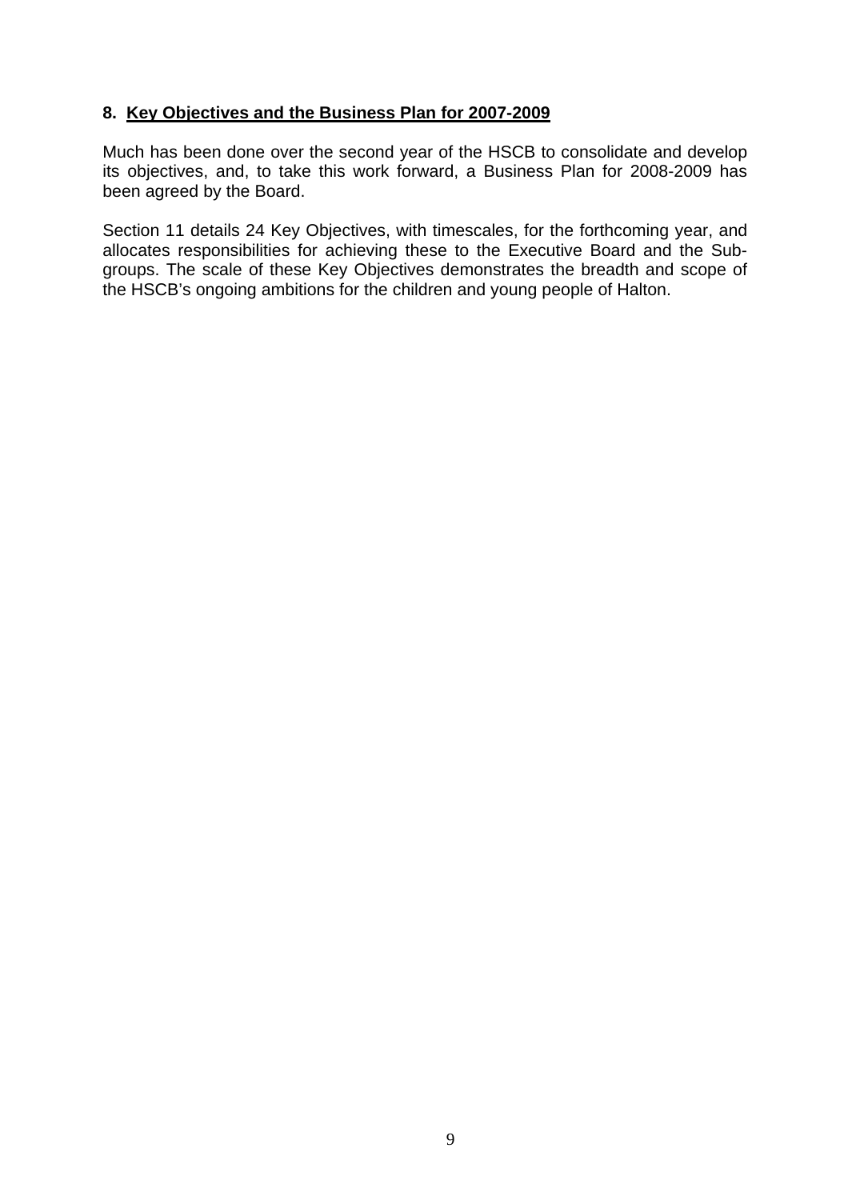## 8. Key Objectives and the Business Plan for 2007-2009

Much has been done over the second year of the HSCB to consolidate and develop its objectives, and, to take this work forward, a Business Plan for 2008-2009 has been agreed by the Board.

Section 11 details 24 Key Objectives, with timescales, for the forthcoming year, and allocates responsibilities for achieving these to the Executive Board and the Sub-groups. The scale of these Key Objectives demonstrates the breadth and scope of the HSCB's ongoing ambitions for the children and young people of Halton.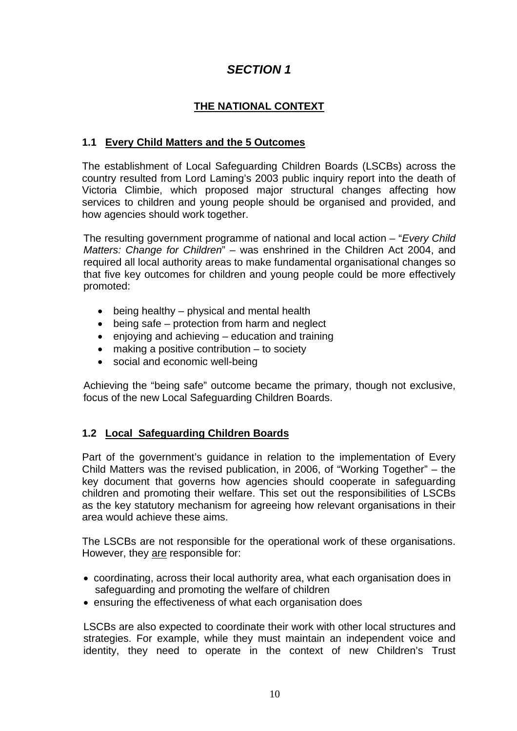# *SECTION 1*

## THE NATIONAL CONTEXT

### 1.1 Every Child Matters and the 5 Outcomes

The establishment of Local Safeguarding Children Boards (LSCBs) across the country resulted from Lord Laming's 2003 public inquiry report into the death of Victoria Climbie, which proposed major structural changes affecting how services to children and young people should be organised and provided, and how agencies should work together.

The resulting government programme of national and local action – "*Every Child Matters: Change for Children*" – was enshrined in the Children Act 2004, and required all local authority areas to make fundamental organisational changes so that five key outcomes for children and young people could be more effectively promoted:

- being healthy – physical and mental health
- being safe – protection from harm and neglect
- enjoying and achieving – education and training
- making a positive contribution – to society
- social and economic well-being

Achieving the "being safe" outcome became the primary, though not exclusive, focus of the new Local Safeguarding Children Boards.

### 1.2 Local Safeguarding Children Boards

Part of the government's guidance in relation to the implementation of Every Child Matters was the revised publication, in 2006, of "Working Together" – the key document that governs how agencies should cooperate in safeguarding children and promoting their welfare. This set out the responsibilities of LSCBs as the key statutory mechanism for agreeing how relevant organisations in their area would achieve these aims.

The LSCBs are not responsible for the operational work of these organisations. However, they <u>are</u> responsible for:

- coordinating, across their local authority area, what each organisation does in safeguarding and promoting the welfare of children
- ensuring the effectiveness of what each organisation does

LSCBs are also expected to coordinate their work with other local structures and strategies. For example, while they must maintain an independent voice and identity, they need to operate in the context of new Children's Trust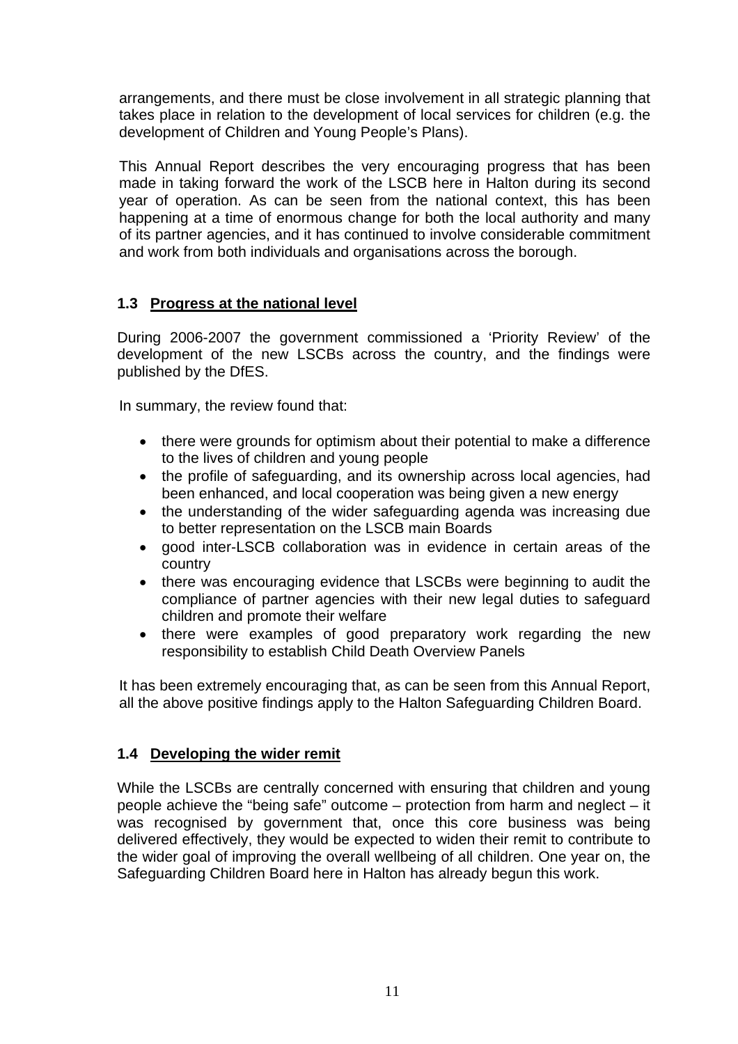arrangements, and there must be close involvement in all strategic planning that takes place in relation to the development of local services for children (e.g. the development of Children and Young People's Plans).

This Annual Report describes the very encouraging progress that has been made in taking forward the work of the LSCB here in Halton during its second year of operation. As can be seen from the national context, this has been happening at a time of enormous change for both the local authority and many of its partner agencies, and it has continued to involve considerable commitment and work from both individuals and organisations across the borough.

### 1.3 Progress at the national level

During 2006-2007 the government commissioned a 'Priority Review' of the development of the new LSCBs across the country, and the findings were published by the DfES.

In summary, the review found that:

- there were grounds for optimism about their potential to make a difference to the lives of children and young people
- the profile of safeguarding, and its ownership across local agencies, had been enhanced, and local cooperation was being given a new energy
- the understanding of the wider safeguarding agenda was increasing due to better representation on the LSCB main Boards
- good inter-LSCB collaboration was in evidence in certain areas of the country
- there was encouraging evidence that LSCBs were beginning to audit the compliance of partner agencies with their new legal duties to safeguard children and promote their welfare
- there were examples of good preparatory work regarding the new responsibility to establish Child Death Overview Panels

It has been extremely encouraging that, as can be seen from this Annual Report, all the above positive findings apply to the Halton Safeguarding Children Board.

### 1.4 Developing the wider remit

While the LSCBs are centrally concerned with ensuring that children and young people achieve the "being safe" outcome – protection from harm and neglect – it was recognised by government that, once this core business was being delivered effectively, they would be expected to widen their remit to contribute to the wider goal of improving the overall wellbeing of all children. One year on, the Safeguarding Children Board here in Halton has already begun this work.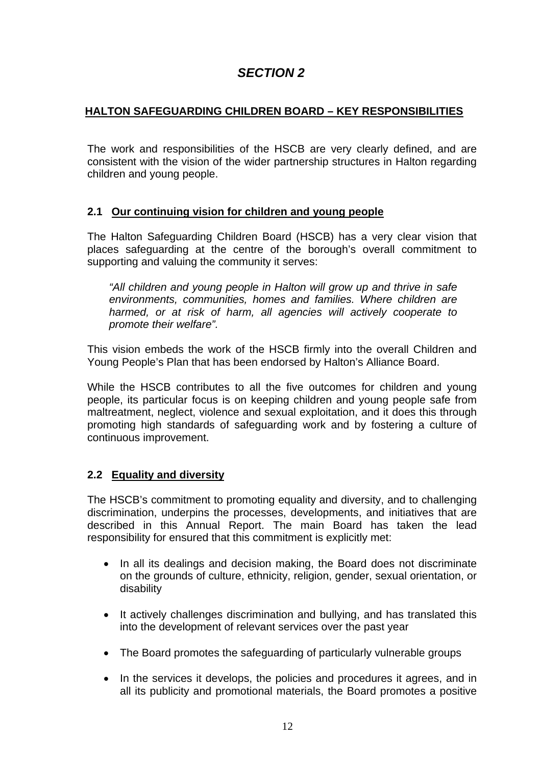# *SECTION 2*

## HALTON SAFEGUARDING CHILDREN BOARD – KEY RESPONSIBILITIES

The work and responsibilities of the HSCB are very clearly defined, and are consistent with the vision of the wider partnership structures in Halton regarding children and young people.

### 2.1 Our continuing vision for children and young people

The Halton Safeguarding Children Board (HSCB) has a very clear vision that places safeguarding at the centre of the borough's overall commitment to supporting and valuing the community it serves:

> *"All children and young people in Halton will grow up and thrive in safe environments, communities, homes and families. Where children are harmed, or at risk of harm, all agencies will actively cooperate to promote their welfare".*

This vision embeds the work of the HSCB firmly into the overall Children and Young People's Plan that has been endorsed by Halton's Alliance Board.

While the HSCB contributes to all the five outcomes for children and young people, its particular focus is on keeping children and young people safe from maltreatment, neglect, violence and sexual exploitation, and it does this through promoting high standards of safeguarding work and by fostering a culture of continuous improvement.

### 2.2 Equality and diversity

The HSCB's commitment to promoting equality and diversity, and to challenging discrimination, underpins the processes, developments, and initiatives that are described in this Annual Report. The main Board has taken the lead responsibility for ensured that this commitment is explicitly met:

- In all its dealings and decision making, the Board does not discriminate on the grounds of culture, ethnicity, religion, gender, sexual orientation, or disability
- It actively challenges discrimination and bullying, and has translated this into the development of relevant services over the past year
- The Board promotes the safeguarding of particularly vulnerable groups
- In the services it develops, the policies and procedures it agrees, and in all its publicity and promotional materials, the Board promotes a positive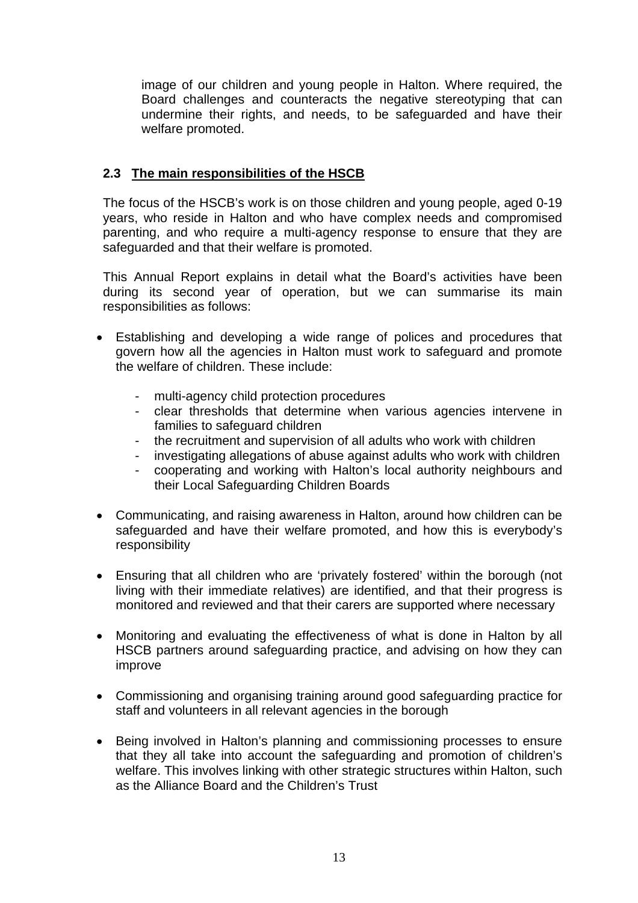image of our children and young people in Halton. Where required, the Board challenges and counteracts the negative stereotyping that can undermine their rights, and needs, to be safeguarded and have their welfare promoted.

### 2.3 The main responsibilities of the HSCB

The focus of the HSCB's work is on those children and young people, aged 0-19 years, who reside in Halton and who have complex needs and compromised parenting, and who require a multi-agency response to ensure that they are safeguarded and that their welfare is promoted.

This Annual Report explains in detail what the Board's activities have been during its second year of operation, but we can summarise its main responsibilities as follows:

- Establishing and developing a wide range of polices and procedures that govern how all the agencies in Halton must work to safeguard and promote the welfare of children. These include:
    - multi-agency child protection procedures
    - clear thresholds that determine when various agencies intervene in families to safeguard children
    - the recruitment and supervision of all adults who work with children
    - investigating allegations of abuse against adults who work with children
    - cooperating and working with Halton's local authority neighbours and their Local Safeguarding Children Boards

- Communicating, and raising awareness in Halton, around how children can be safeguarded and have their welfare promoted, and how this is everybody's responsibility

- Ensuring that all children who are 'privately fostered' within the borough (not living with their immediate relatives) are identified, and that their progress is monitored and reviewed and that their carers are supported where necessary

- Monitoring and evaluating the effectiveness of what is done in Halton by all HSCB partners around safeguarding practice, and advising on how they can improve

- Commissioning and organising training around good safeguarding practice for staff and volunteers in all relevant agencies in the borough

- Being involved in Halton's planning and commissioning processes to ensure that they all take into account the safeguarding and promotion of children's welfare. This involves linking with other strategic structures within Halton, such as the Alliance Board and the Children's Trust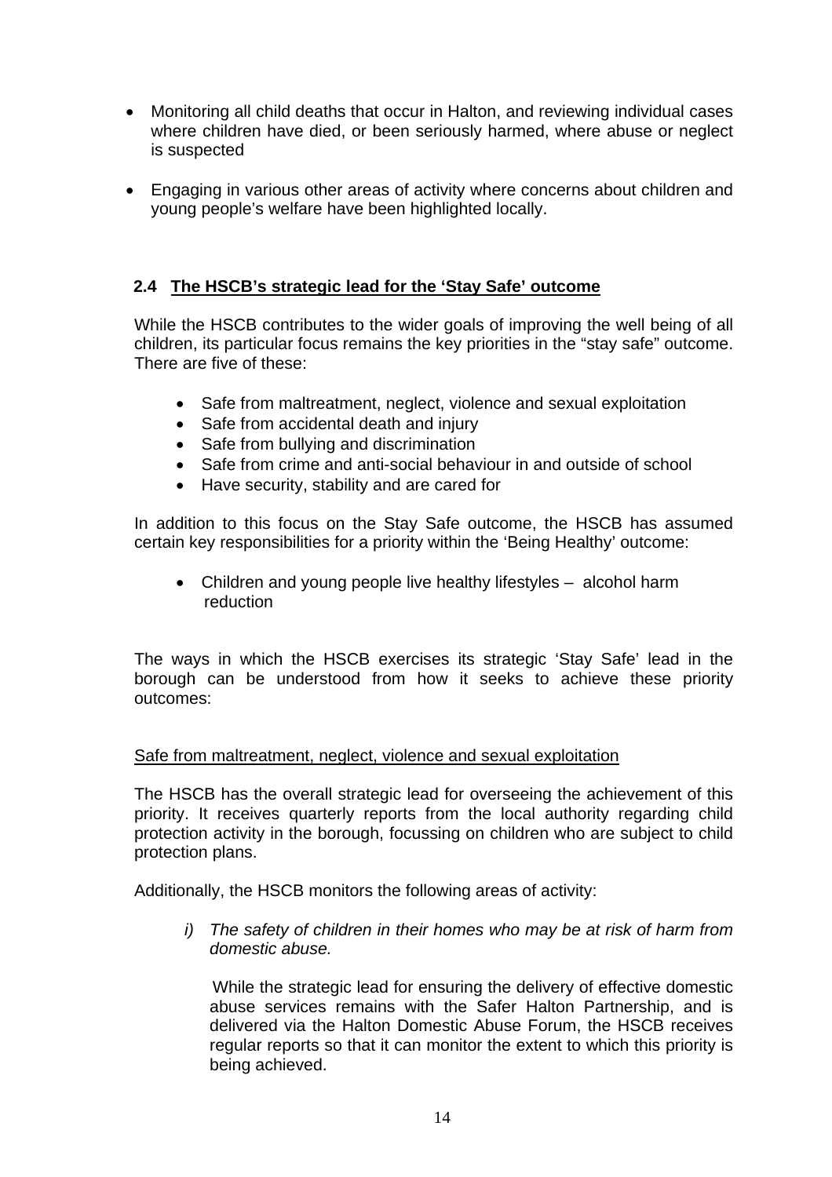- Monitoring all child deaths that occur in Halton, and reviewing individual cases where children have died, or been seriously harmed, where abuse or neglect is suspected

- Engaging in various other areas of activity where concerns about children and young people's welfare have been highlighted locally.

### 2.4 The HSCB's strategic lead for the 'Stay Safe' outcome

While the HSCB contributes to the wider goals of improving the well being of all children, its particular focus remains the key priorities in the "stay safe" outcome. There are five of these:

- Safe from maltreatment, neglect, violence and sexual exploitation
- Safe from accidental death and injury
- Safe from bullying and discrimination
- Safe from crime and anti-social behaviour in and outside of school
- Have security, stability and are cared for

In addition to this focus on the Stay Safe outcome, the HSCB has assumed certain key responsibilities for a priority within the 'Being Healthy' outcome:

- Children and young people live healthy lifestyles – alcohol harm reduction

The ways in which the HSCB exercises its strategic 'Stay Safe' lead in the borough can be understood from how it seeks to achieve these priority outcomes:

<u>Safe from maltreatment, neglect, violence and sexual exploitation</u>

The HSCB has the overall strategic lead for overseeing the achievement of this priority. It receives quarterly reports from the local authority regarding child protection activity in the borough, focussing on children who are subject to child protection plans.

Additionally, the HSCB monitors the following areas of activity:

i) *The safety of children in their homes who may be at risk of harm from domestic abuse.*

   While the strategic lead for ensuring the delivery of effective domestic abuse services remains with the Safer Halton Partnership, and is delivered via the Halton Domestic Abuse Forum, the HSCB receives regular reports so that it can monitor the extent to which this priority is being achieved.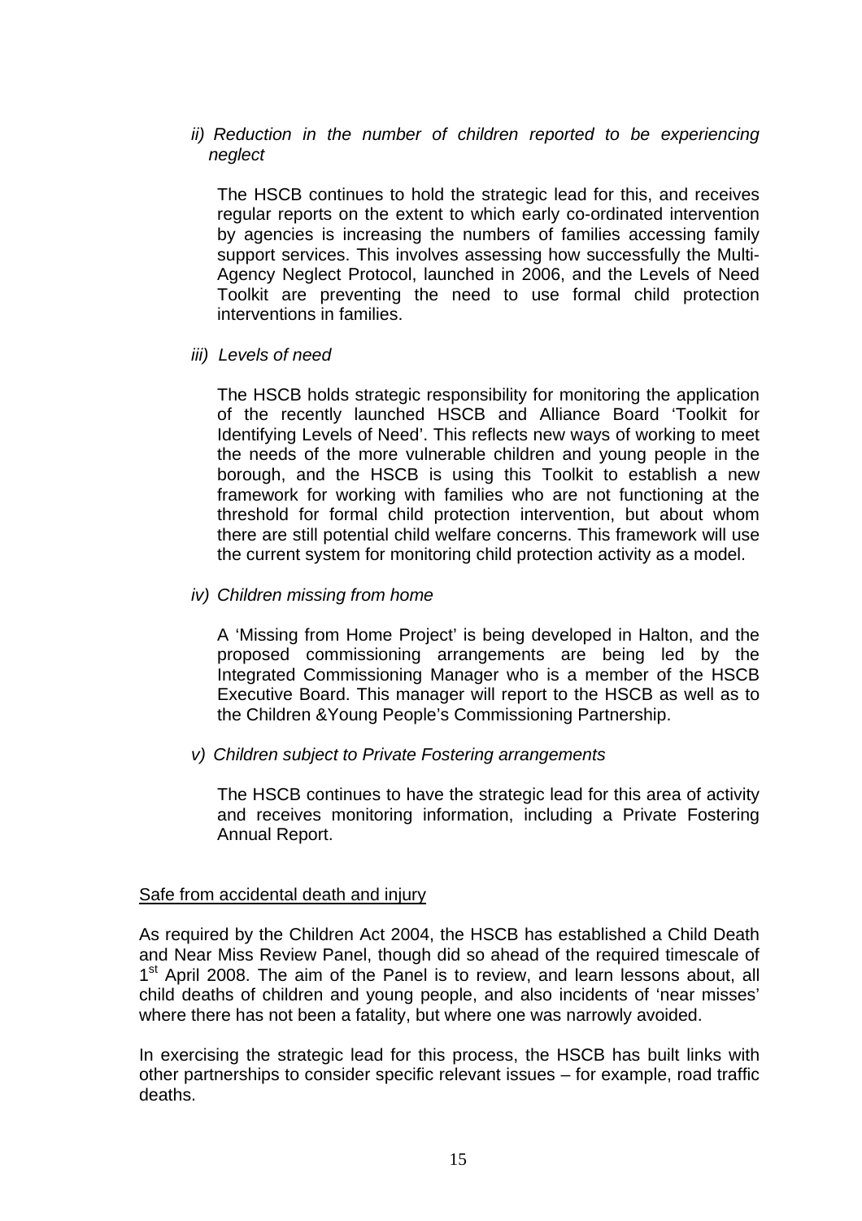*ii) Reduction in the number of children reported to be experiencing neglect*

The HSCB continues to hold the strategic lead for this, and receives regular reports on the extent to which early co-ordinated intervention by agencies is increasing the numbers of families accessing family support services. This involves assessing how successfully the Multi-Agency Neglect Protocol, launched in 2006, and the Levels of Need Toolkit are preventing the need to use formal child protection interventions in families.

*iii) Levels of need*

The HSCB holds strategic responsibility for monitoring the application of the recently launched HSCB and Alliance Board 'Toolkit for Identifying Levels of Need'. This reflects new ways of working to meet the needs of the more vulnerable children and young people in the borough, and the HSCB is using this Toolkit to establish a new framework for working with families who are not functioning at the threshold for formal child protection intervention, but about whom there are still potential child welfare concerns. This framework will use the current system for monitoring child protection activity as a model.

*iv) Children missing from home*

A 'Missing from Home Project' is being developed in Halton, and the proposed commissioning arrangements are being led by the Integrated Commissioning Manager who is a member of the HSCB Executive Board. This manager will report to the HSCB as well as to the Children &Young People's Commissioning Partnership.

*v) Children subject to Private Fostering arrangements*

The HSCB continues to have the strategic lead for this area of activity and receives monitoring information, including a Private Fostering Annual Report.

<u>Safe from accidental death and injury</u>

As required by the Children Act 2004, the HSCB has established a Child Death and Near Miss Review Panel, though did so ahead of the required timescale of 1st April 2008. The aim of the Panel is to review, and learn lessons about, all child deaths of children and young people, and also incidents of 'near misses' where there has not been a fatality, but where one was narrowly avoided.

In exercising the strategic lead for this process, the HSCB has built links with other partnerships to consider specific relevant issues – for example, road traffic deaths.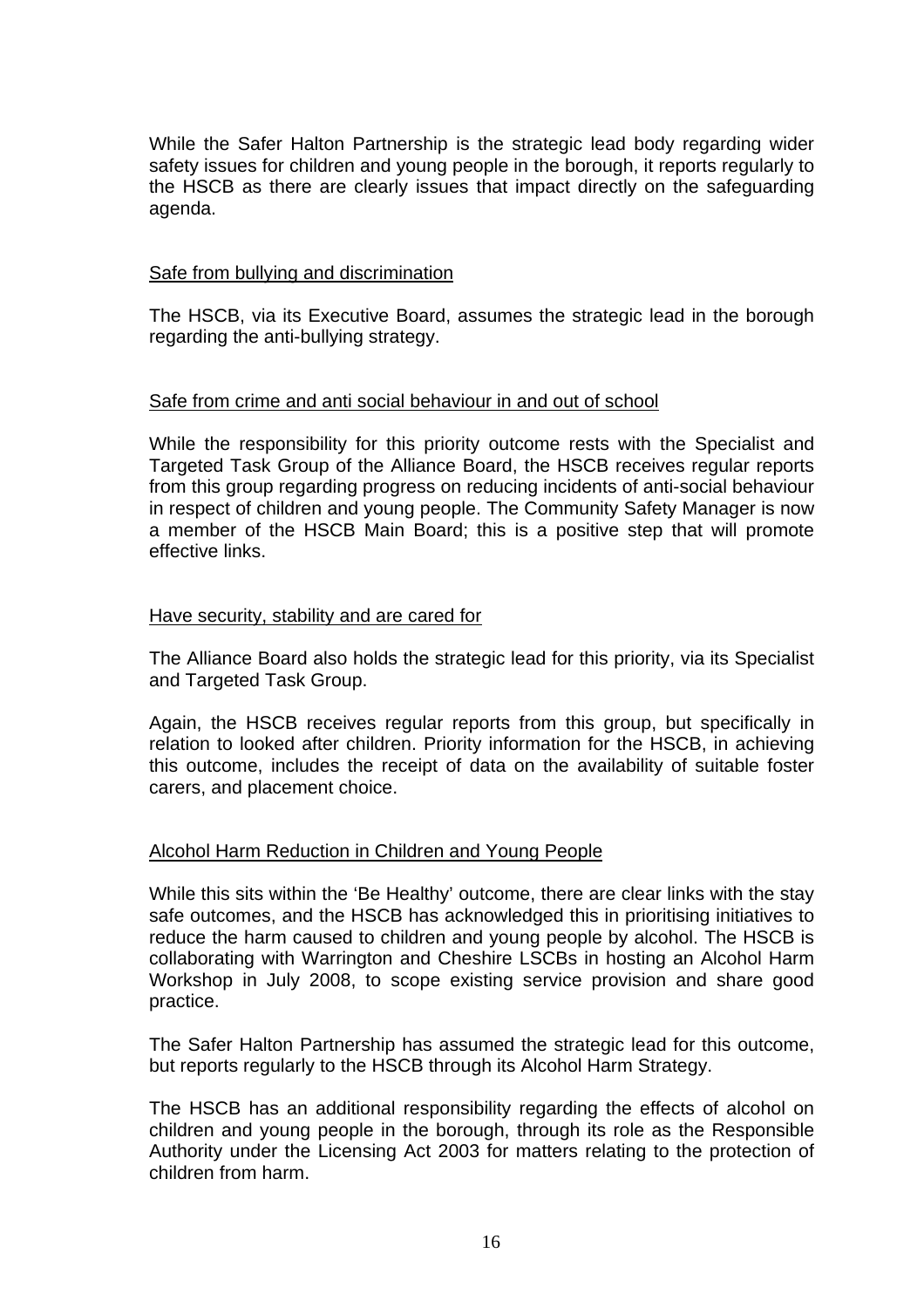While the Safer Halton Partnership is the strategic lead body regarding wider safety issues for children and young people in the borough, it reports regularly to the HSCB as there are clearly issues that impact directly on the safeguarding agenda.

### Safe from bullying and discrimination

The HSCB, via its Executive Board, assumes the strategic lead in the borough regarding the anti-bullying strategy.

### Safe from crime and anti social behaviour in and out of school

While the responsibility for this priority outcome rests with the Specialist and Targeted Task Group of the Alliance Board, the HSCB receives regular reports from this group regarding progress on reducing incidents of anti-social behaviour in respect of children and young people. The Community Safety Manager is now a member of the HSCB Main Board; this is a positive step that will promote effective links.

### Have security, stability and are cared for

The Alliance Board also holds the strategic lead for this priority, via its Specialist and Targeted Task Group.

Again, the HSCB receives regular reports from this group, but specifically in relation to looked after children. Priority information for the HSCB, in achieving this outcome, includes the receipt of data on the availability of suitable foster carers, and placement choice.

### Alcohol Harm Reduction in Children and Young People

While this sits within the 'Be Healthy' outcome, there are clear links with the stay safe outcomes, and the HSCB has acknowledged this in prioritising initiatives to reduce the harm caused to children and young people by alcohol. The HSCB is collaborating with Warrington and Cheshire LSCBs in hosting an Alcohol Harm Workshop in July 2008, to scope existing service provision and share good practice.

The Safer Halton Partnership has assumed the strategic lead for this outcome, but reports regularly to the HSCB through its Alcohol Harm Strategy.

The HSCB has an additional responsibility regarding the effects of alcohol on children and young people in the borough, through its role as the Responsible Authority under the Licensing Act 2003 for matters relating to the protection of children from harm.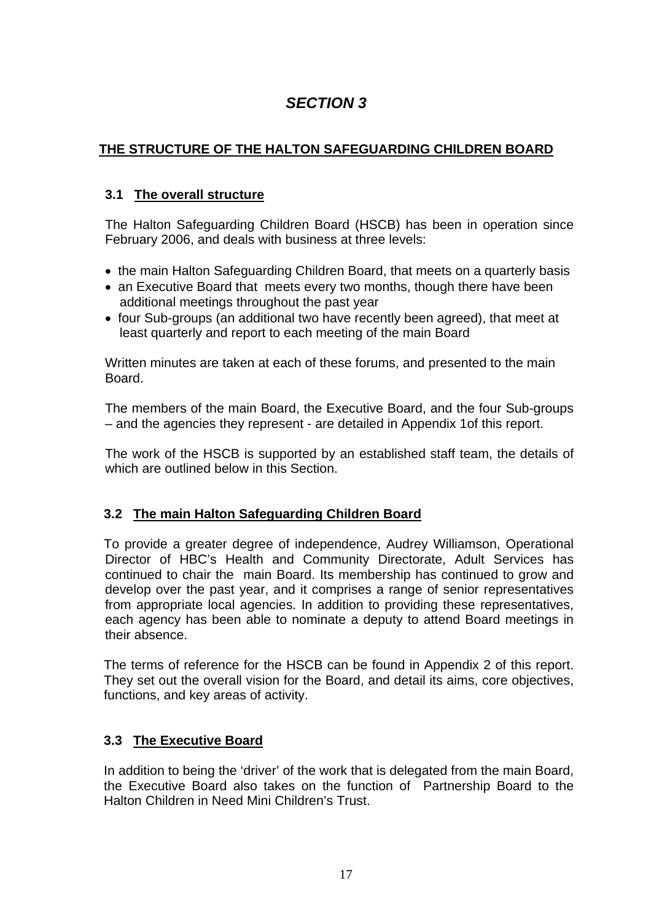# *SECTION 3*

## THE STRUCTURE OF THE HALTON SAFEGUARDING CHILDREN BOARD

### 3.1 The overall structure

The Halton Safeguarding Children Board (HSCB) has been in operation since February 2006, and deals with business at three levels:

- the main Halton Safeguarding Children Board, that meets on a quarterly basis
- an Executive Board that meets every two months, though there have been additional meetings throughout the past year
- four Sub-groups (an additional two have recently been agreed), that meet at least quarterly and report to each meeting of the main Board

Written minutes are taken at each of these forums, and presented to the main Board.

The members of the main Board, the Executive Board, and the four Sub-groups – and the agencies they represent - are detailed in Appendix 1of this report.

The work of the HSCB is supported by an established staff team, the details of which are outlined below in this Section.

### 3.2 The main Halton Safeguarding Children Board

To provide a greater degree of independence, Audrey Williamson, Operational Director of HBC's Health and Community Directorate, Adult Services has continued to chair the main Board. Its membership has continued to grow and develop over the past year, and it comprises a range of senior representatives from appropriate local agencies. In addition to providing these representatives, each agency has been able to nominate a deputy to attend Board meetings in their absence.

The terms of reference for the HSCB can be found in Appendix 2 of this report. They set out the overall vision for the Board, and detail its aims, core objectives, functions, and key areas of activity.

### 3.3 The Executive Board

In addition to being the 'driver' of the work that is delegated from the main Board, the Executive Board also takes on the function of Partnership Board to the Halton Children in Need Mini Children's Trust.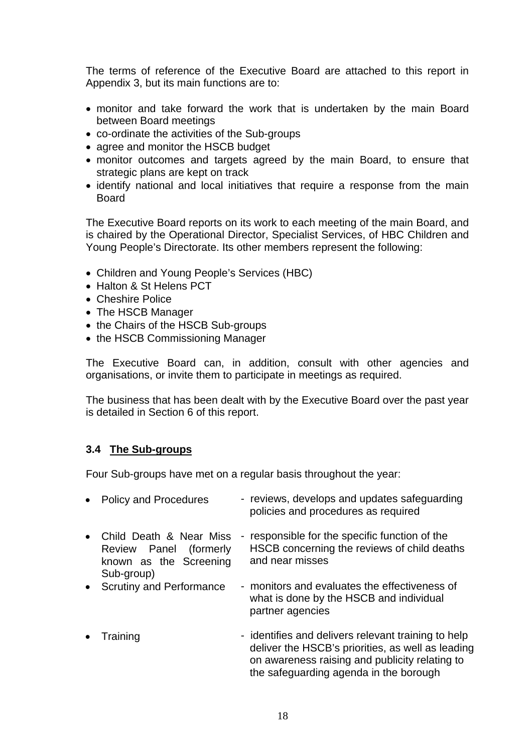The terms of reference of the Executive Board are attached to this report in Appendix 3, but its main functions are to:

- monitor and take forward the work that is undertaken by the main Board between Board meetings
- co-ordinate the activities of the Sub-groups
- agree and monitor the HSCB budget
- monitor outcomes and targets agreed by the main Board, to ensure that strategic plans are kept on track
- identify national and local initiatives that require a response from the main Board

The Executive Board reports on its work to each meeting of the main Board, and is chaired by the Operational Director, Specialist Services, of HBC Children and Young People's Directorate. Its other members represent the following:

- Children and Young People's Services (HBC)
- Halton & St Helens PCT
- Cheshire Police
- The HSCB Manager
- the Chairs of the HSCB Sub-groups
- the HSCB Commissioning Manager

The Executive Board can, in addition, consult with other agencies and organisations, or invite them to participate in meetings as required.

The business that has been dealt with by the Executive Board over the past year is detailed in Section 6 of this report.

### 3.4 The Sub-groups

Four Sub-groups have met on a regular basis throughout the year:

- Policy and Procedures - reviews, develops and updates safeguarding policies and procedures as required
- Child Death & Near Miss Review Panel (formerly known as the Screening Sub-group) - responsible for the specific function of the HSCB concerning the reviews of child deaths and near misses
- Scrutiny and Performance - monitors and evaluates the effectiveness of what is done by the HSCB and individual partner agencies
- Training - identifies and delivers relevant training to help deliver the HSCB's priorities, as well as leading on awareness raising and publicity relating to the safeguarding agenda in the borough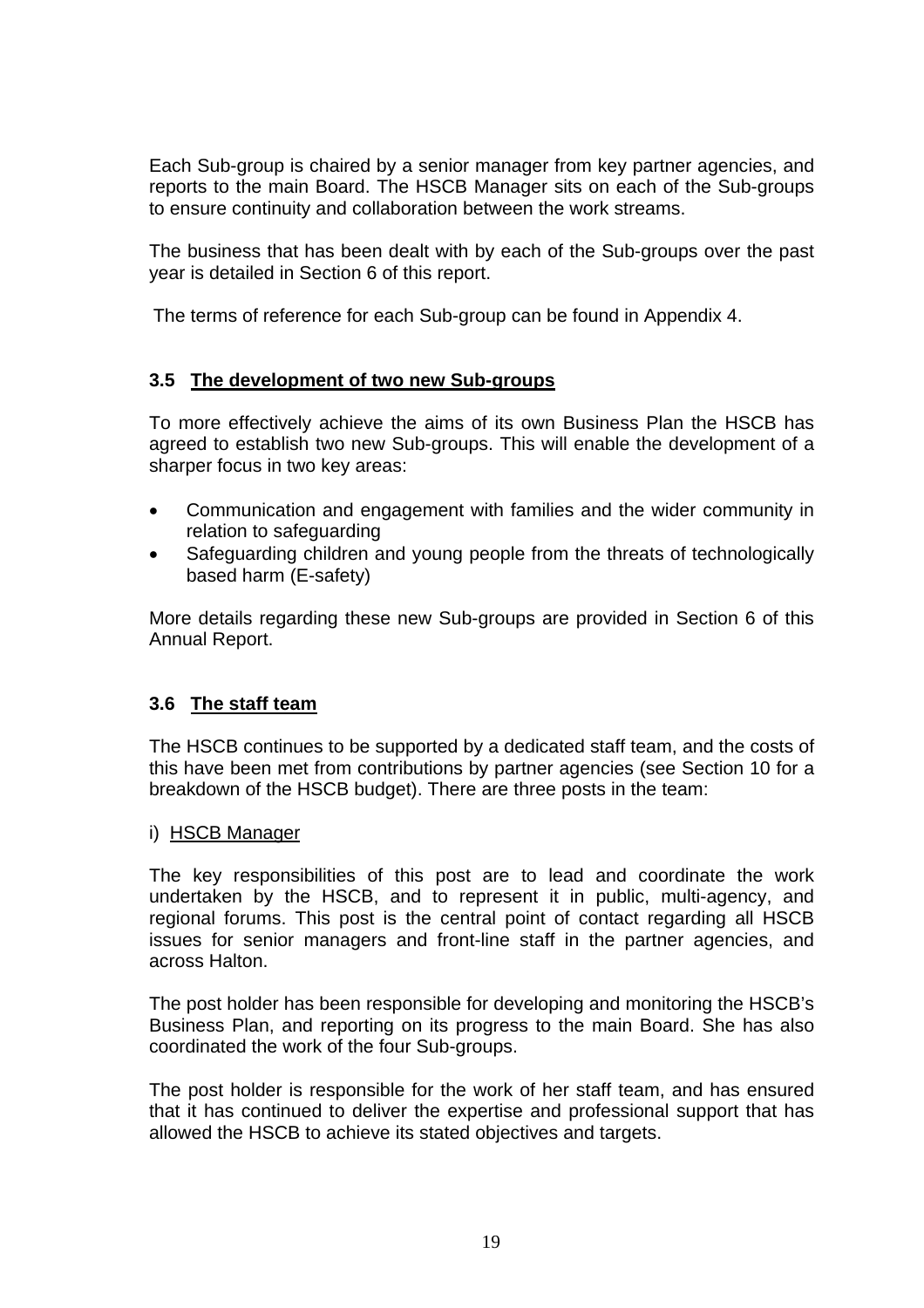Each Sub-group is chaired by a senior manager from key partner agencies, and reports to the main Board. The HSCB Manager sits on each of the Sub-groups to ensure continuity and collaboration between the work streams.

The business that has been dealt with by each of the Sub-groups over the past year is detailed in Section 6 of this report.

The terms of reference for each Sub-group can be found in Appendix 4.

### 3.5 The development of two new Sub-groups

To more effectively achieve the aims of its own Business Plan the HSCB has agreed to establish two new Sub-groups. This will enable the development of a sharper focus in two key areas:

- Communication and engagement with families and the wider community in relation to safeguarding
- Safeguarding children and young people from the threats of technologically based harm (E-safety)

More details regarding these new Sub-groups are provided in Section 6 of this Annual Report.

### 3.6 The staff team

The HSCB continues to be supported by a dedicated staff team, and the costs of this have been met from contributions by partner agencies (see Section 10 for a breakdown of the HSCB budget). There are three posts in the team:

i) HSCB Manager

The key responsibilities of this post are to lead and coordinate the work undertaken by the HSCB, and to represent it in public, multi-agency, and regional forums. This post is the central point of contact regarding all HSCB issues for senior managers and front-line staff in the partner agencies, and across Halton.

The post holder has been responsible for developing and monitoring the HSCB's Business Plan, and reporting on its progress to the main Board. She has also coordinated the work of the four Sub-groups.

The post holder is responsible for the work of her staff team, and has ensured that it has continued to deliver the expertise and professional support that has allowed the HSCB to achieve its stated objectives and targets.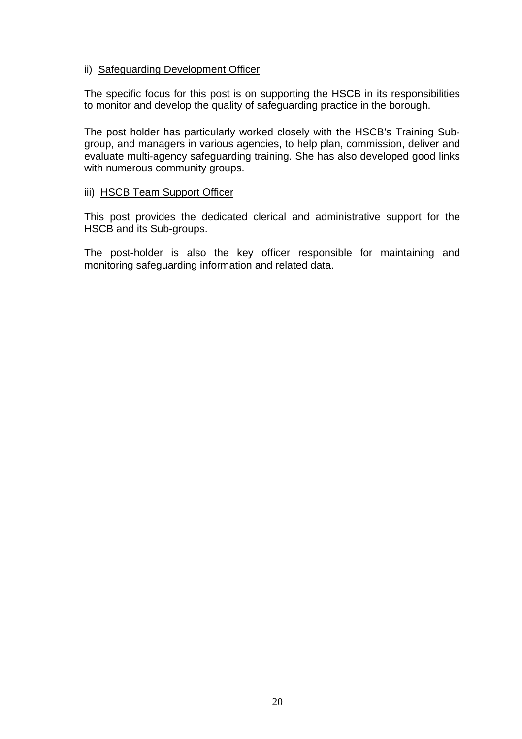ii) <u>Safeguarding Development Officer</u>

The specific focus for this post is on supporting the HSCB in its responsibilities to monitor and develop the quality of safeguarding practice in the borough.

The post holder has particularly worked closely with the HSCB's Training Sub-group, and managers in various agencies, to help plan, commission, deliver and evaluate multi-agency safeguarding training. She has also developed good links with numerous community groups.

iii) <u>HSCB Team Support Officer</u>

This post provides the dedicated clerical and administrative support for the HSCB and its Sub-groups.

The post-holder is also the key officer responsible for maintaining and monitoring safeguarding information and related data.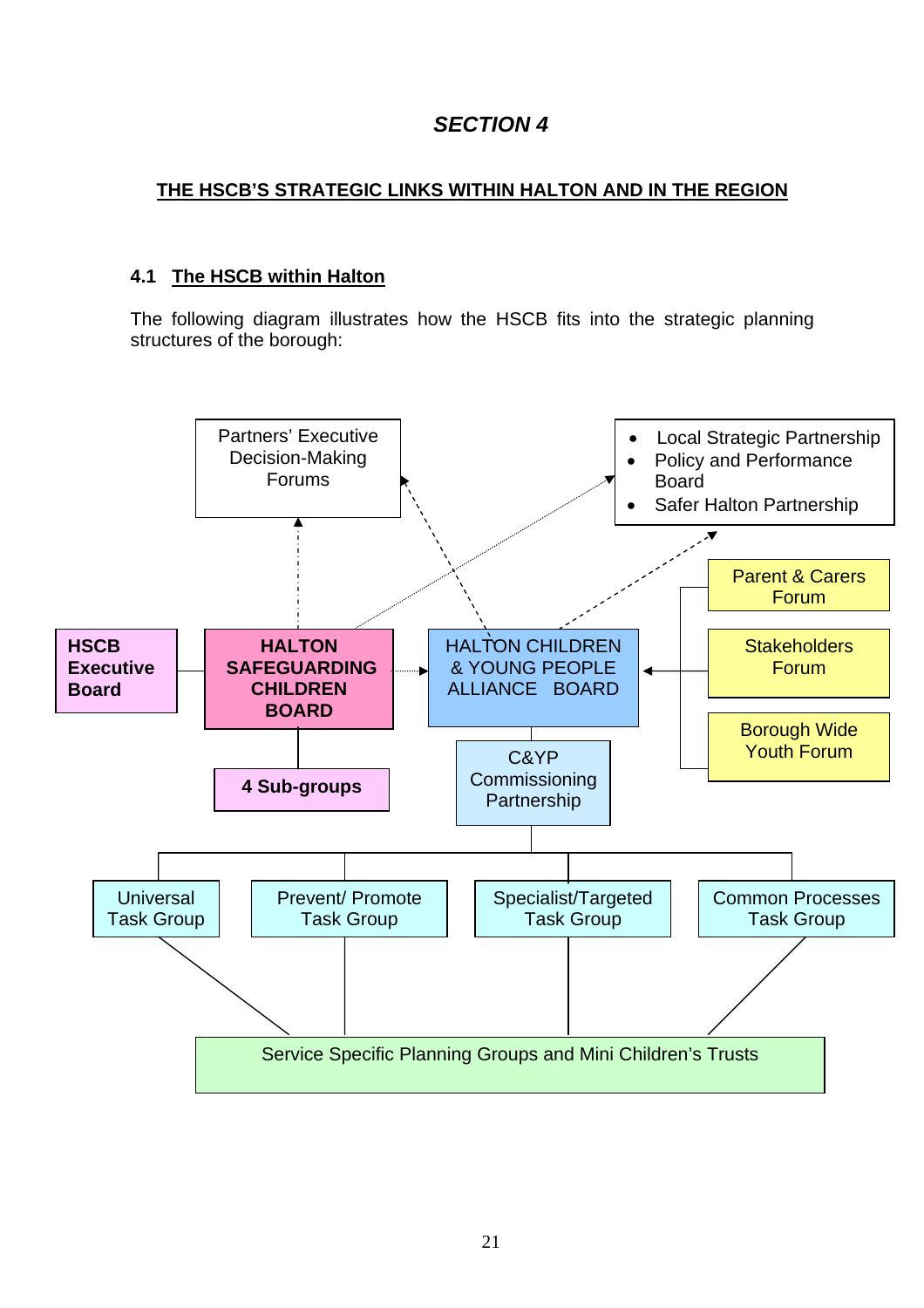## *SECTION 4*

## THE HSCB'S STRATEGIC LINKS WITHIN HALTON AND IN THE REGION

### 4.1 The HSCB within Halton

The following diagram illustrates how the HSCB fits into the strategic planning structures of the borough:

Partners' Executive Decision-Making Forums

- Local Strategic Partnership
- Policy and Performance Board
- Safer Halton Partnership

Parent & Carers Forum

Stakeholders Forum

Borough Wide Youth Forum

**HSCB Executive Board**

**HALTON SAFEGUARDING CHILDREN BOARD**

HALTON CHILDREN & YOUNG PEOPLE ALLIANCE BOARD

**4 Sub-groups**

C&YP Commissioning Partnership

Universal Task Group

Prevent/ Promote Task Group

Specialist/Targeted Task Group

Common Processes Task Group

Service Specific Planning Groups and Mini Children's Trusts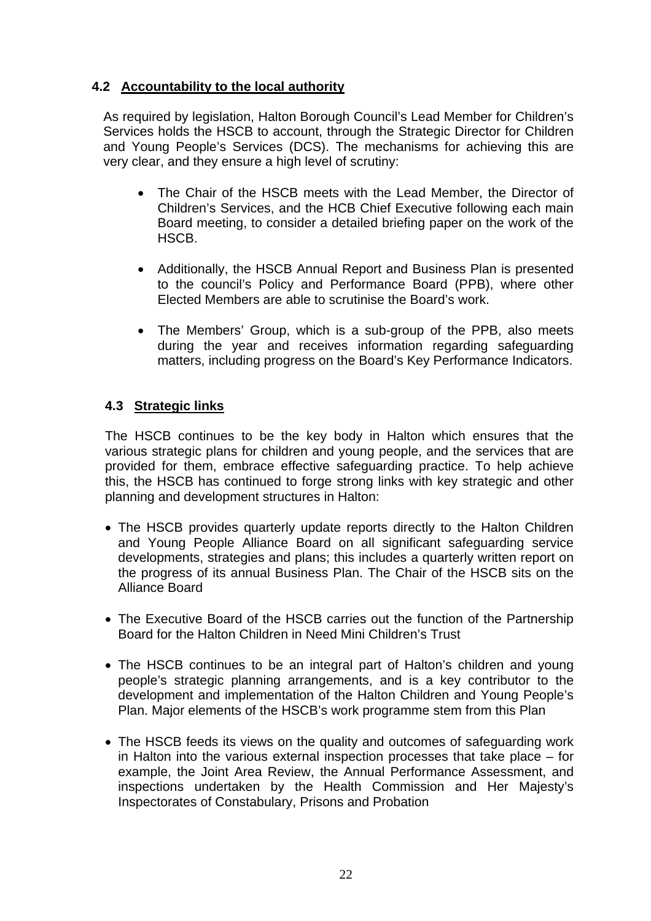### 4.2 Accountability to the local authority

As required by legislation, Halton Borough Council's Lead Member for Children's Services holds the HSCB to account, through the Strategic Director for Children and Young People's Services (DCS). The mechanisms for achieving this are very clear, and they ensure a high level of scrutiny:

- The Chair of the HSCB meets with the Lead Member, the Director of Children's Services, and the HCB Chief Executive following each main Board meeting, to consider a detailed briefing paper on the work of the HSCB.
- Additionally, the HSCB Annual Report and Business Plan is presented to the council's Policy and Performance Board (PPB), where other Elected Members are able to scrutinise the Board's work.
- The Members' Group, which is a sub-group of the PPB, also meets during the year and receives information regarding safeguarding matters, including progress on the Board's Key Performance Indicators.

### 4.3 Strategic links

The HSCB continues to be the key body in Halton which ensures that the various strategic plans for children and young people, and the services that are provided for them, embrace effective safeguarding practice. To help achieve this, the HSCB has continued to forge strong links with key strategic and other planning and development structures in Halton:

- The HSCB provides quarterly update reports directly to the Halton Children and Young People Alliance Board on all significant safeguarding service developments, strategies and plans; this includes a quarterly written report on the progress of its annual Business Plan. The Chair of the HSCB sits on the Alliance Board
- The Executive Board of the HSCB carries out the function of the Partnership Board for the Halton Children in Need Mini Children's Trust
- The HSCB continues to be an integral part of Halton's children and young people's strategic planning arrangements, and is a key contributor to the development and implementation of the Halton Children and Young People's Plan. Major elements of the HSCB's work programme stem from this Plan
- The HSCB feeds its views on the quality and outcomes of safeguarding work in Halton into the various external inspection processes that take place – for example, the Joint Area Review, the Annual Performance Assessment, and inspections undertaken by the Health Commission and Her Majesty's Inspectorates of Constabulary, Prisons and Probation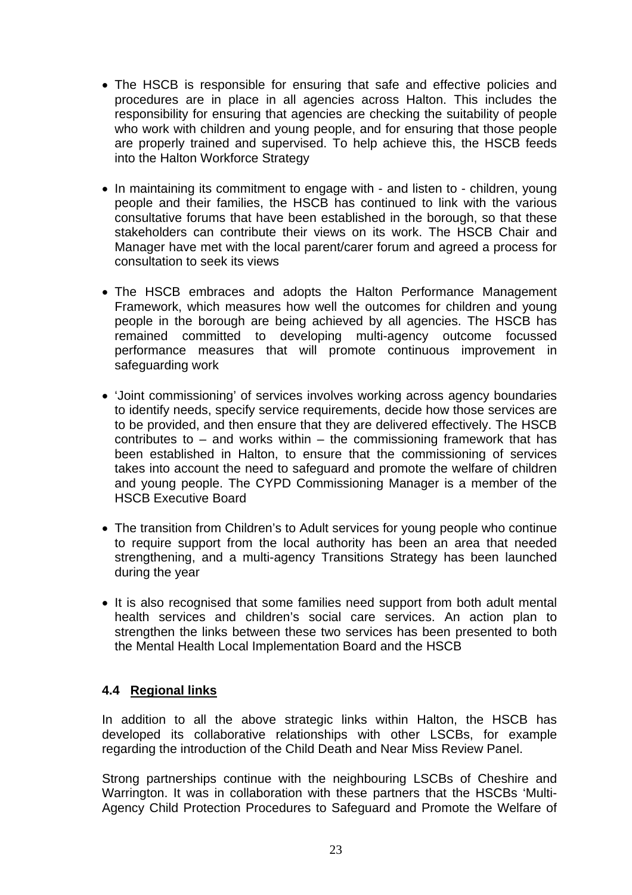- The HSCB is responsible for ensuring that safe and effective policies and procedures are in place in all agencies across Halton. This includes the responsibility for ensuring that agencies are checking the suitability of people who work with children and young people, and for ensuring that those people are properly trained and supervised. To help achieve this, the HSCB feeds into the Halton Workforce Strategy

- In maintaining its commitment to engage with - and listen to - children, young people and their families, the HSCB has continued to link with the various consultative forums that have been established in the borough, so that these stakeholders can contribute their views on its work. The HSCB Chair and Manager have met with the local parent/carer forum and agreed a process for consultation to seek its views

- The HSCB embraces and adopts the Halton Performance Management Framework, which measures how well the outcomes for children and young people in the borough are being achieved by all agencies. The HSCB has remained committed to developing multi-agency outcome focussed performance measures that will promote continuous improvement in safeguarding work

- 'Joint commissioning' of services involves working across agency boundaries to identify needs, specify service requirements, decide how those services are to be provided, and then ensure that they are delivered effectively. The HSCB contributes to – and works within – the commissioning framework that has been established in Halton, to ensure that the commissioning of services takes into account the need to safeguard and promote the welfare of children and young people. The CYPD Commissioning Manager is a member of the HSCB Executive Board

- The transition from Children's to Adult services for young people who continue to require support from the local authority has been an area that needed strengthening, and a multi-agency Transitions Strategy has been launched during the year

- It is also recognised that some families need support from both adult mental health services and children's social care services. An action plan to strengthen the links between these two services has been presented to both the Mental Health Local Implementation Board and the HSCB

### 4.4 Regional links

In addition to all the above strategic links within Halton, the HSCB has developed its collaborative relationships with other LSCBs, for example regarding the introduction of the Child Death and Near Miss Review Panel.

Strong partnerships continue with the neighbouring LSCBs of Cheshire and Warrington. It was in collaboration with these partners that the HSCBs 'Multi-Agency Child Protection Procedures to Safeguard and Promote the Welfare of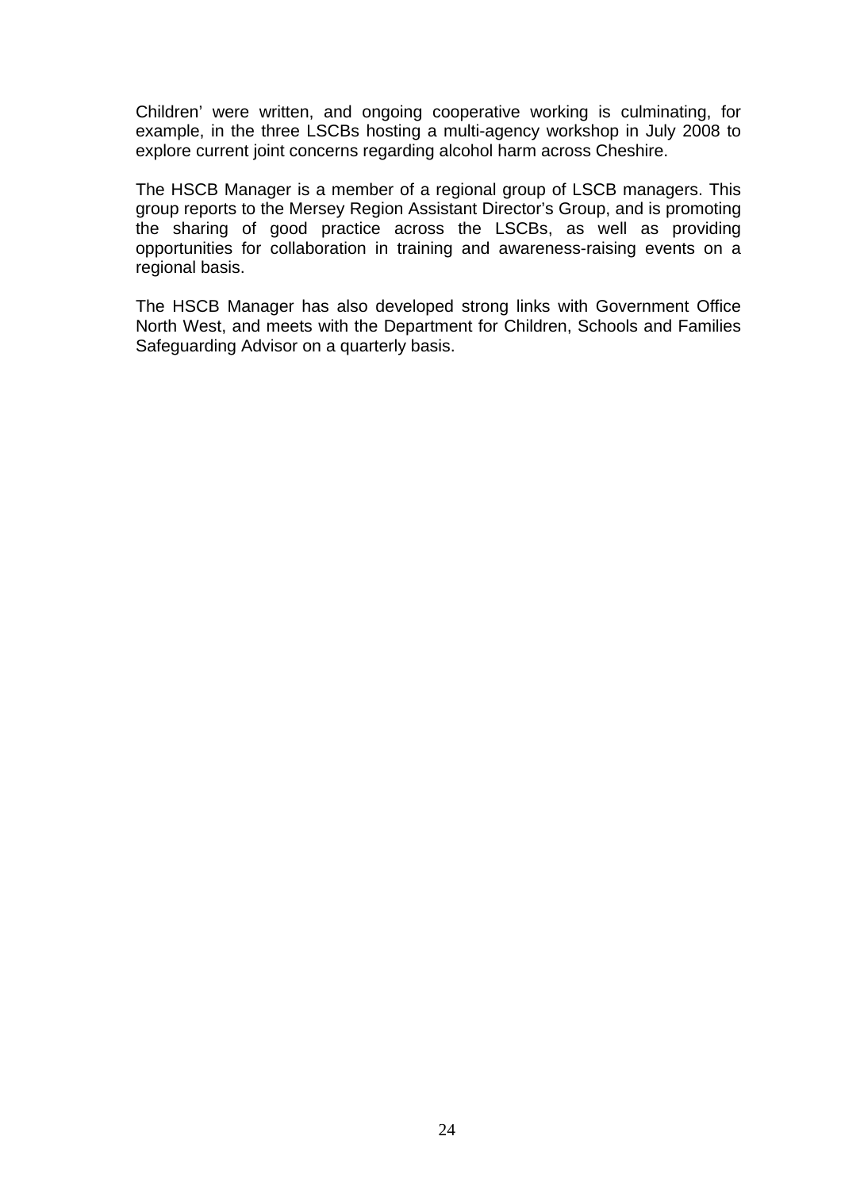Children' were written, and ongoing cooperative working is culminating, for example, in the three LSCBs hosting a multi-agency workshop in July 2008 to explore current joint concerns regarding alcohol harm across Cheshire.

The HSCB Manager is a member of a regional group of LSCB managers. This group reports to the Mersey Region Assistant Director's Group, and is promoting the sharing of good practice across the LSCBs, as well as providing opportunities for collaboration in training and awareness-raising events on a regional basis.

The HSCB Manager has also developed strong links with Government Office North West, and meets with the Department for Children, Schools and Families Safeguarding Advisor on a quarterly basis.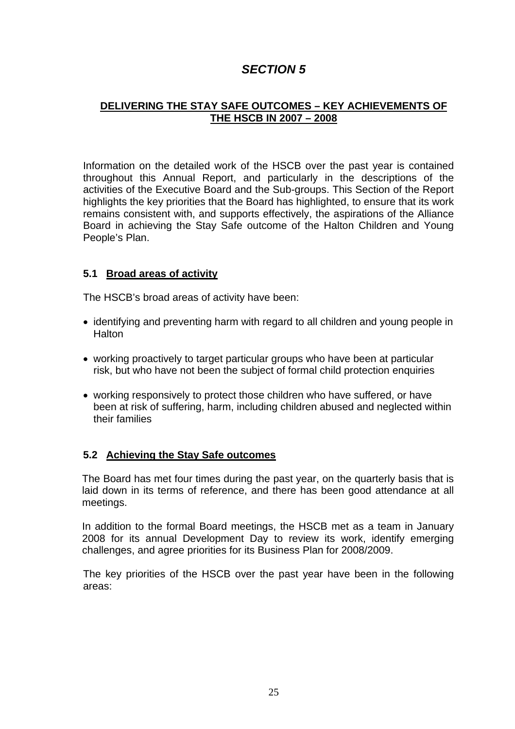# *SECTION 5*

## DELIVERING THE STAY SAFE OUTCOMES – KEY ACHIEVEMENTS OF THE HSCB IN 2007 – 2008

Information on the detailed work of the HSCB over the past year is contained throughout this Annual Report, and particularly in the descriptions of the activities of the Executive Board and the Sub-groups. This Section of the Report highlights the key priorities that the Board has highlighted, to ensure that its work remains consistent with, and supports effectively, the aspirations of the Alliance Board in achieving the Stay Safe outcome of the Halton Children and Young People's Plan.

### 5.1 Broad areas of activity

The HSCB's broad areas of activity have been:

- identifying and preventing harm with regard to all children and young people in Halton
- working proactively to target particular groups who have been at particular risk, but who have not been the subject of formal child protection enquiries
- working responsively to protect those children who have suffered, or have been at risk of suffering, harm, including children abused and neglected within their families

### 5.2 Achieving the Stay Safe outcomes

The Board has met four times during the past year, on the quarterly basis that is laid down in its terms of reference, and there has been good attendance at all meetings.

In addition to the formal Board meetings, the HSCB met as a team in January 2008 for its annual Development Day to review its work, identify emerging challenges, and agree priorities for its Business Plan for 2008/2009.

The key priorities of the HSCB over the past year have been in the following areas: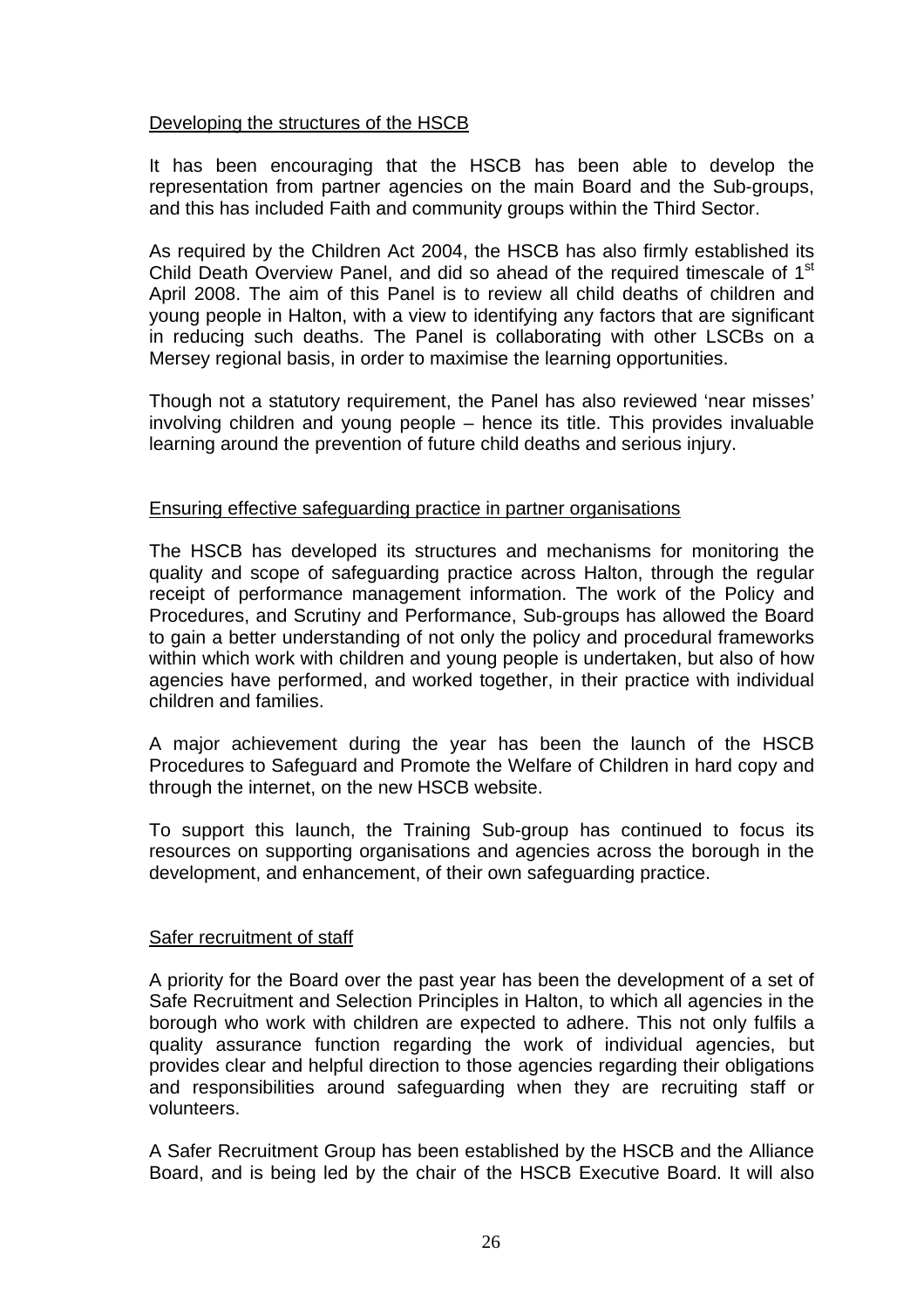## Developing the structures of the HSCB

It has been encouraging that the HSCB has been able to develop the representation from partner agencies on the main Board and the Sub-groups, and this has included Faith and community groups within the Third Sector.

As required by the Children Act 2004, the HSCB has also firmly established its Child Death Overview Panel, and did so ahead of the required timescale of 1st April 2008. The aim of this Panel is to review all child deaths of children and young people in Halton, with a view to identifying any factors that are significant in reducing such deaths. The Panel is collaborating with other LSCBs on a Mersey regional basis, in order to maximise the learning opportunities.

Though not a statutory requirement, the Panel has also reviewed 'near misses' involving children and young people – hence its title. This provides invaluable learning around the prevention of future child deaths and serious injury.

## Ensuring effective safeguarding practice in partner organisations

The HSCB has developed its structures and mechanisms for monitoring the quality and scope of safeguarding practice across Halton, through the regular receipt of performance management information. The work of the Policy and Procedures, and Scrutiny and Performance, Sub-groups has allowed the Board to gain a better understanding of not only the policy and procedural frameworks within which work with children and young people is undertaken, but also of how agencies have performed, and worked together, in their practice with individual children and families.

A major achievement during the year has been the launch of the HSCB Procedures to Safeguard and Promote the Welfare of Children in hard copy and through the internet, on the new HSCB website.

To support this launch, the Training Sub-group has continued to focus its resources on supporting organisations and agencies across the borough in the development, and enhancement, of their own safeguarding practice.

## Safer recruitment of staff

A priority for the Board over the past year has been the development of a set of Safe Recruitment and Selection Principles in Halton, to which all agencies in the borough who work with children are expected to adhere. This not only fulfils a quality assurance function regarding the work of individual agencies, but provides clear and helpful direction to those agencies regarding their obligations and responsibilities around safeguarding when they are recruiting staff or volunteers.

A Safer Recruitment Group has been established by the HSCB and the Alliance Board, and is being led by the chair of the HSCB Executive Board. It will also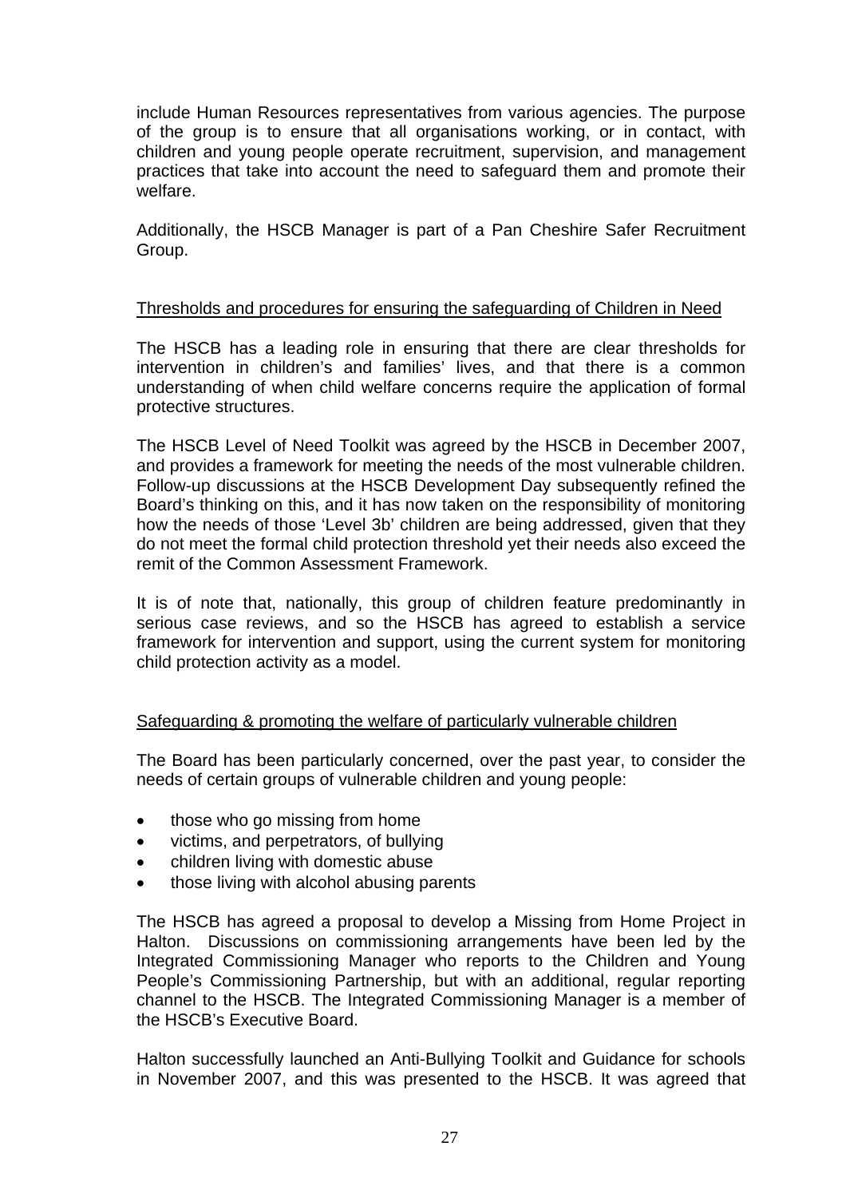include Human Resources representatives from various agencies. The purpose of the group is to ensure that all organisations working, or in contact, with children and young people operate recruitment, supervision, and management practices that take into account the need to safeguard them and promote their welfare.

Additionally, the HSCB Manager is part of a Pan Cheshire Safer Recruitment Group.

<u>Thresholds and procedures for ensuring the safeguarding of Children in Need</u>

The HSCB has a leading role in ensuring that there are clear thresholds for intervention in children's and families' lives, and that there is a common understanding of when child welfare concerns require the application of formal protective structures.

The HSCB Level of Need Toolkit was agreed by the HSCB in December 2007, and provides a framework for meeting the needs of the most vulnerable children. Follow-up discussions at the HSCB Development Day subsequently refined the Board's thinking on this, and it has now taken on the responsibility of monitoring how the needs of those 'Level 3b' children are being addressed, given that they do not meet the formal child protection threshold yet their needs also exceed the remit of the Common Assessment Framework.

It is of note that, nationally, this group of children feature predominantly in serious case reviews, and so the HSCB has agreed to establish a service framework for intervention and support, using the current system for monitoring child protection activity as a model.

<u>Safeguarding & promoting the welfare of particularly vulnerable children</u>

The Board has been particularly concerned, over the past year, to consider the needs of certain groups of vulnerable children and young people:

- those who go missing from home
- victims, and perpetrators, of bullying
- children living with domestic abuse
- those living with alcohol abusing parents

The HSCB has agreed a proposal to develop a Missing from Home Project in Halton. Discussions on commissioning arrangements have been led by the Integrated Commissioning Manager who reports to the Children and Young People's Commissioning Partnership, but with an additional, regular reporting channel to the HSCB. The Integrated Commissioning Manager is a member of the HSCB's Executive Board.

Halton successfully launched an Anti-Bullying Toolkit and Guidance for schools in November 2007, and this was presented to the HSCB. It was agreed that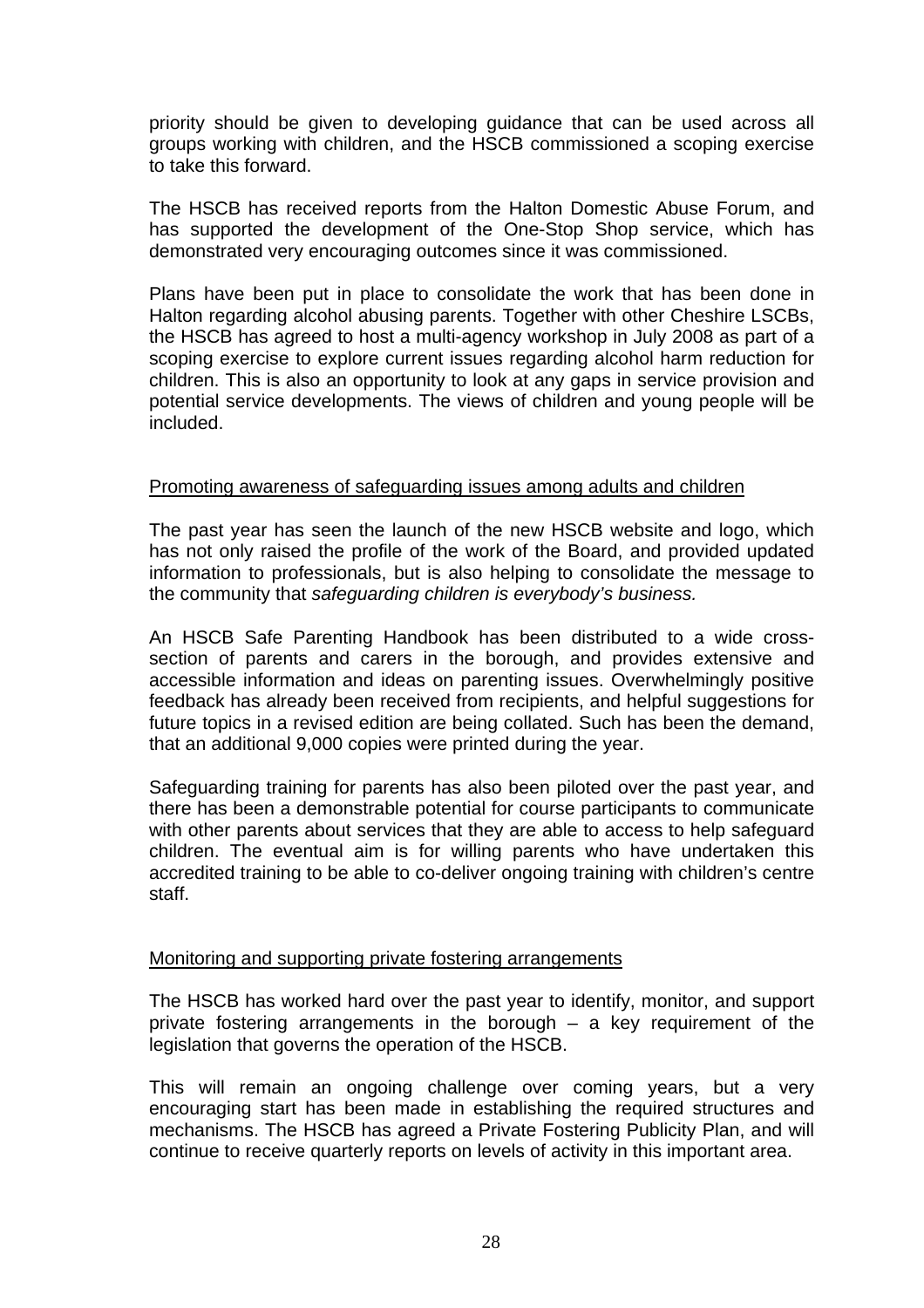priority should be given to developing guidance that can be used across all groups working with children, and the HSCB commissioned a scoping exercise to take this forward.

The HSCB has received reports from the Halton Domestic Abuse Forum, and has supported the development of the One-Stop Shop service, which has demonstrated very encouraging outcomes since it was commissioned.

Plans have been put in place to consolidate the work that has been done in Halton regarding alcohol abusing parents. Together with other Cheshire LSCBs, the HSCB has agreed to host a multi-agency workshop in July 2008 as part of a scoping exercise to explore current issues regarding alcohol harm reduction for children. This is also an opportunity to look at any gaps in service provision and potential service developments. The views of children and young people will be included.

<u>Promoting awareness of safeguarding issues among adults and children</u>

The past year has seen the launch of the new HSCB website and logo, which has not only raised the profile of the work of the Board, and provided updated information to professionals, but is also helping to consolidate the message to the community that *safeguarding children is everybody's business.*

An HSCB Safe Parenting Handbook has been distributed to a wide cross-section of parents and carers in the borough, and provides extensive and accessible information and ideas on parenting issues. Overwhelmingly positive feedback has already been received from recipients, and helpful suggestions for future topics in a revised edition are being collated. Such has been the demand, that an additional 9,000 copies were printed during the year.

Safeguarding training for parents has also been piloted over the past year, and there has been a demonstrable potential for course participants to communicate with other parents about services that they are able to access to help safeguard children. The eventual aim is for willing parents who have undertaken this accredited training to be able to co-deliver ongoing training with children's centre staff.

<u>Monitoring and supporting private fostering arrangements</u>

The HSCB has worked hard over the past year to identify, monitor, and support private fostering arrangements in the borough – a key requirement of the legislation that governs the operation of the HSCB.

This will remain an ongoing challenge over coming years, but a very encouraging start has been made in establishing the required structures and mechanisms. The HSCB has agreed a Private Fostering Publicity Plan, and will continue to receive quarterly reports on levels of activity in this important area.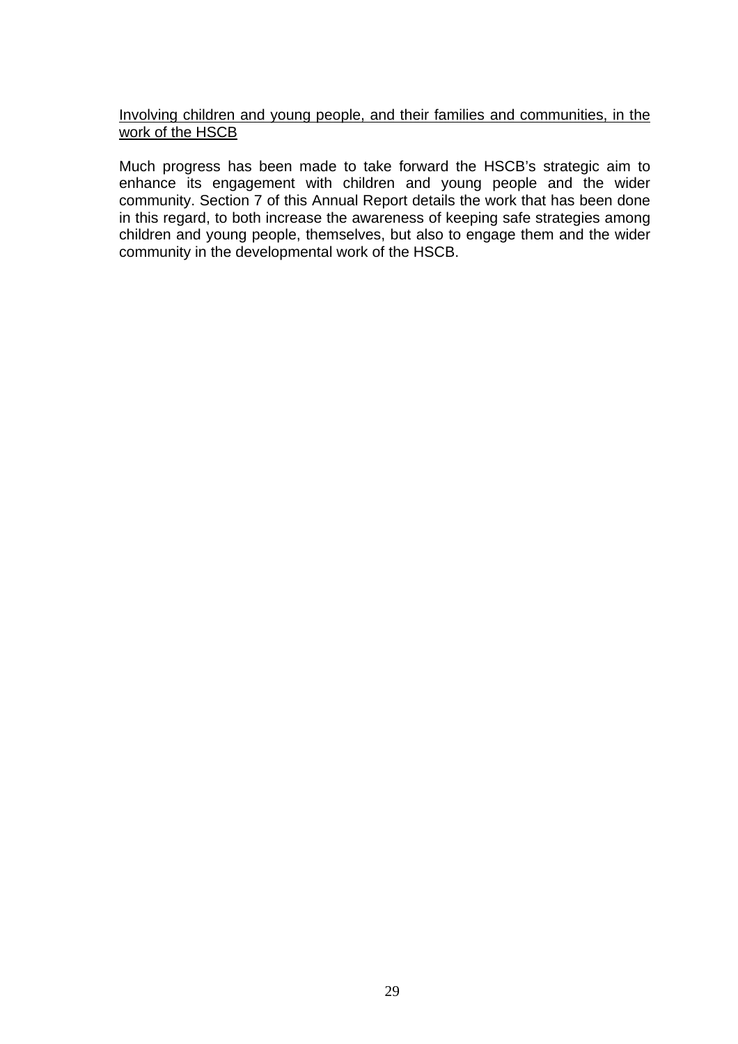<u>Involving children and young people, and their families and communities, in the work of the HSCB</u>

Much progress has been made to take forward the HSCB's strategic aim to enhance its engagement with children and young people and the wider community. Section 7 of this Annual Report details the work that has been done in this regard, to both increase the awareness of keeping safe strategies among children and young people, themselves, but also to engage them and the wider community in the developmental work of the HSCB.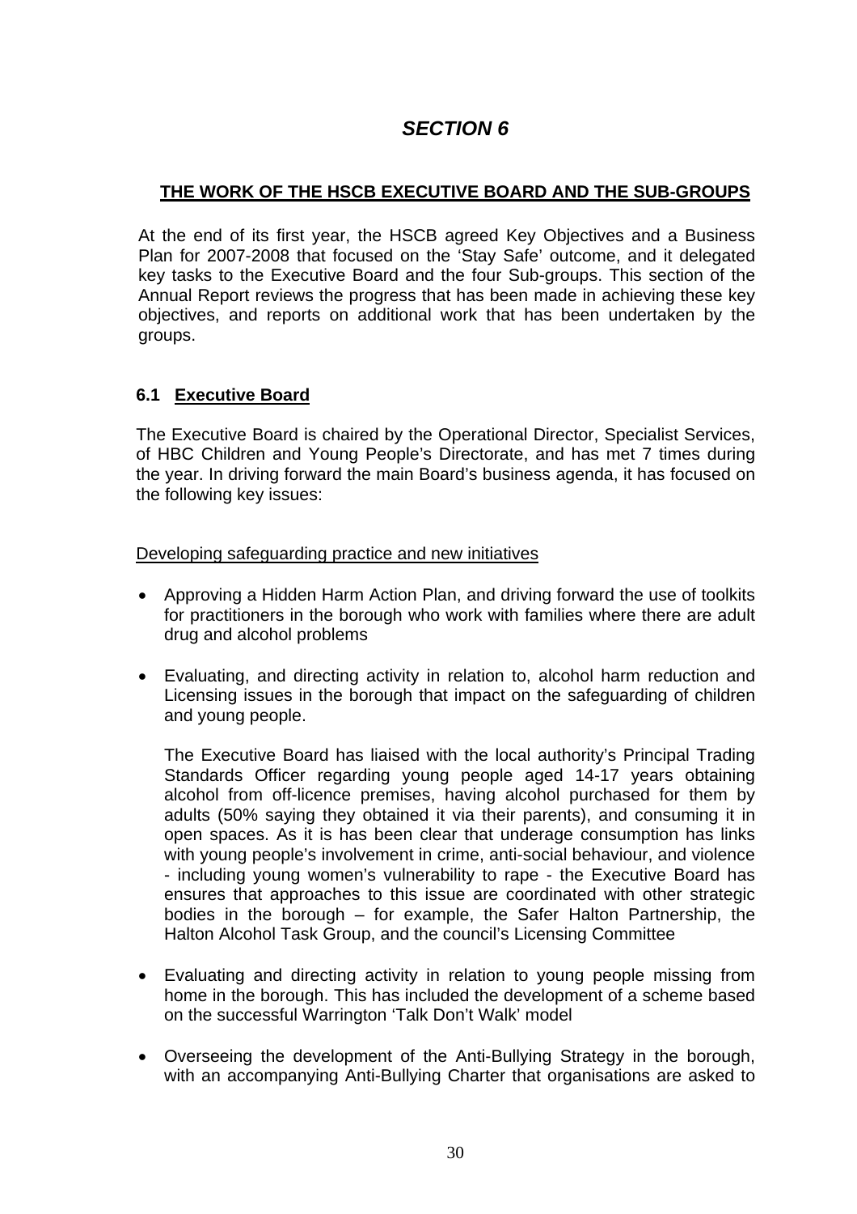# *SECTION 6*

## THE WORK OF THE HSCB EXECUTIVE BOARD AND THE SUB-GROUPS

At the end of its first year, the HSCB agreed Key Objectives and a Business Plan for 2007-2008 that focused on the 'Stay Safe' outcome, and it delegated key tasks to the Executive Board and the four Sub-groups. This section of the Annual Report reviews the progress that has been made in achieving these key objectives, and reports on additional work that has been undertaken by the groups.

### 6.1 Executive Board

The Executive Board is chaired by the Operational Director, Specialist Services, of HBC Children and Young People's Directorate, and has met 7 times during the year. In driving forward the main Board's business agenda, it has focused on the following key issues:

Developing safeguarding practice and new initiatives

- Approving a Hidden Harm Action Plan, and driving forward the use of toolkits for practitioners in the borough who work with families where there are adult drug and alcohol problems

- Evaluating, and directing activity in relation to, alcohol harm reduction and Licensing issues in the borough that impact on the safeguarding of children and young people.

  The Executive Board has liaised with the local authority's Principal Trading Standards Officer regarding young people aged 14-17 years obtaining alcohol from off-licence premises, having alcohol purchased for them by adults (50% saying they obtained it via their parents), and consuming it in open spaces. As it is has been clear that underage consumption has links with young people's involvement in crime, anti-social behaviour, and violence - including young women's vulnerability to rape - the Executive Board has ensures that approaches to this issue are coordinated with other strategic bodies in the borough – for example, the Safer Halton Partnership, the Halton Alcohol Task Group, and the council's Licensing Committee

- Evaluating and directing activity in relation to young people missing from home in the borough. This has included the development of a scheme based on the successful Warrington 'Talk Don't Walk' model

- Overseeing the development of the Anti-Bullying Strategy in the borough, with an accompanying Anti-Bullying Charter that organisations are asked to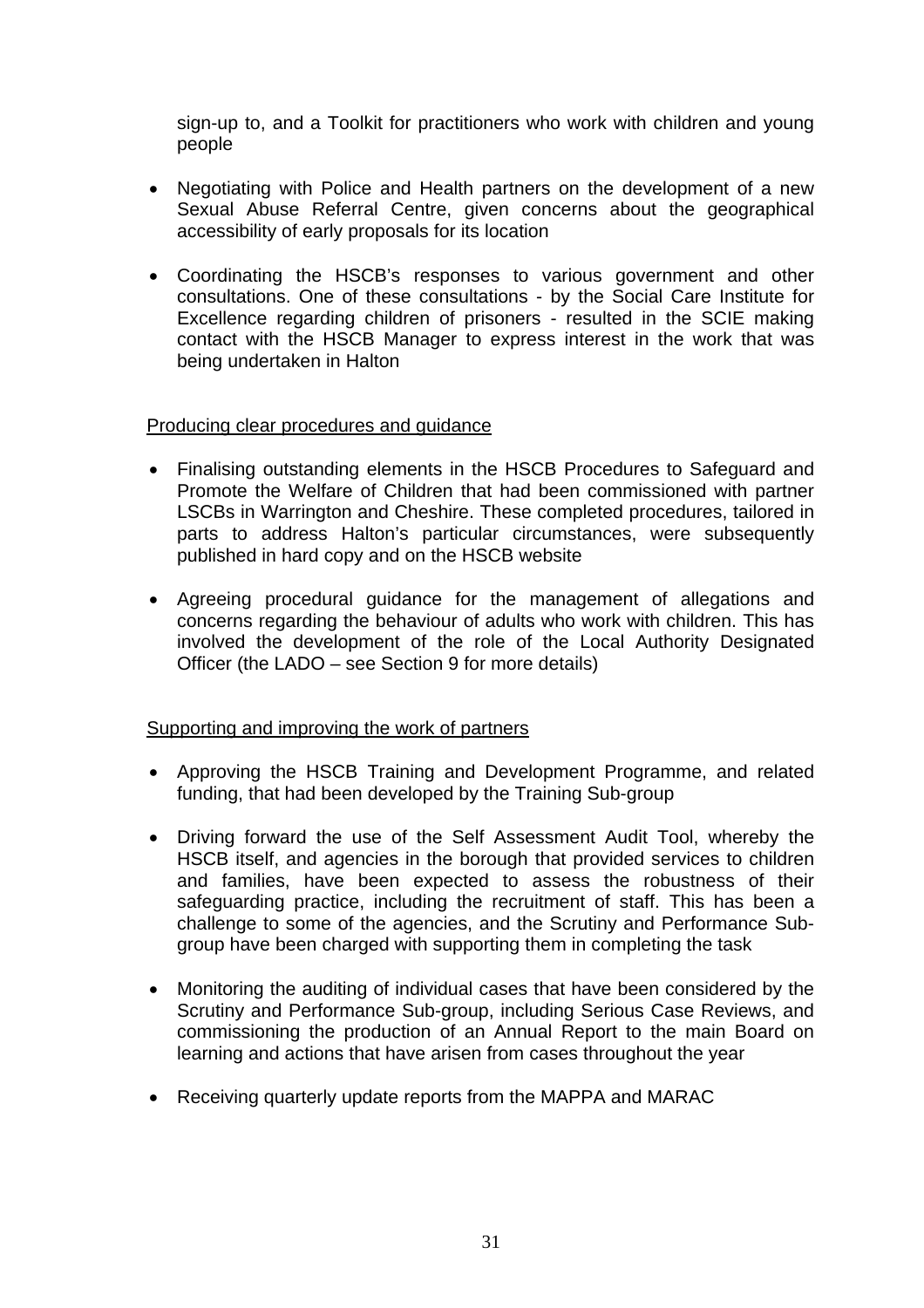sign-up to, and a Toolkit for practitioners who work with children and young people

- Negotiating with Police and Health partners on the development of a new Sexual Abuse Referral Centre, given concerns about the geographical accessibility of early proposals for its location

- Coordinating the HSCB's responses to various government and other consultations. One of these consultations - by the Social Care Institute for Excellence regarding children of prisoners - resulted in the SCIE making contact with the HSCB Manager to express interest in the work that was being undertaken in Halton

<u>Producing clear procedures and guidance</u>

- Finalising outstanding elements in the HSCB Procedures to Safeguard and Promote the Welfare of Children that had been commissioned with partner LSCBs in Warrington and Cheshire. These completed procedures, tailored in parts to address Halton's particular circumstances, were subsequently published in hard copy and on the HSCB website

- Agreeing procedural guidance for the management of allegations and concerns regarding the behaviour of adults who work with children. This has involved the development of the role of the Local Authority Designated Officer (the LADO – see Section 9 for more details)

<u>Supporting and improving the work of partners</u>

- Approving the HSCB Training and Development Programme, and related funding, that had been developed by the Training Sub-group

- Driving forward the use of the Self Assessment Audit Tool, whereby the HSCB itself, and agencies in the borough that provided services to children and families, have been expected to assess the robustness of their safeguarding practice, including the recruitment of staff. This has been a challenge to some of the agencies, and the Scrutiny and Performance Sub-group have been charged with supporting them in completing the task

- Monitoring the auditing of individual cases that have been considered by the Scrutiny and Performance Sub-group, including Serious Case Reviews, and commissioning the production of an Annual Report to the main Board on learning and actions that have arisen from cases throughout the year

- Receiving quarterly update reports from the MAPPA and MARAC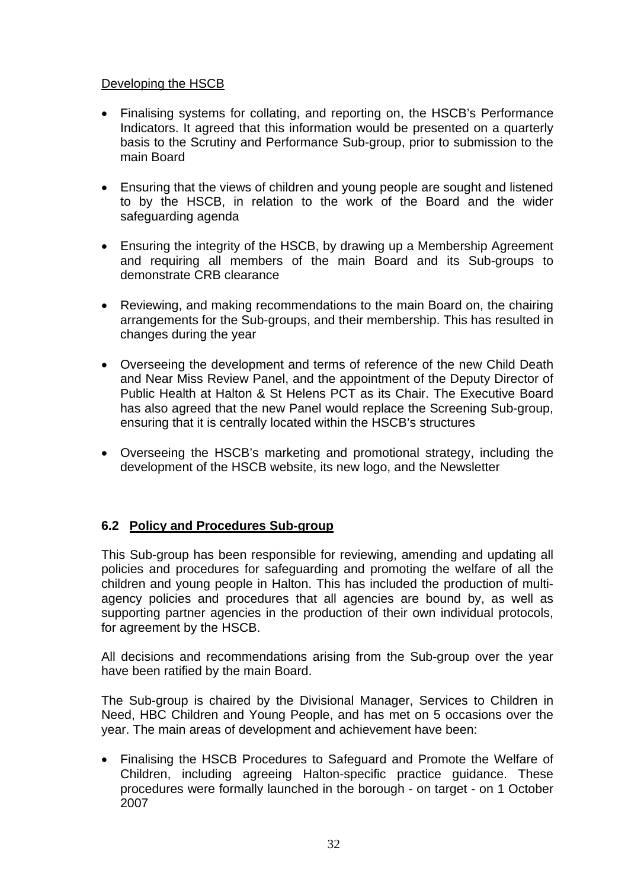Developing the HSCB

- Finalising systems for collating, and reporting on, the HSCB's Performance Indicators. It agreed that this information would be presented on a quarterly basis to the Scrutiny and Performance Sub-group, prior to submission to the main Board

- Ensuring that the views of children and young people are sought and listened to by the HSCB, in relation to the work of the Board and the wider safeguarding agenda

- Ensuring the integrity of the HSCB, by drawing up a Membership Agreement and requiring all members of the main Board and its Sub-groups to demonstrate CRB clearance

- Reviewing, and making recommendations to the main Board on, the chairing arrangements for the Sub-groups, and their membership. This has resulted in changes during the year

- Overseeing the development and terms of reference of the new Child Death and Near Miss Review Panel, and the appointment of the Deputy Director of Public Health at Halton & St Helens PCT as its Chair. The Executive Board has also agreed that the new Panel would replace the Screening Sub-group, ensuring that it is centrally located within the HSCB's structures

- Overseeing the HSCB's marketing and promotional strategy, including the development of the HSCB website, its new logo, and the Newsletter

### 6.2 Policy and Procedures Sub-group

This Sub-group has been responsible for reviewing, amending and updating all policies and procedures for safeguarding and promoting the welfare of all the children and young people in Halton. This has included the production of multi-agency policies and procedures that all agencies are bound by, as well as supporting partner agencies in the production of their own individual protocols, for agreement by the HSCB.

All decisions and recommendations arising from the Sub-group over the year have been ratified by the main Board.

The Sub-group is chaired by the Divisional Manager, Services to Children in Need, HBC Children and Young People, and has met on 5 occasions over the year. The main areas of development and achievement have been:

- Finalising the HSCB Procedures to Safeguard and Promote the Welfare of Children, including agreeing Halton-specific practice guidance. These procedures were formally launched in the borough - on target - on 1 October 2007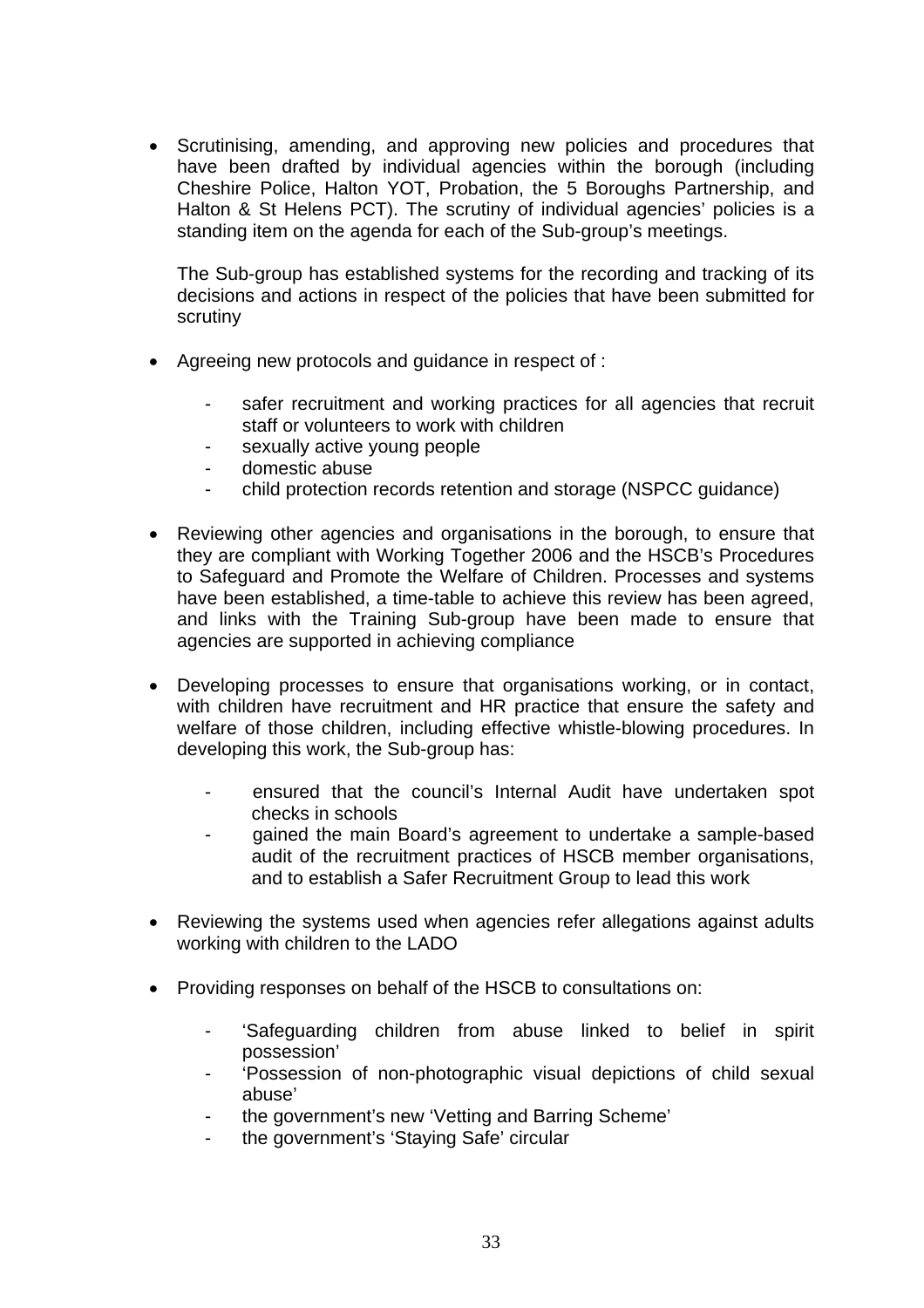- Scrutinising, amending, and approving new policies and procedures that have been drafted by individual agencies within the borough (including Cheshire Police, Halton YOT, Probation, the 5 Boroughs Partnership, and Halton & St Helens PCT). The scrutiny of individual agencies' policies is a standing item on the agenda for each of the Sub-group's meetings.

  The Sub-group has established systems for the recording and tracking of its decisions and actions in respect of the policies that have been submitted for scrutiny

- Agreeing new protocols and guidance in respect of :

  - safer recruitment and working practices for all agencies that recruit staff or volunteers to work with children
  - sexually active young people
  - domestic abuse
  - child protection records retention and storage (NSPCC guidance)

- Reviewing other agencies and organisations in the borough, to ensure that they are compliant with Working Together 2006 and the HSCB's Procedures to Safeguard and Promote the Welfare of Children. Processes and systems have been established, a time-table to achieve this review has been agreed, and links with the Training Sub-group have been made to ensure that agencies are supported in achieving compliance

- Developing processes to ensure that organisations working, or in contact, with children have recruitment and HR practice that ensure the safety and welfare of those children, including effective whistle-blowing procedures. In developing this work, the Sub-group has:

  - ensured that the council's Internal Audit have undertaken spot checks in schools
  - gained the main Board's agreement to undertake a sample-based audit of the recruitment practices of HSCB member organisations, and to establish a Safer Recruitment Group to lead this work

- Reviewing the systems used when agencies refer allegations against adults working with children to the LADO

- Providing responses on behalf of the HSCB to consultations on:

  - 'Safeguarding children from abuse linked to belief in spirit possession'
  - 'Possession of non-photographic visual depictions of child sexual abuse'
  - the government's new 'Vetting and Barring Scheme'
  - the government's 'Staying Safe' circular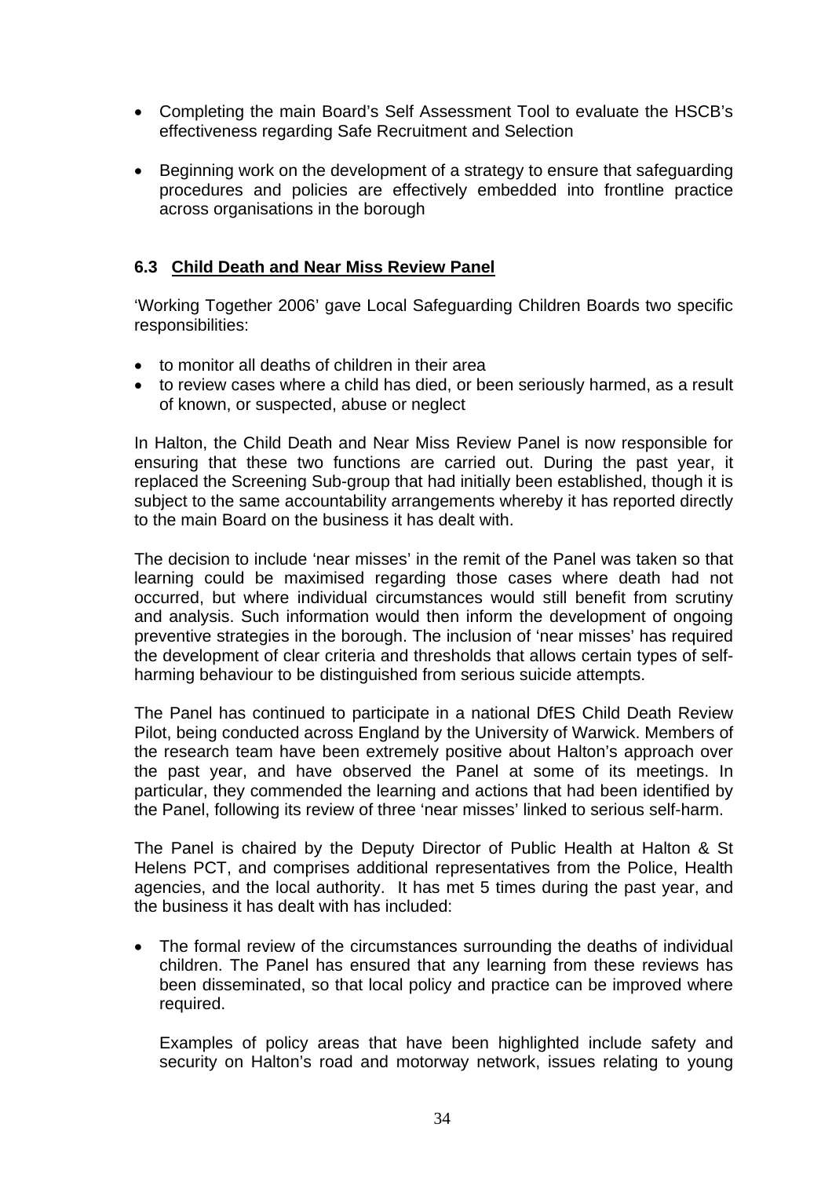- Completing the main Board's Self Assessment Tool to evaluate the HSCB's effectiveness regarding Safe Recruitment and Selection

- Beginning work on the development of a strategy to ensure that safeguarding procedures and policies are effectively embedded into frontline practice across organisations in the borough

### 6.3 Child Death and Near Miss Review Panel

'Working Together 2006' gave Local Safeguarding Children Boards two specific responsibilities:

- to monitor all deaths of children in their area
- to review cases where a child has died, or been seriously harmed, as a result of known, or suspected, abuse or neglect

In Halton, the Child Death and Near Miss Review Panel is now responsible for ensuring that these two functions are carried out. During the past year, it replaced the Screening Sub-group that had initially been established, though it is subject to the same accountability arrangements whereby it has reported directly to the main Board on the business it has dealt with.

The decision to include 'near misses' in the remit of the Panel was taken so that learning could be maximised regarding those cases where death had not occurred, but where individual circumstances would still benefit from scrutiny and analysis. Such information would then inform the development of ongoing preventive strategies in the borough. The inclusion of 'near misses' has required the development of clear criteria and thresholds that allows certain types of self-harming behaviour to be distinguished from serious suicide attempts.

The Panel has continued to participate in a national DfES Child Death Review Pilot, being conducted across England by the University of Warwick. Members of the research team have been extremely positive about Halton's approach over the past year, and have observed the Panel at some of its meetings. In particular, they commended the learning and actions that had been identified by the Panel, following its review of three 'near misses' linked to serious self-harm.

The Panel is chaired by the Deputy Director of Public Health at Halton & St Helens PCT, and comprises additional representatives from the Police, Health agencies, and the local authority. It has met 5 times during the past year, and the business it has dealt with has included:

- The formal review of the circumstances surrounding the deaths of individual children. The Panel has ensured that any learning from these reviews has been disseminated, so that local policy and practice can be improved where required.

  Examples of policy areas that have been highlighted include safety and security on Halton's road and motorway network, issues relating to young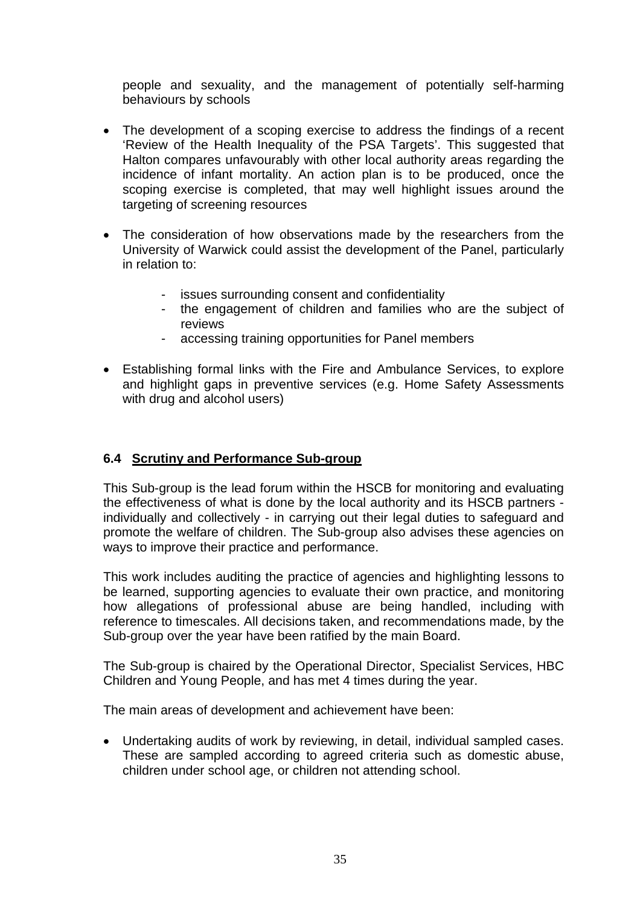people and sexuality, and the management of potentially self-harming behaviours by schools

- The development of a scoping exercise to address the findings of a recent 'Review of the Health Inequality of the PSA Targets'. This suggested that Halton compares unfavourably with other local authority areas regarding the incidence of infant mortality. An action plan is to be produced, once the scoping exercise is completed, that may well highlight issues around the targeting of screening resources

- The consideration of how observations made by the researchers from the University of Warwick could assist the development of the Panel, particularly in relation to:

    - issues surrounding consent and confidentiality
    - the engagement of children and families who are the subject of reviews
    - accessing training opportunities for Panel members

- Establishing formal links with the Fire and Ambulance Services, to explore and highlight gaps in preventive services (e.g. Home Safety Assessments with drug and alcohol users)

### 6.4 Scrutiny and Performance Sub-group

This Sub-group is the lead forum within the HSCB for monitoring and evaluating the effectiveness of what is done by the local authority and its HSCB partners - individually and collectively - in carrying out their legal duties to safeguard and promote the welfare of children. The Sub-group also advises these agencies on ways to improve their practice and performance.

This work includes auditing the practice of agencies and highlighting lessons to be learned, supporting agencies to evaluate their own practice, and monitoring how allegations of professional abuse are being handled, including with reference to timescales. All decisions taken, and recommendations made, by the Sub-group over the year have been ratified by the main Board.

The Sub-group is chaired by the Operational Director, Specialist Services, HBC Children and Young People, and has met 4 times during the year.

The main areas of development and achievement have been:

- Undertaking audits of work by reviewing, in detail, individual sampled cases. These are sampled according to agreed criteria such as domestic abuse, children under school age, or children not attending school.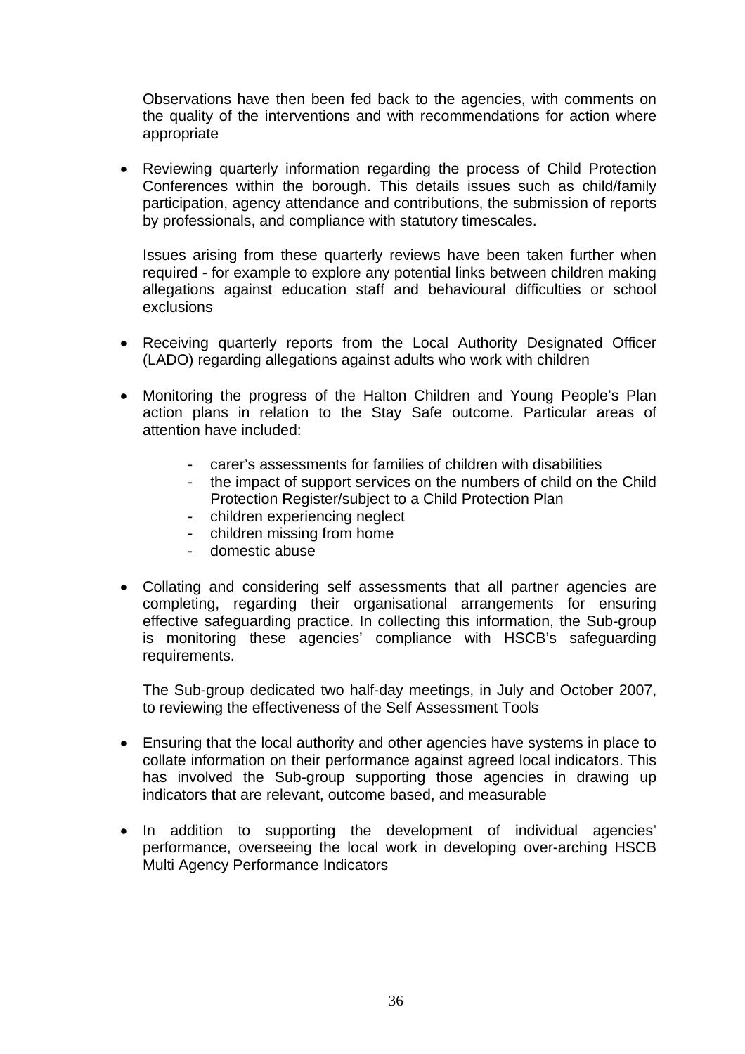Observations have then been fed back to the agencies, with comments on the quality of the interventions and with recommendations for action where appropriate

- Reviewing quarterly information regarding the process of Child Protection Conferences within the borough. This details issues such as child/family participation, agency attendance and contributions, the submission of reports by professionals, and compliance with statutory timescales.

  Issues arising from these quarterly reviews have been taken further when required - for example to explore any potential links between children making allegations against education staff and behavioural difficulties or school exclusions

- Receiving quarterly reports from the Local Authority Designated Officer (LADO) regarding allegations against adults who work with children

- Monitoring the progress of the Halton Children and Young People's Plan action plans in relation to the Stay Safe outcome. Particular areas of attention have included:

  - carer's assessments for families of children with disabilities
  - the impact of support services on the numbers of child on the Child Protection Register/subject to a Child Protection Plan
  - children experiencing neglect
  - children missing from home
  - domestic abuse

- Collating and considering self assessments that all partner agencies are completing, regarding their organisational arrangements for ensuring effective safeguarding practice. In collecting this information, the Sub-group is monitoring these agencies' compliance with HSCB's safeguarding requirements.

  The Sub-group dedicated two half-day meetings, in July and October 2007, to reviewing the effectiveness of the Self Assessment Tools

- Ensuring that the local authority and other agencies have systems in place to collate information on their performance against agreed local indicators. This has involved the Sub-group supporting those agencies in drawing up indicators that are relevant, outcome based, and measurable

- In addition to supporting the development of individual agencies' performance, overseeing the local work in developing over-arching HSCB Multi Agency Performance Indicators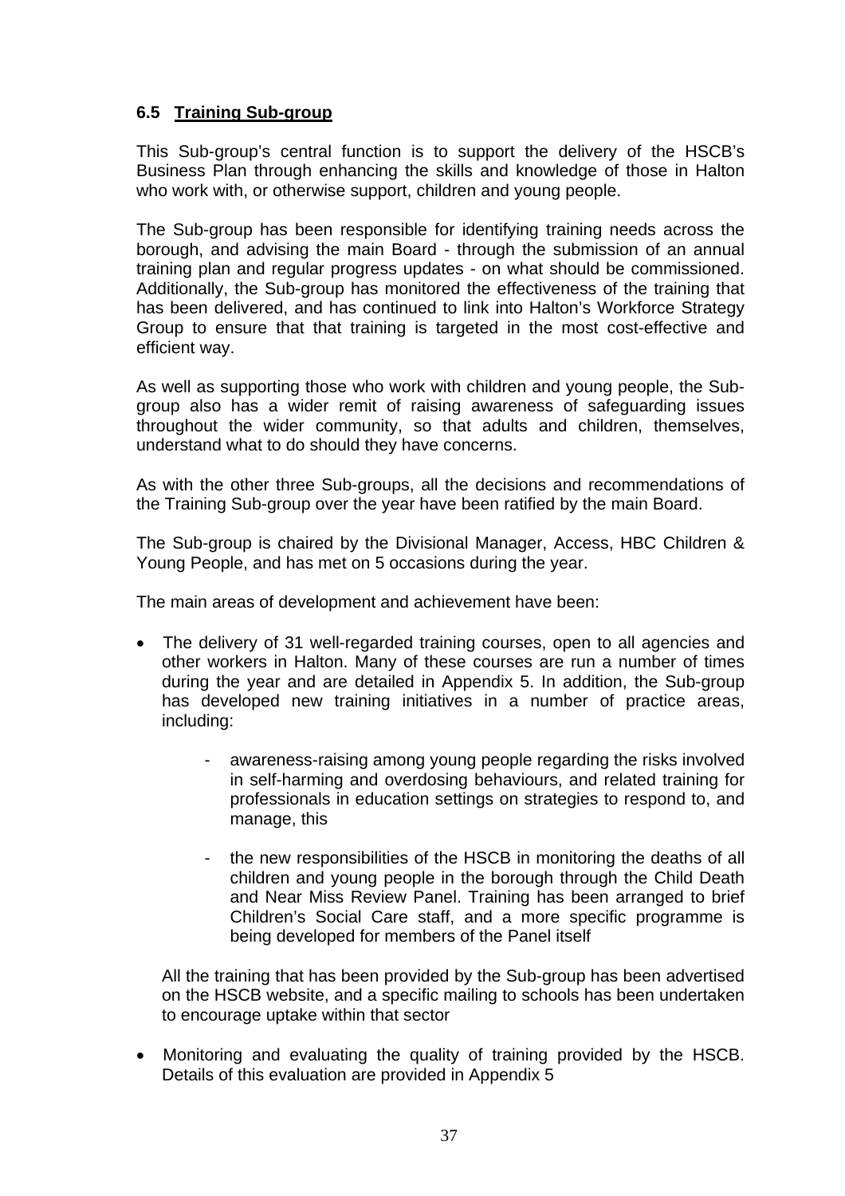### 6.5 Training Sub-group

This Sub-group's central function is to support the delivery of the HSCB's Business Plan through enhancing the skills and knowledge of those in Halton who work with, or otherwise support, children and young people.

The Sub-group has been responsible for identifying training needs across the borough, and advising the main Board - through the submission of an annual training plan and regular progress updates - on what should be commissioned. Additionally, the Sub-group has monitored the effectiveness of the training that has been delivered, and has continued to link into Halton's Workforce Strategy Group to ensure that that training is targeted in the most cost-effective and efficient way.

As well as supporting those who work with children and young people, the Sub-group also has a wider remit of raising awareness of safeguarding issues throughout the wider community, so that adults and children, themselves, understand what to do should they have concerns.

As with the other three Sub-groups, all the decisions and recommendations of the Training Sub-group over the year have been ratified by the main Board.

The Sub-group is chaired by the Divisional Manager, Access, HBC Children & Young People, and has met on 5 occasions during the year.

The main areas of development and achievement have been:

- The delivery of 31 well-regarded training courses, open to all agencies and other workers in Halton. Many of these courses are run a number of times during the year and are detailed in Appendix 5. In addition, the Sub-group has developed new training initiatives in a number of practice areas, including:

    - awareness-raising among young people regarding the risks involved in self-harming and overdosing behaviours, and related training for professionals in education settings on strategies to respond to, and manage, this

    - the new responsibilities of the HSCB in monitoring the deaths of all children and young people in the borough through the Child Death and Near Miss Review Panel. Training has been arranged to brief Children's Social Care staff, and a more specific programme is being developed for members of the Panel itself

  All the training that has been provided by the Sub-group has been advertised on the HSCB website, and a specific mailing to schools has been undertaken to encourage uptake within that sector

- Monitoring and evaluating the quality of training provided by the HSCB. Details of this evaluation are provided in Appendix 5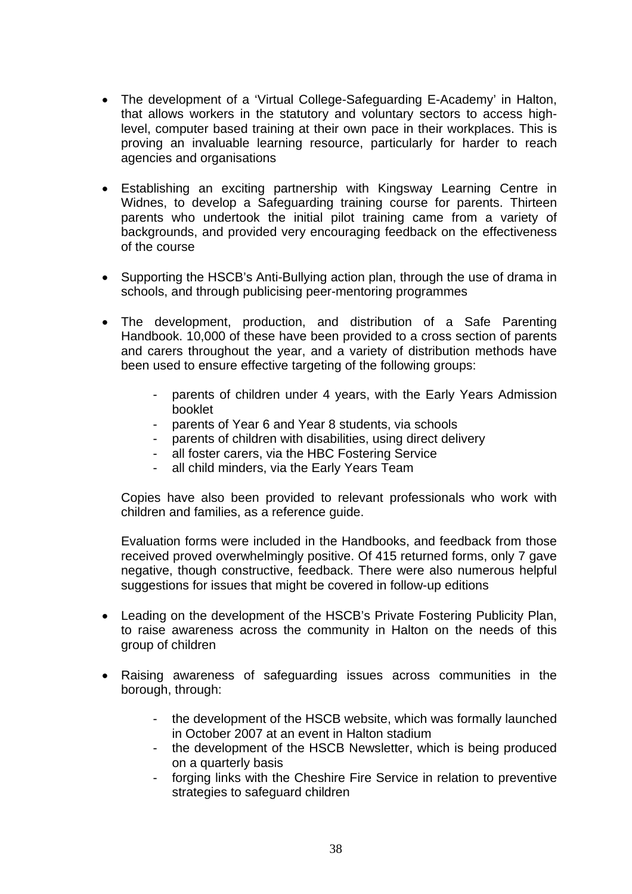- The development of a 'Virtual College-Safeguarding E-Academy' in Halton, that allows workers in the statutory and voluntary sectors to access high-level, computer based training at their own pace in their workplaces. This is proving an invaluable learning resource, particularly for harder to reach agencies and organisations

- Establishing an exciting partnership with Kingsway Learning Centre in Widnes, to develop a Safeguarding training course for parents. Thirteen parents who undertook the initial pilot training came from a variety of backgrounds, and provided very encouraging feedback on the effectiveness of the course

- Supporting the HSCB's Anti-Bullying action plan, through the use of drama in schools, and through publicising peer-mentoring programmes

- The development, production, and distribution of a Safe Parenting Handbook. 10,000 of these have been provided to a cross section of parents and carers throughout the year, and a variety of distribution methods have been used to ensure effective targeting of the following groups:

    - parents of children under 4 years, with the Early Years Admission booklet
    - parents of Year 6 and Year 8 students, via schools
    - parents of children with disabilities, using direct delivery
    - all foster carers, via the HBC Fostering Service
    - all child minders, via the Early Years Team

  Copies have also been provided to relevant professionals who work with children and families, as a reference guide.

  Evaluation forms were included in the Handbooks, and feedback from those received proved overwhelmingly positive. Of 415 returned forms, only 7 gave negative, though constructive, feedback. There were also numerous helpful suggestions for issues that might be covered in follow-up editions

- Leading on the development of the HSCB's Private Fostering Publicity Plan, to raise awareness across the community in Halton on the needs of this group of children

- Raising awareness of safeguarding issues across communities in the borough, through:

    - the development of the HSCB website, which was formally launched in October 2007 at an event in Halton stadium
    - the development of the HSCB Newsletter, which is being produced on a quarterly basis
    - forging links with the Cheshire Fire Service in relation to preventive strategies to safeguard children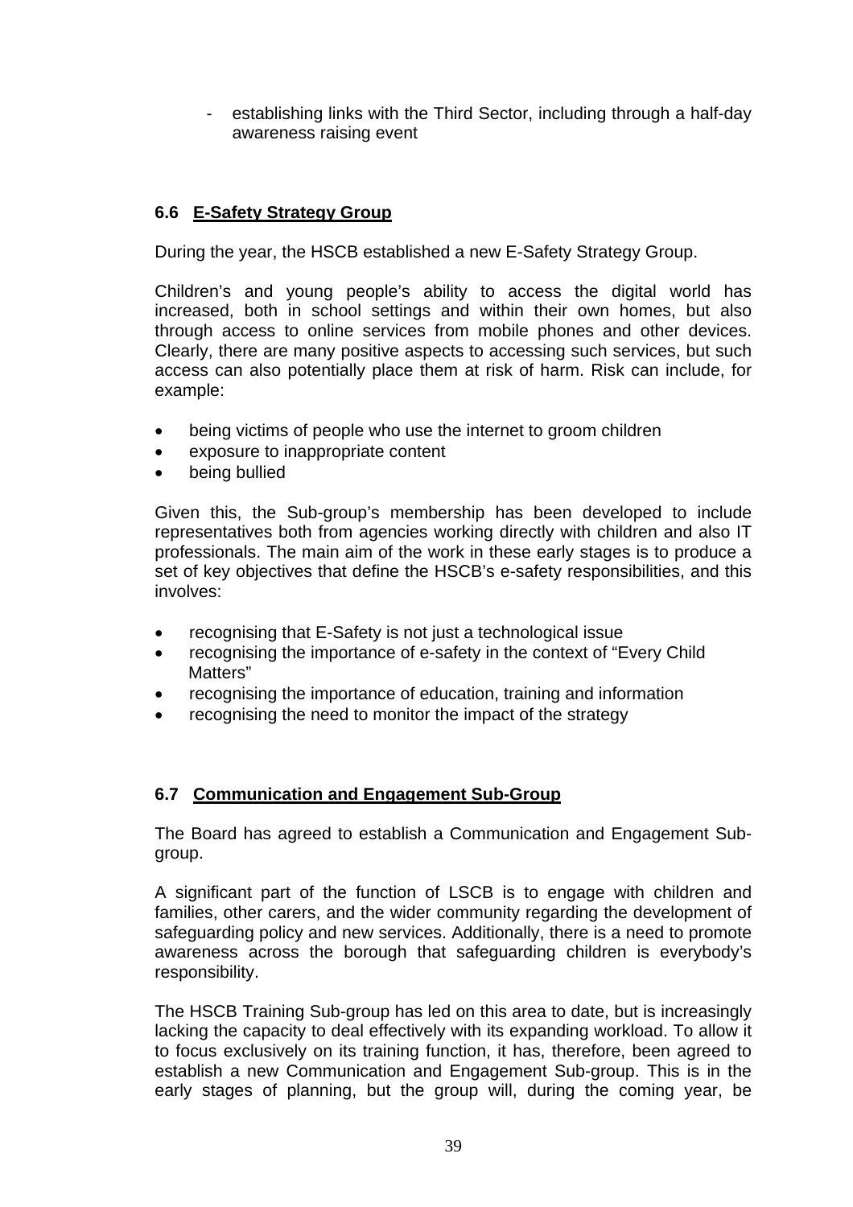- establishing links with the Third Sector, including through a half-day awareness raising event

### 6.6 E-Safety Strategy Group

During the year, the HSCB established a new E-Safety Strategy Group.

Children's and young people's ability to access the digital world has increased, both in school settings and within their own homes, but also through access to online services from mobile phones and other devices. Clearly, there are many positive aspects to accessing such services, but such access can also potentially place them at risk of harm. Risk can include, for example:

- being victims of people who use the internet to groom children
- exposure to inappropriate content
- being bullied

Given this, the Sub-group's membership has been developed to include representatives both from agencies working directly with children and also IT professionals. The main aim of the work in these early stages is to produce a set of key objectives that define the HSCB's e-safety responsibilities, and this involves:

- recognising that E-Safety is not just a technological issue
- recognising the importance of e-safety in the context of "Every Child Matters"
- recognising the importance of education, training and information
- recognising the need to monitor the impact of the strategy

### 6.7 Communication and Engagement Sub-Group

The Board has agreed to establish a Communication and Engagement Sub-group.

A significant part of the function of LSCB is to engage with children and families, other carers, and the wider community regarding the development of safeguarding policy and new services. Additionally, there is a need to promote awareness across the borough that safeguarding children is everybody's responsibility.

The HSCB Training Sub-group has led on this area to date, but is increasingly lacking the capacity to deal effectively with its expanding workload. To allow it to focus exclusively on its training function, it has, therefore, been agreed to establish a new Communication and Engagement Sub-group. This is in the early stages of planning, but the group will, during the coming year, be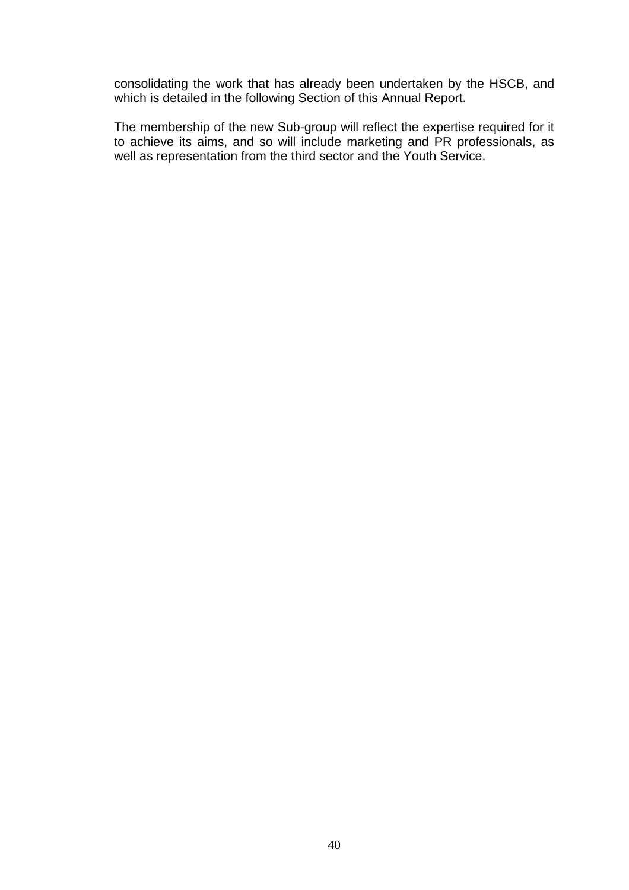consolidating the work that has already been undertaken by the HSCB, and which is detailed in the following Section of this Annual Report.

The membership of the new Sub-group will reflect the expertise required for it to achieve its aims, and so will include marketing and PR professionals, as well as representation from the third sector and the Youth Service.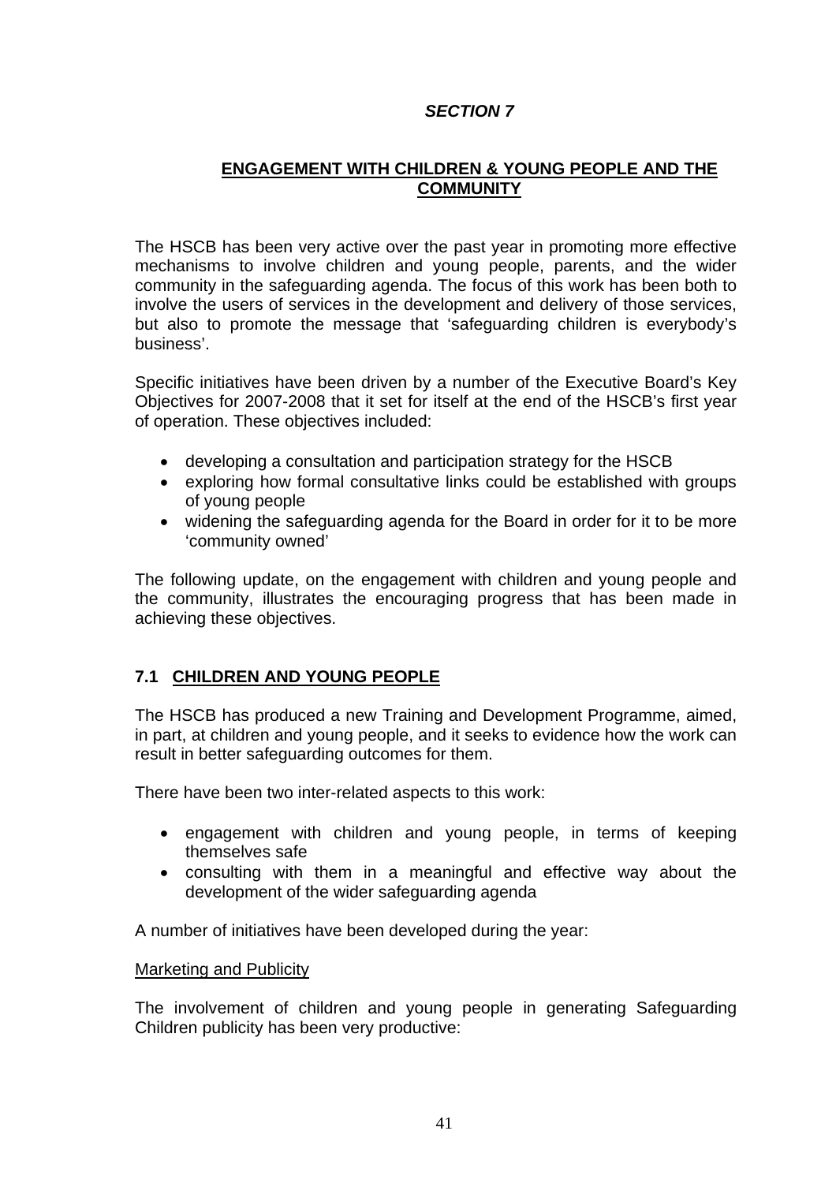***SECTION 7***

## ENGAGEMENT WITH CHILDREN & YOUNG PEOPLE AND THE COMMUNITY

The HSCB has been very active over the past year in promoting more effective mechanisms to involve children and young people, parents, and the wider community in the safeguarding agenda. The focus of this work has been both to involve the users of services in the development and delivery of those services, but also to promote the message that 'safeguarding children is everybody's business'.

Specific initiatives have been driven by a number of the Executive Board's Key Objectives for 2007-2008 that it set for itself at the end of the HSCB's first year of operation. These objectives included:

- developing a consultation and participation strategy for the HSCB
- exploring how formal consultative links could be established with groups of young people
- widening the safeguarding agenda for the Board in order for it to be more 'community owned'

The following update, on the engagement with children and young people and the community, illustrates the encouraging progress that has been made in achieving these objectives.

### 7.1 CHILDREN AND YOUNG PEOPLE

The HSCB has produced a new Training and Development Programme, aimed, in part, at children and young people, and it seeks to evidence how the work can result in better safeguarding outcomes for them.

There have been two inter-related aspects to this work:

- engagement with children and young people, in terms of keeping themselves safe
- consulting with them in a meaningful and effective way about the development of the wider safeguarding agenda

A number of initiatives have been developed during the year:

Marketing and Publicity

The involvement of children and young people in generating Safeguarding Children publicity has been very productive: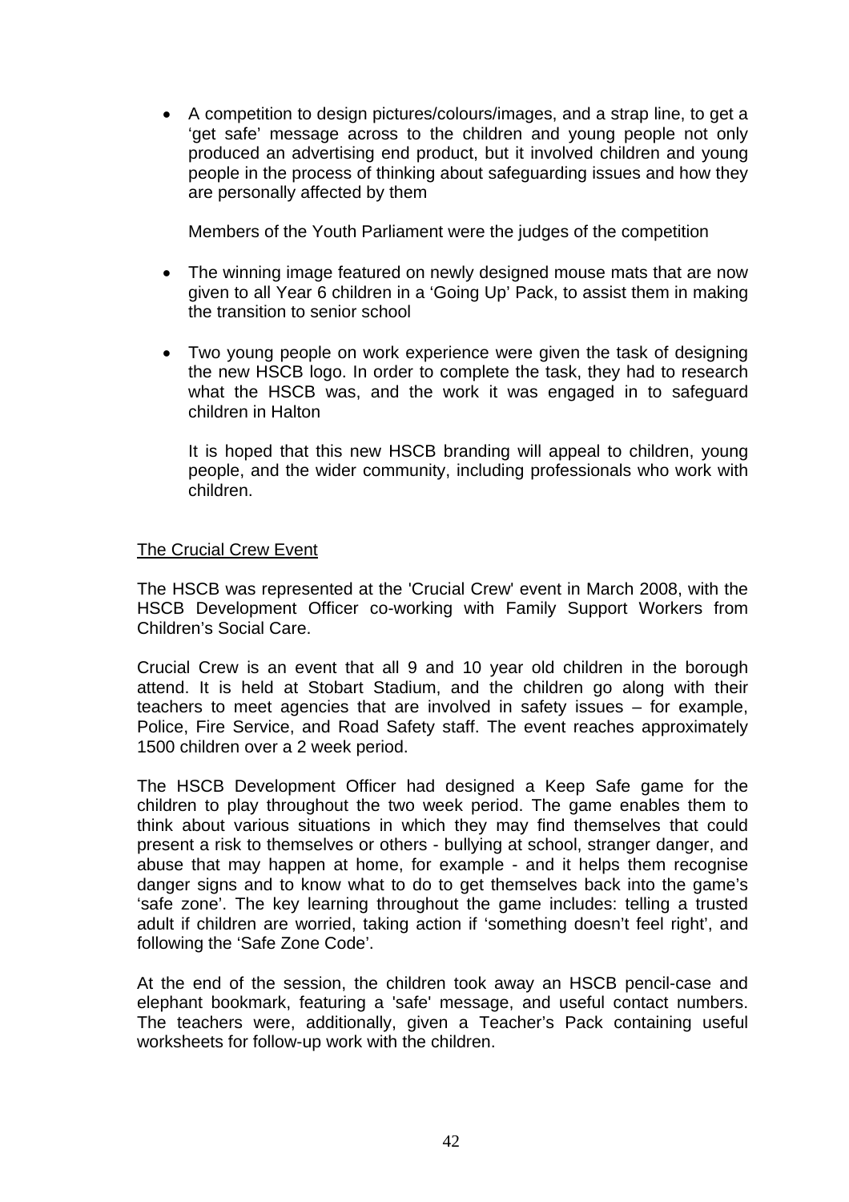- A competition to design pictures/colours/images, and a strap line, to get a 'get safe' message across to the children and young people not only produced an advertising end product, but it involved children and young people in the process of thinking about safeguarding issues and how they are personally affected by them

  Members of the Youth Parliament were the judges of the competition

- The winning image featured on newly designed mouse mats that are now given to all Year 6 children in a 'Going Up' Pack, to assist them in making the transition to senior school

- Two young people on work experience were given the task of designing the new HSCB logo. In order to complete the task, they had to research what the HSCB was, and the work it was engaged in to safeguard children in Halton

  It is hoped that this new HSCB branding will appeal to children, young people, and the wider community, including professionals who work with children.

## The Crucial Crew Event

The HSCB was represented at the 'Crucial Crew' event in March 2008, with the HSCB Development Officer co-working with Family Support Workers from Children's Social Care.

Crucial Crew is an event that all 9 and 10 year old children in the borough attend. It is held at Stobart Stadium, and the children go along with their teachers to meet agencies that are involved in safety issues – for example, Police, Fire Service, and Road Safety staff. The event reaches approximately 1500 children over a 2 week period.

The HSCB Development Officer had designed a Keep Safe game for the children to play throughout the two week period. The game enables them to think about various situations in which they may find themselves that could present a risk to themselves or others - bullying at school, stranger danger, and abuse that may happen at home, for example - and it helps them recognise danger signs and to know what to do to get themselves back into the game's 'safe zone'. The key learning throughout the game includes: telling a trusted adult if children are worried, taking action if 'something doesn't feel right', and following the 'Safe Zone Code'.

At the end of the session, the children took away an HSCB pencil-case and elephant bookmark, featuring a 'safe' message, and useful contact numbers. The teachers were, additionally, given a Teacher's Pack containing useful worksheets for follow-up work with the children.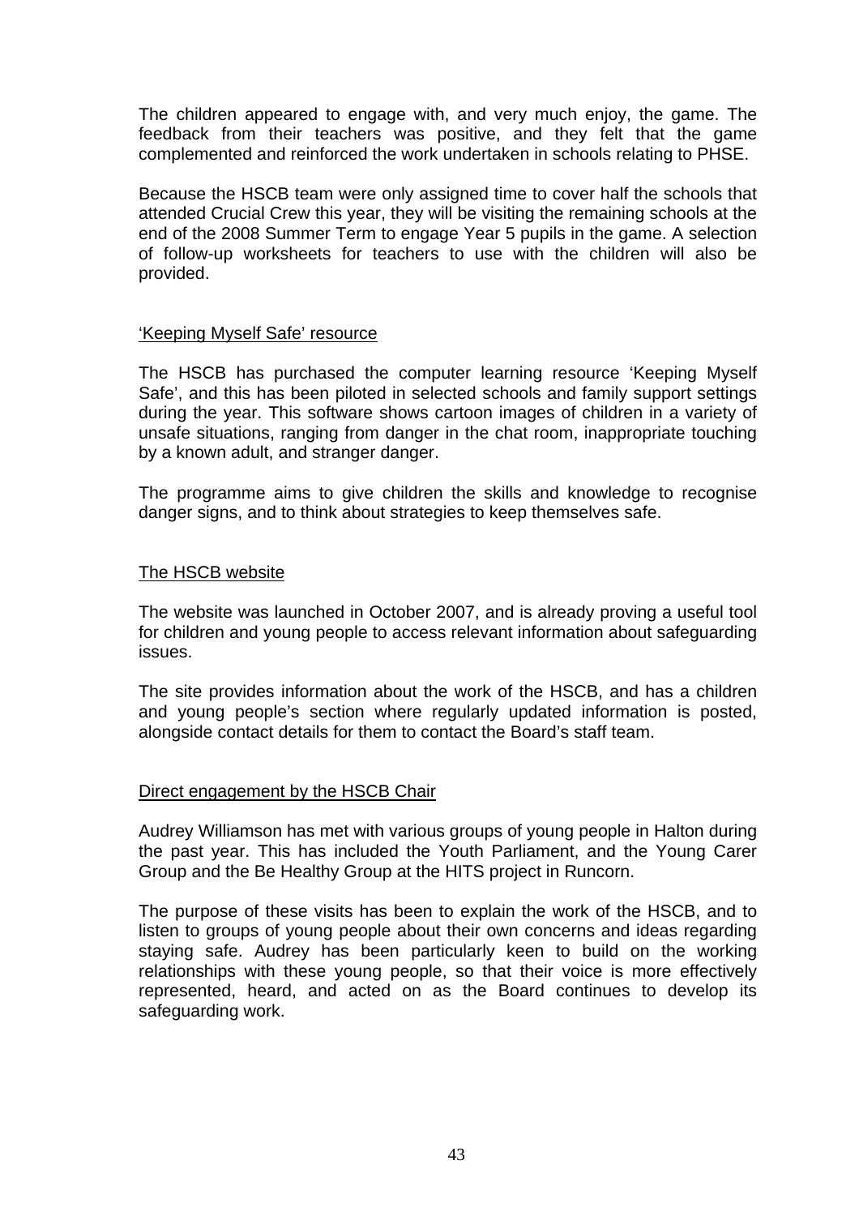The children appeared to engage with, and very much enjoy, the game. The feedback from their teachers was positive, and they felt that the game complemented and reinforced the work undertaken in schools relating to PHSE.

Because the HSCB team were only assigned time to cover half the schools that attended Crucial Crew this year, they will be visiting the remaining schools at the end of the 2008 Summer Term to engage Year 5 pupils in the game. A selection of follow-up worksheets for teachers to use with the children will also be provided.

### 'Keeping Myself Safe' resource

The HSCB has purchased the computer learning resource 'Keeping Myself Safe', and this has been piloted in selected schools and family support settings during the year. This software shows cartoon images of children in a variety of unsafe situations, ranging from danger in the chat room, inappropriate touching by a known adult, and stranger danger.

The programme aims to give children the skills and knowledge to recognise danger signs, and to think about strategies to keep themselves safe.

### The HSCB website

The website was launched in October 2007, and is already proving a useful tool for children and young people to access relevant information about safeguarding issues.

The site provides information about the work of the HSCB, and has a children and young people's section where regularly updated information is posted, alongside contact details for them to contact the Board's staff team.

### Direct engagement by the HSCB Chair

Audrey Williamson has met with various groups of young people in Halton during the past year. This has included the Youth Parliament, and the Young Carer Group and the Be Healthy Group at the HITS project in Runcorn.

The purpose of these visits has been to explain the work of the HSCB, and to listen to groups of young people about their own concerns and ideas regarding staying safe. Audrey has been particularly keen to build on the working relationships with these young people, so that their voice is more effectively represented, heard, and acted on as the Board continues to develop its safeguarding work.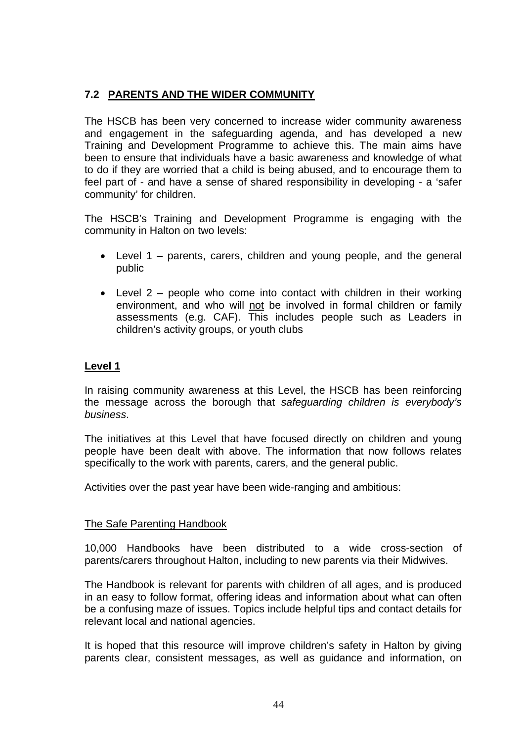## 7.2 PARENTS AND THE WIDER COMMUNITY

The HSCB has been very concerned to increase wider community awareness and engagement in the safeguarding agenda, and has developed a new Training and Development Programme to achieve this. The main aims have been to ensure that individuals have a basic awareness and knowledge of what to do if they are worried that a child is being abused, and to encourage them to feel part of - and have a sense of shared responsibility in developing - a 'safer community' for children.

The HSCB's Training and Development Programme is engaging with the community in Halton on two levels:

- Level 1 – parents, carers, children and young people, and the general public
- Level 2 – people who come into contact with children in their working environment, and who will not be involved in formal children or family assessments (e.g. CAF). This includes people such as Leaders in children's activity groups, or youth clubs

### Level 1

In raising community awareness at this Level, the HSCB has been reinforcing the message across the borough that *safeguarding children is everybody's business*.

The initiatives at this Level that have focused directly on children and young people have been dealt with above. The information that now follows relates specifically to the work with parents, carers, and the general public.

Activities over the past year have been wide-ranging and ambitious:

#### The Safe Parenting Handbook

10,000 Handbooks have been distributed to a wide cross-section of parents/carers throughout Halton, including to new parents via their Midwives.

The Handbook is relevant for parents with children of all ages, and is produced in an easy to follow format, offering ideas and information about what can often be a confusing maze of issues. Topics include helpful tips and contact details for relevant local and national agencies.

It is hoped that this resource will improve children's safety in Halton by giving parents clear, consistent messages, as well as guidance and information, on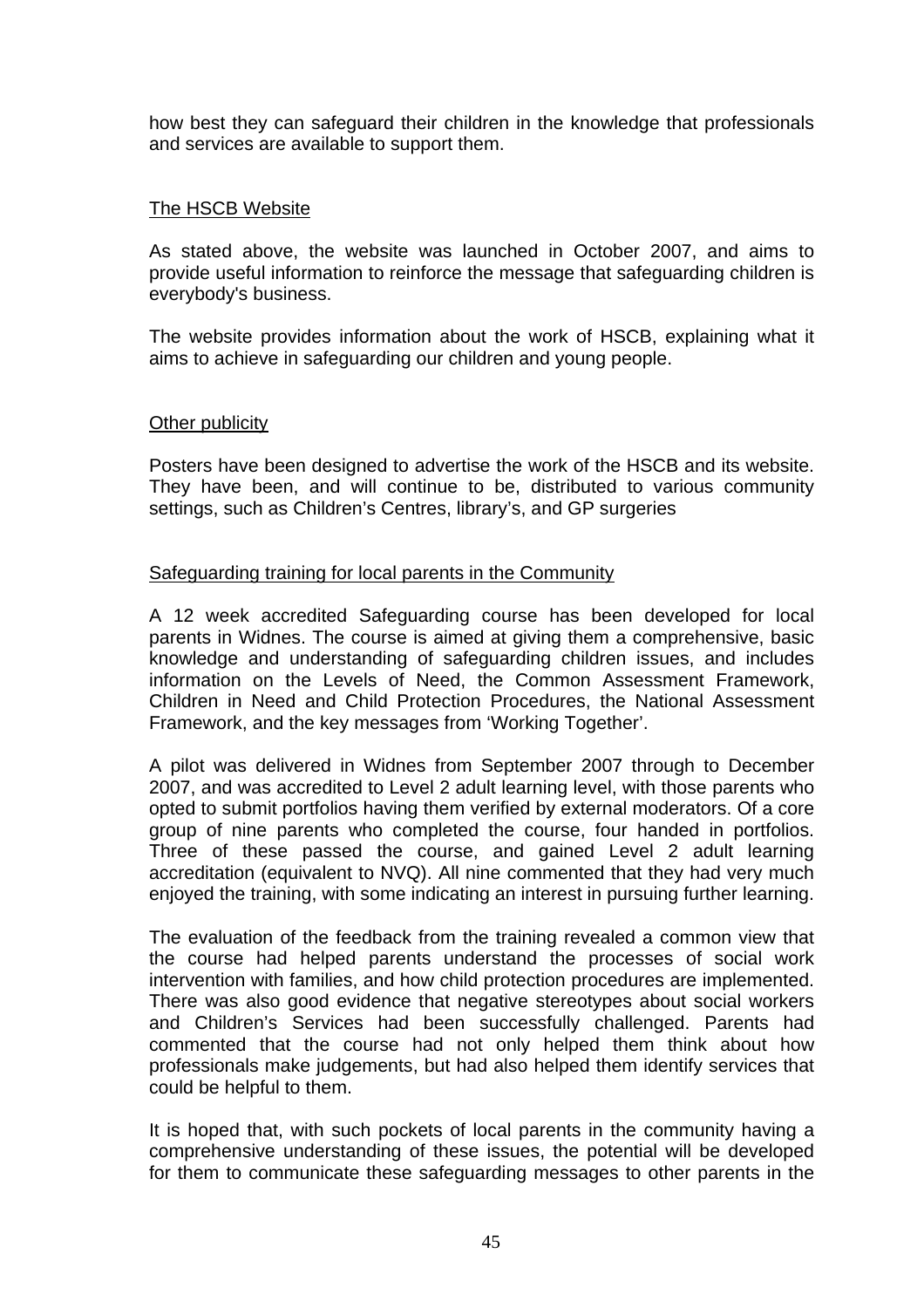how best they can safeguard their children in the knowledge that professionals and services are available to support them.

<u>The HSCB Website</u>

As stated above, the website was launched in October 2007, and aims to provide useful information to reinforce the message that safeguarding children is everybody's business.

The website provides information about the work of HSCB, explaining what it aims to achieve in safeguarding our children and young people.

<u>Other publicity</u>

Posters have been designed to advertise the work of the HSCB and its website. They have been, and will continue to be, distributed to various community settings, such as Children's Centres, library's, and GP surgeries

<u>Safeguarding training for local parents in the Community</u>

A 12 week accredited Safeguarding course has been developed for local parents in Widnes. The course is aimed at giving them a comprehensive, basic knowledge and understanding of safeguarding children issues, and includes information on the Levels of Need, the Common Assessment Framework, Children in Need and Child Protection Procedures, the National Assessment Framework, and the key messages from 'Working Together'.

A pilot was delivered in Widnes from September 2007 through to December 2007, and was accredited to Level 2 adult learning level, with those parents who opted to submit portfolios having them verified by external moderators. Of a core group of nine parents who completed the course, four handed in portfolios. Three of these passed the course, and gained Level 2 adult learning accreditation (equivalent to NVQ). All nine commented that they had very much enjoyed the training, with some indicating an interest in pursuing further learning.

The evaluation of the feedback from the training revealed a common view that the course had helped parents understand the processes of social work intervention with families, and how child protection procedures are implemented. There was also good evidence that negative stereotypes about social workers and Children's Services had been successfully challenged. Parents had commented that the course had not only helped them think about how professionals make judgements, but had also helped them identify services that could be helpful to them.

It is hoped that, with such pockets of local parents in the community having a comprehensive understanding of these issues, the potential will be developed for them to communicate these safeguarding messages to other parents in the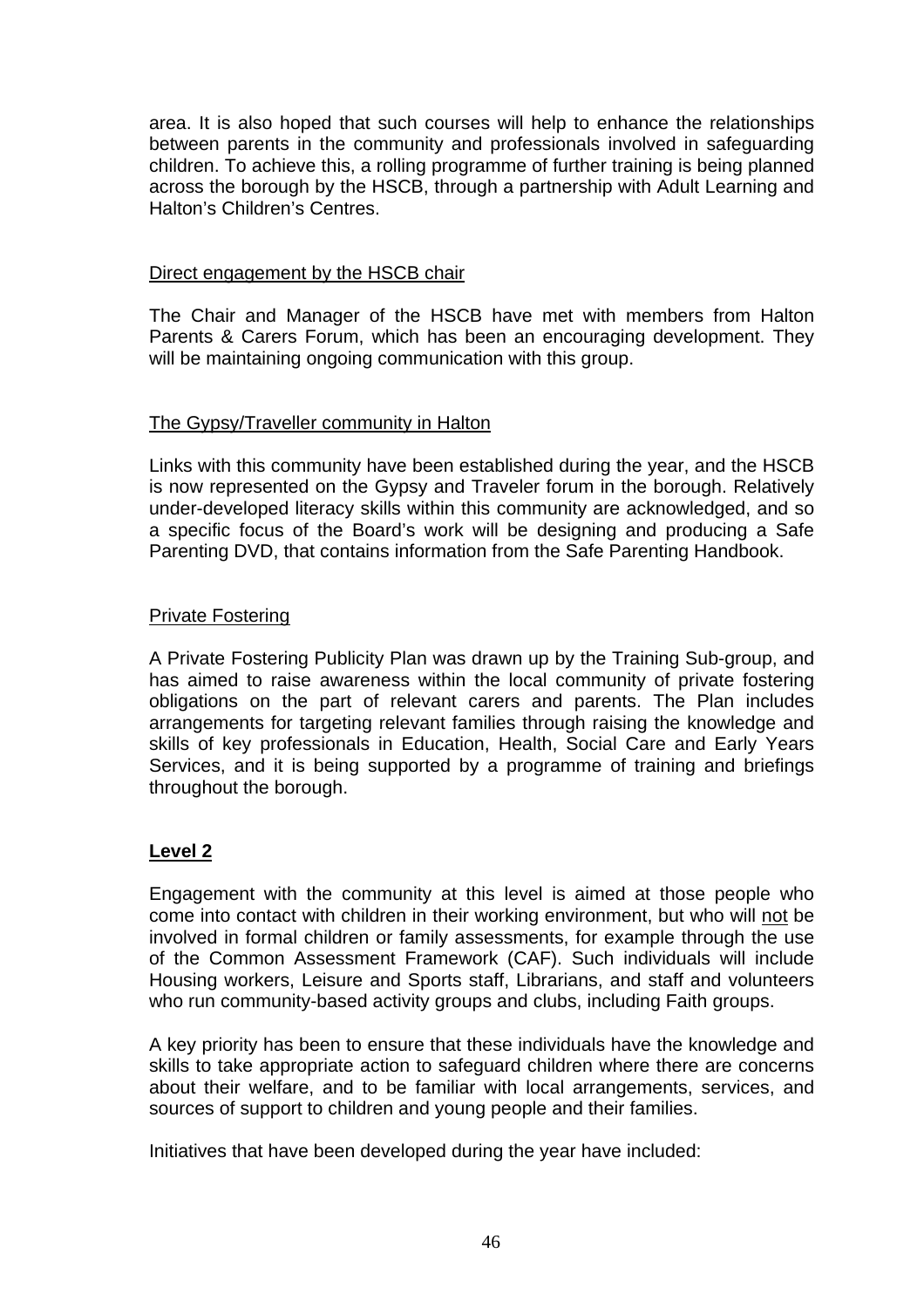area. It is also hoped that such courses will help to enhance the relationships between parents in the community and professionals involved in safeguarding children. To achieve this, a rolling programme of further training is being planned across the borough by the HSCB, through a partnership with Adult Learning and Halton's Children's Centres.

Direct engagement by the HSCB chair

The Chair and Manager of the HSCB have met with members from Halton Parents & Carers Forum, which has been an encouraging development. They will be maintaining ongoing communication with this group.

The Gypsy/Traveller community in Halton

Links with this community have been established during the year, and the HSCB is now represented on the Gypsy and Traveler forum in the borough. Relatively under-developed literacy skills within this community are acknowledged, and so a specific focus of the Board's work will be designing and producing a Safe Parenting DVD, that contains information from the Safe Parenting Handbook.

Private Fostering

A Private Fostering Publicity Plan was drawn up by the Training Sub-group, and has aimed to raise awareness within the local community of private fostering obligations on the part of relevant carers and parents. The Plan includes arrangements for targeting relevant families through raising the knowledge and skills of key professionals in Education, Health, Social Care and Early Years Services, and it is being supported by a programme of training and briefings throughout the borough.

**Level 2**

Engagement with the community at this level is aimed at those people who come into contact with children in their working environment, but who will not be involved in formal children or family assessments, for example through the use of the Common Assessment Framework (CAF). Such individuals will include Housing workers, Leisure and Sports staff, Librarians, and staff and volunteers who run community-based activity groups and clubs, including Faith groups.

A key priority has been to ensure that these individuals have the knowledge and skills to take appropriate action to safeguard children where there are concerns about their welfare, and to be familiar with local arrangements, services, and sources of support to children and young people and their families.

Initiatives that have been developed during the year have included: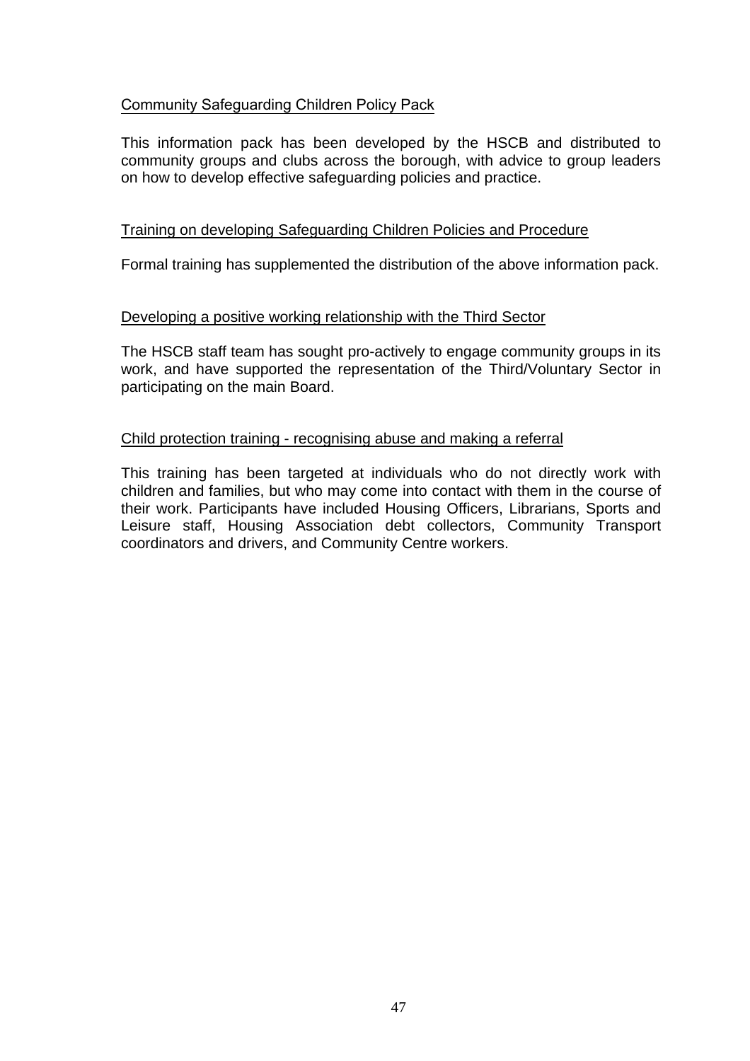<u>Community Safeguarding Children Policy Pack</u>

This information pack has been developed by the HSCB and distributed to community groups and clubs across the borough, with advice to group leaders on how to develop effective safeguarding policies and practice.

<u>Training on developing Safeguarding Children Policies and Procedure</u>

Formal training has supplemented the distribution of the above information pack.

<u>Developing a positive working relationship with the Third Sector</u>

The HSCB staff team has sought pro-actively to engage community groups in its work, and have supported the representation of the Third/Voluntary Sector in participating on the main Board.

<u>Child protection training - recognising abuse and making a referral</u>

This training has been targeted at individuals who do not directly work with children and families, but who may come into contact with them in the course of their work. Participants have included Housing Officers, Librarians, Sports and Leisure staff, Housing Association debt collectors, Community Transport coordinators and drivers, and Community Centre workers.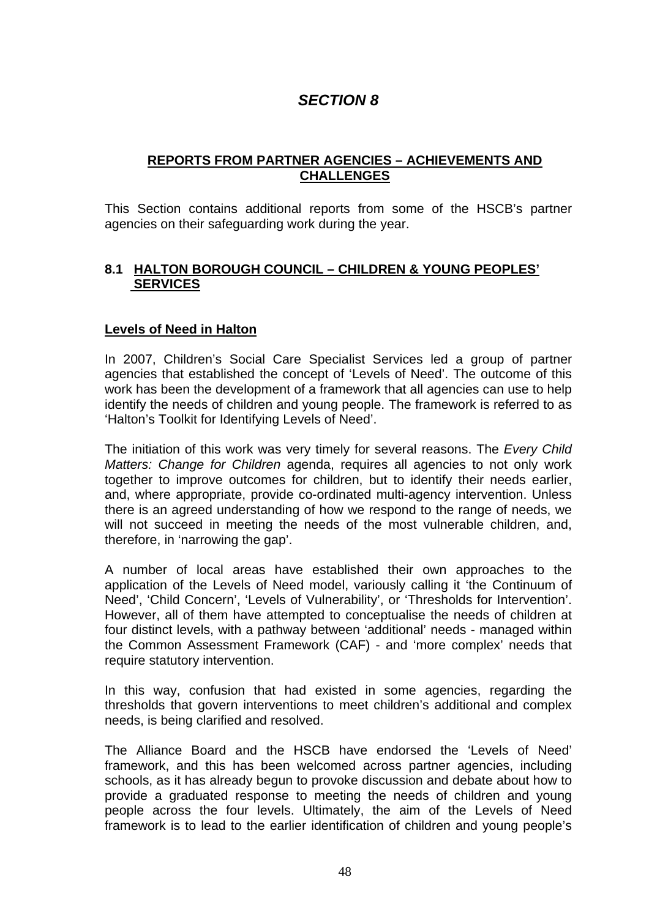# *SECTION 8*

## REPORTS FROM PARTNER AGENCIES – ACHIEVEMENTS AND CHALLENGES

This Section contains additional reports from some of the HSCB's partner agencies on their safeguarding work during the year.

### 8.1 HALTON BOROUGH COUNCIL – CHILDREN & YOUNG PEOPLES' SERVICES

#### Levels of Need in Halton

In 2007, Children's Social Care Specialist Services led a group of partner agencies that established the concept of 'Levels of Need'. The outcome of this work has been the development of a framework that all agencies can use to help identify the needs of children and young people. The framework is referred to as 'Halton's Toolkit for Identifying Levels of Need'.

The initiation of this work was very timely for several reasons. The *Every Child Matters: Change for Children* agenda, requires all agencies to not only work together to improve outcomes for children, but to identify their needs earlier, and, where appropriate, provide co-ordinated multi-agency intervention. Unless there is an agreed understanding of how we respond to the range of needs, we will not succeed in meeting the needs of the most vulnerable children, and, therefore, in 'narrowing the gap'.

A number of local areas have established their own approaches to the application of the Levels of Need model, variously calling it 'the Continuum of Need', 'Child Concern', 'Levels of Vulnerability', or 'Thresholds for Intervention'. However, all of them have attempted to conceptualise the needs of children at four distinct levels, with a pathway between 'additional' needs - managed within the Common Assessment Framework (CAF) - and 'more complex' needs that require statutory intervention.

In this way, confusion that had existed in some agencies, regarding the thresholds that govern interventions to meet children's additional and complex needs, is being clarified and resolved.

The Alliance Board and the HSCB have endorsed the 'Levels of Need' framework, and this has been welcomed across partner agencies, including schools, as it has already begun to provoke discussion and debate about how to provide a graduated response to meeting the needs of children and young people across the four levels. Ultimately, the aim of the Levels of Need framework is to lead to the earlier identification of children and young people's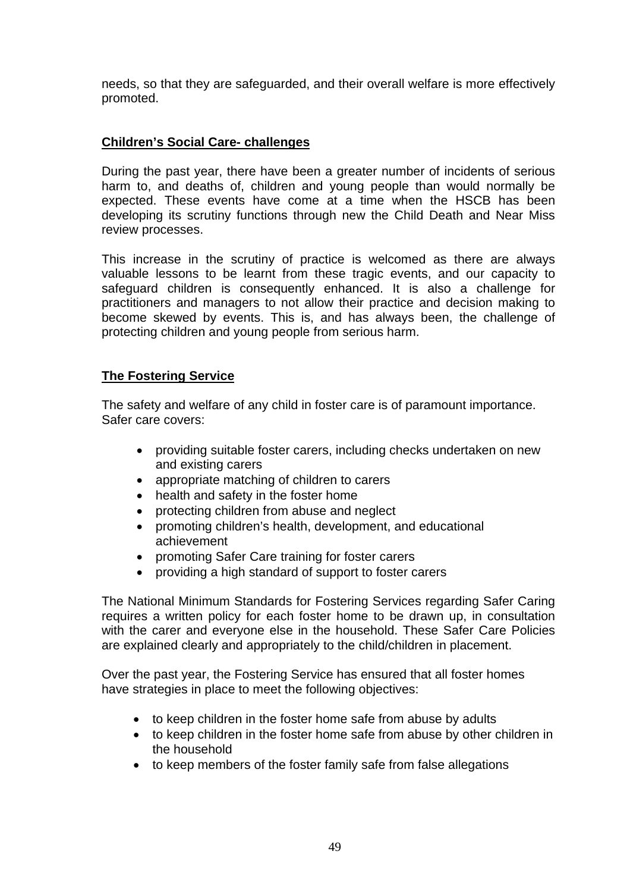needs, so that they are safeguarded, and their overall welfare is more effectively promoted.

## Children's Social Care- challenges

During the past year, there have been a greater number of incidents of serious harm to, and deaths of, children and young people than would normally be expected. These events have come at a time when the HSCB has been developing its scrutiny functions through new the Child Death and Near Miss review processes.

This increase in the scrutiny of practice is welcomed as there are always valuable lessons to be learnt from these tragic events, and our capacity to safeguard children is consequently enhanced. It is also a challenge for practitioners and managers to not allow their practice and decision making to become skewed by events. This is, and has always been, the challenge of protecting children and young people from serious harm.

## The Fostering Service

The safety and welfare of any child in foster care is of paramount importance. Safer care covers:

- providing suitable foster carers, including checks undertaken on new and existing carers
- appropriate matching of children to carers
- health and safety in the foster home
- protecting children from abuse and neglect
- promoting children's health, development, and educational achievement
- promoting Safer Care training for foster carers
- providing a high standard of support to foster carers

The National Minimum Standards for Fostering Services regarding Safer Caring requires a written policy for each foster home to be drawn up, in consultation with the carer and everyone else in the household. These Safer Care Policies are explained clearly and appropriately to the child/children in placement.

Over the past year, the Fostering Service has ensured that all foster homes have strategies in place to meet the following objectives:

- to keep children in the foster home safe from abuse by adults
- to keep children in the foster home safe from abuse by other children in the household
- to keep members of the foster family safe from false allegations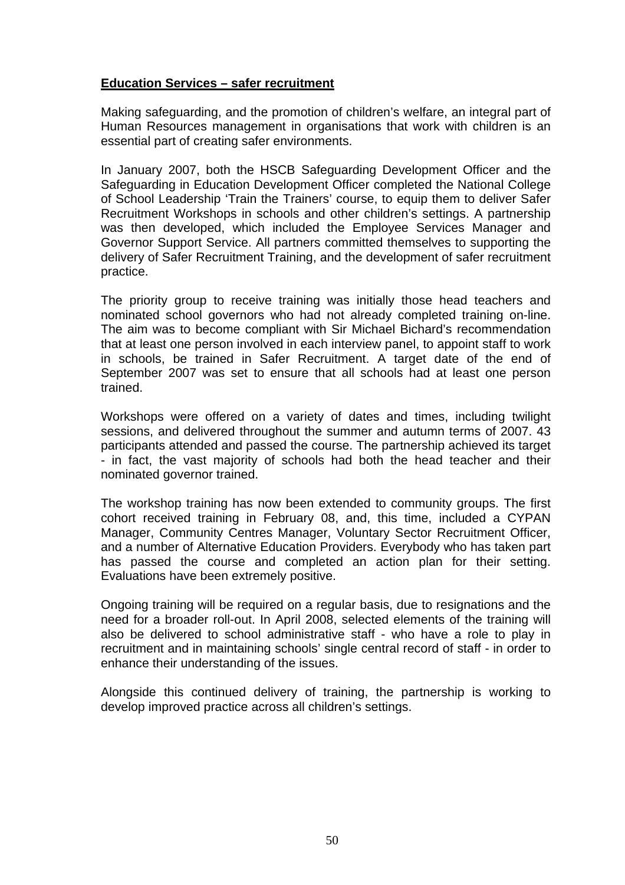**Education Services – safer recruitment**

Making safeguarding, and the promotion of children's welfare, an integral part of Human Resources management in organisations that work with children is an essential part of creating safer environments.

In January 2007, both the HSCB Safeguarding Development Officer and the Safeguarding in Education Development Officer completed the National College of School Leadership 'Train the Trainers' course, to equip them to deliver Safer Recruitment Workshops in schools and other children's settings. A partnership was then developed, which included the Employee Services Manager and Governor Support Service. All partners committed themselves to supporting the delivery of Safer Recruitment Training, and the development of safer recruitment practice.

The priority group to receive training was initially those head teachers and nominated school governors who had not already completed training on-line. The aim was to become compliant with Sir Michael Bichard's recommendation that at least one person involved in each interview panel, to appoint staff to work in schools, be trained in Safer Recruitment. A target date of the end of September 2007 was set to ensure that all schools had at least one person trained.

Workshops were offered on a variety of dates and times, including twilight sessions, and delivered throughout the summer and autumn terms of 2007. 43 participants attended and passed the course. The partnership achieved its target - in fact, the vast majority of schools had both the head teacher and their nominated governor trained.

The workshop training has now been extended to community groups. The first cohort received training in February 08, and, this time, included a CYPAN Manager, Community Centres Manager, Voluntary Sector Recruitment Officer, and a number of Alternative Education Providers. Everybody who has taken part has passed the course and completed an action plan for their setting. Evaluations have been extremely positive.

Ongoing training will be required on a regular basis, due to resignations and the need for a broader roll-out. In April 2008, selected elements of the training will also be delivered to school administrative staff - who have a role to play in recruitment and in maintaining schools' single central record of staff - in order to enhance their understanding of the issues.

Alongside this continued delivery of training, the partnership is working to develop improved practice across all children's settings.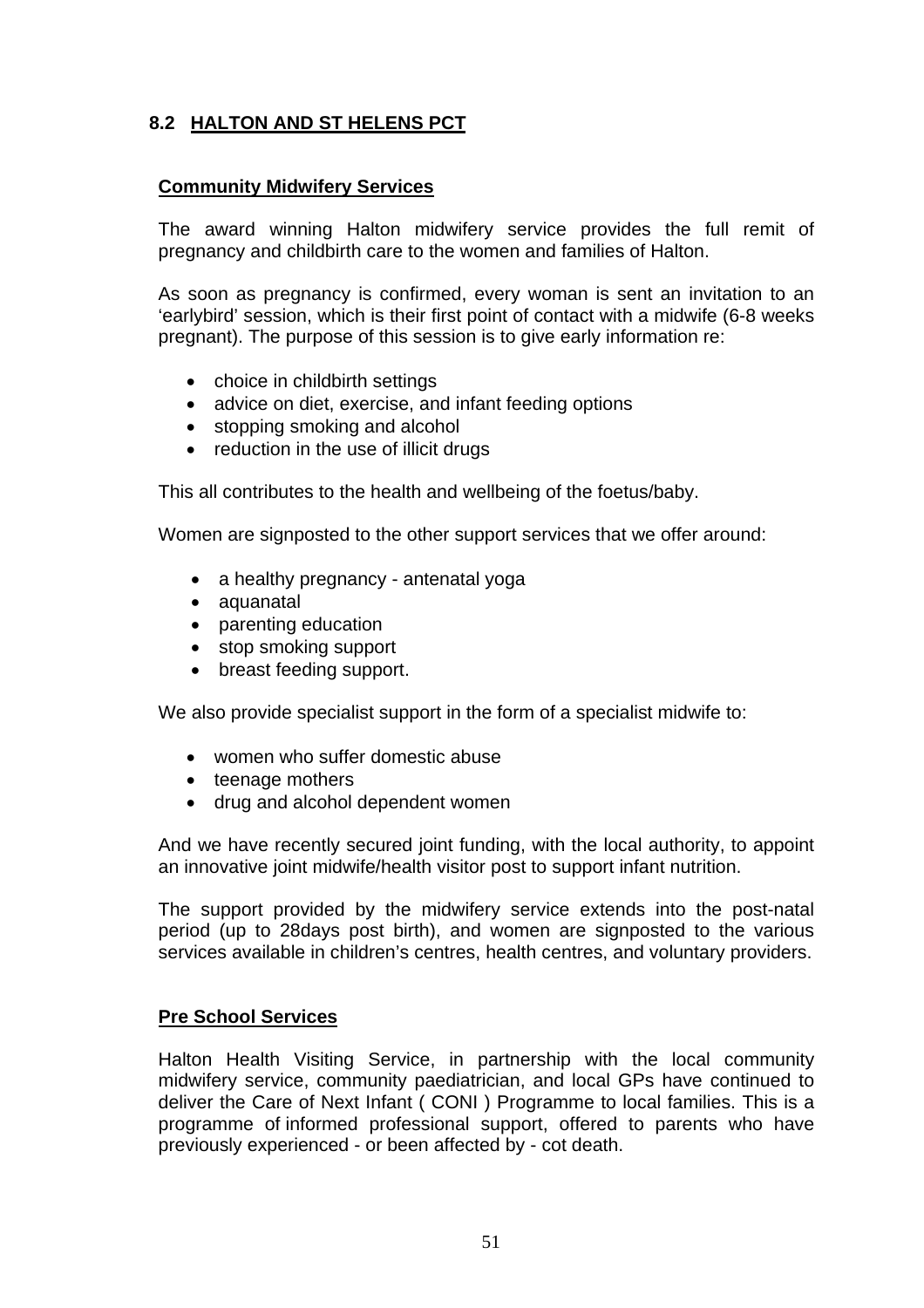## 8.2 HALTON AND ST HELENS PCT

### Community Midwifery Services

The award winning Halton midwifery service provides the full remit of pregnancy and childbirth care to the women and families of Halton.

As soon as pregnancy is confirmed, every woman is sent an invitation to an 'earlybird' session, which is their first point of contact with a midwife (6-8 weeks pregnant). The purpose of this session is to give early information re:

- choice in childbirth settings
- advice on diet, exercise, and infant feeding options
- stopping smoking and alcohol
- reduction in the use of illicit drugs

This all contributes to the health and wellbeing of the foetus/baby.

Women are signposted to the other support services that we offer around:

- a healthy pregnancy - antenatal yoga
- aquanatal
- parenting education
- stop smoking support
- breast feeding support.

We also provide specialist support in the form of a specialist midwife to:

- women who suffer domestic abuse
- teenage mothers
- drug and alcohol dependent women

And we have recently secured joint funding, with the local authority, to appoint an innovative joint midwife/health visitor post to support infant nutrition.

The support provided by the midwifery service extends into the post-natal period (up to 28days post birth), and women are signposted to the various services available in children's centres, health centres, and voluntary providers.

### Pre School Services

Halton Health Visiting Service, in partnership with the local community midwifery service, community paediatrician, and local GPs have continued to deliver the Care of Next Infant ( CONI ) Programme to local families. This is a programme of informed professional support, offered to parents who have previously experienced - or been affected by - cot death.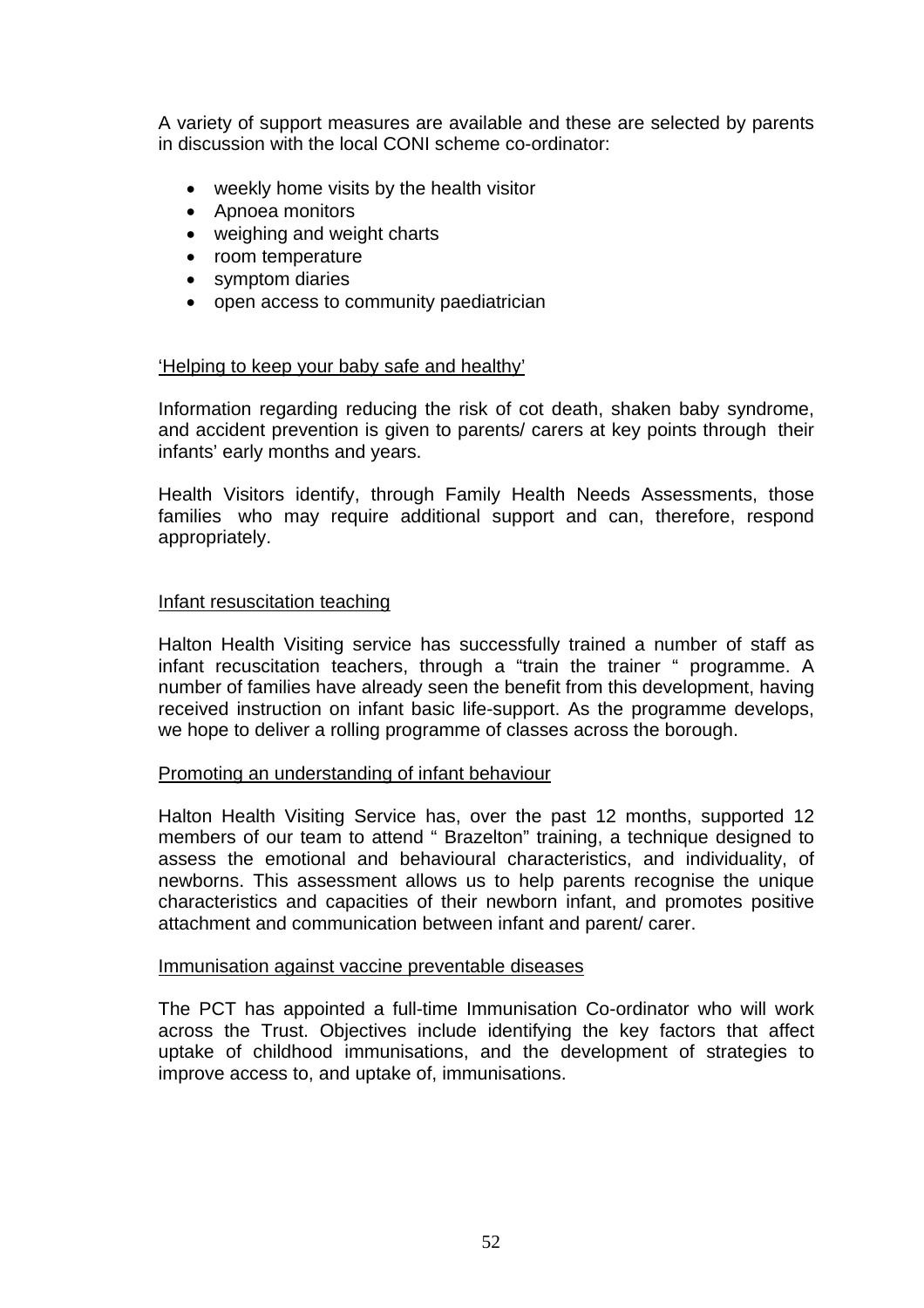A variety of support measures are available and these are selected by parents in discussion with the local CONI scheme co-ordinator:

- weekly home visits by the health visitor
- Apnoea monitors
- weighing and weight charts
- room temperature
- symptom diaries
- open access to community paediatrician

<u>'Helping to keep your baby safe and healthy'</u>

Information regarding reducing the risk of cot death, shaken baby syndrome, and accident prevention is given to parents/ carers at key points through their infants' early months and years.

Health Visitors identify, through Family Health Needs Assessments, those families who may require additional support and can, therefore, respond appropriately.

<u>Infant resuscitation teaching</u>

Halton Health Visiting service has successfully trained a number of staff as infant recuscitation teachers, through a "train the trainer " programme. A number of families have already seen the benefit from this development, having received instruction on infant basic life-support. As the programme develops, we hope to deliver a rolling programme of classes across the borough.

<u>Promoting an understanding of infant behaviour</u>

Halton Health Visiting Service has, over the past 12 months, supported 12 members of our team to attend " Brazelton" training, a technique designed to assess the emotional and behavioural characteristics, and individuality, of newborns. This assessment allows us to help parents recognise the unique characteristics and capacities of their newborn infant, and promotes positive attachment and communication between infant and parent/ carer.

<u>Immunisation against vaccine preventable diseases</u>

The PCT has appointed a full-time Immunisation Co-ordinator who will work across the Trust. Objectives include identifying the key factors that affect uptake of childhood immunisations, and the development of strategies to improve access to, and uptake of, immunisations.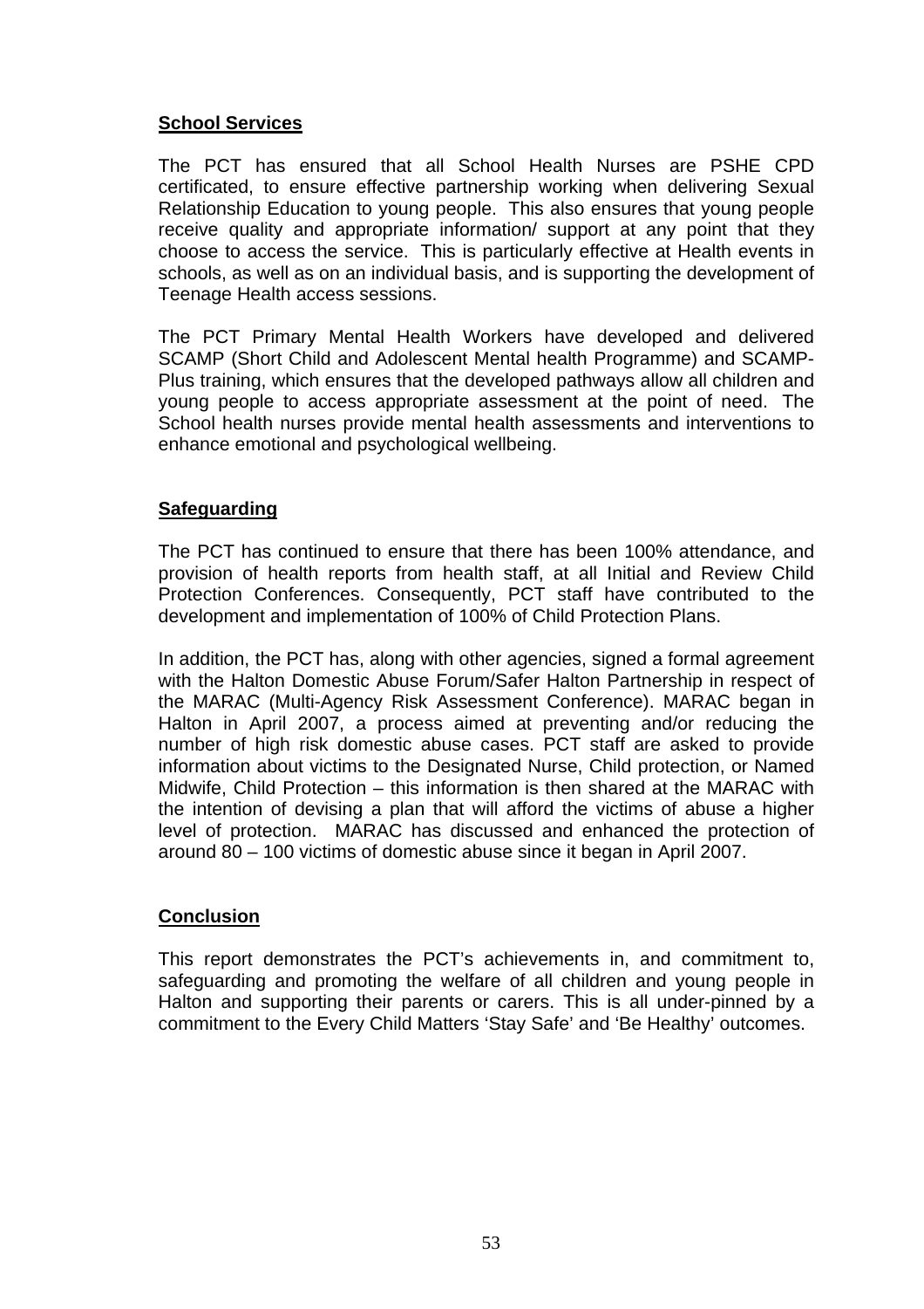**School Services**

The PCT has ensured that all School Health Nurses are PSHE CPD certificated, to ensure effective partnership working when delivering Sexual Relationship Education to young people. This also ensures that young people receive quality and appropriate information/ support at any point that they choose to access the service. This is particularly effective at Health events in schools, as well as on an individual basis, and is supporting the development of Teenage Health access sessions.

The PCT Primary Mental Health Workers have developed and delivered SCAMP (Short Child and Adolescent Mental health Programme) and SCAMP-Plus training, which ensures that the developed pathways allow all children and young people to access appropriate assessment at the point of need. The School health nurses provide mental health assessments and interventions to enhance emotional and psychological wellbeing.

**Safeguarding**

The PCT has continued to ensure that there has been 100% attendance, and provision of health reports from health staff, at all Initial and Review Child Protection Conferences. Consequently, PCT staff have contributed to the development and implementation of 100% of Child Protection Plans.

In addition, the PCT has, along with other agencies, signed a formal agreement with the Halton Domestic Abuse Forum/Safer Halton Partnership in respect of the MARAC (Multi-Agency Risk Assessment Conference). MARAC began in Halton in April 2007, a process aimed at preventing and/or reducing the number of high risk domestic abuse cases. PCT staff are asked to provide information about victims to the Designated Nurse, Child protection, or Named Midwife, Child Protection – this information is then shared at the MARAC with the intention of devising a plan that will afford the victims of abuse a higher level of protection. MARAC has discussed and enhanced the protection of around 80 – 100 victims of domestic abuse since it began in April 2007.

**Conclusion**

This report demonstrates the PCT's achievements in, and commitment to, safeguarding and promoting the welfare of all children and young people in Halton and supporting their parents or carers. This is all under-pinned by a commitment to the Every Child Matters 'Stay Safe' and 'Be Healthy' outcomes.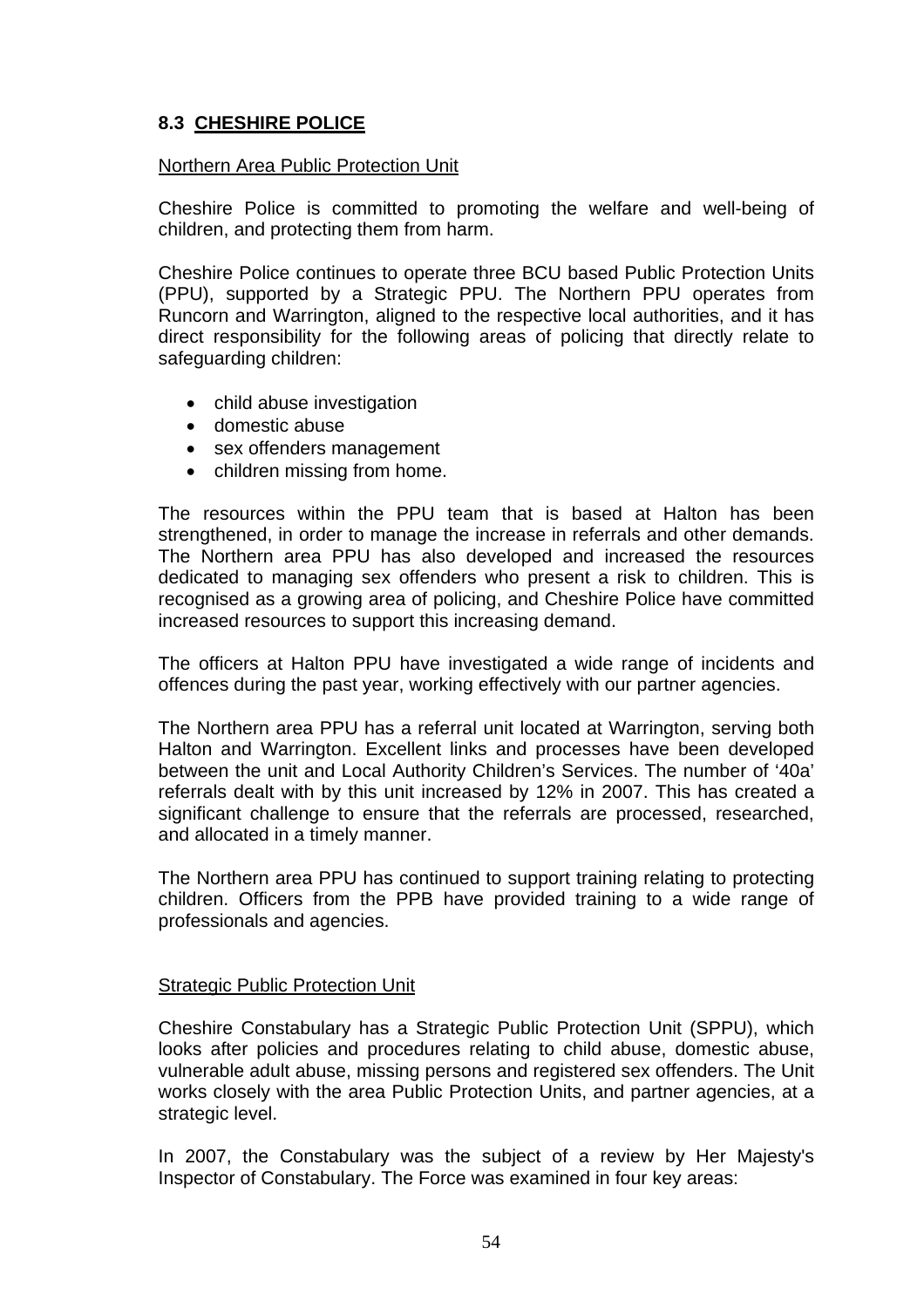## 8.3 CHESHIRE POLICE

Northern Area Public Protection Unit

Cheshire Police is committed to promoting the welfare and well-being of children, and protecting them from harm.

Cheshire Police continues to operate three BCU based Public Protection Units (PPU), supported by a Strategic PPU. The Northern PPU operates from Runcorn and Warrington, aligned to the respective local authorities, and it has direct responsibility for the following areas of policing that directly relate to safeguarding children:

- child abuse investigation
- domestic abuse
- sex offenders management
- children missing from home.

The resources within the PPU team that is based at Halton has been strengthened, in order to manage the increase in referrals and other demands. The Northern area PPU has also developed and increased the resources dedicated to managing sex offenders who present a risk to children. This is recognised as a growing area of policing, and Cheshire Police have committed increased resources to support this increasing demand.

The officers at Halton PPU have investigated a wide range of incidents and offences during the past year, working effectively with our partner agencies.

The Northern area PPU has a referral unit located at Warrington, serving both Halton and Warrington. Excellent links and processes have been developed between the unit and Local Authority Children's Services. The number of '40a' referrals dealt with by this unit increased by 12% in 2007. This has created a significant challenge to ensure that the referrals are processed, researched, and allocated in a timely manner.

The Northern area PPU has continued to support training relating to protecting children. Officers from the PPB have provided training to a wide range of professionals and agencies.

Strategic Public Protection Unit

Cheshire Constabulary has a Strategic Public Protection Unit (SPPU), which looks after policies and procedures relating to child abuse, domestic abuse, vulnerable adult abuse, missing persons and registered sex offenders. The Unit works closely with the area Public Protection Units, and partner agencies, at a strategic level.

In 2007, the Constabulary was the subject of a review by Her Majesty's Inspector of Constabulary. The Force was examined in four key areas: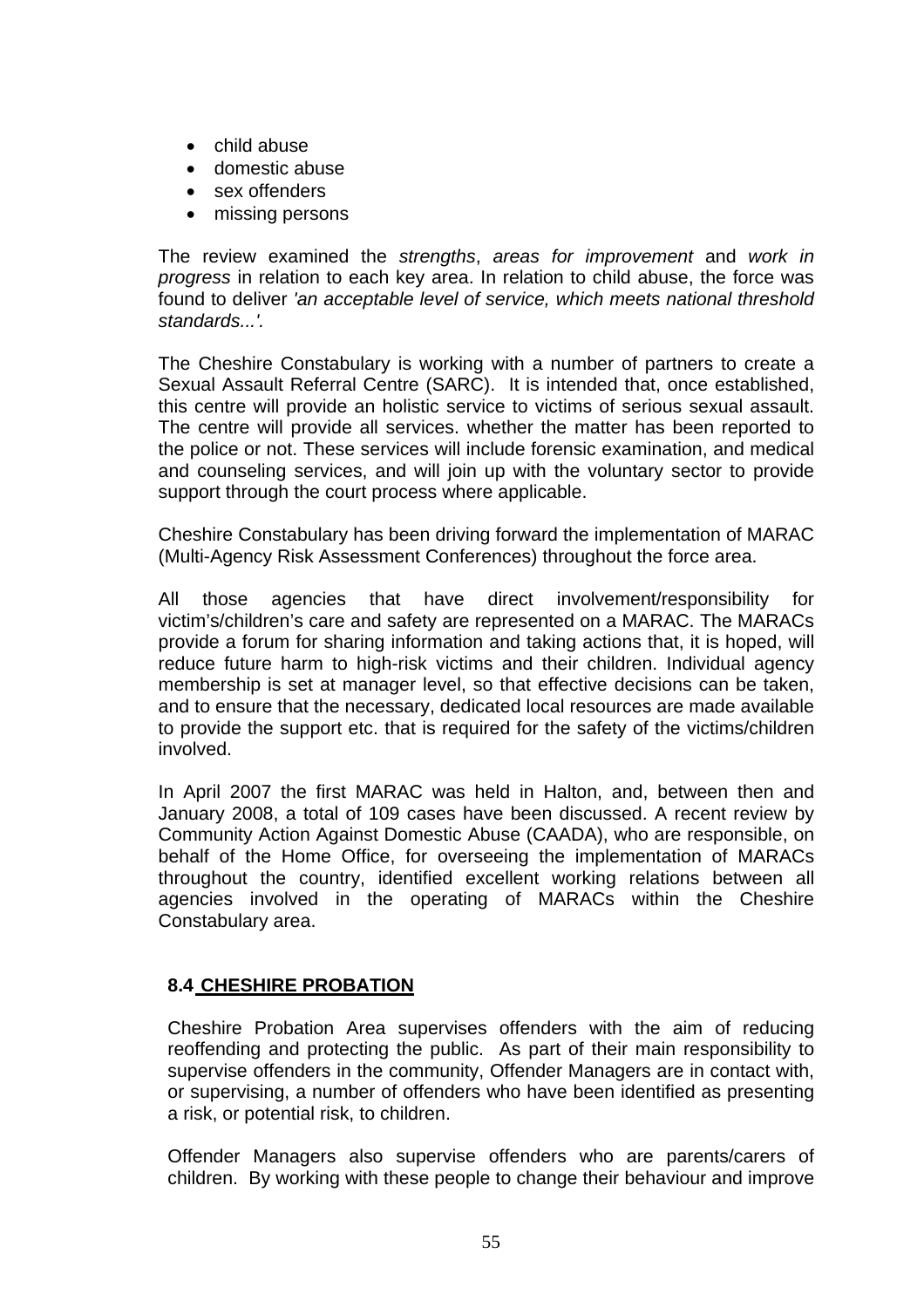- child abuse
- domestic abuse
- sex offenders
- missing persons

The review examined the *strengths*, *areas for improvement* and *work in progress* in relation to each key area. In relation to child abuse, the force was found to deliver *'an acceptable level of service, which meets national threshold standards...'.*

The Cheshire Constabulary is working with a number of partners to create a Sexual Assault Referral Centre (SARC). It is intended that, once established, this centre will provide an holistic service to victims of serious sexual assault. The centre will provide all services. whether the matter has been reported to the police or not. These services will include forensic examination, and medical and counseling services, and will join up with the voluntary sector to provide support through the court process where applicable.

Cheshire Constabulary has been driving forward the implementation of MARAC (Multi-Agency Risk Assessment Conferences) throughout the force area.

All those agencies that have direct involvement/responsibility for victim's/children's care and safety are represented on a MARAC. The MARACs provide a forum for sharing information and taking actions that, it is hoped, will reduce future harm to high-risk victims and their children. Individual agency membership is set at manager level, so that effective decisions can be taken, and to ensure that the necessary, dedicated local resources are made available to provide the support etc. that is required for the safety of the victims/children involved.

In April 2007 the first MARAC was held in Halton, and, between then and January 2008, a total of 109 cases have been discussed. A recent review by Community Action Against Domestic Abuse (CAADA), who are responsible, on behalf of the Home Office, for overseeing the implementation of MARACs throughout the country, identified excellent working relations between all agencies involved in the operating of MARACs within the Cheshire Constabulary area.

## 8.4 CHESHIRE PROBATION

Cheshire Probation Area supervises offenders with the aim of reducing reoffending and protecting the public. As part of their main responsibility to supervise offenders in the community, Offender Managers are in contact with, or supervising, a number of offenders who have been identified as presenting a risk, or potential risk, to children.

Offender Managers also supervise offenders who are parents/carers of children. By working with these people to change their behaviour and improve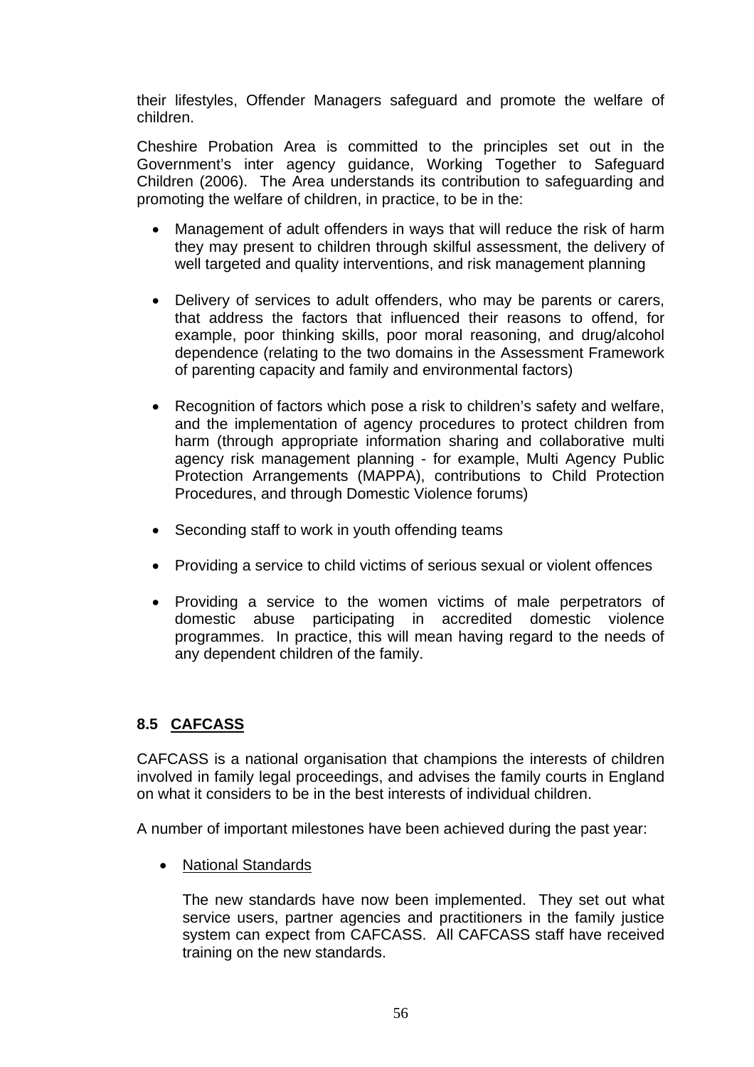their lifestyles, Offender Managers safeguard and promote the welfare of children.

Cheshire Probation Area is committed to the principles set out in the Government's inter agency guidance, Working Together to Safeguard Children (2006). The Area understands its contribution to safeguarding and promoting the welfare of children, in practice, to be in the:

- Management of adult offenders in ways that will reduce the risk of harm they may present to children through skilful assessment, the delivery of well targeted and quality interventions, and risk management planning

- Delivery of services to adult offenders, who may be parents or carers, that address the factors that influenced their reasons to offend, for example, poor thinking skills, poor moral reasoning, and drug/alcohol dependence (relating to the two domains in the Assessment Framework of parenting capacity and family and environmental factors)

- Recognition of factors which pose a risk to children's safety and welfare, and the implementation of agency procedures to protect children from harm (through appropriate information sharing and collaborative multi agency risk management planning - for example, Multi Agency Public Protection Arrangements (MAPPA), contributions to Child Protection Procedures, and through Domestic Violence forums)

- Seconding staff to work in youth offending teams

- Providing a service to child victims of serious sexual or violent offences

- Providing a service to the women victims of male perpetrators of domestic abuse participating in accredited domestic violence programmes. In practice, this will mean having regard to the needs of any dependent children of the family.

### 8.5 CAFCASS

CAFCASS is a national organisation that champions the interests of children involved in family legal proceedings, and advises the family courts in England on what it considers to be in the best interests of individual children.

A number of important milestones have been achieved during the past year:

- National Standards

  The new standards have now been implemented. They set out what service users, partner agencies and practitioners in the family justice system can expect from CAFCASS. All CAFCASS staff have received training on the new standards.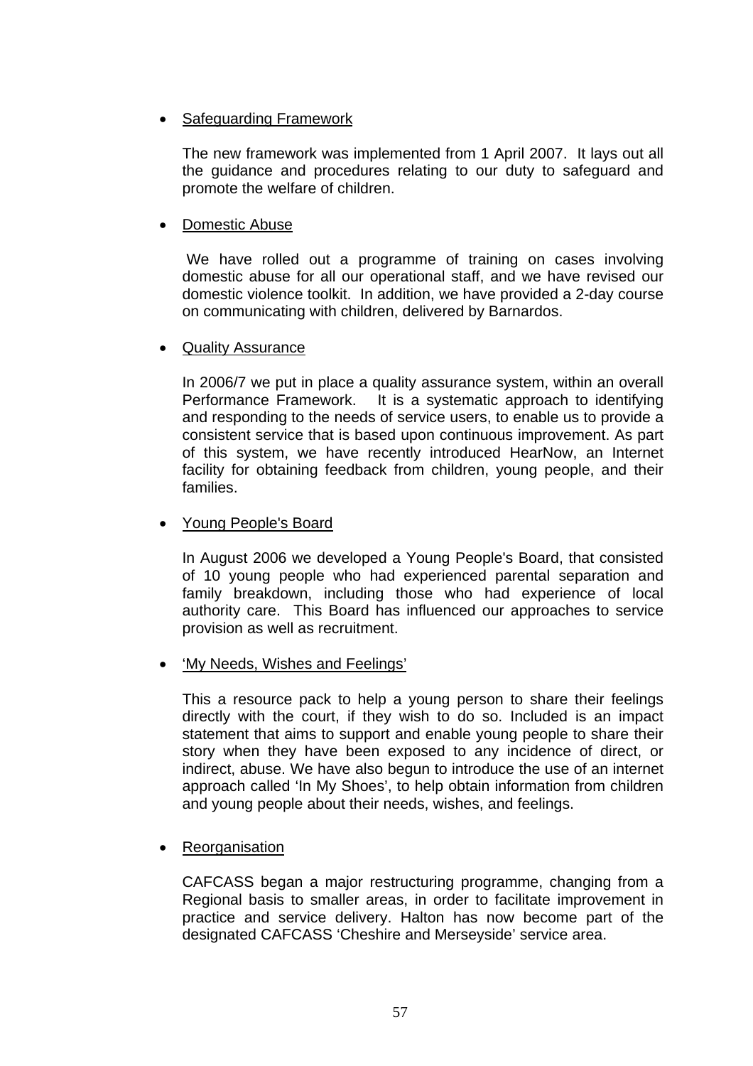- Safeguarding Framework

  The new framework was implemented from 1 April 2007. It lays out all the guidance and procedures relating to our duty to safeguard and promote the welfare of children.

- Domestic Abuse

  We have rolled out a programme of training on cases involving domestic abuse for all our operational staff, and we have revised our domestic violence toolkit. In addition, we have provided a 2-day course on communicating with children, delivered by Barnardos.

- Quality Assurance

  In 2006/7 we put in place a quality assurance system, within an overall Performance Framework. It is a systematic approach to identifying and responding to the needs of service users, to enable us to provide a consistent service that is based upon continuous improvement. As part of this system, we have recently introduced HearNow, an Internet facility for obtaining feedback from children, young people, and their families.

- Young People's Board

  In August 2006 we developed a Young People's Board, that consisted of 10 young people who had experienced parental separation and family breakdown, including those who had experience of local authority care. This Board has influenced our approaches to service provision as well as recruitment.

- 'My Needs, Wishes and Feelings'

  This a resource pack to help a young person to share their feelings directly with the court, if they wish to do so. Included is an impact statement that aims to support and enable young people to share their story when they have been exposed to any incidence of direct, or indirect, abuse. We have also begun to introduce the use of an internet approach called 'In My Shoes', to help obtain information from children and young people about their needs, wishes, and feelings.

- Reorganisation

  CAFCASS began a major restructuring programme, changing from a Regional basis to smaller areas, in order to facilitate improvement in practice and service delivery. Halton has now become part of the designated CAFCASS 'Cheshire and Merseyside' service area.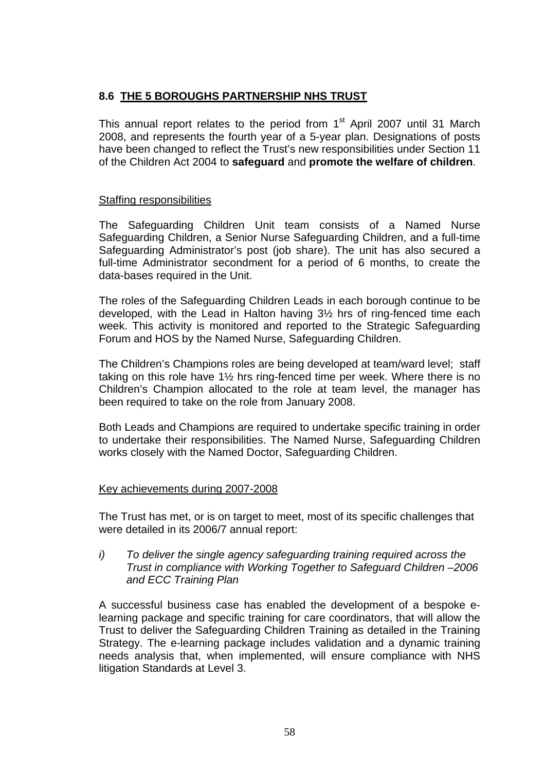## 8.6 THE 5 BOROUGHS PARTNERSHIP NHS TRUST

This annual report relates to the period from 1st April 2007 until 31 March 2008, and represents the fourth year of a 5-year plan. Designations of posts have been changed to reflect the Trust's new responsibilities under Section 11 of the Children Act 2004 to **safeguard** and **promote the welfare of children**.

### Staffing responsibilities

The Safeguarding Children Unit team consists of a Named Nurse Safeguarding Children, a Senior Nurse Safeguarding Children, and a full-time Safeguarding Administrator's post (job share). The unit has also secured a full-time Administrator secondment for a period of 6 months, to create the data-bases required in the Unit.

The roles of the Safeguarding Children Leads in each borough continue to be developed, with the Lead in Halton having 3½ hrs of ring-fenced time each week. This activity is monitored and reported to the Strategic Safeguarding Forum and HOS by the Named Nurse, Safeguarding Children.

The Children's Champions roles are being developed at team/ward level; staff taking on this role have 1½ hrs ring-fenced time per week. Where there is no Children's Champion allocated to the role at team level, the manager has been required to take on the role from January 2008.

Both Leads and Champions are required to undertake specific training in order to undertake their responsibilities. The Named Nurse, Safeguarding Children works closely with the Named Doctor, Safeguarding Children.

### Key achievements during 2007-2008

The Trust has met, or is on target to meet, most of its specific challenges that were detailed in its 2006/7 annual report:

*i) To deliver the single agency safeguarding training required across the Trust in compliance with Working Together to Safeguard Children –2006 and ECC Training Plan*

A successful business case has enabled the development of a bespoke e-learning package and specific training for care coordinators, that will allow the Trust to deliver the Safeguarding Children Training as detailed in the Training Strategy. The e-learning package includes validation and a dynamic training needs analysis that, when implemented, will ensure compliance with NHS litigation Standards at Level 3.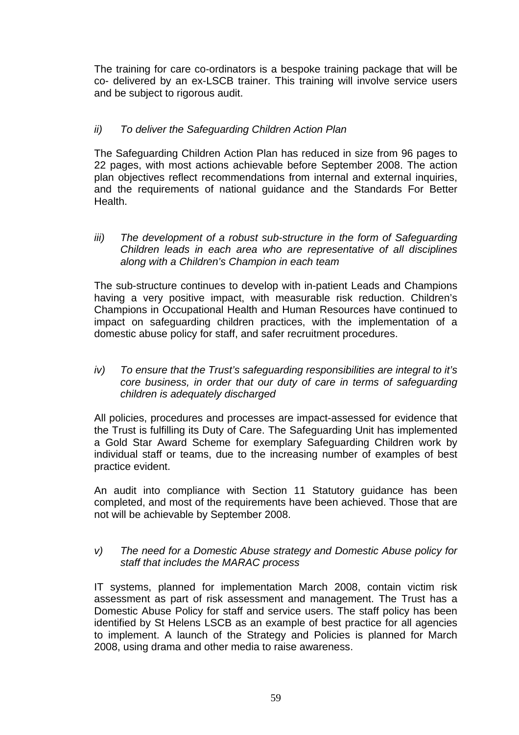The training for care co-ordinators is a bespoke training package that will be co- delivered by an ex-LSCB trainer. This training will involve service users and be subject to rigorous audit.

*ii) To deliver the Safeguarding Children Action Plan*

The Safeguarding Children Action Plan has reduced in size from 96 pages to 22 pages, with most actions achievable before September 2008. The action plan objectives reflect recommendations from internal and external inquiries, and the requirements of national guidance and the Standards For Better Health.

*iii) The development of a robust sub-structure in the form of Safeguarding Children leads in each area who are representative of all disciplines along with a Children's Champion in each team*

The sub-structure continues to develop with in-patient Leads and Champions having a very positive impact, with measurable risk reduction. Children's Champions in Occupational Health and Human Resources have continued to impact on safeguarding children practices, with the implementation of a domestic abuse policy for staff, and safer recruitment procedures.

*iv) To ensure that the Trust's safeguarding responsibilities are integral to it's core business, in order that our duty of care in terms of safeguarding children is adequately discharged*

All policies, procedures and processes are impact-assessed for evidence that the Trust is fulfilling its Duty of Care. The Safeguarding Unit has implemented a Gold Star Award Scheme for exemplary Safeguarding Children work by individual staff or teams, due to the increasing number of examples of best practice evident.

An audit into compliance with Section 11 Statutory guidance has been completed, and most of the requirements have been achieved. Those that are not will be achievable by September 2008.

*v) The need for a Domestic Abuse strategy and Domestic Abuse policy for staff that includes the MARAC process*

IT systems, planned for implementation March 2008, contain victim risk assessment as part of risk assessment and management. The Trust has a Domestic Abuse Policy for staff and service users. The staff policy has been identified by St Helens LSCB as an example of best practice for all agencies to implement. A launch of the Strategy and Policies is planned for March 2008, using drama and other media to raise awareness.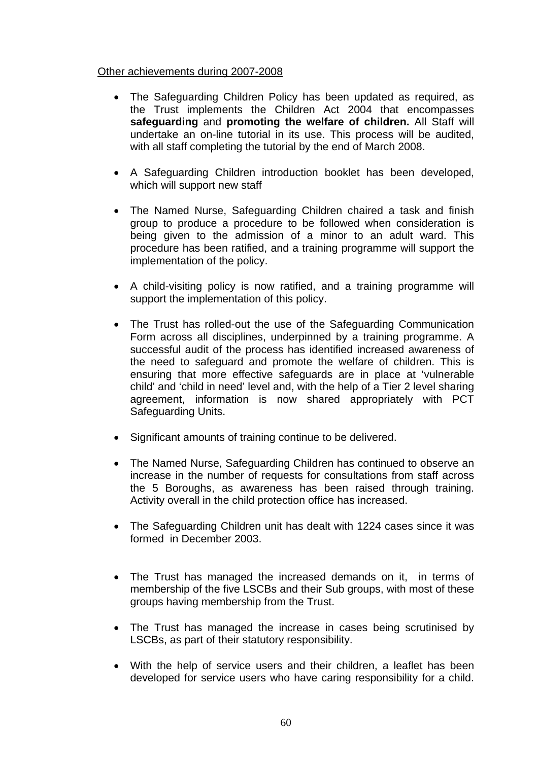Other achievements during 2007-2008

- The Safeguarding Children Policy has been updated as required, as the Trust implements the Children Act 2004 that encompasses **safeguarding** and **promoting the welfare of children.** All Staff will undertake an on-line tutorial in its use. This process will be audited, with all staff completing the tutorial by the end of March 2008.

- A Safeguarding Children introduction booklet has been developed, which will support new staff

- The Named Nurse, Safeguarding Children chaired a task and finish group to produce a procedure to be followed when consideration is being given to the admission of a minor to an adult ward. This procedure has been ratified, and a training programme will support the implementation of the policy.

- A child-visiting policy is now ratified, and a training programme will support the implementation of this policy.

- The Trust has rolled-out the use of the Safeguarding Communication Form across all disciplines, underpinned by a training programme. A successful audit of the process has identified increased awareness of the need to safeguard and promote the welfare of children. This is ensuring that more effective safeguards are in place at 'vulnerable child' and 'child in need' level and, with the help of a Tier 2 level sharing agreement, information is now shared appropriately with PCT Safeguarding Units.

- Significant amounts of training continue to be delivered.

- The Named Nurse, Safeguarding Children has continued to observe an increase in the number of requests for consultations from staff across the 5 Boroughs, as awareness has been raised through training. Activity overall in the child protection office has increased.

- The Safeguarding Children unit has dealt with 1224 cases since it was formed in December 2003.

- The Trust has managed the increased demands on it, in terms of membership of the five LSCBs and their Sub groups, with most of these groups having membership from the Trust.

- The Trust has managed the increase in cases being scrutinised by LSCBs, as part of their statutory responsibility.

- With the help of service users and their children, a leaflet has been developed for service users who have caring responsibility for a child.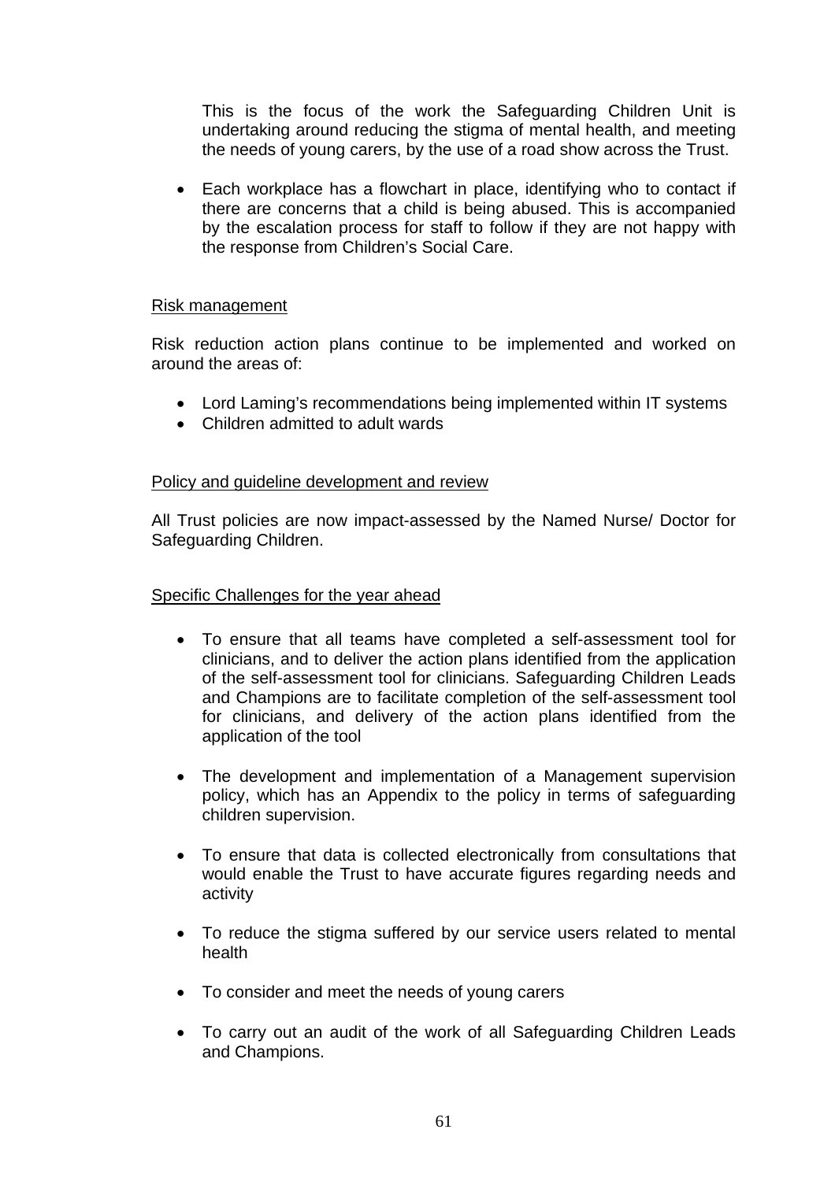This is the focus of the work the Safeguarding Children Unit is undertaking around reducing the stigma of mental health, and meeting the needs of young carers, by the use of a road show across the Trust.

- Each workplace has a flowchart in place, identifying who to contact if there are concerns that a child is being abused. This is accompanied by the escalation process for staff to follow if they are not happy with the response from Children's Social Care.

Risk management

Risk reduction action plans continue to be implemented and worked on around the areas of:

- Lord Laming's recommendations being implemented within IT systems
- Children admitted to adult wards

Policy and guideline development and review

All Trust policies are now impact-assessed by the Named Nurse/ Doctor for Safeguarding Children.

Specific Challenges for the year ahead

- To ensure that all teams have completed a self-assessment tool for clinicians, and to deliver the action plans identified from the application of the self-assessment tool for clinicians. Safeguarding Children Leads and Champions are to facilitate completion of the self-assessment tool for clinicians, and delivery of the action plans identified from the application of the tool

- The development and implementation of a Management supervision policy, which has an Appendix to the policy in terms of safeguarding children supervision.

- To ensure that data is collected electronically from consultations that would enable the Trust to have accurate figures regarding needs and activity

- To reduce the stigma suffered by our service users related to mental health

- To consider and meet the needs of young carers

- To carry out an audit of the work of all Safeguarding Children Leads and Champions.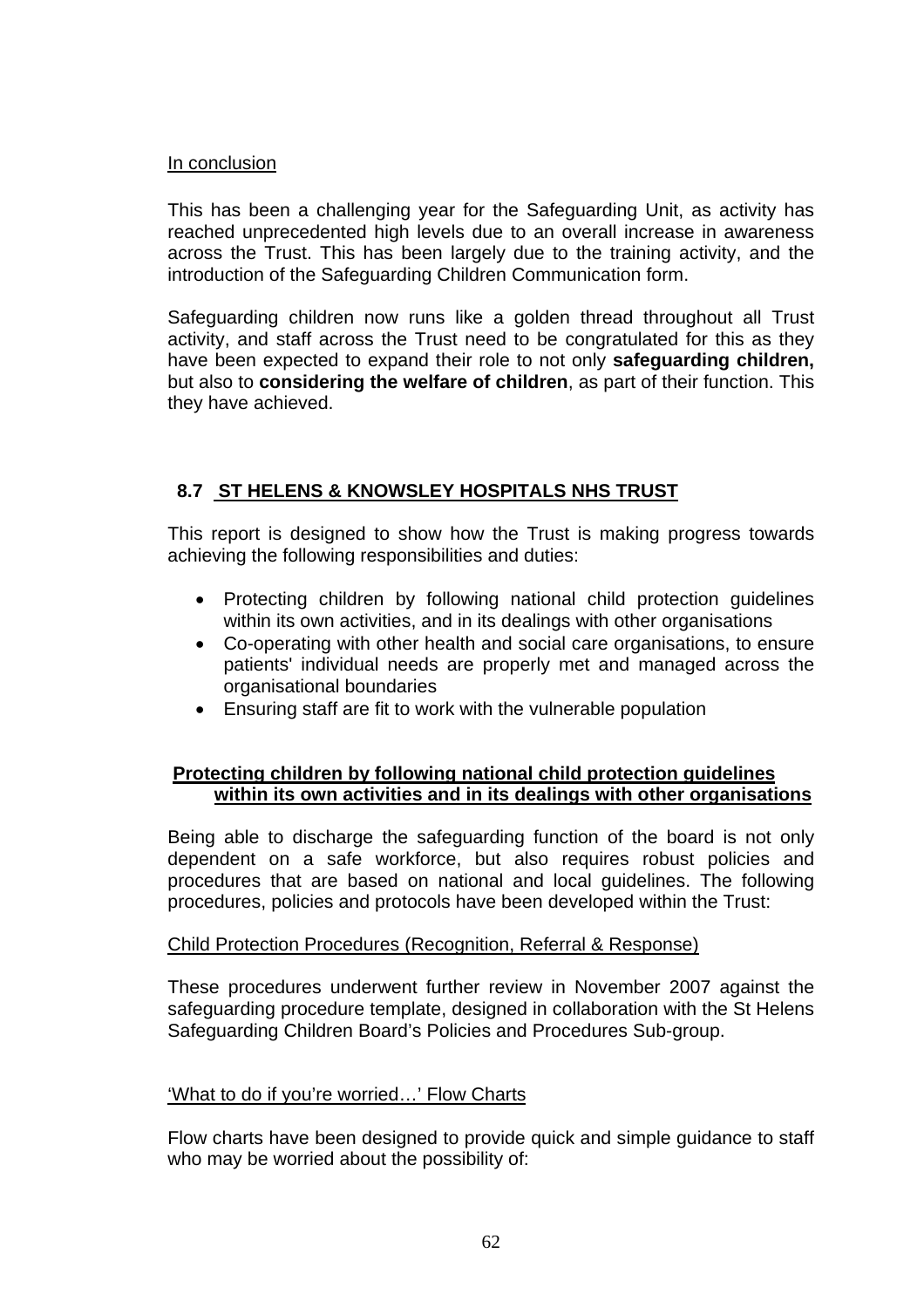In conclusion

This has been a challenging year for the Safeguarding Unit, as activity has reached unprecedented high levels due to an overall increase in awareness across the Trust. This has been largely due to the training activity, and the introduction of the Safeguarding Children Communication form.

Safeguarding children now runs like a golden thread throughout all Trust activity, and staff across the Trust need to be congratulated for this as they have been expected to expand their role to not only **safeguarding children,** but also to **considering the welfare of children**, as part of their function. This they have achieved.

## 8.7 ST HELENS & KNOWSLEY HOSPITALS NHS TRUST

This report is designed to show how the Trust is making progress towards achieving the following responsibilities and duties:

- Protecting children by following national child protection guidelines within its own activities, and in its dealings with other organisations
- Co-operating with other health and social care organisations, to ensure patients' individual needs are properly met and managed across the organisational boundaries
- Ensuring staff are fit to work with the vulnerable population

### Protecting children by following national child protection guidelines within its own activities and in its dealings with other organisations

Being able to discharge the safeguarding function of the board is not only dependent on a safe workforce, but also requires robust policies and procedures that are based on national and local guidelines. The following procedures, policies and protocols have been developed within the Trust:

Child Protection Procedures (Recognition, Referral & Response)

These procedures underwent further review in November 2007 against the safeguarding procedure template, designed in collaboration with the St Helens Safeguarding Children Board's Policies and Procedures Sub-group.

'What to do if you're worried…' Flow Charts

Flow charts have been designed to provide quick and simple guidance to staff who may be worried about the possibility of: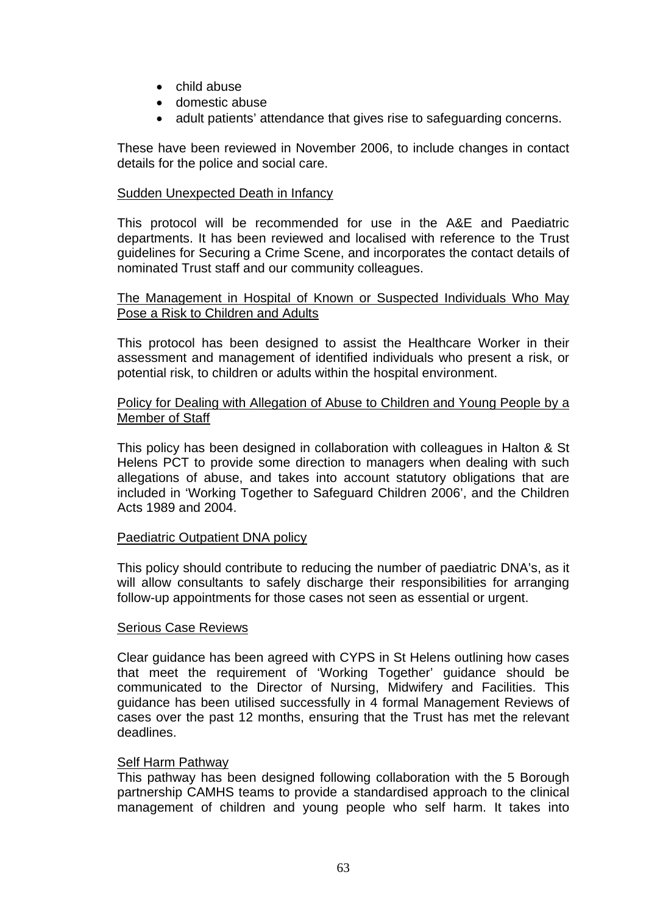- child abuse
- domestic abuse
- adult patients' attendance that gives rise to safeguarding concerns.

These have been reviewed in November 2006, to include changes in contact details for the police and social care.

Sudden Unexpected Death in Infancy

This protocol will be recommended for use in the A&E and Paediatric departments. It has been reviewed and localised with reference to the Trust guidelines for Securing a Crime Scene, and incorporates the contact details of nominated Trust staff and our community colleagues.

The Management in Hospital of Known or Suspected Individuals Who May Pose a Risk to Children and Adults

This protocol has been designed to assist the Healthcare Worker in their assessment and management of identified individuals who present a risk, or potential risk, to children or adults within the hospital environment.

Policy for Dealing with Allegation of Abuse to Children and Young People by a Member of Staff

This policy has been designed in collaboration with colleagues in Halton & St Helens PCT to provide some direction to managers when dealing with such allegations of abuse, and takes into account statutory obligations that are included in 'Working Together to Safeguard Children 2006', and the Children Acts 1989 and 2004.

Paediatric Outpatient DNA policy

This policy should contribute to reducing the number of paediatric DNA's, as it will allow consultants to safely discharge their responsibilities for arranging follow-up appointments for those cases not seen as essential or urgent.

Serious Case Reviews

Clear guidance has been agreed with CYPS in St Helens outlining how cases that meet the requirement of 'Working Together' guidance should be communicated to the Director of Nursing, Midwifery and Facilities. This guidance has been utilised successfully in 4 formal Management Reviews of cases over the past 12 months, ensuring that the Trust has met the relevant deadlines.

Self Harm Pathway
This pathway has been designed following collaboration with the 5 Borough partnership CAMHS teams to provide a standardised approach to the clinical management of children and young people who self harm. It takes into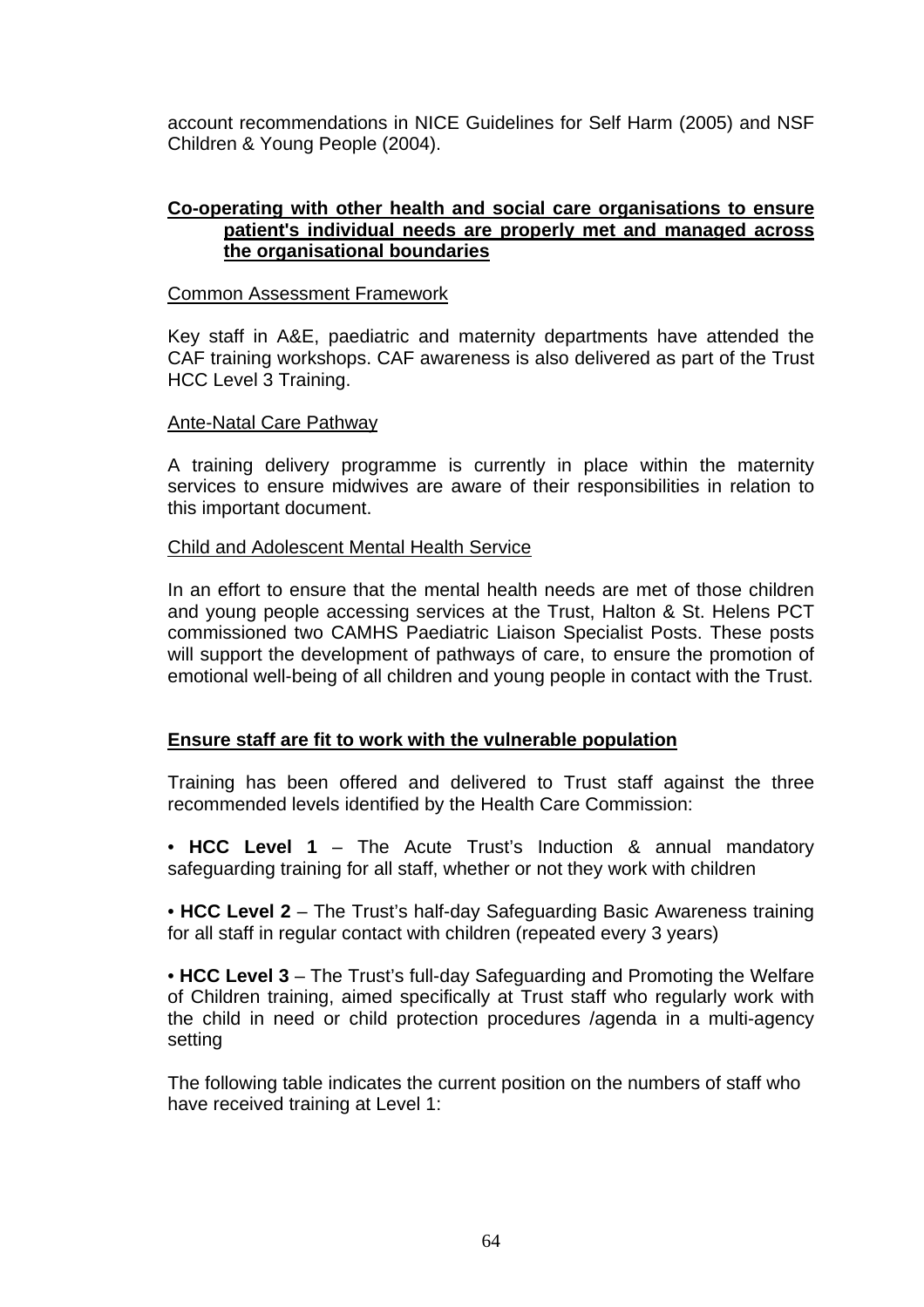account recommendations in NICE Guidelines for Self Harm (2005) and NSF Children & Young People (2004).

**Co-operating with other health and social care organisations to ensure patient's individual needs are properly met and managed across the organisational boundaries**

Common Assessment Framework

Key staff in A&E, paediatric and maternity departments have attended the CAF training workshops. CAF awareness is also delivered as part of the Trust HCC Level 3 Training.

Ante-Natal Care Pathway

A training delivery programme is currently in place within the maternity services to ensure midwives are aware of their responsibilities in relation to this important document.

Child and Adolescent Mental Health Service

In an effort to ensure that the mental health needs are met of those children and young people accessing services at the Trust, Halton & St. Helens PCT commissioned two CAMHS Paediatric Liaison Specialist Posts. These posts will support the development of pathways of care, to ensure the promotion of emotional well-being of all children and young people in contact with the Trust.

**Ensure staff are fit to work with the vulnerable population**

Training has been offered and delivered to Trust staff against the three recommended levels identified by the Health Care Commission:

- **HCC Level 1** – The Acute Trust's Induction & annual mandatory safeguarding training for all staff, whether or not they work with children

- **HCC Level 2** – The Trust's half-day Safeguarding Basic Awareness training for all staff in regular contact with children (repeated every 3 years)

- **HCC Level 3** – The Trust's full-day Safeguarding and Promoting the Welfare of Children training, aimed specifically at Trust staff who regularly work with the child in need or child protection procedures /agenda in a multi-agency setting

The following table indicates the current position on the numbers of staff who have received training at Level 1: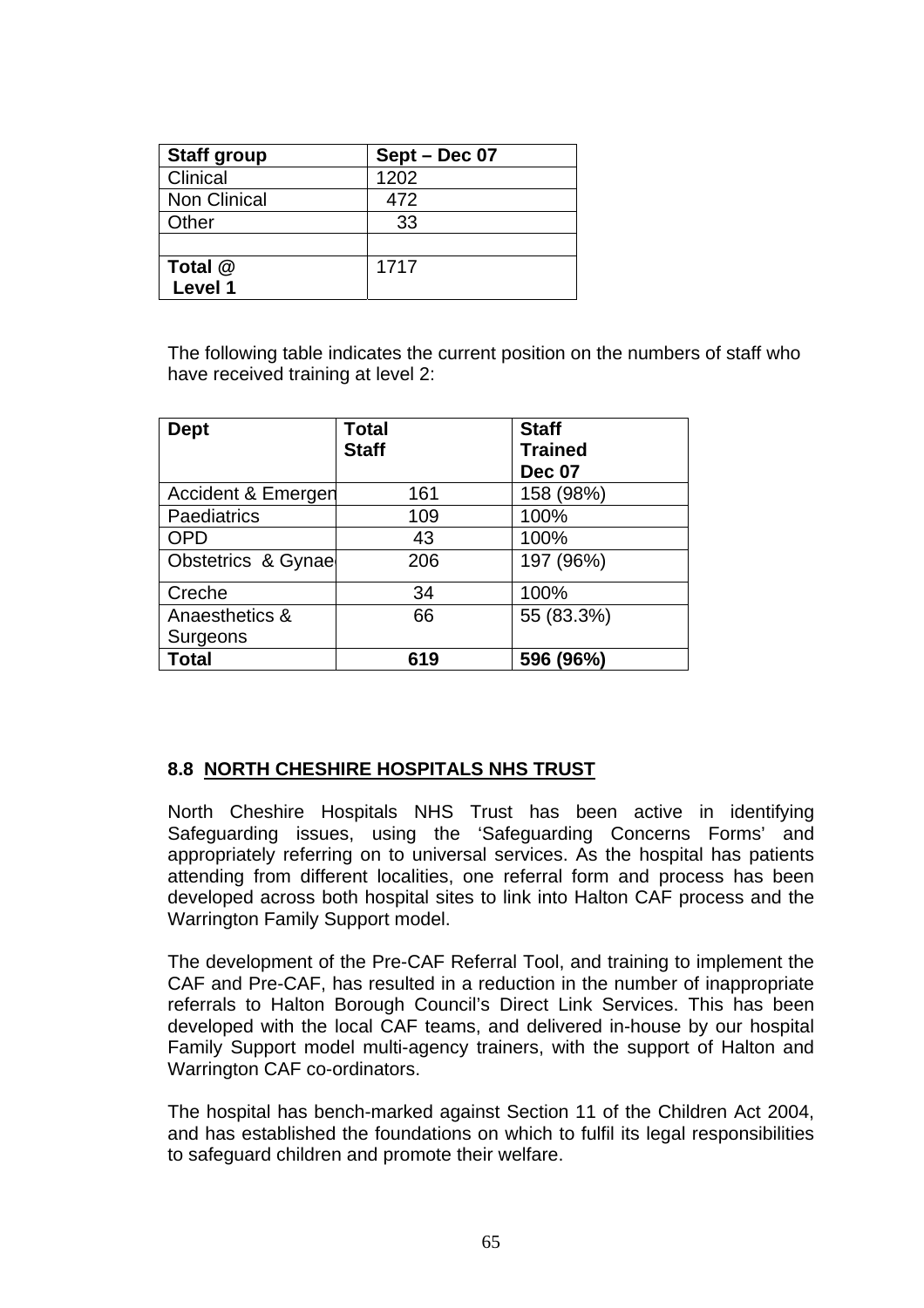| Staff group | Sept – Dec 07 |
|---|---|
| Clinical | 1202 |
| Non Clinical | 472 |
| Other | 33 |
| | |
| **Total @ Level 1** | 1717 |

The following table indicates the current position on the numbers of staff who have received training at level 2:

| Dept | Total Staff | Staff Trained Dec 07 |
|---|---|---|
| Accident & Emergen | 161 | 158 (98%) |
| Paediatrics | 109 | 100% |
| OPD | 43 | 100% |
| Obstetrics & Gynae | 206 | 197 (96%) |
| Creche | 34 | 100% |
| Anaesthetics & Surgeons | 66 | 55 (83.3%) |
| **Total** | **619** | **596 (96%)** |

### 8.8 NORTH CHESHIRE HOSPITALS NHS TRUST

North Cheshire Hospitals NHS Trust has been active in identifying Safeguarding issues, using the 'Safeguarding Concerns Forms' and appropriately referring on to universal services. As the hospital has patients attending from different localities, one referral form and process has been developed across both hospital sites to link into Halton CAF process and the Warrington Family Support model.

The development of the Pre-CAF Referral Tool, and training to implement the CAF and Pre-CAF, has resulted in a reduction in the number of inappropriate referrals to Halton Borough Council's Direct Link Services. This has been developed with the local CAF teams, and delivered in-house by our hospital Family Support model multi-agency trainers, with the support of Halton and Warrington CAF co-ordinators.

The hospital has bench-marked against Section 11 of the Children Act 2004, and has established the foundations on which to fulfil its legal responsibilities to safeguard children and promote their welfare.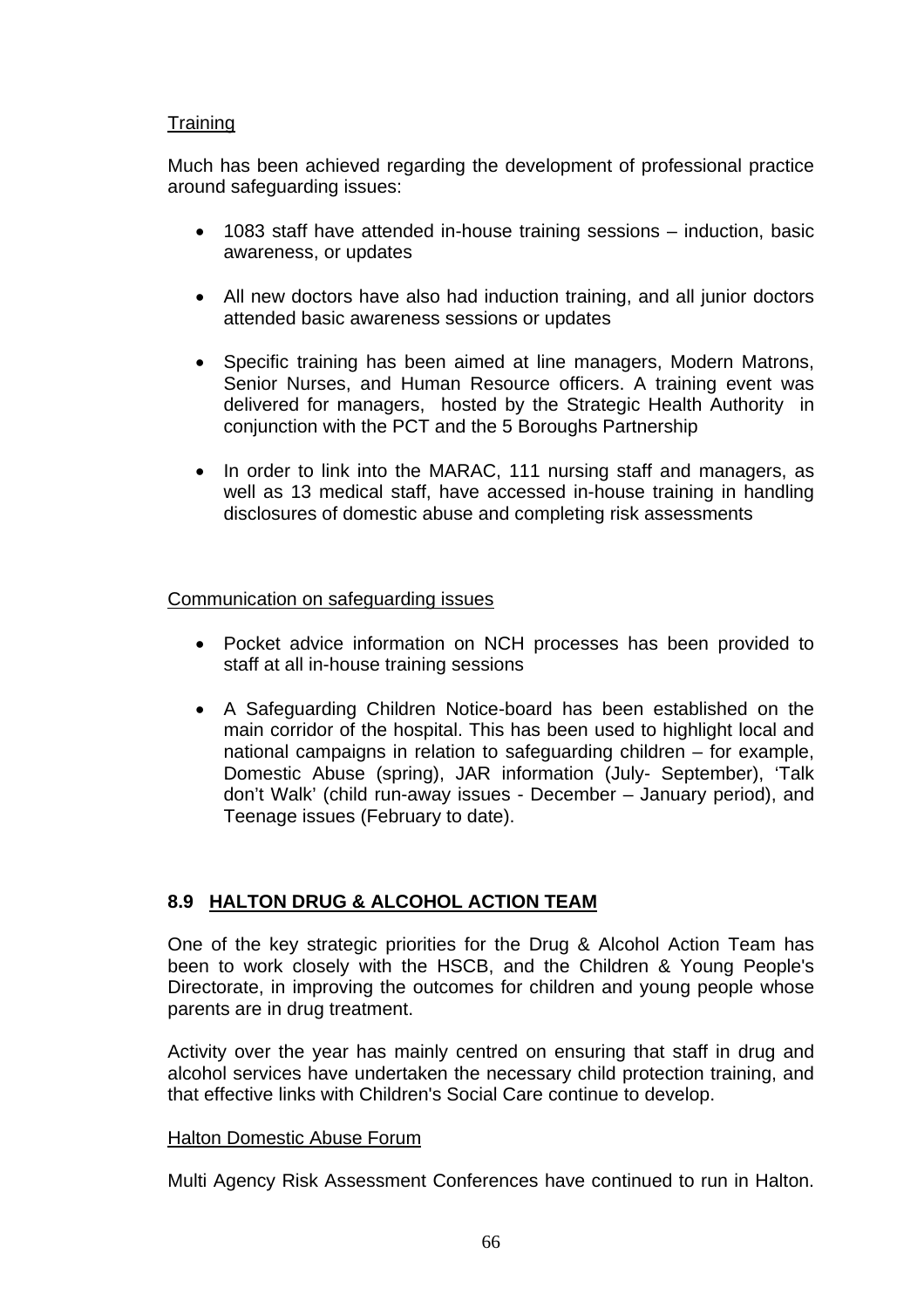Training

Much has been achieved regarding the development of professional practice around safeguarding issues:

- 1083 staff have attended in-house training sessions – induction, basic awareness, or updates
- All new doctors have also had induction training, and all junior doctors attended basic awareness sessions or updates
- Specific training has been aimed at line managers, Modern Matrons, Senior Nurses, and Human Resource officers. A training event was delivered for managers, hosted by the Strategic Health Authority in conjunction with the PCT and the 5 Boroughs Partnership
- In order to link into the MARAC, 111 nursing staff and managers, as well as 13 medical staff, have accessed in-house training in handling disclosures of domestic abuse and completing risk assessments

Communication on safeguarding issues

- Pocket advice information on NCH processes has been provided to staff at all in-house training sessions
- A Safeguarding Children Notice-board has been established on the main corridor of the hospital. This has been used to highlight local and national campaigns in relation to safeguarding children – for example, Domestic Abuse (spring), JAR information (July- September), 'Talk don't Walk' (child run-away issues - December – January period), and Teenage issues (February to date).

## 8.9 HALTON DRUG & ALCOHOL ACTION TEAM

One of the key strategic priorities for the Drug & Alcohol Action Team has been to work closely with the HSCB, and the Children & Young People's Directorate, in improving the outcomes for children and young people whose parents are in drug treatment.

Activity over the year has mainly centred on ensuring that staff in drug and alcohol services have undertaken the necessary child protection training, and that effective links with Children's Social Care continue to develop.

Halton Domestic Abuse Forum

Multi Agency Risk Assessment Conferences have continued to run in Halton.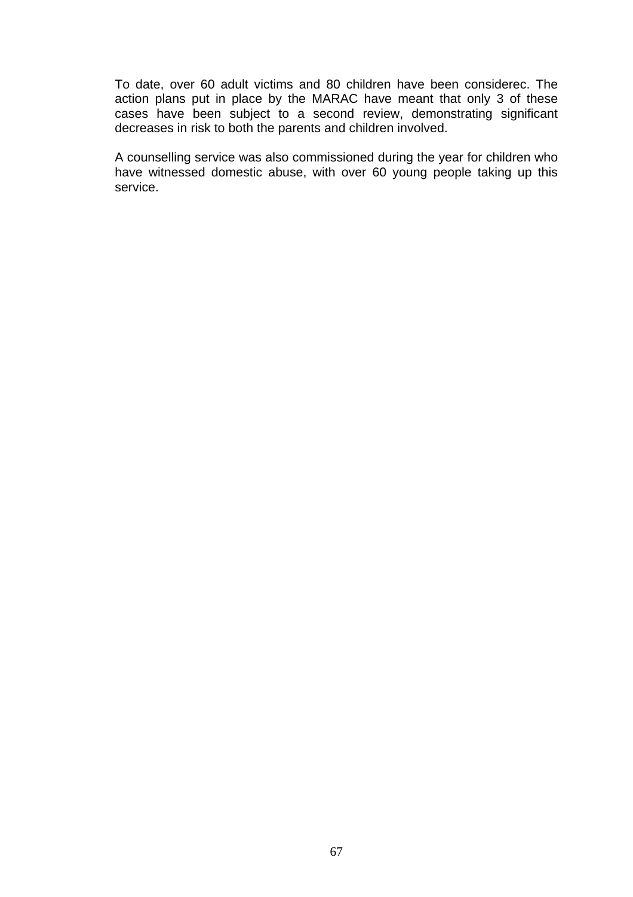To date, over 60 adult victims and 80 children have been considerec. The action plans put in place by the MARAC have meant that only 3 of these cases have been subject to a second review, demonstrating significant decreases in risk to both the parents and children involved.

A counselling service was also commissioned during the year for children who have witnessed domestic abuse, with over 60 young people taking up this service.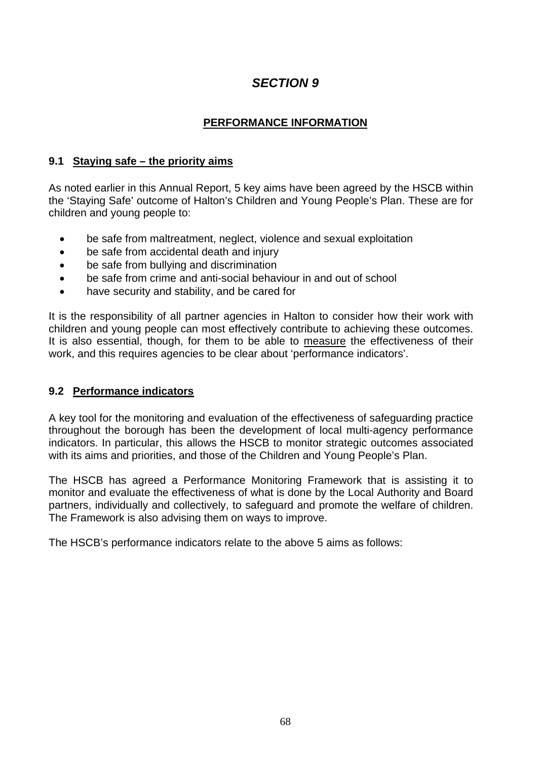# *SECTION 9*

## PERFORMANCE INFORMATION

### 9.1 Staying safe – the priority aims

As noted earlier in this Annual Report, 5 key aims have been agreed by the HSCB within the 'Staying Safe' outcome of Halton's Children and Young People's Plan. These are for children and young people to:

- be safe from maltreatment, neglect, violence and sexual exploitation
- be safe from accidental death and injury
- be safe from bullying and discrimination
- be safe from crime and anti-social behaviour in and out of school
- have security and stability, and be cared for

It is the responsibility of all partner agencies in Halton to consider how their work with children and young people can most effectively contribute to achieving these outcomes. It is also essential, though, for them to be able to measure the effectiveness of their work, and this requires agencies to be clear about 'performance indicators'.

### 9.2 Performance indicators

A key tool for the monitoring and evaluation of the effectiveness of safeguarding practice throughout the borough has been the development of local multi-agency performance indicators. In particular, this allows the HSCB to monitor strategic outcomes associated with its aims and priorities, and those of the Children and Young People's Plan.

The HSCB has agreed a Performance Monitoring Framework that is assisting it to monitor and evaluate the effectiveness of what is done by the Local Authority and Board partners, individually and collectively, to safeguard and promote the welfare of children. The Framework is also advising them on ways to improve.

The HSCB's performance indicators relate to the above 5 aims as follows: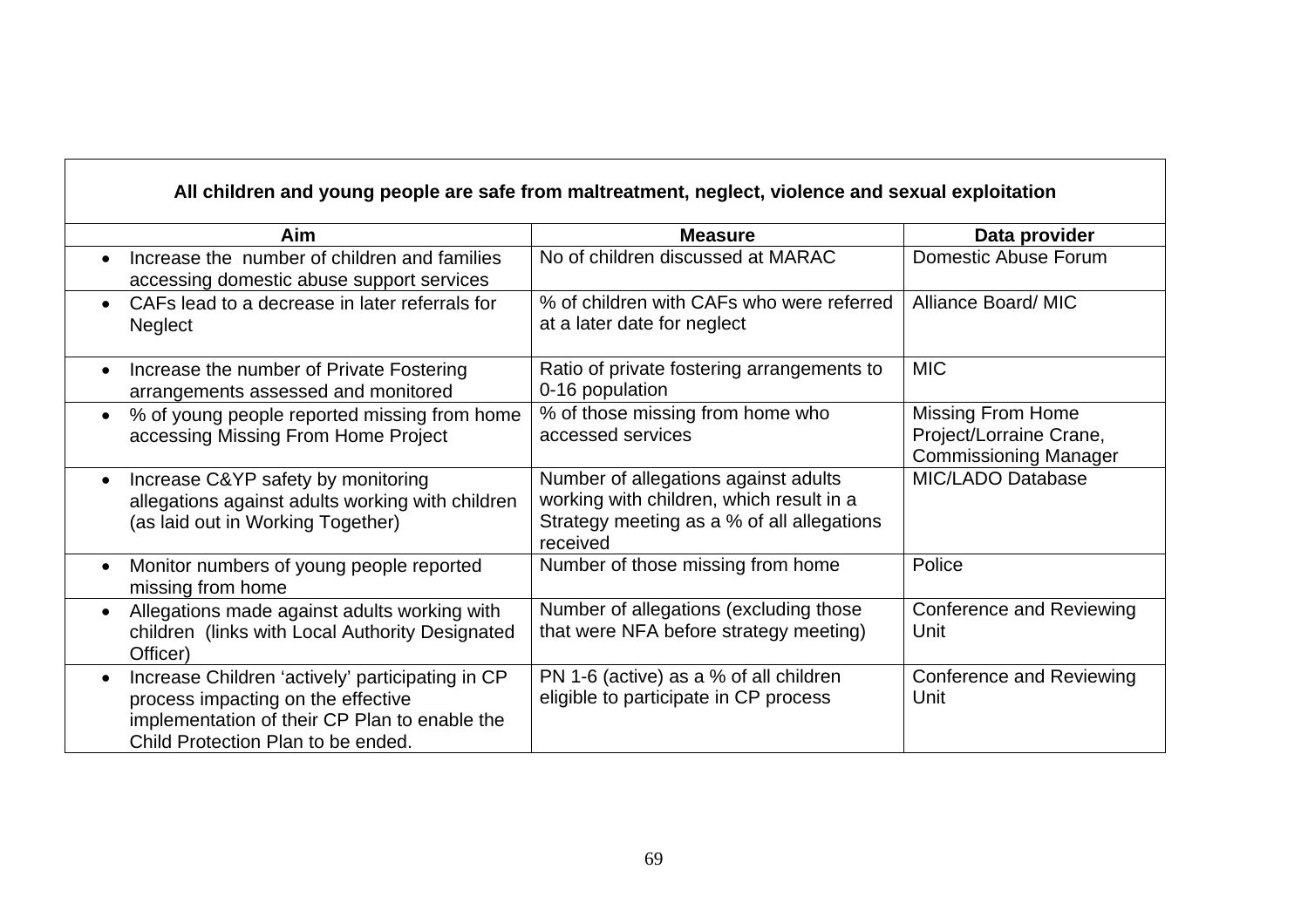| All children and young people are safe from maltreatment, neglect, violence and sexual exploitation | | |
|---|---|---|
| **Aim** | **Measure** | **Data provider** |
| • Increase the number of children and families accessing domestic abuse support services | No of children discussed at MARAC | Domestic Abuse Forum |
| • CAFs lead to a decrease in later referrals for Neglect | % of children with CAFs who were referred at a later date for neglect | Alliance Board/ MIC |
| • Increase the number of Private Fostering arrangements assessed and monitored | Ratio of private fostering arrangements to 0-16 population | MIC |
| • % of young people reported missing from home accessing Missing From Home Project | % of those missing from home who accessed services | Missing From Home Project/Lorraine Crane, Commissioning Manager |
| • Increase C&YP safety by monitoring allegations against adults working with children (as laid out in Working Together) | Number of allegations against adults working with children, which result in a Strategy meeting as a % of all allegations received | MIC/LADO Database |
| • Monitor numbers of young people reported missing from home | Number of those missing from home | Police |
| • Allegations made against adults working with children (links with Local Authority Designated Officer) | Number of allegations (excluding those that were NFA before strategy meeting) | Conference and Reviewing Unit |
| • Increase Children 'actively' participating in CP process impacting on the effective implementation of their CP Plan to enable the Child Protection Plan to be ended. | PN 1-6 (active) as a % of all children eligible to participate in CP process | Conference and Reviewing Unit |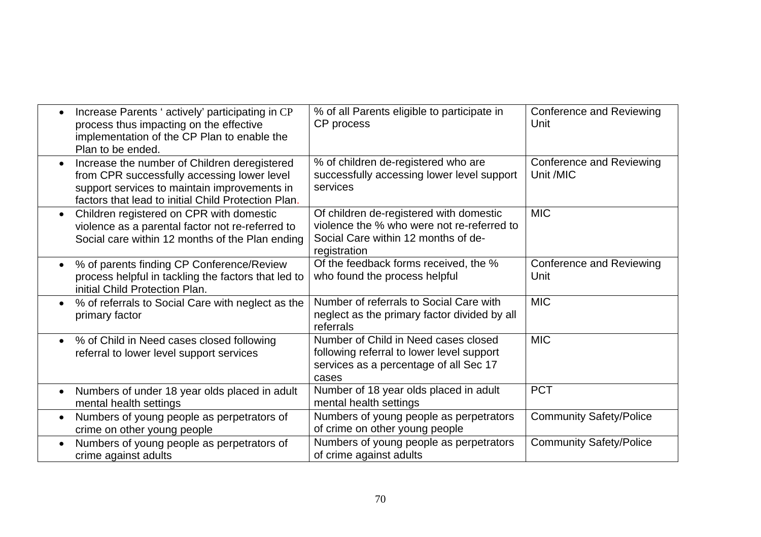| | | |
|---|---|---|
| • Increase Parents ' actively' participating in CP process thus impacting on the effective implementation of the CP Plan to enable the Plan to be ended. | % of all Parents eligible to participate in CP process | Conference and Reviewing Unit |
| • Increase the number of Children deregistered from CPR successfully accessing lower level support services to maintain improvements in factors that lead to initial Child Protection Plan. | % of children de-registered who are successfully accessing lower level support services | Conference and Reviewing Unit /MIC |
| • Children registered on CPR with domestic violence as a parental factor not re-referred to Social care within 12 months of the Plan ending | Of children de-registered with domestic violence the % who were not re-referred to Social Care within 12 months of de-registration | MIC |
| • % of parents finding CP Conference/Review process helpful in tackling the factors that led to initial Child Protection Plan. | Of the feedback forms received, the % who found the process helpful | Conference and Reviewing Unit |
| • % of referrals to Social Care with neglect as the primary factor | Number of referrals to Social Care with neglect as the primary factor divided by all referrals | MIC |
| • % of Child in Need cases closed following referral to lower level support services | Number of Child in Need cases closed following referral to lower level support services as a percentage of all Sec 17 cases | MIC |
| • Numbers of under 18 year olds placed in adult mental health settings | Number of 18 year olds placed in adult mental health settings | PCT |
| • Numbers of young people as perpetrators of crime on other young people | Numbers of young people as perpetrators of crime on other young people | Community Safety/Police |
| • Numbers of young people as perpetrators of crime against adults | Numbers of young people as perpetrators of crime against adults | Community Safety/Police |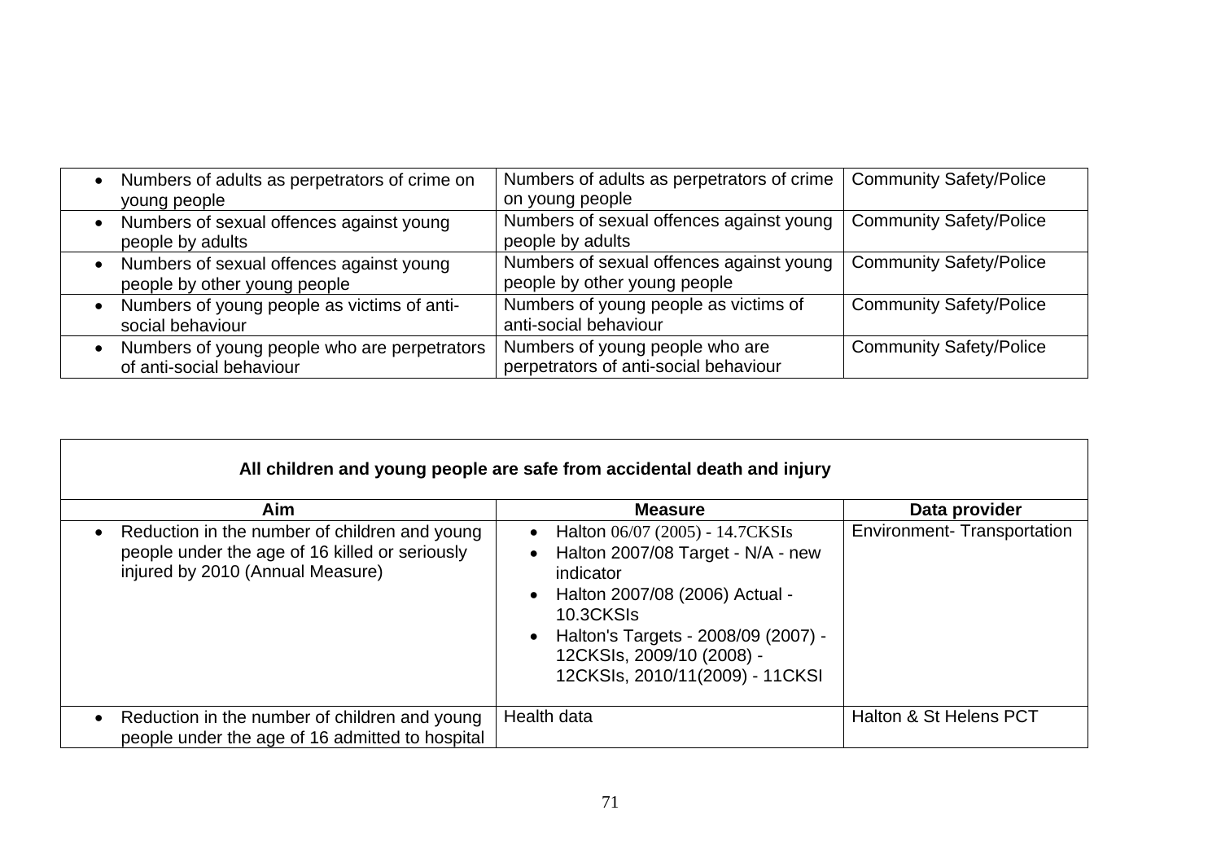| | | |
|---|---|---|
| • Numbers of adults as perpetrators of crime on young people | Numbers of adults as perpetrators of crime on young people | Community Safety/Police |
| • Numbers of sexual offences against young people by adults | Numbers of sexual offences against young people by adults | Community Safety/Police |
| • Numbers of sexual offences against young people by other young people | Numbers of sexual offences against young people by other young people | Community Safety/Police |
| • Numbers of young people as victims of anti-social behaviour | Numbers of young people as victims of anti-social behaviour | Community Safety/Police |
| • Numbers of young people who are perpetrators of anti-social behaviour | Numbers of young people who are perpetrators of anti-social behaviour | Community Safety/Police |

| **All children and young people are safe from accidental death and injury** | | |
|---|---|---|
| **Aim** | **Measure** | **Data provider** |
| • Reduction in the number of children and young people under the age of 16 killed or seriously injured by 2010 (Annual Measure) | • Halton 06/07 (2005) - 14.7CKSIs<br>• Halton 2007/08 Target - N/A - new indicator<br>• Halton 2007/08 (2006) Actual - 10.3CKSIs<br>• Halton's Targets - 2008/09 (2007) - 12CKSIs, 2009/10 (2008) - 12CKSIs, 2010/11(2009) - 11CKSI | Environment- Transportation |
| • Reduction in the number of children and young people under the age of 16 admitted to hospital | Health data | Halton & St Helens PCT |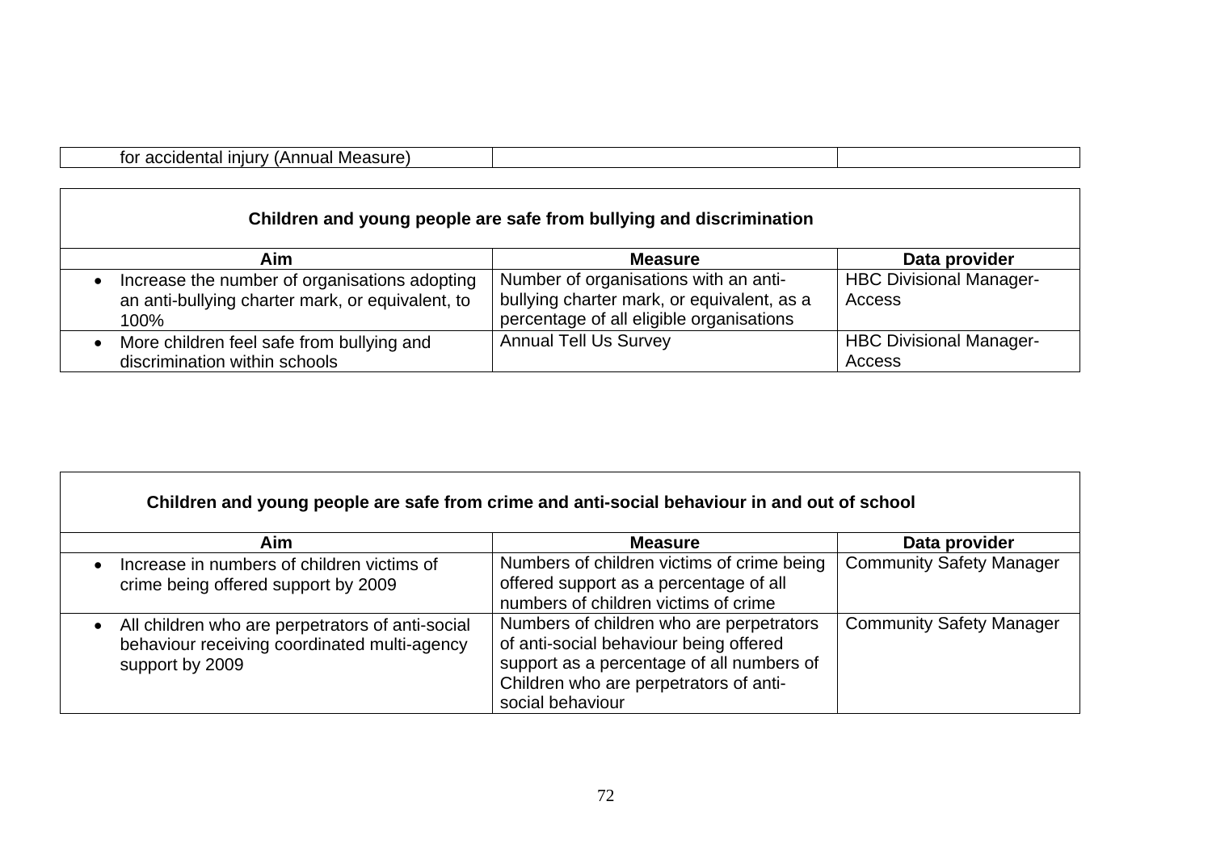| | | |
|---|---|---|
| for accidental injury (Annual Measure) | | |

**Children and young people are safe from bullying and discrimination**

| Aim | Measure | Data provider |
|---|---|---|
| • Increase the number of organisations adopting an anti-bullying charter mark, or equivalent, to 100% | Number of organisations with an anti-bullying charter mark, or equivalent, as a percentage of all eligible organisations | HBC Divisional Manager-Access |
| • More children feel safe from bullying and discrimination within schools | Annual Tell Us Survey | HBC Divisional Manager-Access |

**Children and young people are safe from crime and anti-social behaviour in and out of school**

| Aim | Measure | Data provider |
|---|---|---|
| • Increase in numbers of children victims of crime being offered support by 2009 | Numbers of children victims of crime being offered support as a percentage of all numbers of children victims of crime | Community Safety Manager |
| • All children who are perpetrators of anti-social behaviour receiving coordinated multi-agency support by 2009 | Numbers of children who are perpetrators of anti-social behaviour being offered support as a percentage of all numbers of Children who are perpetrators of anti-social behaviour | Community Safety Manager |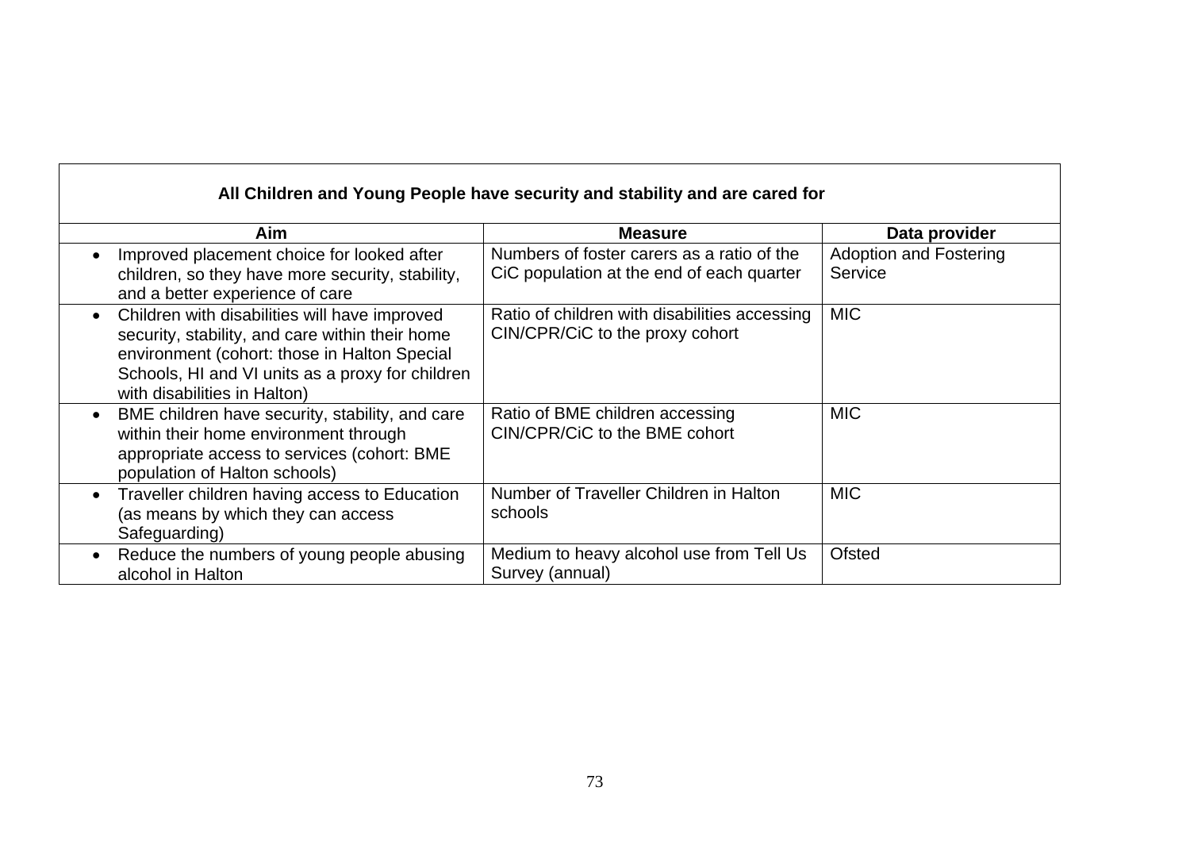**All Children and Young People have security and stability and are cared for**

| Aim | Measure | Data provider |
|---|---|---|
| • Improved placement choice for looked after children, so they have more security, stability, and a better experience of care | Numbers of foster carers as a ratio of the CiC population at the end of each quarter | Adoption and Fostering Service |
| • Children with disabilities will have improved security, stability, and care within their home environment (cohort: those in Halton Special Schools, HI and VI units as a proxy for children with disabilities in Halton) | Ratio of children with disabilities accessing CIN/CPR/CiC to the proxy cohort | MIC |
| • BME children have security, stability, and care within their home environment through appropriate access to services (cohort: BME population of Halton schools) | Ratio of BME children accessing CIN/CPR/CiC to the BME cohort | MIC |
| • Traveller children having access to Education (as means by which they can access Safeguarding) | Number of Traveller Children in Halton schools | MIC |
| • Reduce the numbers of young people abusing alcohol in Halton | Medium to heavy alcohol use from Tell Us Survey (annual) | Ofsted |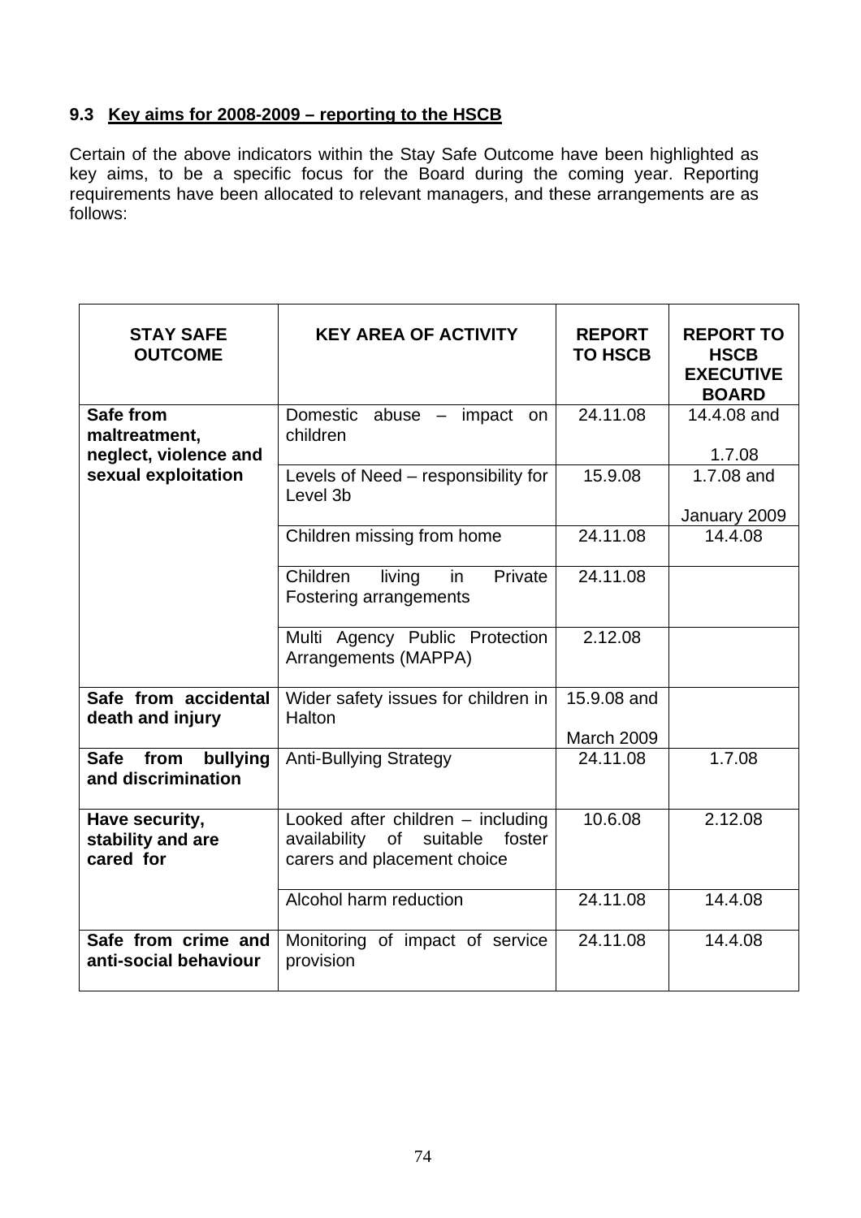### 9.3 Key aims for 2008-2009 – reporting to the HSCB

Certain of the above indicators within the Stay Safe Outcome have been highlighted as key aims, to be a specific focus for the Board during the coming year. Reporting requirements have been allocated to relevant managers, and these arrangements are as follows:

| STAY SAFE OUTCOME | KEY AREA OF ACTIVITY | REPORT TO HSCB | REPORT TO HSCB EXECUTIVE BOARD |
|---|---|---|---|
| **Safe from maltreatment, neglect, violence and sexual exploitation** | Domestic abuse – impact on children | 24.11.08 | 14.4.08 and 1.7.08 |
| | Levels of Need – responsibility for Level 3b | 15.9.08 | 1.7.08 and January 2009 |
| | Children missing from home | 24.11.08 | 14.4.08 |
| | Children living in Private Fostering arrangements | 24.11.08 | |
| | Multi Agency Public Protection Arrangements (MAPPA) | 2.12.08 | |
| **Safe from accidental death and injury** | Wider safety issues for children in Halton | 15.9.08 and March 2009 | |
| **Safe from bullying and discrimination** | Anti-Bullying Strategy | 24.11.08 | 1.7.08 |
| **Have security, stability and are cared for** | Looked after children – including availability of suitable foster carers and placement choice | 10.6.08 | 2.12.08 |
| | Alcohol harm reduction | 24.11.08 | 14.4.08 |
| **Safe from crime and anti-social behaviour** | Monitoring of impact of service provision | 24.11.08 | 14.4.08 |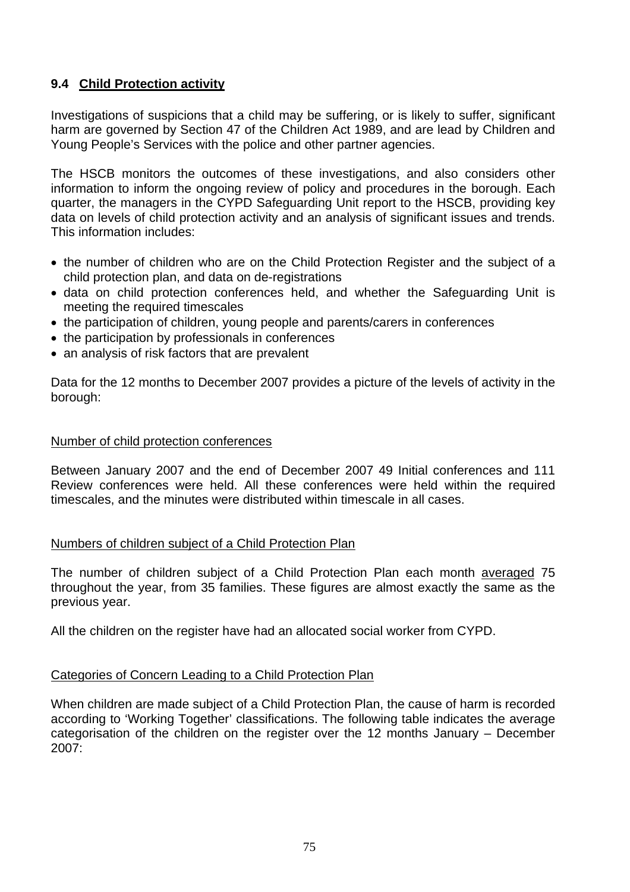### 9.4 <u>Child Protection activity</u>

Investigations of suspicions that a child may be suffering, or is likely to suffer, significant harm are governed by Section 47 of the Children Act 1989, and are lead by Children and Young People's Services with the police and other partner agencies.

The HSCB monitors the outcomes of these investigations, and also considers other information to inform the ongoing review of policy and procedures in the borough. Each quarter, the managers in the CYPD Safeguarding Unit report to the HSCB, providing key data on levels of child protection activity and an analysis of significant issues and trends. This information includes:

- the number of children who are on the Child Protection Register and the subject of a child protection plan, and data on de-registrations
- data on child protection conferences held, and whether the Safeguarding Unit is meeting the required timescales
- the participation of children, young people and parents/carers in conferences
- the participation by professionals in conferences
- an analysis of risk factors that are prevalent

Data for the 12 months to December 2007 provides a picture of the levels of activity in the borough:

<u>Number of child protection conferences</u>

Between January 2007 and the end of December 2007 49 Initial conferences and 111 Review conferences were held. All these conferences were held within the required timescales, and the minutes were distributed within timescale in all cases.

<u>Numbers of children subject of a Child Protection Plan</u>

The number of children subject of a Child Protection Plan each month <u>averaged</u> 75 throughout the year, from 35 families. These figures are almost exactly the same as the previous year.

All the children on the register have had an allocated social worker from CYPD.

<u>Categories of Concern Leading to a Child Protection Plan</u>

When children are made subject of a Child Protection Plan, the cause of harm is recorded according to 'Working Together' classifications. The following table indicates the average categorisation of the children on the register over the 12 months January – December 2007: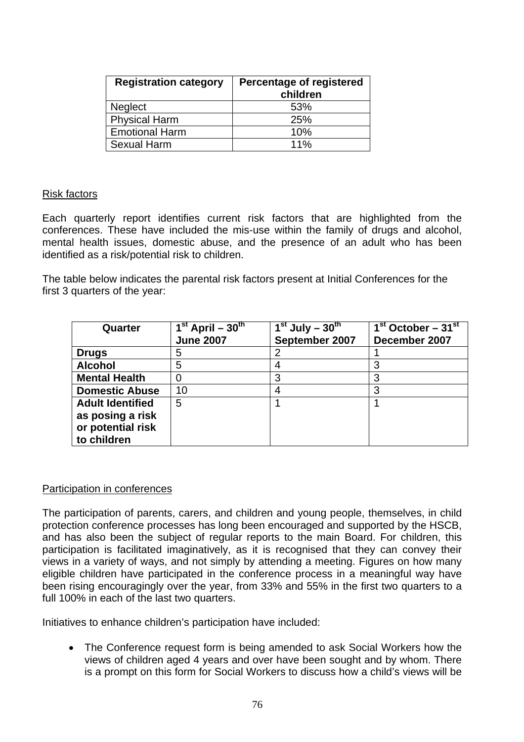| Registration category | Percentage of registered children |
|---|---|
| Neglect | 53% |
| Physical Harm | 25% |
| Emotional Harm | 10% |
| Sexual Harm | 11% |

Risk factors

Each quarterly report identifies current risk factors that are highlighted from the conferences. These have included the mis-use within the family of drugs and alcohol, mental health issues, domestic abuse, and the presence of an adult who has been identified as a risk/potential risk to children.

The table below indicates the parental risk factors present at Initial Conferences for the first 3 quarters of the year:

| Quarter | 1st April – 30th June 2007 | 1st July – 30th September 2007 | 1st October – 31st December 2007 |
|---|---|---|---|
| **Drugs** | 5 | 2 | 1 |
| **Alcohol** | 5 | 4 | 3 |
| **Mental Health** | 0 | 3 | 3 |
| **Domestic Abuse** | 10 | 4 | 3 |
| **Adult Identified as posing a risk or potential risk to children** | 5 | 1 | 1 |

Participation in conferences

The participation of parents, carers, and children and young people, themselves, in child protection conference processes has long been encouraged and supported by the HSCB, and has also been the subject of regular reports to the main Board. For children, this participation is facilitated imaginatively, as it is recognised that they can convey their views in a variety of ways, and not simply by attending a meeting. Figures on how many eligible children have participated in the conference process in a meaningful way have been rising encouragingly over the year, from 33% and 55% in the first two quarters to a full 100% in each of the last two quarters.

Initiatives to enhance children's participation have included:

- The Conference request form is being amended to ask Social Workers how the views of children aged 4 years and over have been sought and by whom. There is a prompt on this form for Social Workers to discuss how a child's views will be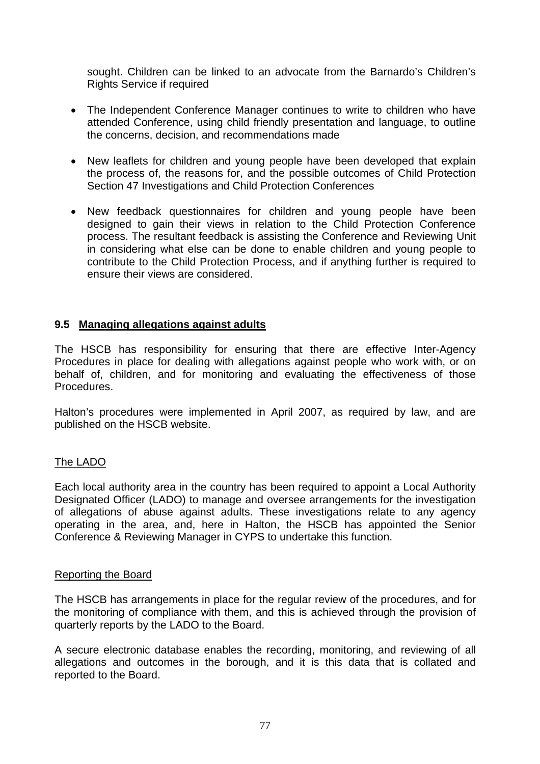sought. Children can be linked to an advocate from the Barnardo's Children's Rights Service if required

- The Independent Conference Manager continues to write to children who have attended Conference, using child friendly presentation and language, to outline the concerns, decision, and recommendations made

- New leaflets for children and young people have been developed that explain the process of, the reasons for, and the possible outcomes of Child Protection Section 47 Investigations and Child Protection Conferences

- New feedback questionnaires for children and young people have been designed to gain their views in relation to the Child Protection Conference process. The resultant feedback is assisting the Conference and Reviewing Unit in considering what else can be done to enable children and young people to contribute to the Child Protection Process, and if anything further is required to ensure their views are considered.

### 9.5 Managing allegations against adults

The HSCB has responsibility for ensuring that there are effective Inter-Agency Procedures in place for dealing with allegations against people who work with, or on behalf of, children, and for monitoring and evaluating the effectiveness of those Procedures.

Halton's procedures were implemented in April 2007, as required by law, and are published on the HSCB website.

#### The LADO

Each local authority area in the country has been required to appoint a Local Authority Designated Officer (LADO) to manage and oversee arrangements for the investigation of allegations of abuse against adults. These investigations relate to any agency operating in the area, and, here in Halton, the HSCB has appointed the Senior Conference & Reviewing Manager in CYPS to undertake this function.

#### Reporting the Board

The HSCB has arrangements in place for the regular review of the procedures, and for the monitoring of compliance with them, and this is achieved through the provision of quarterly reports by the LADO to the Board.

A secure electronic database enables the recording, monitoring, and reviewing of all allegations and outcomes in the borough, and it is this data that is collated and reported to the Board.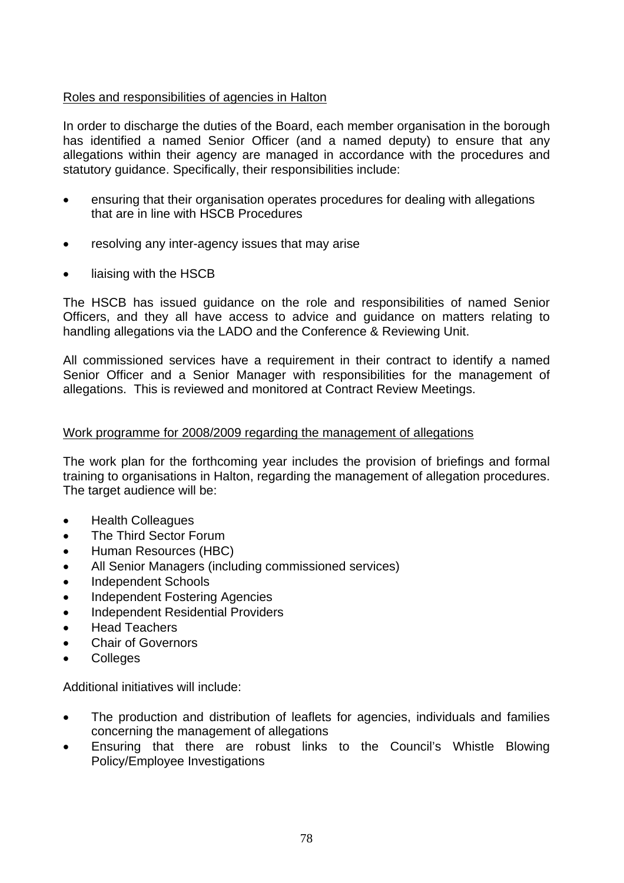## Roles and responsibilities of agencies in Halton

In order to discharge the duties of the Board, each member organisation in the borough has identified a named Senior Officer (and a named deputy) to ensure that any allegations within their agency are managed in accordance with the procedures and statutory guidance. Specifically, their responsibilities include:

- ensuring that their organisation operates procedures for dealing with allegations that are in line with HSCB Procedures
- resolving any inter-agency issues that may arise
- liaising with the HSCB

The HSCB has issued guidance on the role and responsibilities of named Senior Officers, and they all have access to advice and guidance on matters relating to handling allegations via the LADO and the Conference & Reviewing Unit.

All commissioned services have a requirement in their contract to identify a named Senior Officer and a Senior Manager with responsibilities for the management of allegations. This is reviewed and monitored at Contract Review Meetings.

## Work programme for 2008/2009 regarding the management of allegations

The work plan for the forthcoming year includes the provision of briefings and formal training to organisations in Halton, regarding the management of allegation procedures. The target audience will be:

- Health Colleagues
- The Third Sector Forum
- Human Resources (HBC)
- All Senior Managers (including commissioned services)
- Independent Schools
- Independent Fostering Agencies
- Independent Residential Providers
- Head Teachers
- Chair of Governors
- Colleges

Additional initiatives will include:

- The production and distribution of leaflets for agencies, individuals and families concerning the management of allegations
- Ensuring that there are robust links to the Council's Whistle Blowing Policy/Employee Investigations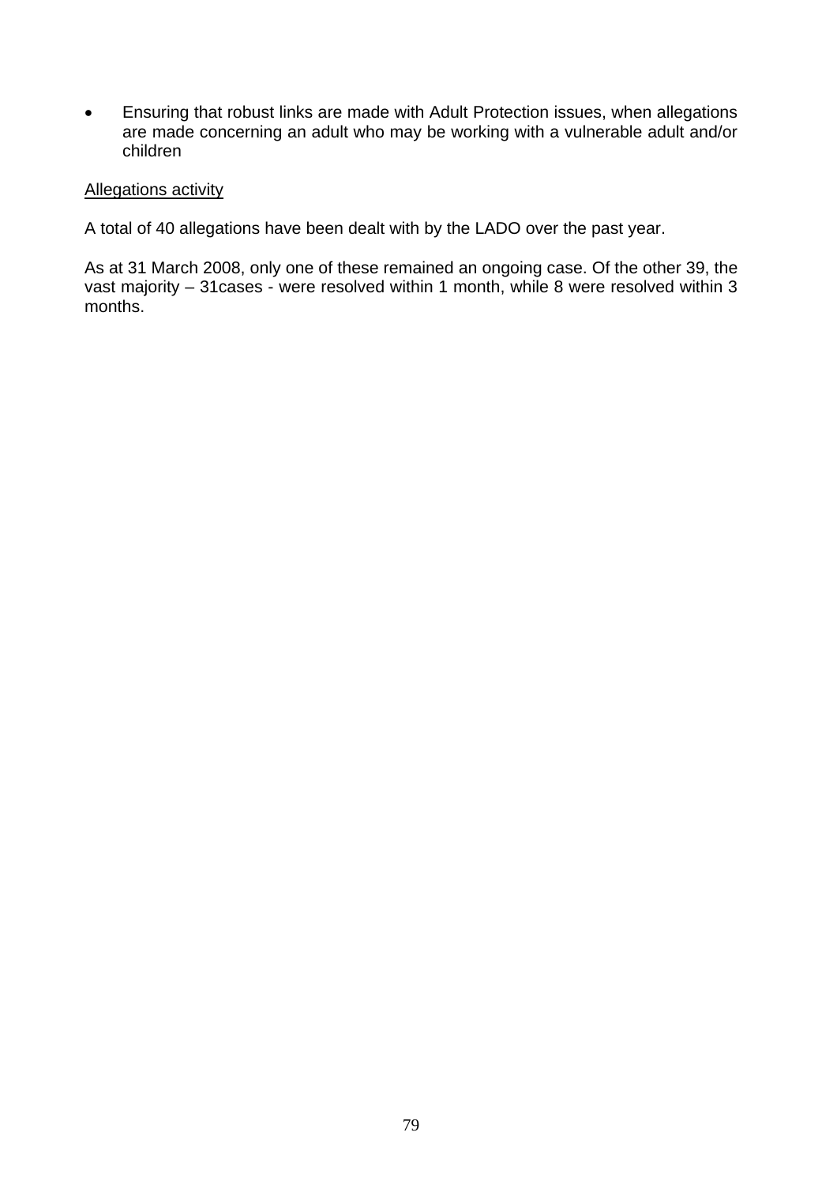- Ensuring that robust links are made with Adult Protection issues, when allegations are made concerning an adult who may be working with a vulnerable adult and/or children

<u>Allegations activity</u>

A total of 40 allegations have been dealt with by the LADO over the past year.

As at 31 March 2008, only one of these remained an ongoing case. Of the other 39, the vast majority – 31cases - were resolved within 1 month, while 8 were resolved within 3 months.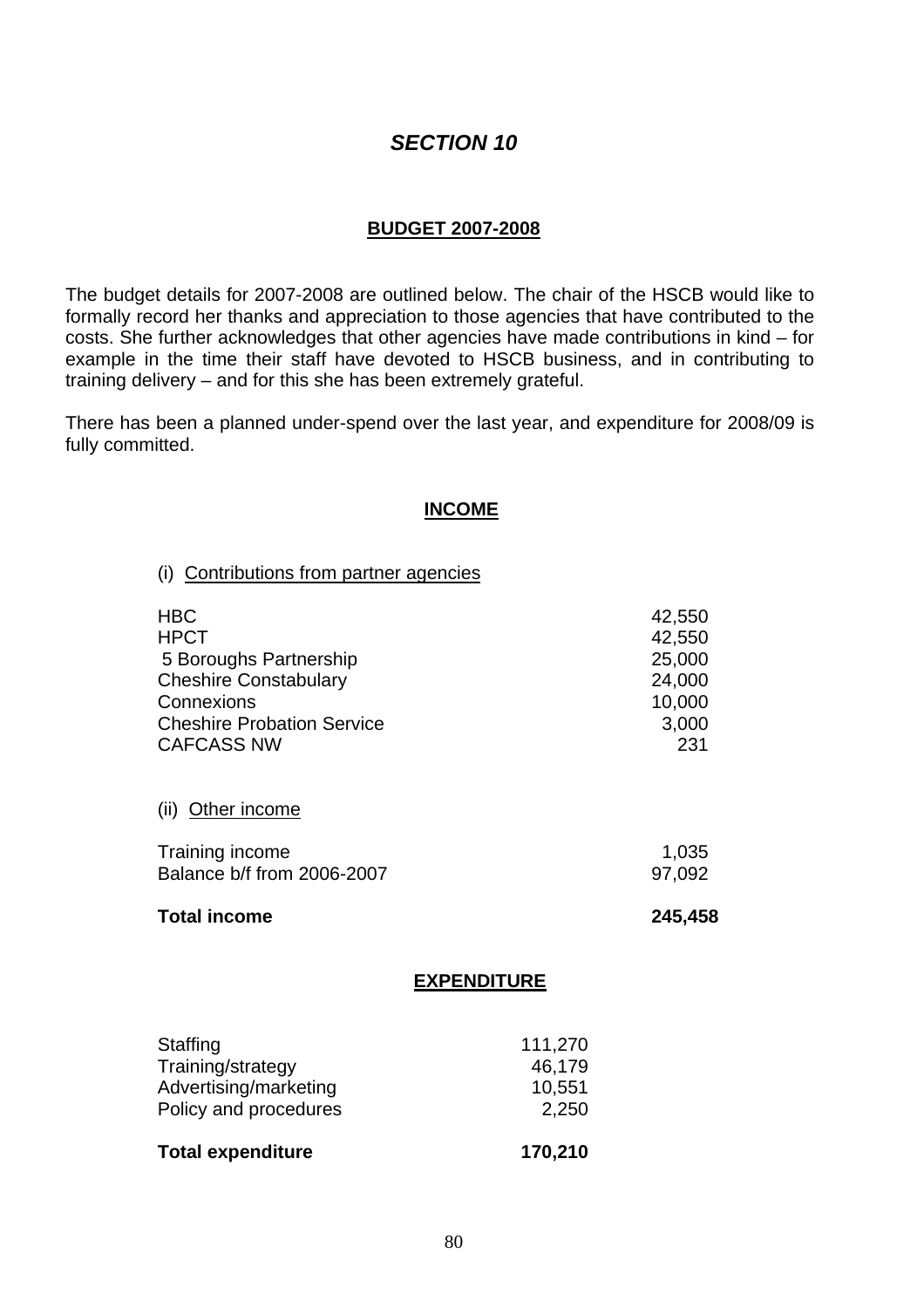# *SECTION 10*

## BUDGET 2007-2008

The budget details for 2007-2008 are outlined below. The chair of the HSCB would like to formally record her thanks and appreciation to those agencies that have contributed to the costs. She further acknowledges that other agencies have made contributions in kind – for example in the time their staff have devoted to HSCB business, and in contributing to training delivery – and for this she has been extremely grateful.

There has been a planned under-spend over the last year, and expenditure for 2008/09 is fully committed.

### INCOME

(i) Contributions from partner agencies

| | |
|---|---|
| HBC | 42,550 |
| HPCT | 42,550 |
| 5 Boroughs Partnership | 25,000 |
| Cheshire Constabulary | 24,000 |
| Connexions | 10,000 |
| Cheshire Probation Service | 3,000 |
| CAFCASS NW | 231 |

(ii) Other income

| | |
|---|---|
| Training income | 1,035 |
| Balance b/f from 2006-2007 | 97,092 |
| **Total income** | **245,458** |

### EXPENDITURE

| | |
|---|---|
| Staffing | 111,270 |
| Training/strategy | 46,179 |
| Advertising/marketing | 10,551 |
| Policy and procedures | 2,250 |
| **Total expenditure** | **170,210** |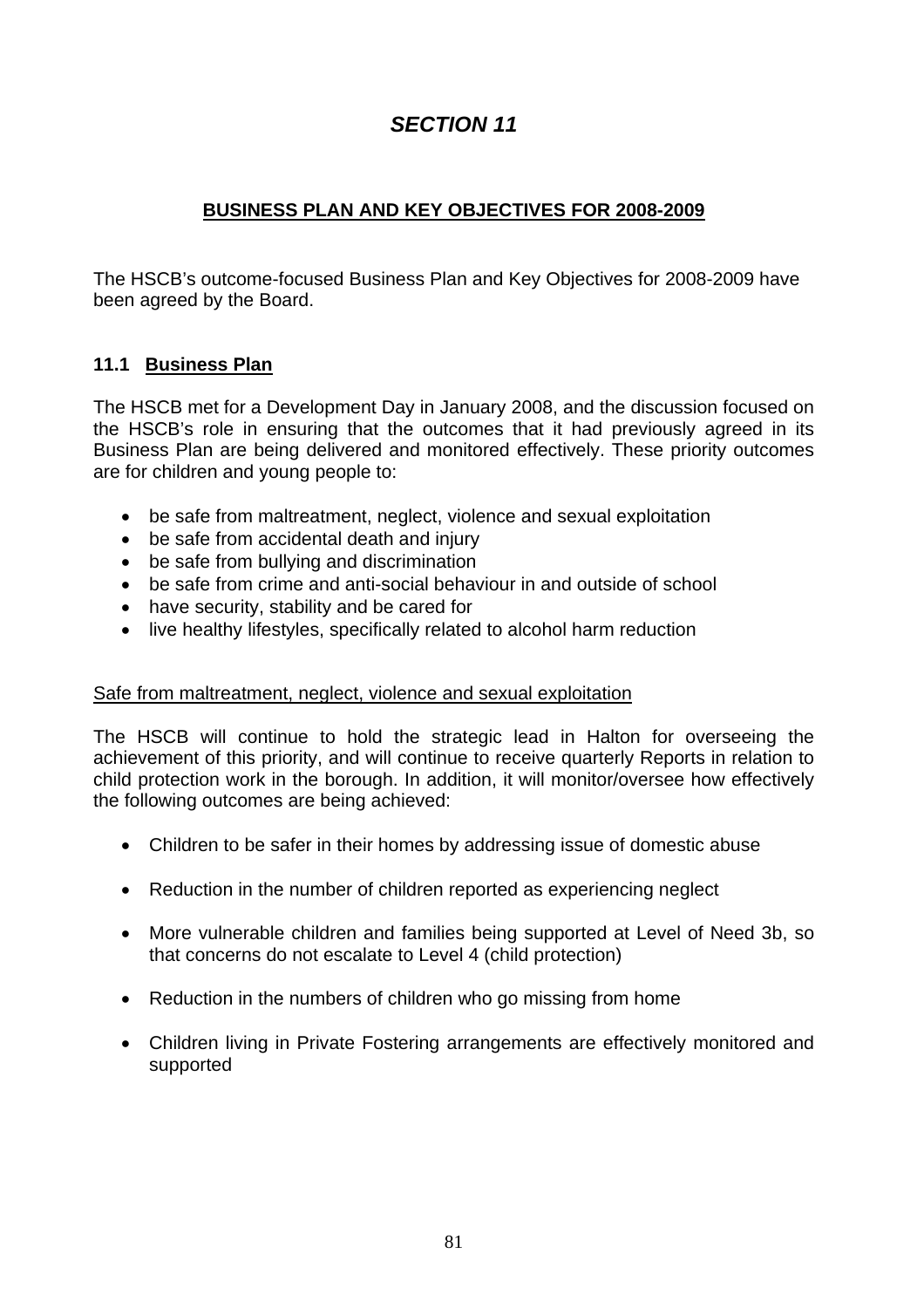# *SECTION 11*

## BUSINESS PLAN AND KEY OBJECTIVES FOR 2008-2009

The HSCB's outcome-focused Business Plan and Key Objectives for 2008-2009 have been agreed by the Board.

### 11.1 Business Plan

The HSCB met for a Development Day in January 2008, and the discussion focused on the HSCB's role in ensuring that the outcomes that it had previously agreed in its Business Plan are being delivered and monitored effectively. These priority outcomes are for children and young people to:

- be safe from maltreatment, neglect, violence and sexual exploitation
- be safe from accidental death and injury
- be safe from bullying and discrimination
- be safe from crime and anti-social behaviour in and outside of school
- have security, stability and be cared for
- live healthy lifestyles, specifically related to alcohol harm reduction

Safe from maltreatment, neglect, violence and sexual exploitation

The HSCB will continue to hold the strategic lead in Halton for overseeing the achievement of this priority, and will continue to receive quarterly Reports in relation to child protection work in the borough. In addition, it will monitor/oversee how effectively the following outcomes are being achieved:

- Children to be safer in their homes by addressing issue of domestic abuse
- Reduction in the number of children reported as experiencing neglect
- More vulnerable children and families being supported at Level of Need 3b, so that concerns do not escalate to Level 4 (child protection)
- Reduction in the numbers of children who go missing from home
- Children living in Private Fostering arrangements are effectively monitored and supported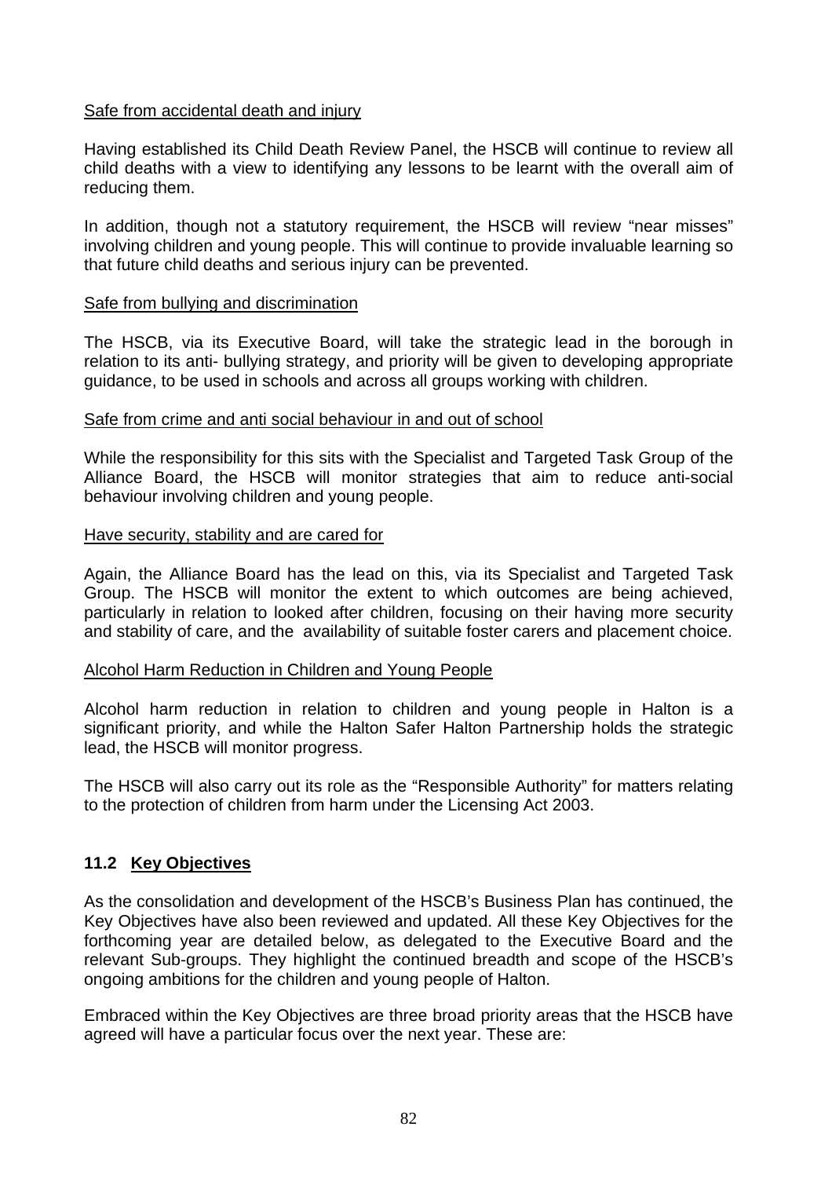Safe from accidental death and injury

Having established its Child Death Review Panel, the HSCB will continue to review all child deaths with a view to identifying any lessons to be learnt with the overall aim of reducing them.

In addition, though not a statutory requirement, the HSCB will review “near misses” involving children and young people. This will continue to provide invaluable learning so that future child deaths and serious injury can be prevented.

Safe from bullying and discrimination

The HSCB, via its Executive Board, will take the strategic lead in the borough in relation to its anti- bullying strategy, and priority will be given to developing appropriate guidance, to be used in schools and across all groups working with children.

Safe from crime and anti social behaviour in and out of school

While the responsibility for this sits with the Specialist and Targeted Task Group of the Alliance Board, the HSCB will monitor strategies that aim to reduce anti-social behaviour involving children and young people.

Have security, stability and are cared for

Again, the Alliance Board has the lead on this, via its Specialist and Targeted Task Group. The HSCB will monitor the extent to which outcomes are being achieved, particularly in relation to looked after children, focusing on their having more security and stability of care, and the availability of suitable foster carers and placement choice.

Alcohol Harm Reduction in Children and Young People

Alcohol harm reduction in relation to children and young people in Halton is a significant priority, and while the Halton Safer Halton Partnership holds the strategic lead, the HSCB will monitor progress.

The HSCB will also carry out its role as the “Responsible Authority” for matters relating to the protection of children from harm under the Licensing Act 2003.

### 11.2 Key Objectives

As the consolidation and development of the HSCB’s Business Plan has continued, the Key Objectives have also been reviewed and updated. All these Key Objectives for the forthcoming year are detailed below, as delegated to the Executive Board and the relevant Sub-groups. They highlight the continued breadth and scope of the HSCB’s ongoing ambitions for the children and young people of Halton.

Embraced within the Key Objectives are three broad priority areas that the HSCB have agreed will have a particular focus over the next year. These are: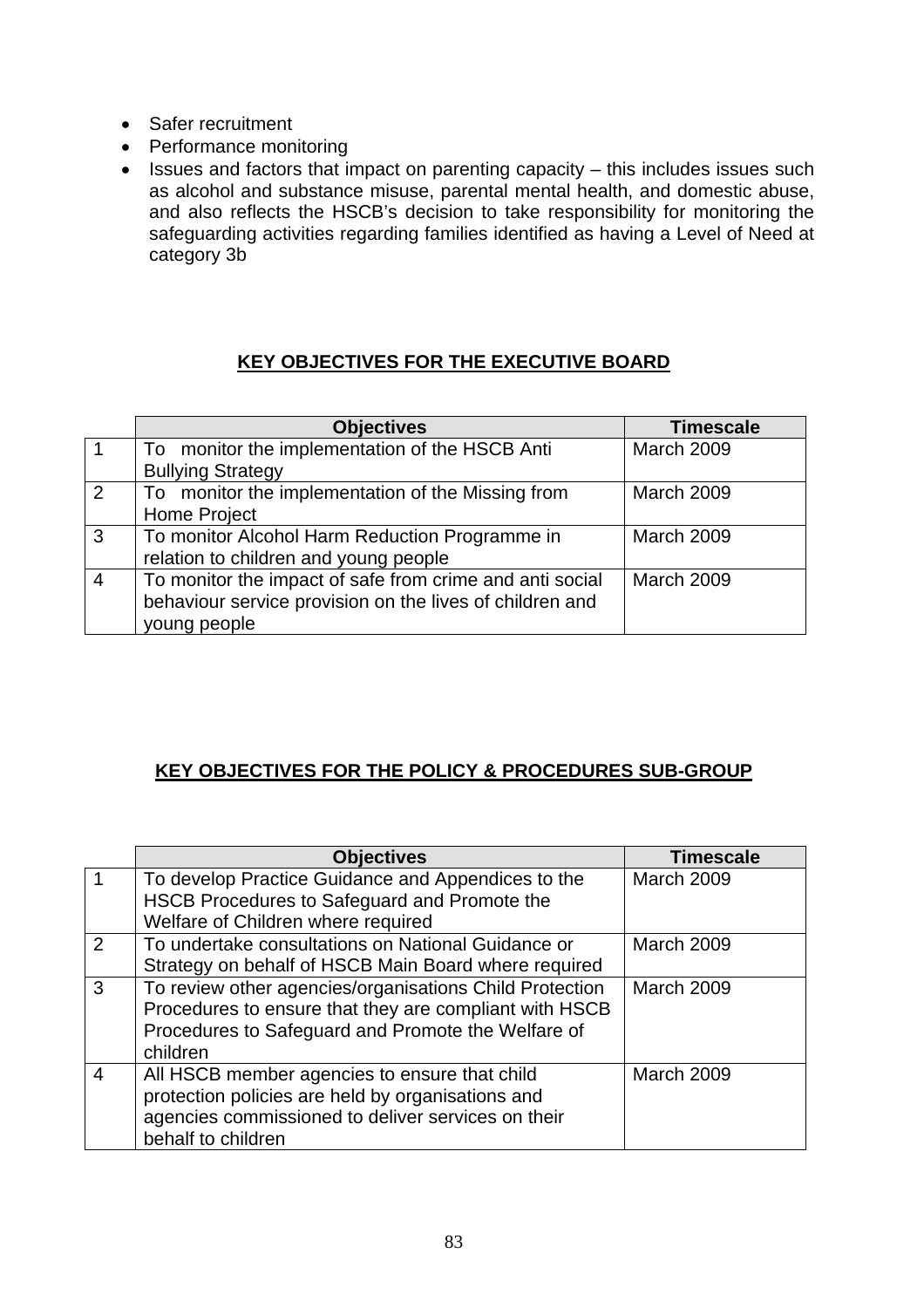- Safer recruitment
- Performance monitoring
- Issues and factors that impact on parenting capacity – this includes issues such as alcohol and substance misuse, parental mental health, and domestic abuse, and also reflects the HSCB's decision to take responsibility for monitoring the safeguarding activities regarding families identified as having a Level of Need at category 3b

## KEY OBJECTIVES FOR THE EXECUTIVE BOARD

| | Objectives | Timescale |
|---|---|---|
| 1 | To monitor the implementation of the HSCB Anti Bullying Strategy | March 2009 |
| 2 | To monitor the implementation of the Missing from Home Project | March 2009 |
| 3 | To monitor Alcohol Harm Reduction Programme in relation to children and young people | March 2009 |
| 4 | To monitor the impact of safe from crime and anti social behaviour service provision on the lives of children and young people | March 2009 |

## KEY OBJECTIVES FOR THE POLICY & PROCEDURES SUB-GROUP

| | Objectives | Timescale |
|---|---|---|
| 1 | To develop Practice Guidance and Appendices to the HSCB Procedures to Safeguard and Promote the Welfare of Children where required | March 2009 |
| 2 | To undertake consultations on National Guidance or Strategy on behalf of HSCB Main Board where required | March 2009 |
| 3 | To review other agencies/organisations Child Protection Procedures to ensure that they are compliant with HSCB Procedures to Safeguard and Promote the Welfare of children | March 2009 |
| 4 | All HSCB member agencies to ensure that child protection policies are held by organisations and agencies commissioned to deliver services on their behalf to children | March 2009 |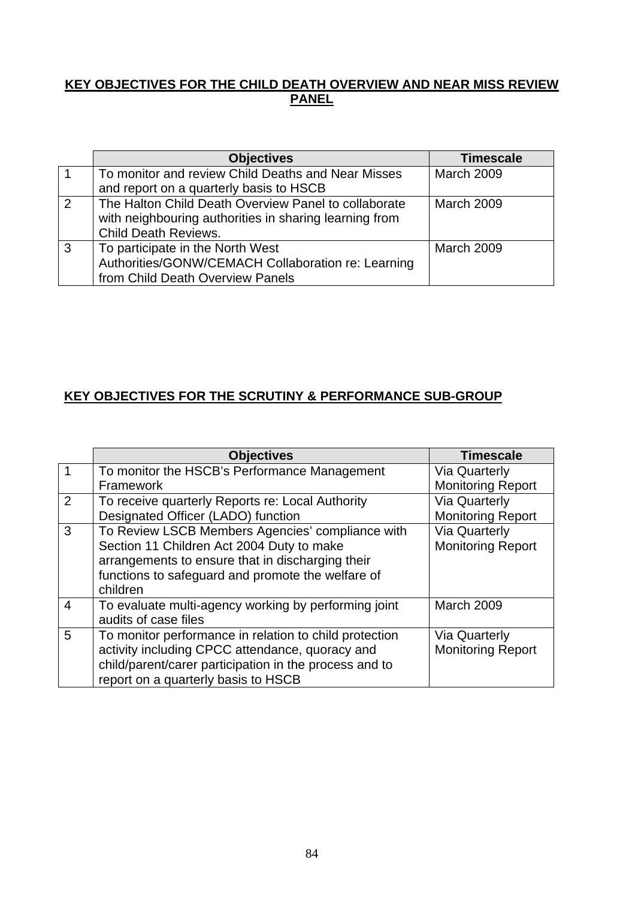## KEY OBJECTIVES FOR THE CHILD DEATH OVERVIEW AND NEAR MISS REVIEW PANEL

| | Objectives | Timescale |
|---|---|---|
| 1 | To monitor and review Child Deaths and Near Misses and report on a quarterly basis to HSCB | March 2009 |
| 2 | The Halton Child Death Overview Panel to collaborate with neighbouring authorities in sharing learning from Child Death Reviews. | March 2009 |
| 3 | To participate in the North West Authorities/GONW/CEMACH Collaboration re: Learning from Child Death Overview Panels | March 2009 |

## KEY OBJECTIVES FOR THE SCRUTINY & PERFORMANCE SUB-GROUP

| | Objectives | Timescale |
|---|---|---|
| 1 | To monitor the HSCB's Performance Management Framework | Via Quarterly Monitoring Report |
| 2 | To receive quarterly Reports re: Local Authority Designated Officer (LADO) function | Via Quarterly Monitoring Report |
| 3 | To Review LSCB Members Agencies' compliance with Section 11 Children Act 2004 Duty to make arrangements to ensure that in discharging their functions to safeguard and promote the welfare of children | Via Quarterly Monitoring Report |
| 4 | To evaluate multi-agency working by performing joint audits of case files | March 2009 |
| 5 | To monitor performance in relation to child protection activity including CPCC attendance, quoracy and child/parent/carer participation in the process and to report on a quarterly basis to HSCB | Via Quarterly Monitoring Report |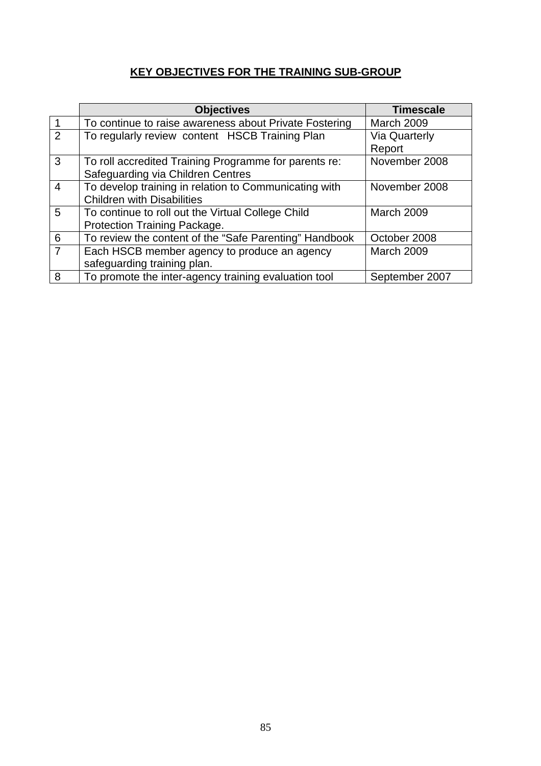## KEY OBJECTIVES FOR THE TRAINING SUB-GROUP

| | Objectives | Timescale |
|---|---|---|
| 1 | To continue to raise awareness about Private Fostering | March 2009 |
| 2 | To regularly review content HSCB Training Plan | Via Quarterly Report |
| 3 | To roll accredited Training Programme for parents re: Safeguarding via Children Centres | November 2008 |
| 4 | To develop training in relation to Communicating with Children with Disabilities | November 2008 |
| 5 | To continue to roll out the Virtual College Child Protection Training Package. | March 2009 |
| 6 | To review the content of the "Safe Parenting" Handbook | October 2008 |
| 7 | Each HSCB member agency to produce an agency safeguarding training plan. | March 2009 |
| 8 | To promote the inter-agency training evaluation tool | September 2007 |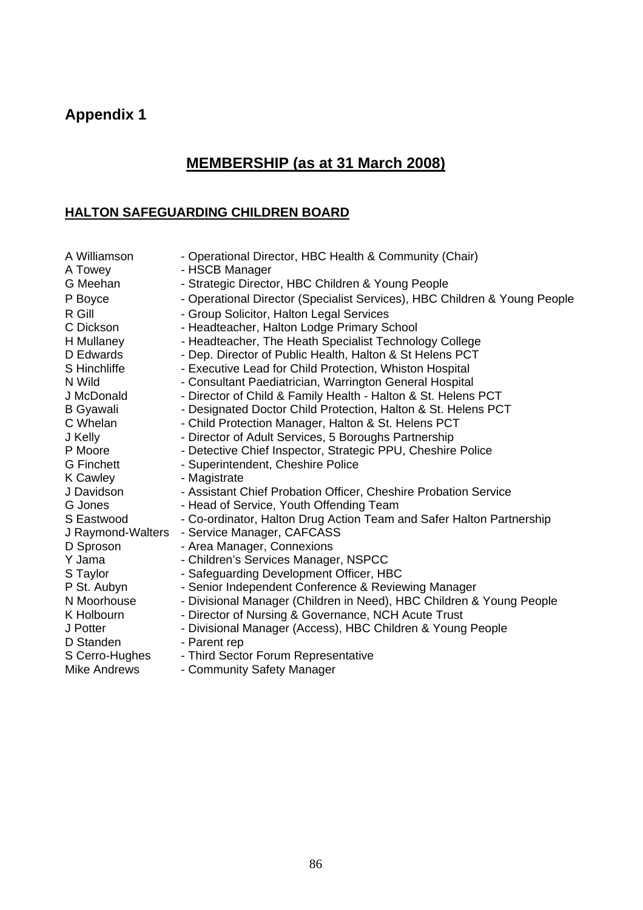## Appendix 1

# MEMBERSHIP (as at 31 March 2008)

### HALTON SAFEGUARDING CHILDREN BOARD

| | |
|---|---|
| A Williamson | - Operational Director, HBC Health & Community (Chair) |
| A Towey | - HSCB Manager |
| G Meehan | - Strategic Director, HBC Children & Young People |
| P Boyce | - Operational Director (Specialist Services), HBC Children & Young People |
| R Gill | - Group Solicitor, Halton Legal Services |
| C Dickson | - Headteacher, Halton Lodge Primary School |
| H Mullaney | - Headteacher, The Heath Specialist Technology College |
| D Edwards | - Dep. Director of Public Health, Halton & St Helens PCT |
| S Hinchliffe | - Executive Lead for Child Protection, Whiston Hospital |
| N Wild | - Consultant Paediatrician, Warrington General Hospital |
| J McDonald | - Director of Child & Family Health - Halton & St. Helens PCT |
| B Gyawali | - Designated Doctor Child Protection, Halton & St. Helens PCT |
| C Whelan | - Child Protection Manager, Halton & St. Helens PCT |
| J Kelly | - Director of Adult Services, 5 Boroughs Partnership |
| P Moore | - Detective Chief Inspector, Strategic PPU, Cheshire Police |
| G Finchett | - Superintendent, Cheshire Police |
| K Cawley | - Magistrate |
| J Davidson | - Assistant Chief Probation Officer, Cheshire Probation Service |
| G Jones | - Head of Service, Youth Offending Team |
| S Eastwood | - Co-ordinator, Halton Drug Action Team and Safer Halton Partnership |
| J Raymond-Walters | - Service Manager, CAFCASS |
| D Sproson | - Area Manager, Connexions |
| Y Jama | - Children's Services Manager, NSPCC |
| S Taylor | - Safeguarding Development Officer, HBC |
| P St. Aubyn | - Senior Independent Conference & Reviewing Manager |
| N Moorhouse | - Divisional Manager (Children in Need), HBC Children & Young People |
| K Holbourn | - Director of Nursing & Governance, NCH Acute Trust |
| J Potter | - Divisional Manager (Access), HBC Children & Young People |
| D Standen | - Parent rep |
| S Cerro-Hughes | - Third Sector Forum Representative |
| Mike Andrews | - Community Safety Manager |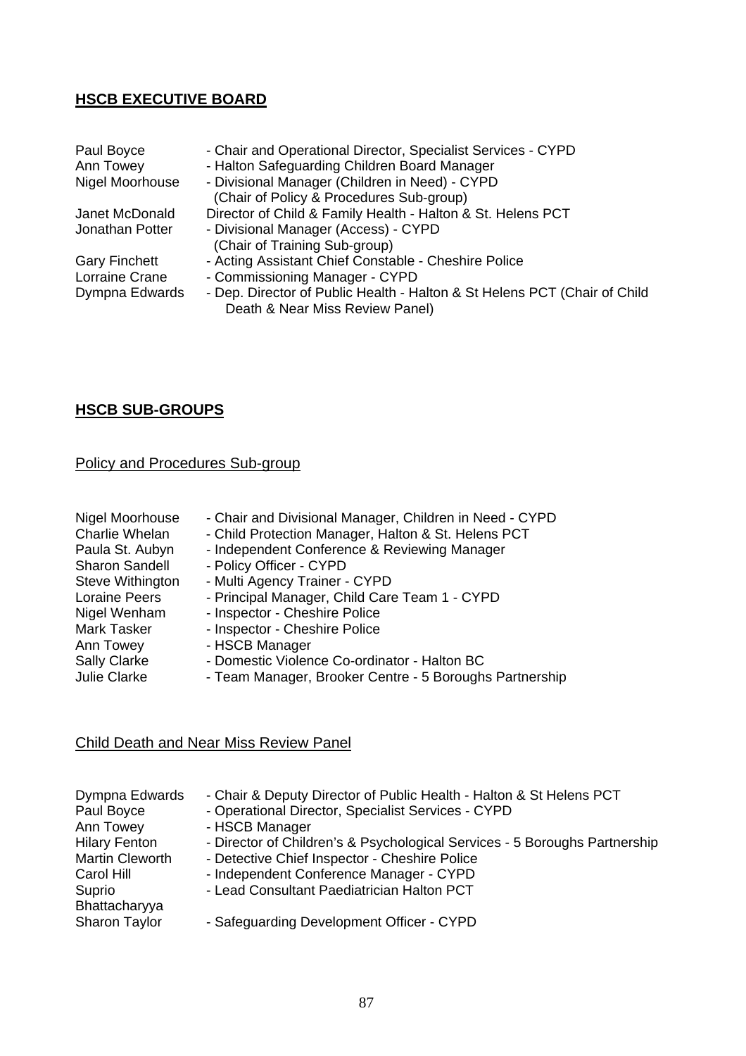## HSCB EXECUTIVE BOARD

| | |
|---|---|
| Paul Boyce | - Chair and Operational Director, Specialist Services - CYPD |
| Ann Towey | - Halton Safeguarding Children Board Manager |
| Nigel Moorhouse | - Divisional Manager (Children in Need) - CYPD (Chair of Policy & Procedures Sub-group) |
| Janet McDonald | Director of Child & Family Health - Halton & St. Helens PCT |
| Jonathan Potter | - Divisional Manager (Access) - CYPD (Chair of Training Sub-group) |
| Gary Finchett | - Acting Assistant Chief Constable - Cheshire Police |
| Lorraine Crane | - Commissioning Manager - CYPD |
| Dympna Edwards | - Dep. Director of Public Health - Halton & St Helens PCT (Chair of Child Death & Near Miss Review Panel) |

## HSCB SUB-GROUPS

### Policy and Procedures Sub-group

| | |
|---|---|
| Nigel Moorhouse | - Chair and Divisional Manager, Children in Need - CYPD |
| Charlie Whelan | - Child Protection Manager, Halton & St. Helens PCT |
| Paula St. Aubyn | - Independent Conference & Reviewing Manager |
| Sharon Sandell | - Policy Officer - CYPD |
| Steve Withington | - Multi Agency Trainer - CYPD |
| Loraine Peers | - Principal Manager, Child Care Team 1 - CYPD |
| Nigel Wenham | - Inspector - Cheshire Police |
| Mark Tasker | - Inspector - Cheshire Police |
| Ann Towey | - HSCB Manager |
| Sally Clarke | - Domestic Violence Co-ordinator - Halton BC |
| Julie Clarke | - Team Manager, Brooker Centre - 5 Boroughs Partnership |

### Child Death and Near Miss Review Panel

| | |
|---|---|
| Dympna Edwards | - Chair & Deputy Director of Public Health - Halton & St Helens PCT |
| Paul Boyce | - Operational Director, Specialist Services - CYPD |
| Ann Towey | - HSCB Manager |
| Hilary Fenton | - Director of Children's & Psychological Services - 5 Boroughs Partnership |
| Martin Cleworth | - Detective Chief Inspector - Cheshire Police |
| Carol Hill | - Independent Conference Manager - CYPD |
| Suprio Bhattacharyya | - Lead Consultant Paediatrician Halton PCT |
| Sharon Taylor | - Safeguarding Development Officer - CYPD |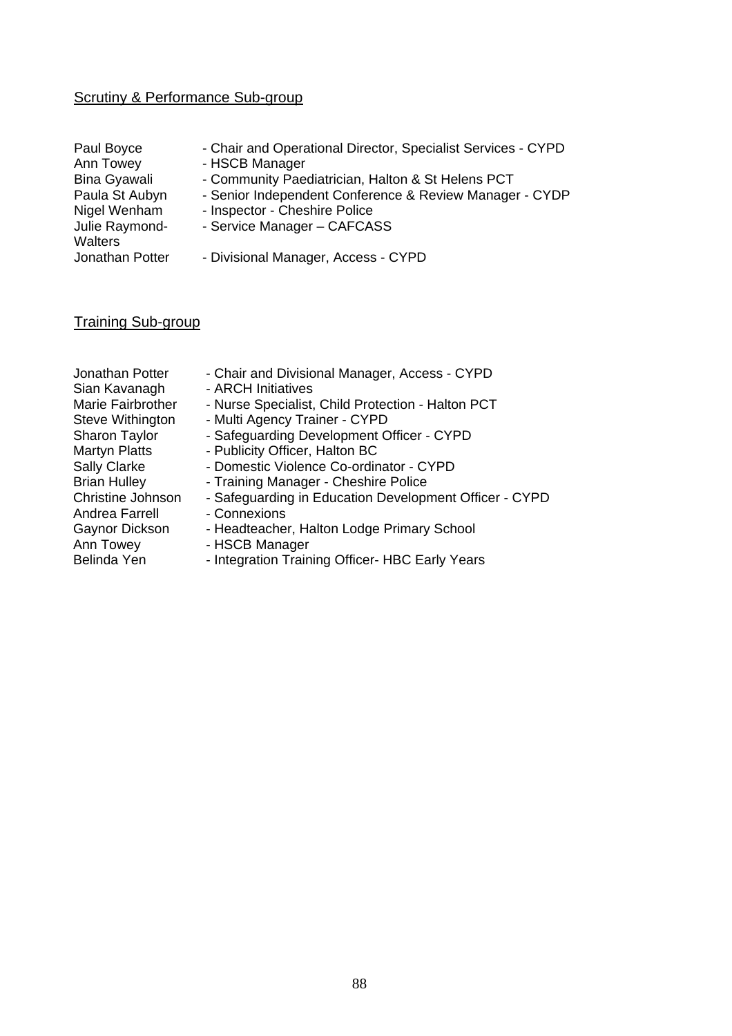Scrutiny & Performance Sub-group

| | |
|---|---|
| Paul Boyce | - Chair and Operational Director, Specialist Services - CYPD |
| Ann Towey | - HSCB Manager |
| Bina Gyawali | - Community Paediatrician, Halton & St Helens PCT |
| Paula St Aubyn | - Senior Independent Conference & Review Manager - CYDP |
| Nigel Wenham | - Inspector - Cheshire Police |
| Julie Raymond-Walters | - Service Manager – CAFCASS |
| Jonathan Potter | - Divisional Manager, Access - CYPD |

Training Sub-group

| | |
|---|---|
| Jonathan Potter | - Chair and Divisional Manager, Access - CYPD |
| Sian Kavanagh | - ARCH Initiatives |
| Marie Fairbrother | - Nurse Specialist, Child Protection - Halton PCT |
| Steve Withington | - Multi Agency Trainer - CYPD |
| Sharon Taylor | - Safeguarding Development Officer - CYPD |
| Martyn Platts | - Publicity Officer, Halton BC |
| Sally Clarke | - Domestic Violence Co-ordinator - CYPD |
| Brian Hulley | - Training Manager - Cheshire Police |
| Christine Johnson | - Safeguarding in Education Development Officer - CYPD |
| Andrea Farrell | - Connexions |
| Gaynor Dickson | - Headteacher, Halton Lodge Primary School |
| Ann Towey | - HSCB Manager |
| Belinda Yen | - Integration Training Officer- HBC Early Years |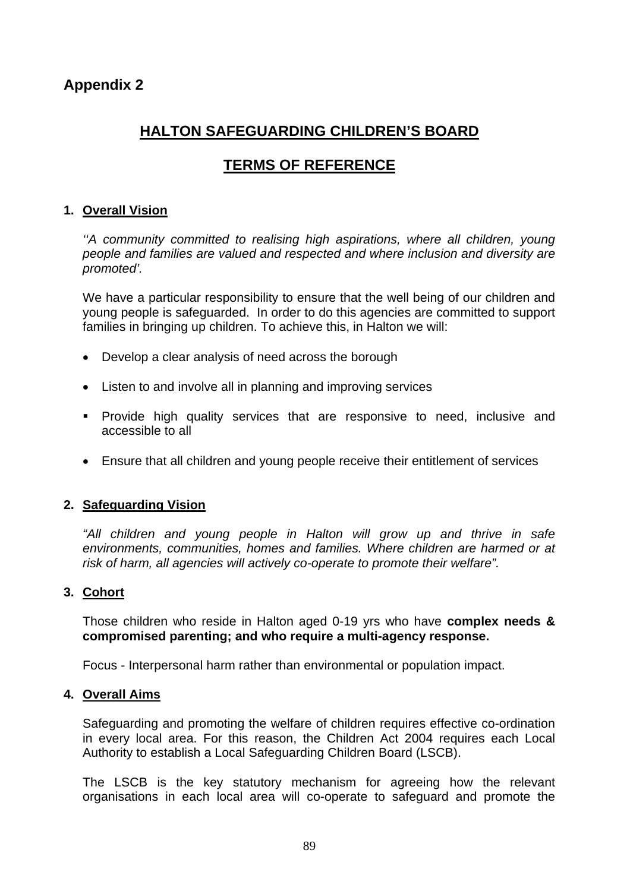## Appendix 2

# HALTON SAFEGUARDING CHILDREN'S BOARD

# TERMS OF REFERENCE

**1. Overall Vision**

*''A community committed to realising high aspirations, where all children, young people and families are valued and respected and where inclusion and diversity are promoted'.*

We have a particular responsibility to ensure that the well being of our children and young people is safeguarded. In order to do this agencies are committed to support families in bringing up children. To achieve this, in Halton we will:

- Develop a clear analysis of need across the borough
- Listen to and involve all in planning and improving services
- Provide high quality services that are responsive to need, inclusive and accessible to all
- Ensure that all children and young people receive their entitlement of services

**2. Safeguarding Vision**

*"All children and young people in Halton will grow up and thrive in safe environments, communities, homes and families. Where children are harmed or at risk of harm, all agencies will actively co-operate to promote their welfare".*

**3. Cohort**

Those children who reside in Halton aged 0-19 yrs who have **complex needs & compromised parenting; and who require a multi-agency response.**

Focus - Interpersonal harm rather than environmental or population impact.

**4. Overall Aims**

Safeguarding and promoting the welfare of children requires effective co-ordination in every local area. For this reason, the Children Act 2004 requires each Local Authority to establish a Local Safeguarding Children Board (LSCB).

The LSCB is the key statutory mechanism for agreeing how the relevant organisations in each local area will co-operate to safeguard and promote the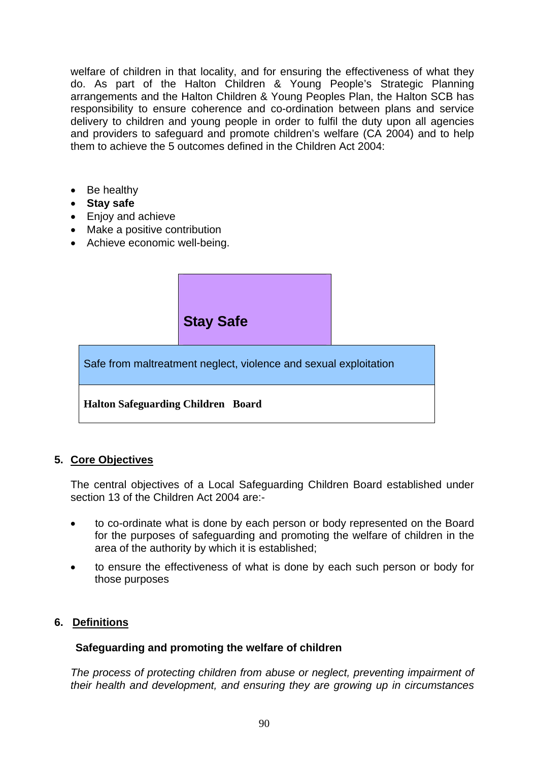welfare of children in that locality, and for ensuring the effectiveness of what they do. As part of the Halton Children & Young People's Strategic Planning arrangements and the Halton Children & Young Peoples Plan, the Halton SCB has responsibility to ensure coherence and co-ordination between plans and service delivery to children and young people in order to fulfil the duty upon all agencies and providers to safeguard and promote children's welfare (CA 2004) and to help them to achieve the 5 outcomes defined in the Children Act 2004:

- Be healthy
- **Stay safe**
- Enjoy and achieve
- Make a positive contribution
- Achieve economic well-being.

**Stay Safe**

Safe from maltreatment neglect, violence and sexual exploitation

**Halton Safeguarding Children Board**

## 5. Core Objectives

The central objectives of a Local Safeguarding Children Board established under section 13 of the Children Act 2004 are:-

- to co-ordinate what is done by each person or body represented on the Board for the purposes of safeguarding and promoting the welfare of children in the area of the authority by which it is established;
- to ensure the effectiveness of what is done by each such person or body for those purposes

## 6. Definitions

### Safeguarding and promoting the welfare of children

*The process of protecting children from abuse or neglect, preventing impairment of their health and development, and ensuring they are growing up in circumstances*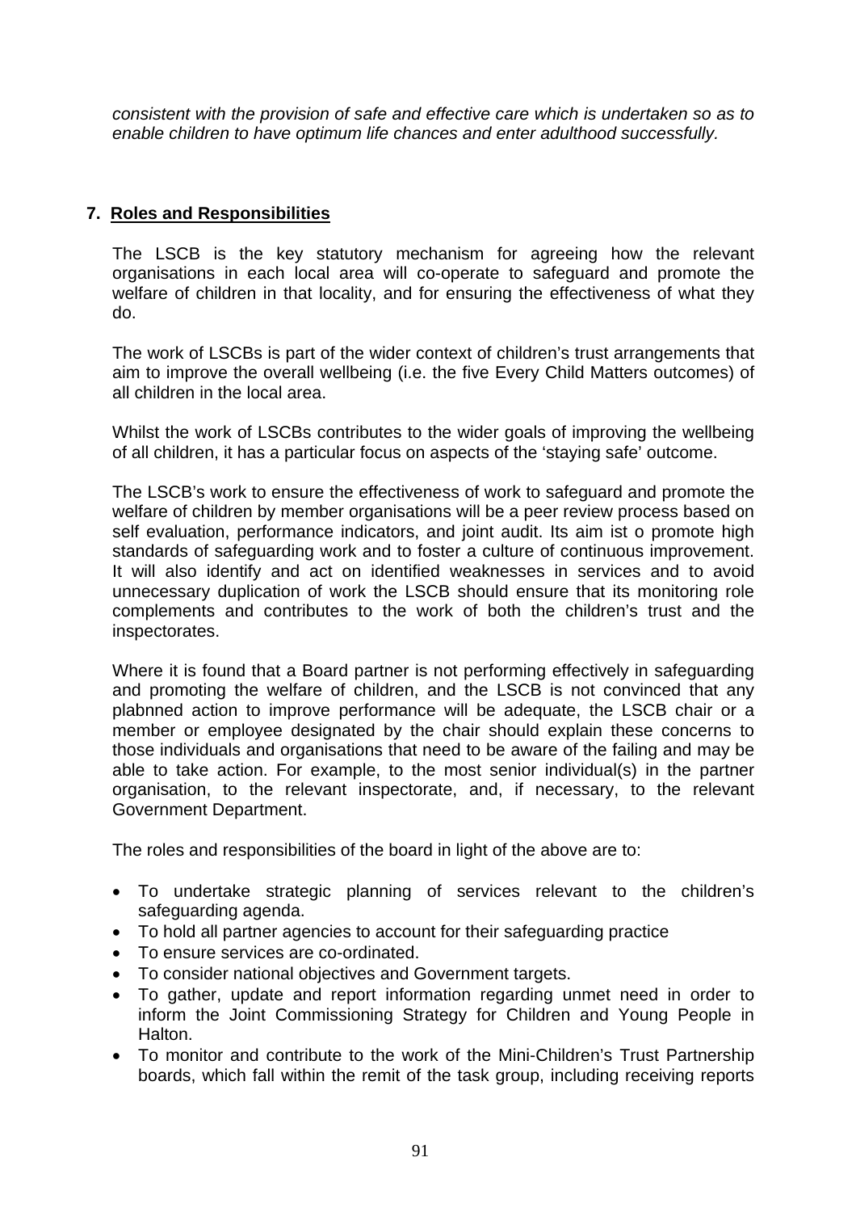*consistent with the provision of safe and effective care which is undertaken so as to enable children to have optimum life chances and enter adulthood successfully.*

## 7. Roles and Responsibilities

The LSCB is the key statutory mechanism for agreeing how the relevant organisations in each local area will co-operate to safeguard and promote the welfare of children in that locality, and for ensuring the effectiveness of what they do.

The work of LSCBs is part of the wider context of children's trust arrangements that aim to improve the overall wellbeing (i.e. the five Every Child Matters outcomes) of all children in the local area.

Whilst the work of LSCBs contributes to the wider goals of improving the wellbeing of all children, it has a particular focus on aspects of the 'staying safe' outcome.

The LSCB's work to ensure the effectiveness of work to safeguard and promote the welfare of children by member organisations will be a peer review process based on self evaluation, performance indicators, and joint audit. Its aim ist o promote high standards of safeguarding work and to foster a culture of continuous improvement. It will also identify and act on identified weaknesses in services and to avoid unnecessary duplication of work the LSCB should ensure that its monitoring role complements and contributes to the work of both the children's trust and the inspectorates.

Where it is found that a Board partner is not performing effectively in safeguarding and promoting the welfare of children, and the LSCB is not convinced that any plabnned action to improve performance will be adequate, the LSCB chair or a member or employee designated by the chair should explain these concerns to those individuals and organisations that need to be aware of the failing and may be able to take action. For example, to the most senior individual(s) in the partner organisation, to the relevant inspectorate, and, if necessary, to the relevant Government Department.

The roles and responsibilities of the board in light of the above are to:

- To undertake strategic planning of services relevant to the children's safeguarding agenda.
- To hold all partner agencies to account for their safeguarding practice
- To ensure services are co-ordinated.
- To consider national objectives and Government targets.
- To gather, update and report information regarding unmet need in order to inform the Joint Commissioning Strategy for Children and Young People in Halton.
- To monitor and contribute to the work of the Mini-Children's Trust Partnership boards, which fall within the remit of the task group, including receiving reports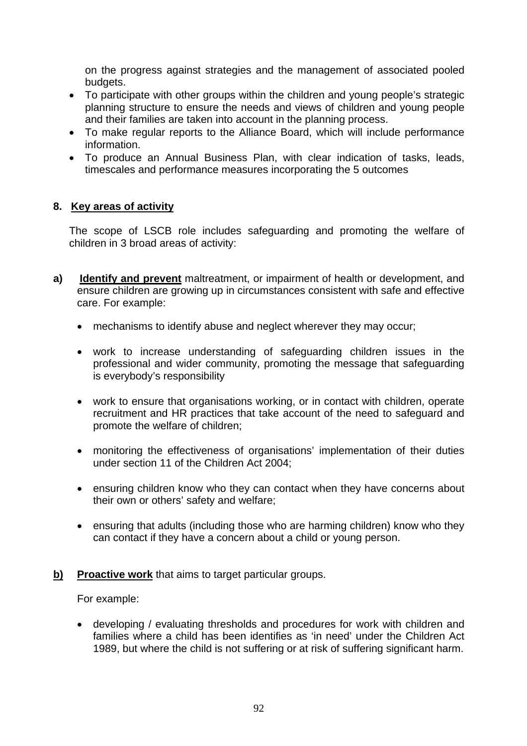on the progress against strategies and the management of associated pooled budgets.

- To participate with other groups within the children and young people's strategic planning structure to ensure the needs and views of children and young people and their families are taken into account in the planning process.
- To make regular reports to the Alliance Board, which will include performance information.
- To produce an Annual Business Plan, with clear indication of tasks, leads, timescales and performance measures incorporating the 5 outcomes

## 8. Key areas of activity

The scope of LSCB role includes safeguarding and promoting the welfare of children in 3 broad areas of activity:

**a)** **Identify and prevent** maltreatment, or impairment of health or development, and ensure children are growing up in circumstances consistent with safe and effective care. For example:

- mechanisms to identify abuse and neglect wherever they may occur;
- work to increase understanding of safeguarding children issues in the professional and wider community, promoting the message that safeguarding is everybody's responsibility
- work to ensure that organisations working, or in contact with children, operate recruitment and HR practices that take account of the need to safeguard and promote the welfare of children;
- monitoring the effectiveness of organisations' implementation of their duties under section 11 of the Children Act 2004;
- ensuring children know who they can contact when they have concerns about their own or others' safety and welfare;
- ensuring that adults (including those who are harming children) know who they can contact if they have a concern about a child or young person.

**b)** **Proactive work** that aims to target particular groups.

For example:

- developing / evaluating thresholds and procedures for work with children and families where a child has been identifies as 'in need' under the Children Act 1989, but where the child is not suffering or at risk of suffering significant harm.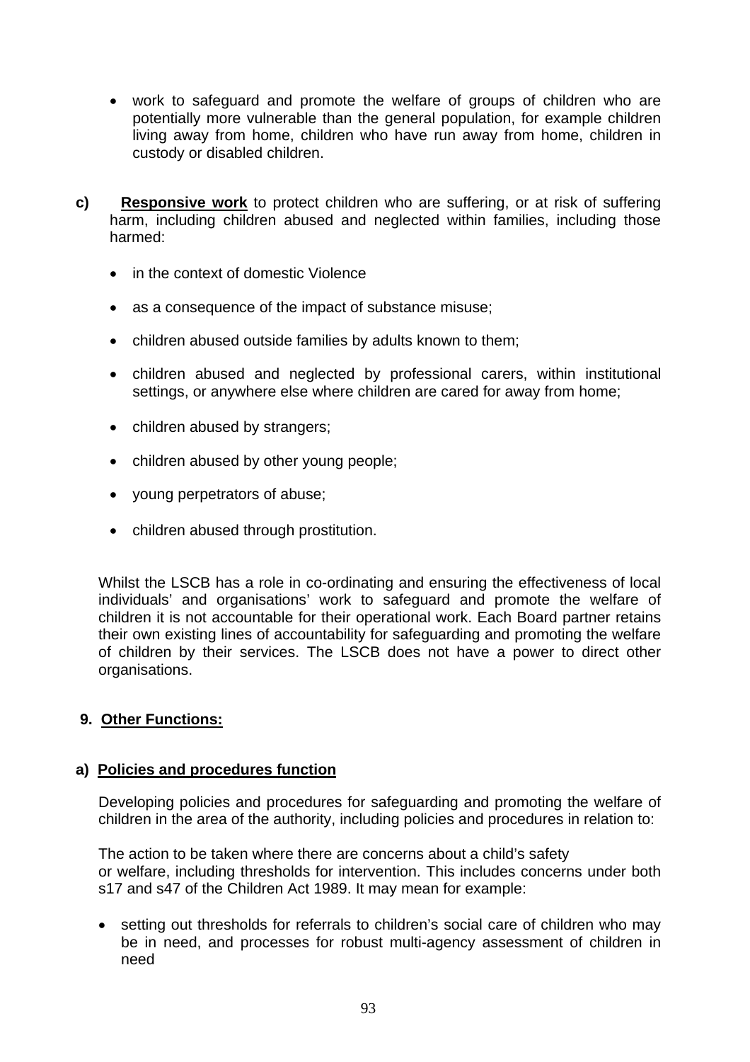- work to safeguard and promote the welfare of groups of children who are potentially more vulnerable than the general population, for example children living away from home, children who have run away from home, children in custody or disabled children.

**c)** **Responsive work** to protect children who are suffering, or at risk of suffering harm, including children abused and neglected within families, including those harmed:

- in the context of domestic Violence
- as a consequence of the impact of substance misuse;
- children abused outside families by adults known to them;
- children abused and neglected by professional carers, within institutional settings, or anywhere else where children are cared for away from home;
- children abused by strangers;
- children abused by other young people;
- young perpetrators of abuse;
- children abused through prostitution.

Whilst the LSCB has a role in co-ordinating and ensuring the effectiveness of local individuals' and organisations' work to safeguard and promote the welfare of children it is not accountable for their operational work. Each Board partner retains their own existing lines of accountability for safeguarding and promoting the welfare of children by their services. The LSCB does not have a power to direct other organisations.

## 9. Other Functions:

### a) Policies and procedures function

Developing policies and procedures for safeguarding and promoting the welfare of children in the area of the authority, including policies and procedures in relation to:

The action to be taken where there are concerns about a child's safety or welfare, including thresholds for intervention. This includes concerns under both s17 and s47 of the Children Act 1989. It may mean for example:

- setting out thresholds for referrals to children's social care of children who may be in need, and processes for robust multi-agency assessment of children in need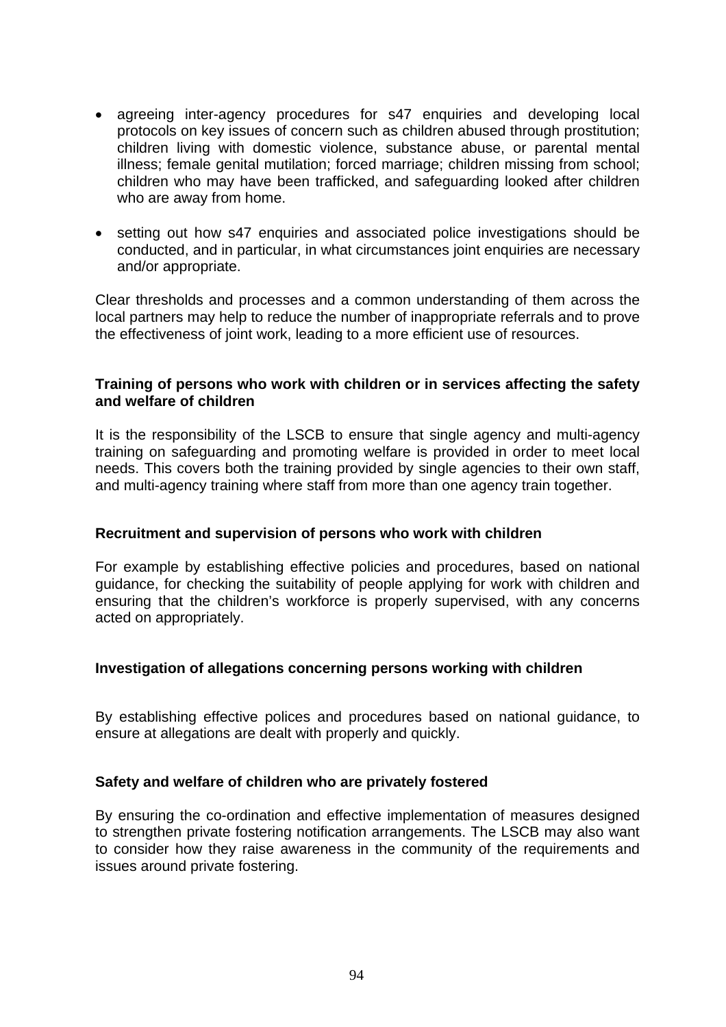- agreeing inter-agency procedures for s47 enquiries and developing local protocols on key issues of concern such as children abused through prostitution; children living with domestic violence, substance abuse, or parental mental illness; female genital mutilation; forced marriage; children missing from school; children who may have been trafficked, and safeguarding looked after children who are away from home.

- setting out how s47 enquiries and associated police investigations should be conducted, and in particular, in what circumstances joint enquiries are necessary and/or appropriate.

Clear thresholds and processes and a common understanding of them across the local partners may help to reduce the number of inappropriate referrals and to prove the effectiveness of joint work, leading to a more efficient use of resources.

**Training of persons who work with children or in services affecting the safety and welfare of children**

It is the responsibility of the LSCB to ensure that single agency and multi-agency training on safeguarding and promoting welfare is provided in order to meet local needs. This covers both the training provided by single agencies to their own staff, and multi-agency training where staff from more than one agency train together.

**Recruitment and supervision of persons who work with children**

For example by establishing effective policies and procedures, based on national guidance, for checking the suitability of people applying for work with children and ensuring that the children's workforce is properly supervised, with any concerns acted on appropriately.

**Investigation of allegations concerning persons working with children**

By establishing effective polices and procedures based on national guidance, to ensure at allegations are dealt with properly and quickly.

**Safety and welfare of children who are privately fostered**

By ensuring the co-ordination and effective implementation of measures designed to strengthen private fostering notification arrangements. The LSCB may also want to consider how they raise awareness in the community of the requirements and issues around private fostering.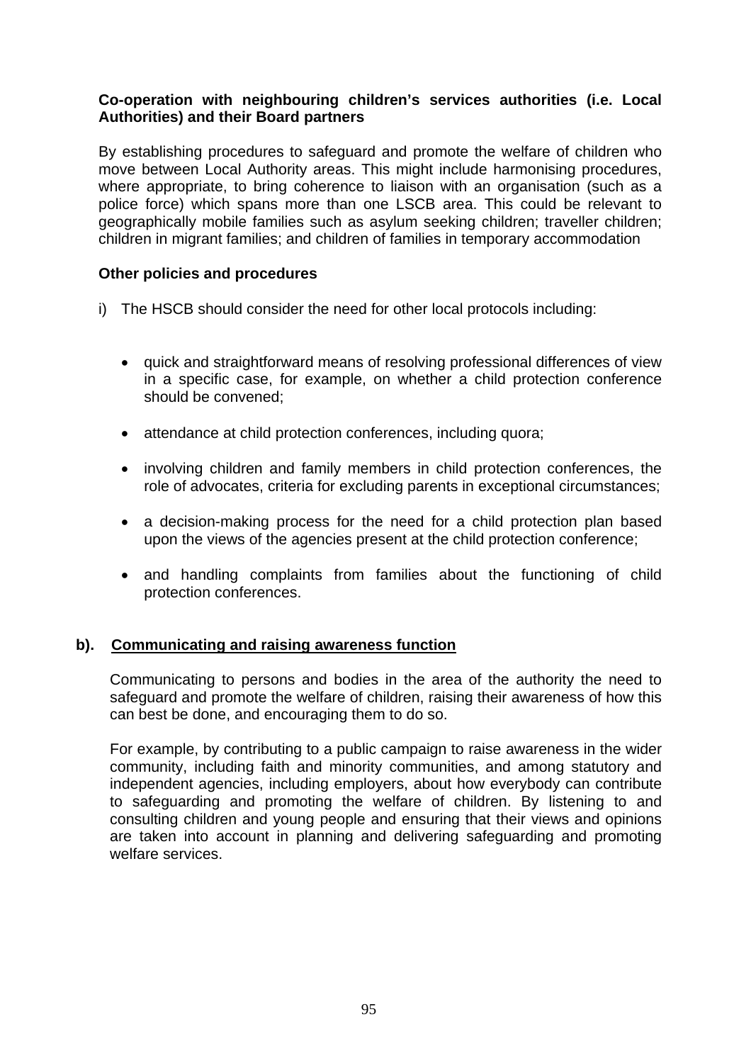**Co-operation with neighbouring children's services authorities (i.e. Local Authorities) and their Board partners**

By establishing procedures to safeguard and promote the welfare of children who move between Local Authority areas. This might include harmonising procedures, where appropriate, to bring coherence to liaison with an organisation (such as a police force) which spans more than one LSCB area. This could be relevant to geographically mobile families such as asylum seeking children; traveller children; children in migrant families; and children of families in temporary accommodation

**Other policies and procedures**

i) The HSCB should consider the need for other local protocols including:

- quick and straightforward means of resolving professional differences of view in a specific case, for example, on whether a child protection conference should be convened;
- attendance at child protection conferences, including quora;
- involving children and family members in child protection conferences, the role of advocates, criteria for excluding parents in exceptional circumstances;
- a decision-making process for the need for a child protection plan based upon the views of the agencies present at the child protection conference;
- and handling complaints from families about the functioning of child protection conferences.

**b). <u>Communicating and raising awareness function</u>**

Communicating to persons and bodies in the area of the authority the need to safeguard and promote the welfare of children, raising their awareness of how this can best be done, and encouraging them to do so.

For example, by contributing to a public campaign to raise awareness in the wider community, including faith and minority communities, and among statutory and independent agencies, including employers, about how everybody can contribute to safeguarding and promoting the welfare of children. By listening to and consulting children and young people and ensuring that their views and opinions are taken into account in planning and delivering safeguarding and promoting welfare services.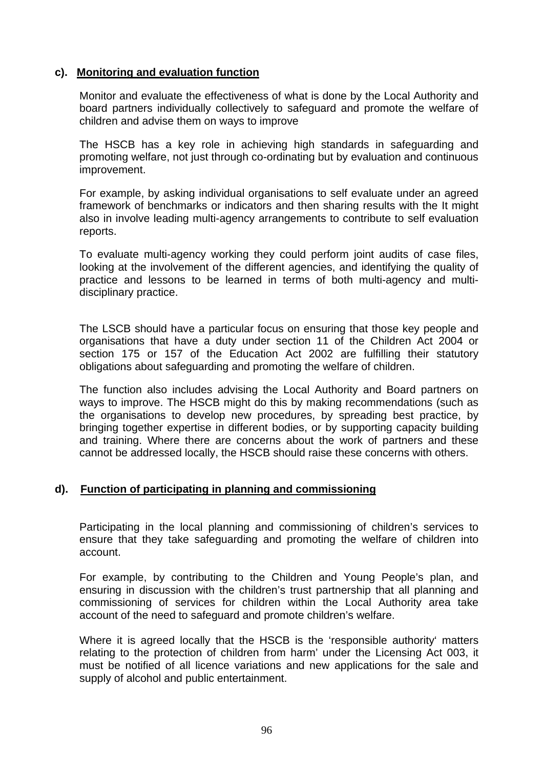**c). Monitoring and evaluation function**

Monitor and evaluate the effectiveness of what is done by the Local Authority and board partners individually collectively to safeguard and promote the welfare of children and advise them on ways to improve

The HSCB has a key role in achieving high standards in safeguarding and promoting welfare, not just through co-ordinating but by evaluation and continuous improvement.

For example, by asking individual organisations to self evaluate under an agreed framework of benchmarks or indicators and then sharing results with the It might also in involve leading multi-agency arrangements to contribute to self evaluation reports.

To evaluate multi-agency working they could perform joint audits of case files, looking at the involvement of the different agencies, and identifying the quality of practice and lessons to be learned in terms of both multi-agency and multi-disciplinary practice.

The LSCB should have a particular focus on ensuring that those key people and organisations that have a duty under section 11 of the Children Act 2004 or section 175 or 157 of the Education Act 2002 are fulfilling their statutory obligations about safeguarding and promoting the welfare of children.

The function also includes advising the Local Authority and Board partners on ways to improve. The HSCB might do this by making recommendations (such as the organisations to develop new procedures, by spreading best practice, by bringing together expertise in different bodies, or by supporting capacity building and training. Where there are concerns about the work of partners and these cannot be addressed locally, the HSCB should raise these concerns with others.

**d). Function of participating in planning and commissioning**

Participating in the local planning and commissioning of children's services to ensure that they take safeguarding and promoting the welfare of children into account.

For example, by contributing to the Children and Young People's plan, and ensuring in discussion with the children's trust partnership that all planning and commissioning of services for children within the Local Authority area take account of the need to safeguard and promote children's welfare.

Where it is agreed locally that the HSCB is the 'responsible authority' matters relating to the protection of children from harm' under the Licensing Act 003, it must be notified of all licence variations and new applications for the sale and supply of alcohol and public entertainment.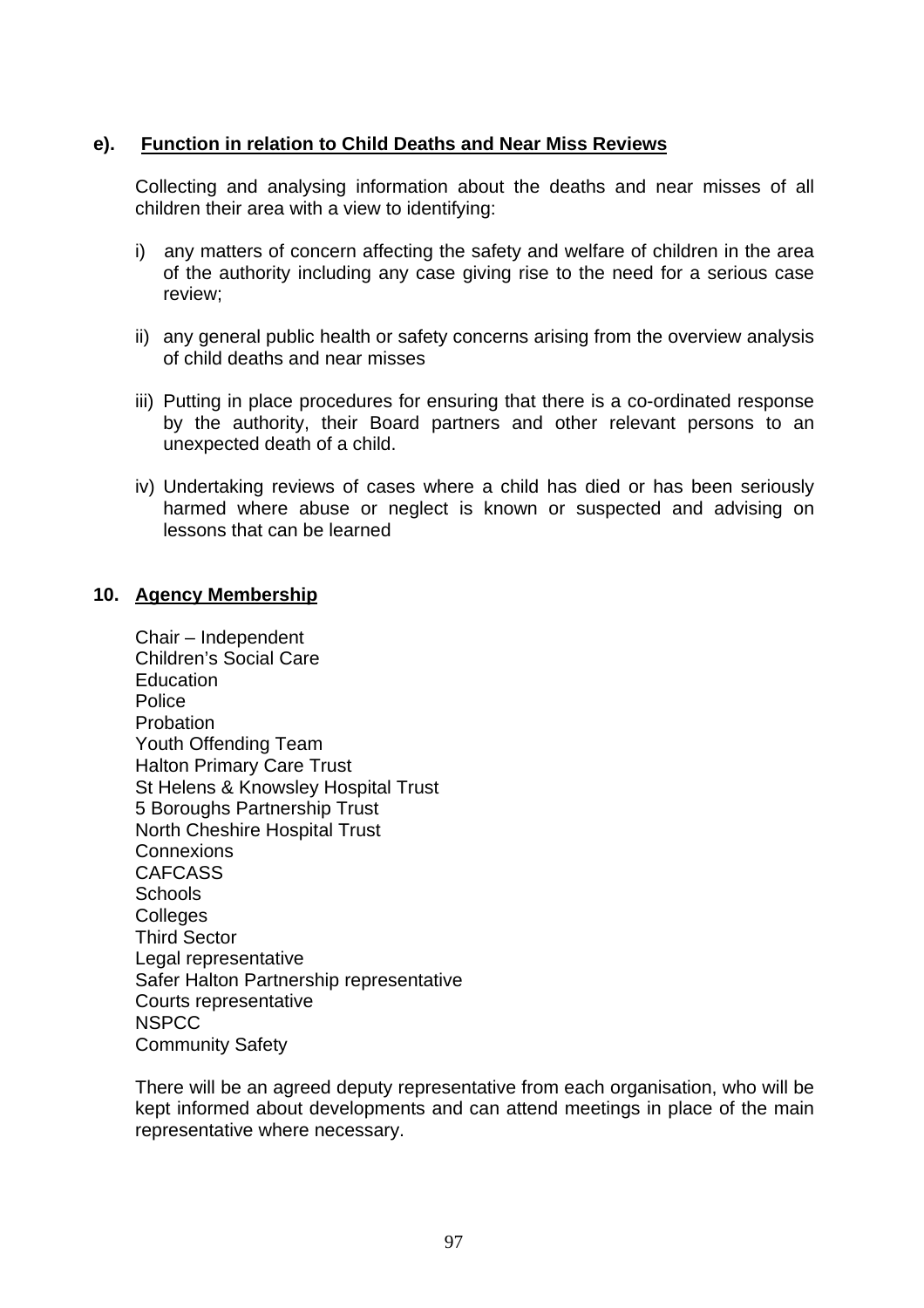**e). <u>Function in relation to Child Deaths and Near Miss Reviews</u>**

Collecting and analysing information about the deaths and near misses of all children their area with a view to identifying:

i) any matters of concern affecting the safety and welfare of children in the area of the authority including any case giving rise to the need for a serious case review;

ii) any general public health or safety concerns arising from the overview analysis of child deaths and near misses

iii) Putting in place procedures for ensuring that there is a co-ordinated response by the authority, their Board partners and other relevant persons to an unexpected death of a child.

iv) Undertaking reviews of cases where a child has died or has been seriously harmed where abuse or neglect is known or suspected and advising on lessons that can be learned

**10. <u>Agency Membership</u>**

Chair – Independent
Children's Social Care
Education
Police
Probation
Youth Offending Team
Halton Primary Care Trust
St Helens & Knowsley Hospital Trust
5 Boroughs Partnership Trust
North Cheshire Hospital Trust
Connexions
CAFCASS
Schools
Colleges
Third Sector
Legal representative
Safer Halton Partnership representative
Courts representative
NSPCC
Community Safety

There will be an agreed deputy representative from each organisation, who will be kept informed about developments and can attend meetings in place of the main representative where necessary.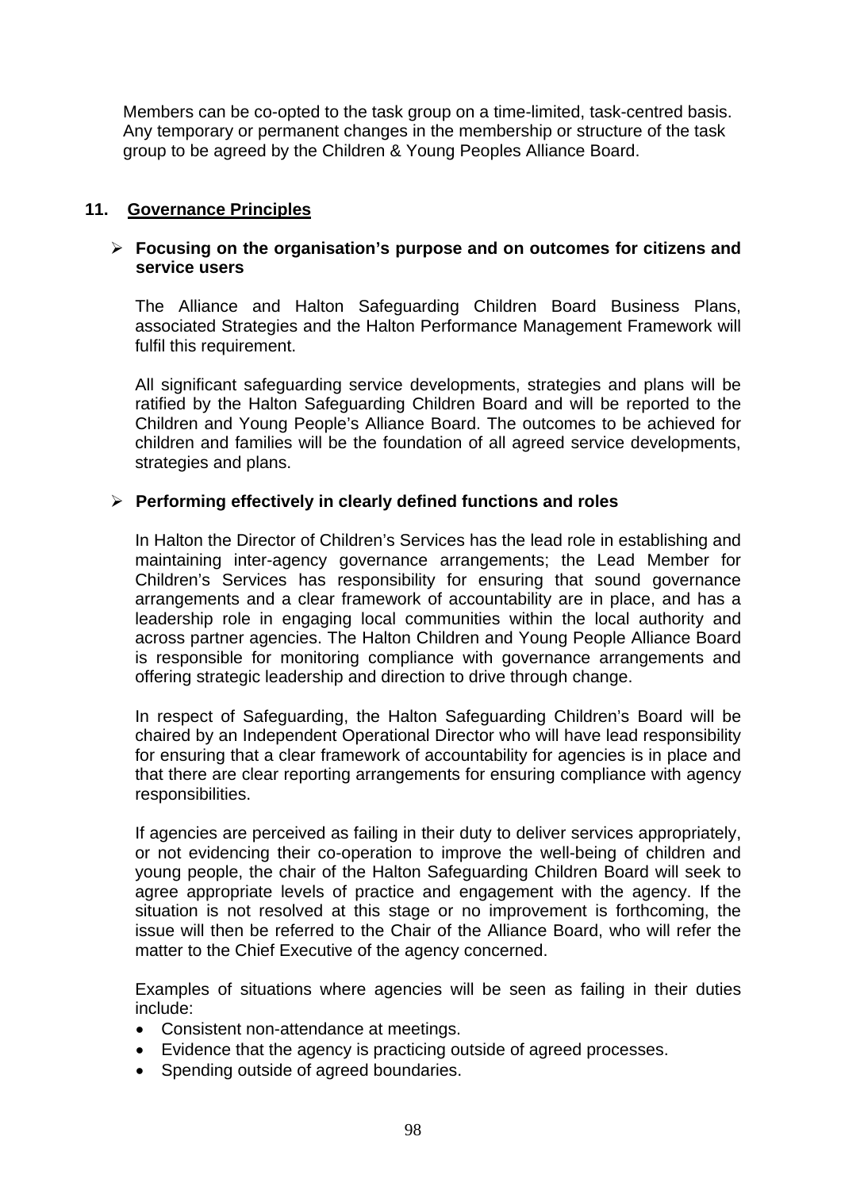Members can be co-opted to the task group on a time-limited, task-centred basis. Any temporary or permanent changes in the membership or structure of the task group to be agreed by the Children & Young Peoples Alliance Board.

## 11. Governance Principles

- **Focusing on the organisation's purpose and on outcomes for citizens and service users**

  The Alliance and Halton Safeguarding Children Board Business Plans, associated Strategies and the Halton Performance Management Framework will fulfil this requirement.

  All significant safeguarding service developments, strategies and plans will be ratified by the Halton Safeguarding Children Board and will be reported to the Children and Young People's Alliance Board. The outcomes to be achieved for children and families will be the foundation of all agreed service developments, strategies and plans.

- **Performing effectively in clearly defined functions and roles**

  In Halton the Director of Children's Services has the lead role in establishing and maintaining inter-agency governance arrangements; the Lead Member for Children's Services has responsibility for ensuring that sound governance arrangements and a clear framework of accountability are in place, and has a leadership role in engaging local communities within the local authority and across partner agencies. The Halton Children and Young People Alliance Board is responsible for monitoring compliance with governance arrangements and offering strategic leadership and direction to drive through change.

  In respect of Safeguarding, the Halton Safeguarding Children's Board will be chaired by an Independent Operational Director who will have lead responsibility for ensuring that a clear framework of accountability for agencies is in place and that there are clear reporting arrangements for ensuring compliance with agency responsibilities.

  If agencies are perceived as failing in their duty to deliver services appropriately, or not evidencing their co-operation to improve the well-being of children and young people, the chair of the Halton Safeguarding Children Board will seek to agree appropriate levels of practice and engagement with the agency. If the situation is not resolved at this stage or no improvement is forthcoming, the issue will then be referred to the Chair of the Alliance Board, who will refer the matter to the Chief Executive of the agency concerned.

  Examples of situations where agencies will be seen as failing in their duties include:

  - Consistent non-attendance at meetings.
  - Evidence that the agency is practicing outside of agreed processes.
  - Spending outside of agreed boundaries.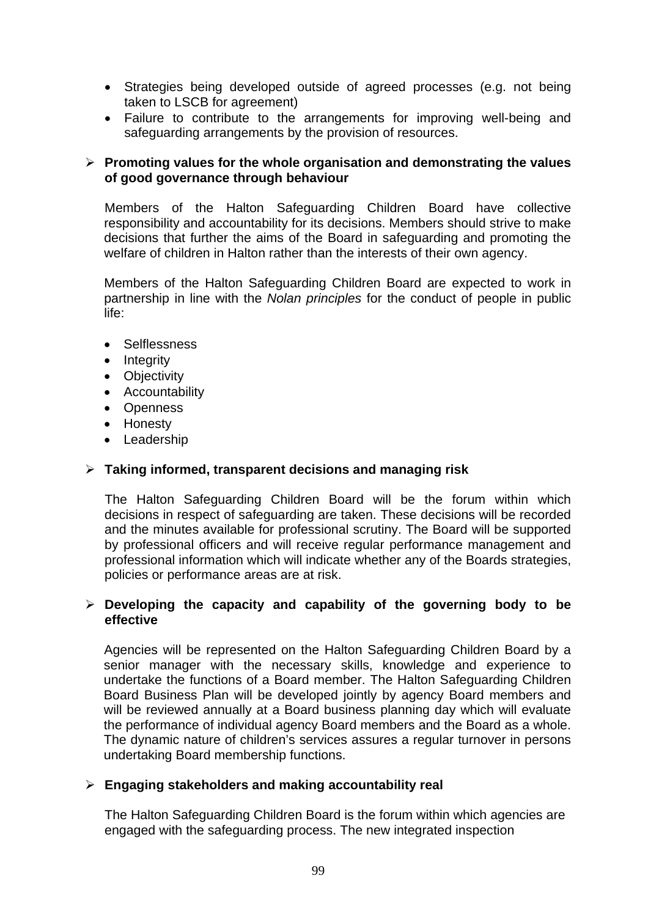- Strategies being developed outside of agreed processes (e.g. not being taken to LSCB for agreement)
- Failure to contribute to the arrangements for improving well-being and safeguarding arrangements by the provision of resources.

- **Promoting values for the whole organisation and demonstrating the values of good governance through behaviour**

  Members of the Halton Safeguarding Children Board have collective responsibility and accountability for its decisions. Members should strive to make decisions that further the aims of the Board in safeguarding and promoting the welfare of children in Halton rather than the interests of their own agency.

  Members of the Halton Safeguarding Children Board are expected to work in partnership in line with the *Nolan principles* for the conduct of people in public life:

  - Selflessness
  - Integrity
  - Objectivity
  - Accountability
  - Openness
  - Honesty
  - Leadership

- **Taking informed, transparent decisions and managing risk**

  The Halton Safeguarding Children Board will be the forum within which decisions in respect of safeguarding are taken. These decisions will be recorded and the minutes available for professional scrutiny. The Board will be supported by professional officers and will receive regular performance management and professional information which will indicate whether any of the Boards strategies, policies or performance areas are at risk.

- **Developing the capacity and capability of the governing body to be effective**

  Agencies will be represented on the Halton Safeguarding Children Board by a senior manager with the necessary skills, knowledge and experience to undertake the functions of a Board member. The Halton Safeguarding Children Board Business Plan will be developed jointly by agency Board members and will be reviewed annually at a Board business planning day which will evaluate the performance of individual agency Board members and the Board as a whole. The dynamic nature of children's services assures a regular turnover in persons undertaking Board membership functions.

- **Engaging stakeholders and making accountability real**

  The Halton Safeguarding Children Board is the forum within which agencies are engaged with the safeguarding process. The new integrated inspection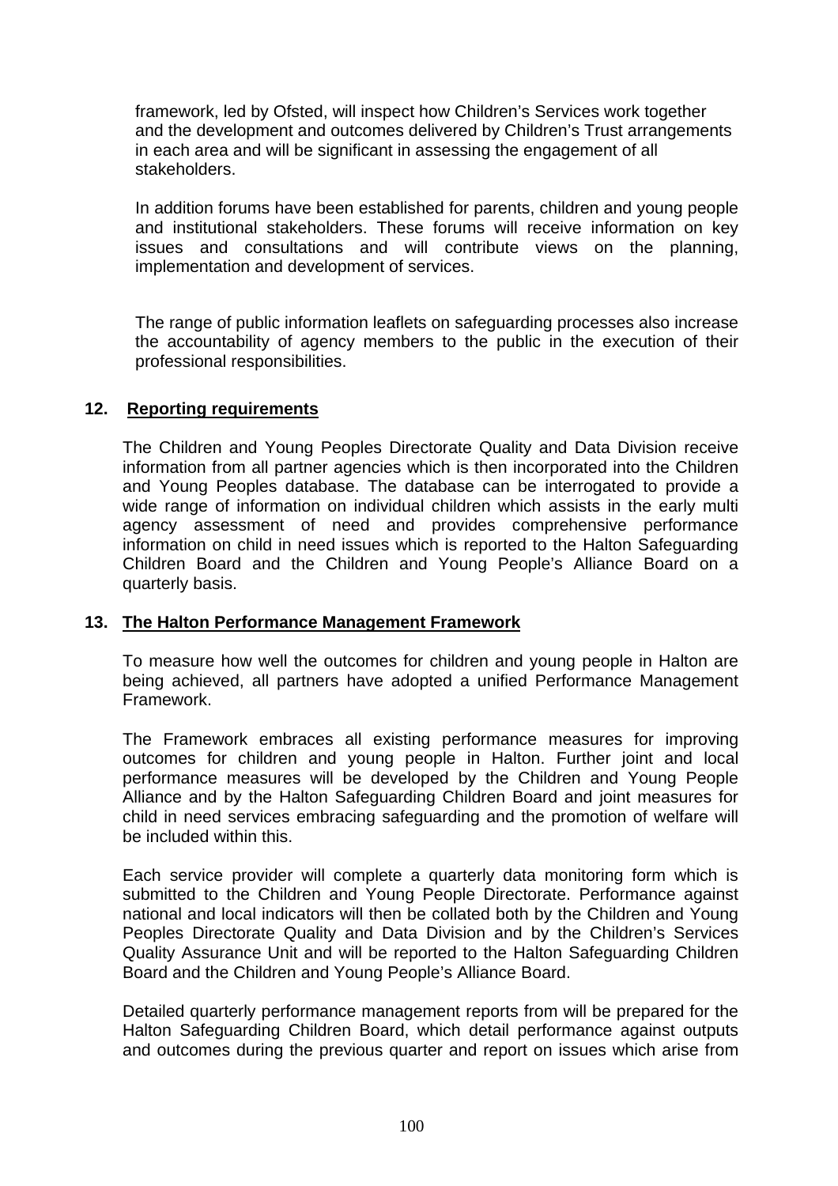framework, led by Ofsted, will inspect how Children's Services work together and the development and outcomes delivered by Children's Trust arrangements in each area and will be significant in assessing the engagement of all stakeholders.

In addition forums have been established for parents, children and young people and institutional stakeholders. These forums will receive information on key issues and consultations and will contribute views on the planning, implementation and development of services.

The range of public information leaflets on safeguarding processes also increase the accountability of agency members to the public in the execution of their professional responsibilities.

## 12. Reporting requirements

The Children and Young Peoples Directorate Quality and Data Division receive information from all partner agencies which is then incorporated into the Children and Young Peoples database. The database can be interrogated to provide a wide range of information on individual children which assists in the early multi agency assessment of need and provides comprehensive performance information on child in need issues which is reported to the Halton Safeguarding Children Board and the Children and Young People's Alliance Board on a quarterly basis.

## 13. The Halton Performance Management Framework

To measure how well the outcomes for children and young people in Halton are being achieved, all partners have adopted a unified Performance Management Framework.

The Framework embraces all existing performance measures for improving outcomes for children and young people in Halton. Further joint and local performance measures will be developed by the Children and Young People Alliance and by the Halton Safeguarding Children Board and joint measures for child in need services embracing safeguarding and the promotion of welfare will be included within this.

Each service provider will complete a quarterly data monitoring form which is submitted to the Children and Young People Directorate. Performance against national and local indicators will then be collated both by the Children and Young Peoples Directorate Quality and Data Division and by the Children's Services Quality Assurance Unit and will be reported to the Halton Safeguarding Children Board and the Children and Young People's Alliance Board.

Detailed quarterly performance management reports from will be prepared for the Halton Safeguarding Children Board, which detail performance against outputs and outcomes during the previous quarter and report on issues which arise from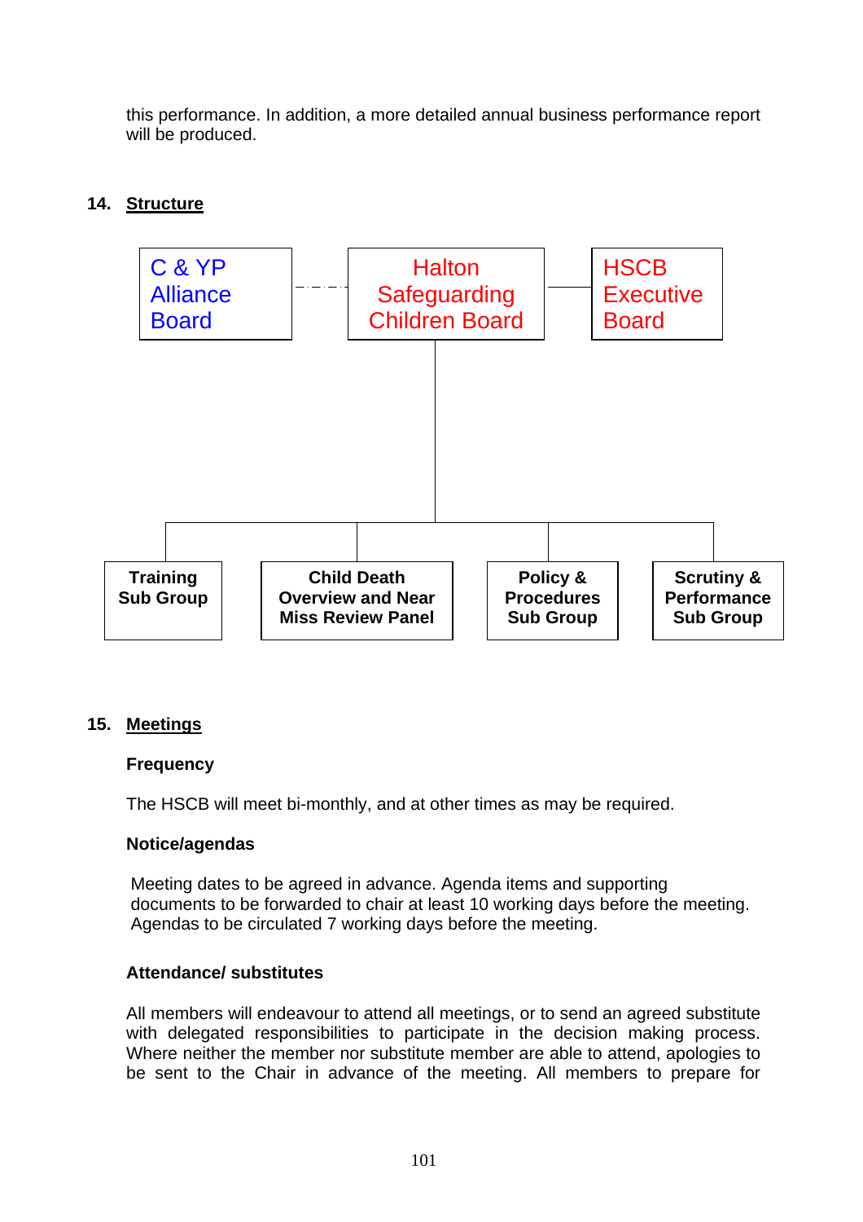this performance. In addition, a more detailed annual business performance report will be produced.

## 14. Structure

C & YP Alliance Board

Halton Safeguarding Children Board

HSCB Executive Board

Training Sub Group

Child Death Overview and Near Miss Review Panel

Policy & Procedures Sub Group

Scrutiny & Performance Sub Group

## 15. Meetings

**Frequency**

The HSCB will meet bi-monthly, and at other times as may be required.

**Notice/agendas**

Meeting dates to be agreed in advance. Agenda items and supporting documents to be forwarded to chair at least 10 working days before the meeting. Agendas to be circulated 7 working days before the meeting.

**Attendance/ substitutes**

All members will endeavour to attend all meetings, or to send an agreed substitute with delegated responsibilities to participate in the decision making process. Where neither the member nor substitute member are able to attend, apologies to be sent to the Chair in advance of the meeting. All members to prepare for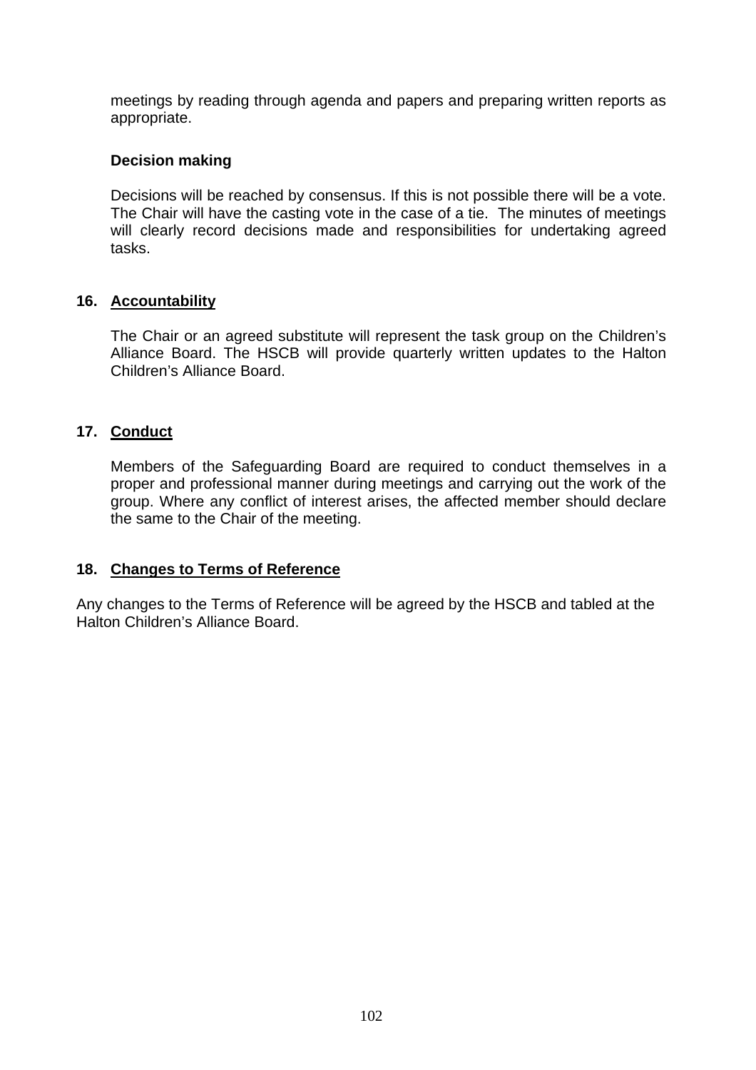meetings by reading through agenda and papers and preparing written reports as appropriate.

**Decision making**

Decisions will be reached by consensus. If this is not possible there will be a vote. The Chair will have the casting vote in the case of a tie. The minutes of meetings will clearly record decisions made and responsibilities for undertaking agreed tasks.

## 16. Accountability

The Chair or an agreed substitute will represent the task group on the Children's Alliance Board. The HSCB will provide quarterly written updates to the Halton Children's Alliance Board.

## 17. Conduct

Members of the Safeguarding Board are required to conduct themselves in a proper and professional manner during meetings and carrying out the work of the group. Where any conflict of interest arises, the affected member should declare the same to the Chair of the meeting.

## 18. Changes to Terms of Reference

Any changes to the Terms of Reference will be agreed by the HSCB and tabled at the Halton Children's Alliance Board.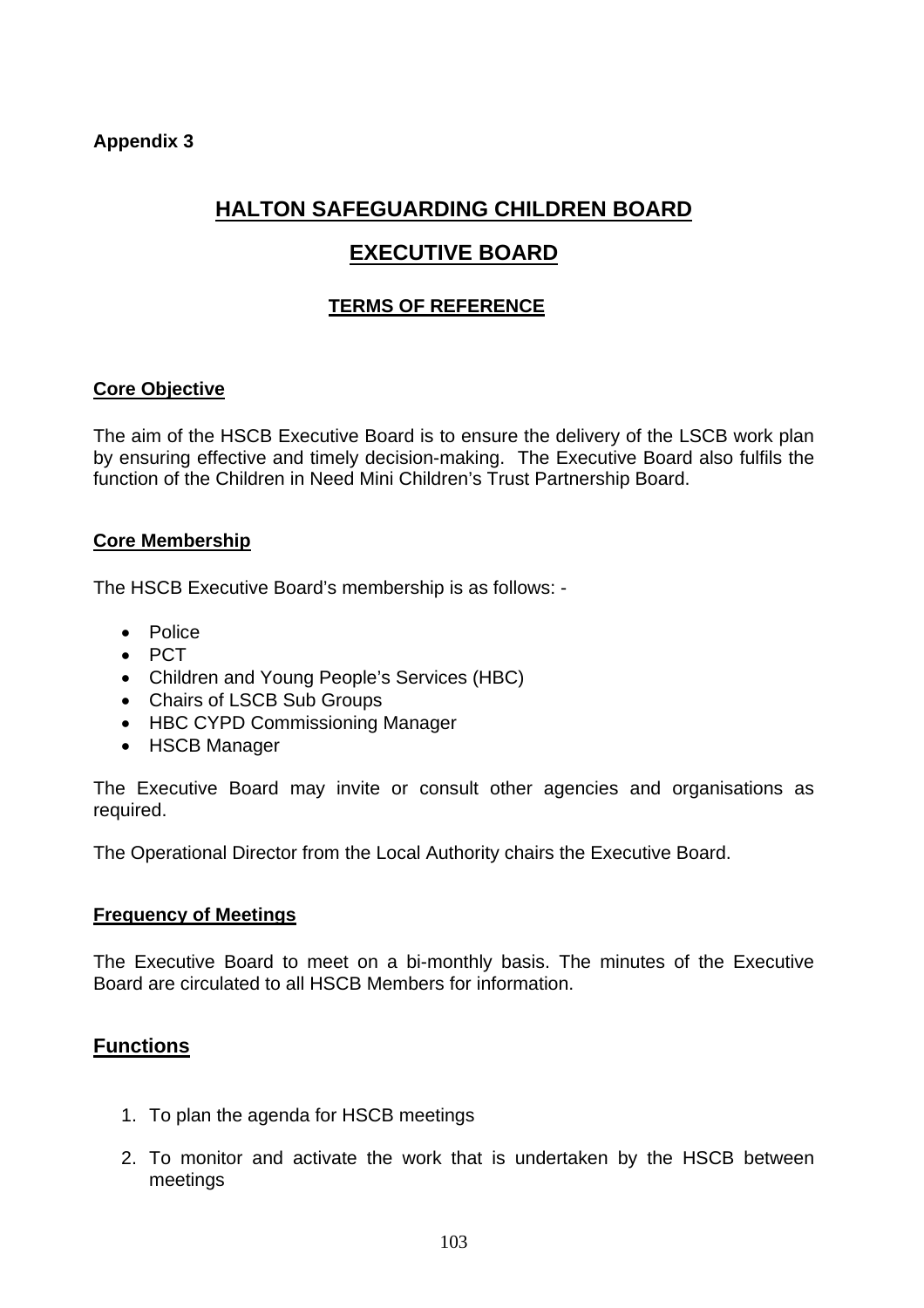**Appendix 3**

# HALTON SAFEGUARDING CHILDREN BOARD

# EXECUTIVE BOARD

## TERMS OF REFERENCE

### Core Objective

The aim of the HSCB Executive Board is to ensure the delivery of the LSCB work plan by ensuring effective and timely decision-making. The Executive Board also fulfils the function of the Children in Need Mini Children's Trust Partnership Board.

### Core Membership

The HSCB Executive Board's membership is as follows: -

- Police
- PCT
- Children and Young People's Services (HBC)
- Chairs of LSCB Sub Groups
- HBC CYPD Commissioning Manager
- HSCB Manager

The Executive Board may invite or consult other agencies and organisations as required.

The Operational Director from the Local Authority chairs the Executive Board.

### Frequency of Meetings

The Executive Board to meet on a bi-monthly basis. The minutes of the Executive Board are circulated to all HSCB Members for information.

## Functions

1. To plan the agenda for HSCB meetings
2. To monitor and activate the work that is undertaken by the HSCB between meetings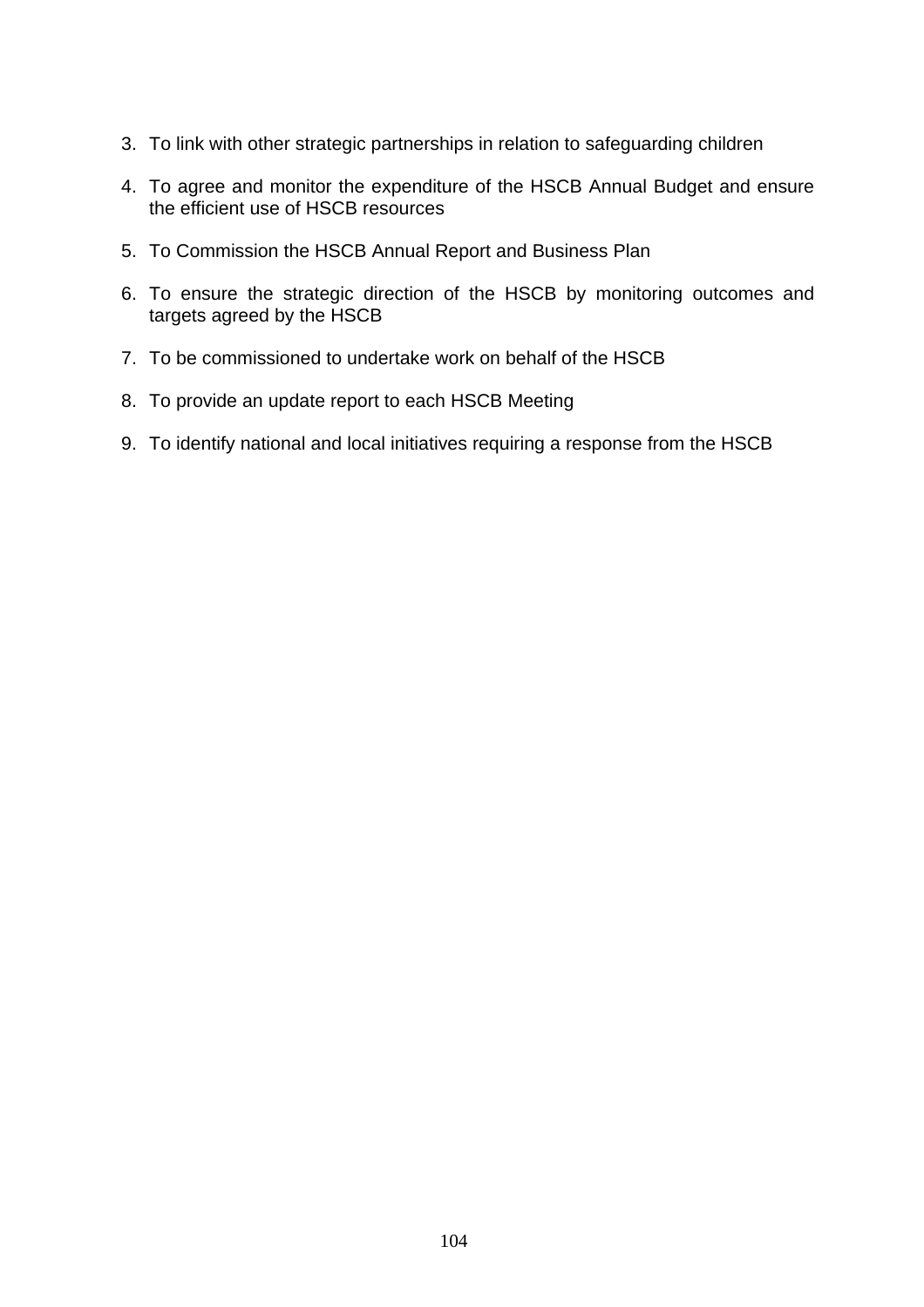3. To link with other strategic partnerships in relation to safeguarding children

4. To agree and monitor the expenditure of the HSCB Annual Budget and ensure the efficient use of HSCB resources

5. To Commission the HSCB Annual Report and Business Plan

6. To ensure the strategic direction of the HSCB by monitoring outcomes and targets agreed by the HSCB

7. To be commissioned to undertake work on behalf of the HSCB

8. To provide an update report to each HSCB Meeting

9. To identify national and local initiatives requiring a response from the HSCB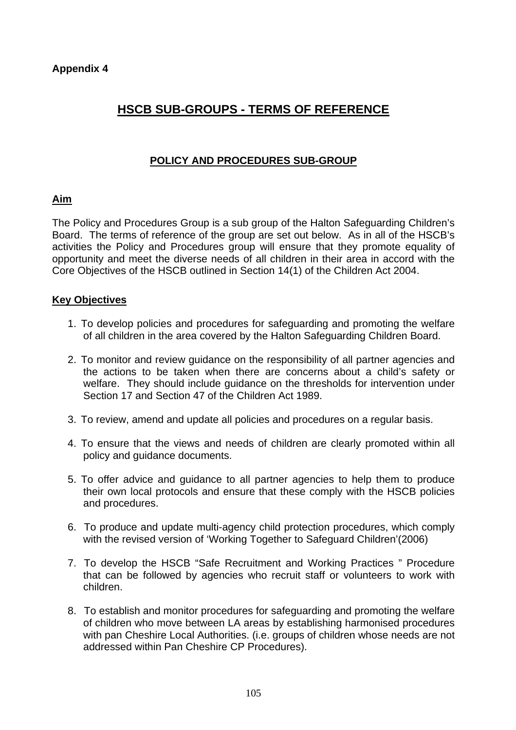**Appendix 4**

# HSCB SUB-GROUPS - TERMS OF REFERENCE

## POLICY AND PROCEDURES SUB-GROUP

### Aim

The Policy and Procedures Group is a sub group of the Halton Safeguarding Children's Board. The terms of reference of the group are set out below. As in all of the HSCB's activities the Policy and Procedures group will ensure that they promote equality of opportunity and meet the diverse needs of all children in their area in accord with the Core Objectives of the HSCB outlined in Section 14(1) of the Children Act 2004.

### Key Objectives

1. To develop policies and procedures for safeguarding and promoting the welfare of all children in the area covered by the Halton Safeguarding Children Board.

2. To monitor and review guidance on the responsibility of all partner agencies and the actions to be taken when there are concerns about a child's safety or welfare. They should include guidance on the thresholds for intervention under Section 17 and Section 47 of the Children Act 1989.

3. To review, amend and update all policies and procedures on a regular basis.

4. To ensure that the views and needs of children are clearly promoted within all policy and guidance documents.

5. To offer advice and guidance to all partner agencies to help them to produce their own local protocols and ensure that these comply with the HSCB policies and procedures.

6. To produce and update multi-agency child protection procedures, which comply with the revised version of 'Working Together to Safeguard Children'(2006)

7. To develop the HSCB "Safe Recruitment and Working Practices " Procedure that can be followed by agencies who recruit staff or volunteers to work with children.

8. To establish and monitor procedures for safeguarding and promoting the welfare of children who move between LA areas by establishing harmonised procedures with pan Cheshire Local Authorities. (i.e. groups of children whose needs are not addressed within Pan Cheshire CP Procedures).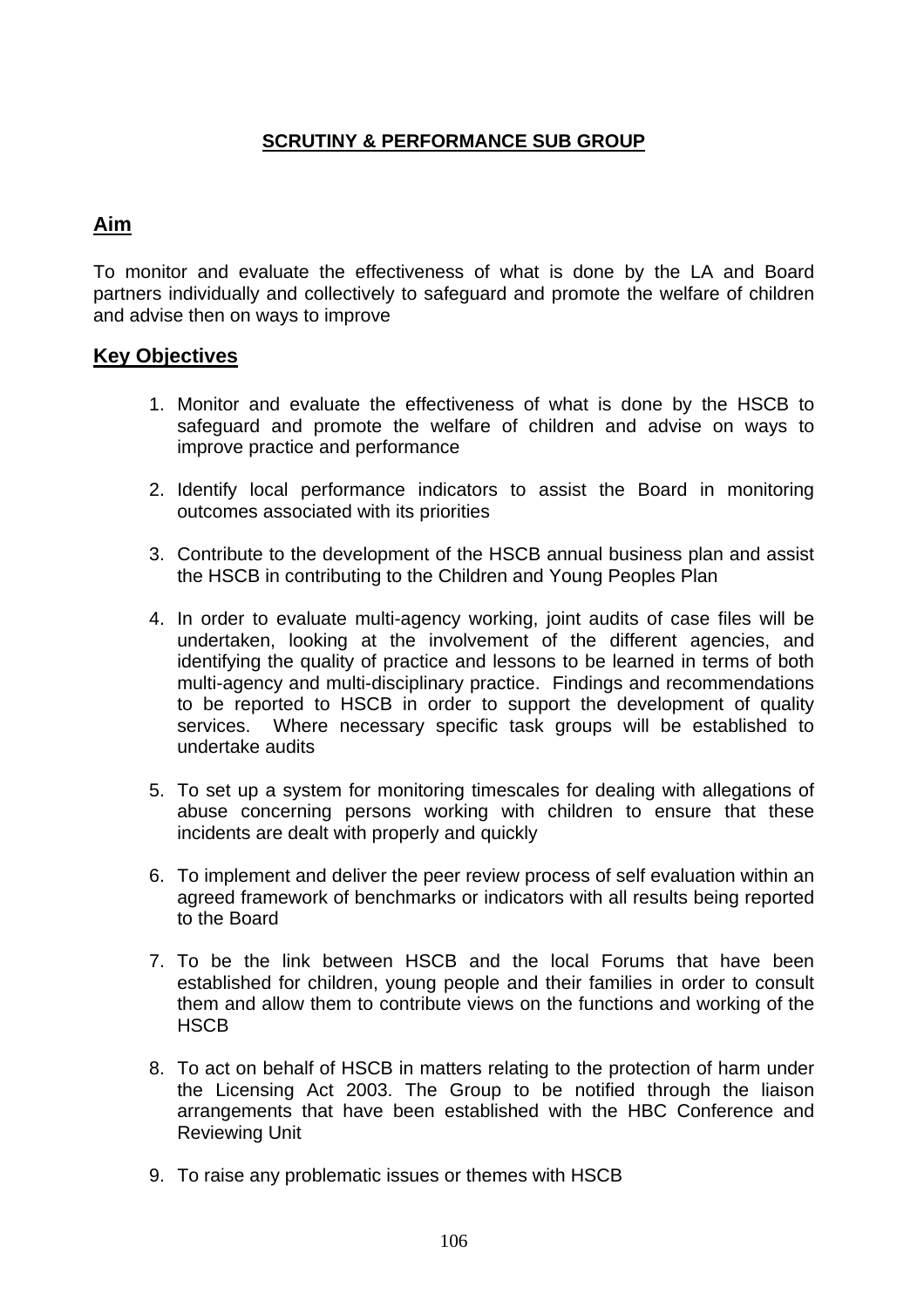# SCRUTINY & PERFORMANCE SUB GROUP

## Aim

To monitor and evaluate the effectiveness of what is done by the LA and Board partners individually and collectively to safeguard and promote the welfare of children and advise then on ways to improve

## Key Objectives

1. Monitor and evaluate the effectiveness of what is done by the HSCB to safeguard and promote the welfare of children and advise on ways to improve practice and performance

2. Identify local performance indicators to assist the Board in monitoring outcomes associated with its priorities

3. Contribute to the development of the HSCB annual business plan and assist the HSCB in contributing to the Children and Young Peoples Plan

4. In order to evaluate multi-agency working, joint audits of case files will be undertaken, looking at the involvement of the different agencies, and identifying the quality of practice and lessons to be learned in terms of both multi-agency and multi-disciplinary practice. Findings and recommendations to be reported to HSCB in order to support the development of quality services. Where necessary specific task groups will be established to undertake audits

5. To set up a system for monitoring timescales for dealing with allegations of abuse concerning persons working with children to ensure that these incidents are dealt with properly and quickly

6. To implement and deliver the peer review process of self evaluation within an agreed framework of benchmarks or indicators with all results being reported to the Board

7. To be the link between HSCB and the local Forums that have been established for children, young people and their families in order to consult them and allow them to contribute views on the functions and working of the HSCB

8. To act on behalf of HSCB in matters relating to the protection of harm under the Licensing Act 2003. The Group to be notified through the liaison arrangements that have been established with the HBC Conference and Reviewing Unit

9. To raise any problematic issues or themes with HSCB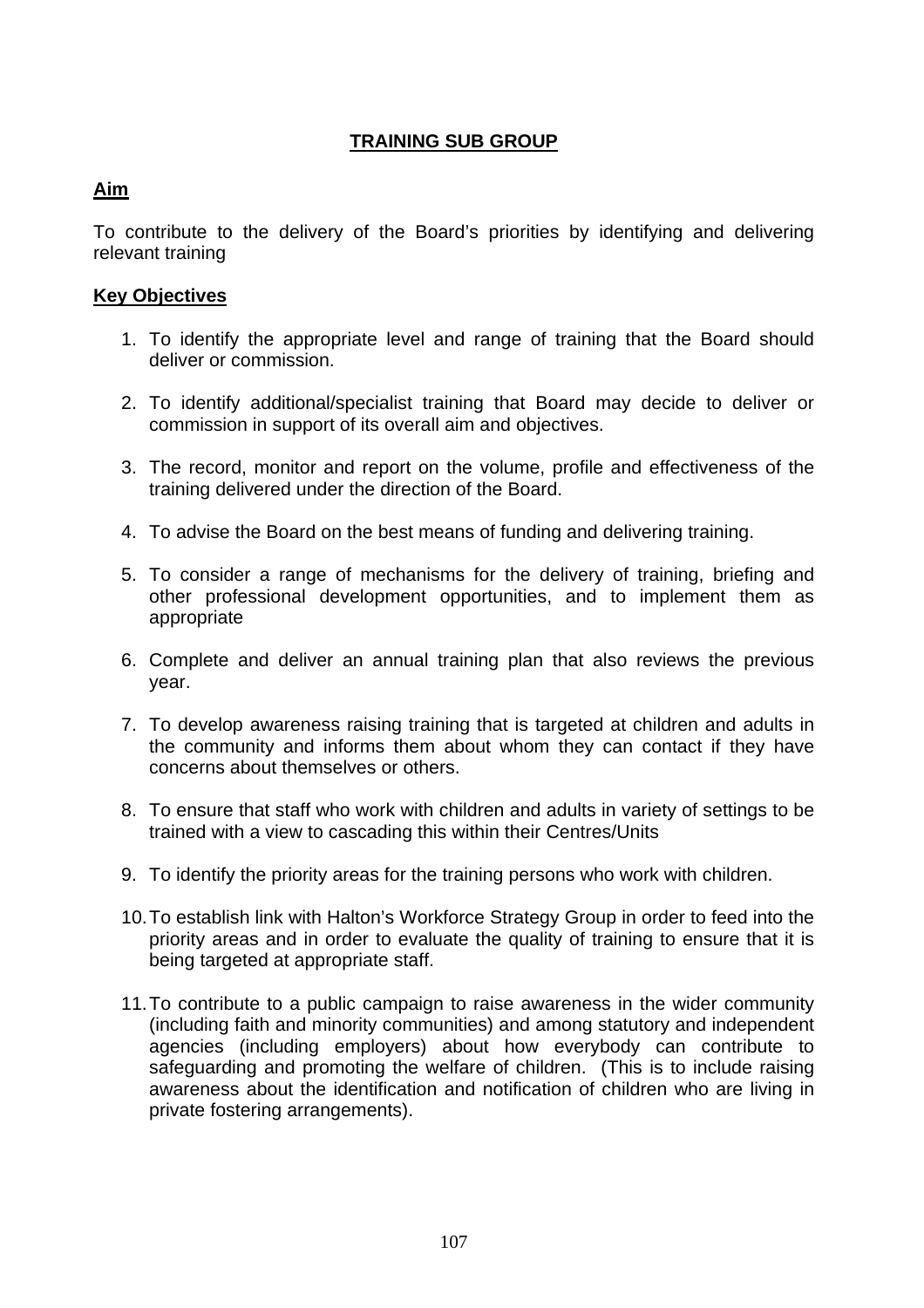## TRAINING SUB GROUP

### Aim

To contribute to the delivery of the Board's priorities by identifying and delivering relevant training

### Key Objectives

1. To identify the appropriate level and range of training that the Board should deliver or commission.
2. To identify additional/specialist training that Board may decide to deliver or commission in support of its overall aim and objectives.
3. The record, monitor and report on the volume, profile and effectiveness of the training delivered under the direction of the Board.
4. To advise the Board on the best means of funding and delivering training.
5. To consider a range of mechanisms for the delivery of training, briefing and other professional development opportunities, and to implement them as appropriate
6. Complete and deliver an annual training plan that also reviews the previous year.
7. To develop awareness raising training that is targeted at children and adults in the community and informs them about whom they can contact if they have concerns about themselves or others.
8. To ensure that staff who work with children and adults in variety of settings to be trained with a view to cascading this within their Centres/Units
9. To identify the priority areas for the training persons who work with children.
10. To establish link with Halton's Workforce Strategy Group in order to feed into the priority areas and in order to evaluate the quality of training to ensure that it is being targeted at appropriate staff.
11. To contribute to a public campaign to raise awareness in the wider community (including faith and minority communities) and among statutory and independent agencies (including employers) about how everybody can contribute to safeguarding and promoting the welfare of children. (This is to include raising awareness about the identification and notification of children who are living in private fostering arrangements).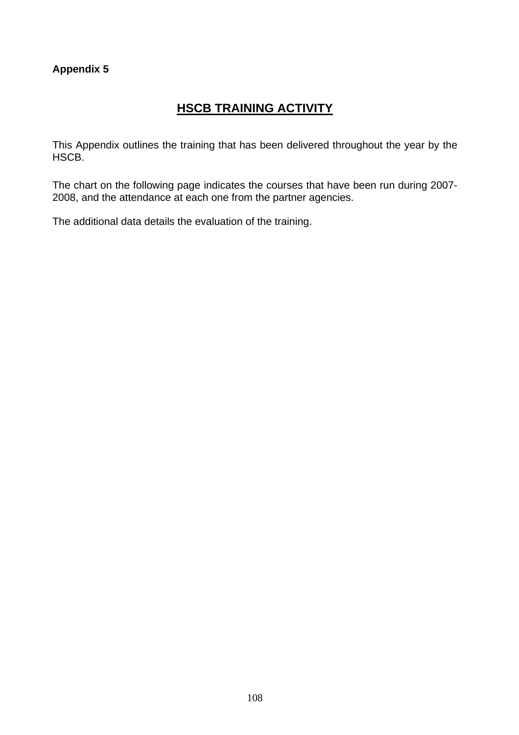**Appendix 5**

# HSCB TRAINING ACTIVITY

This Appendix outlines the training that has been delivered throughout the year by the HSCB.

The chart on the following page indicates the courses that have been run during 2007-2008, and the attendance at each one from the partner agencies.

The additional data details the evaluation of the training.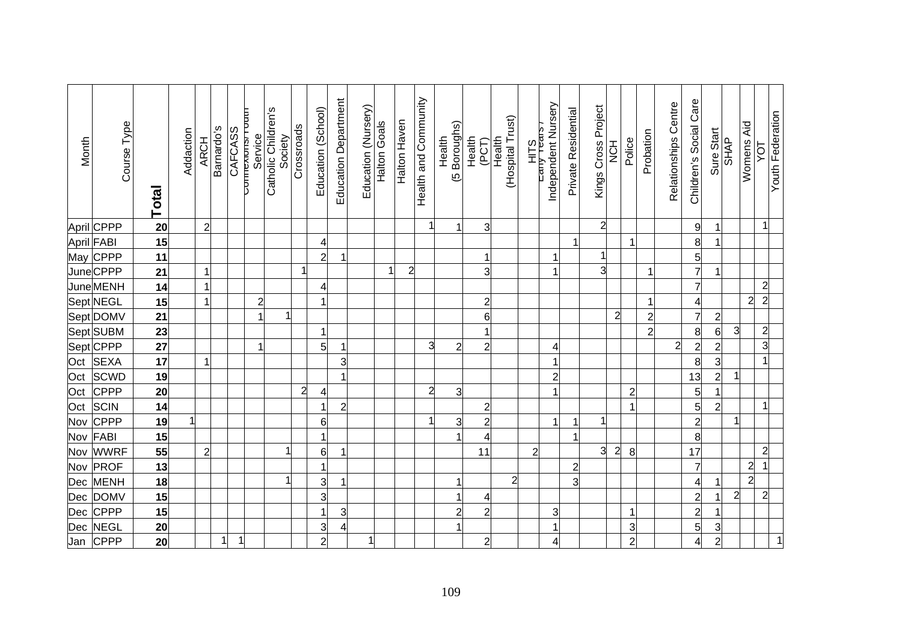| Month | Course Type | Total | Addaction | ARCH | Barnardo's | CAFCASS | Connexions/Youth Service | Catholic Children's Society | Crossroads | Education (School) | Education Department | Education (Nursery) | Halton Goals | Halton Haven | Health and Community | Health (5 Boroughs) | Health (PCT) | Health (Hospital Trust) | HITS | Early Years / Independent Nursery | Private Residential | Kings Cross Project | NCH | Police | Probation | Relationships Centre | Children's Social Care | Sure Start | SHAP | Womens Aid | YOT | Youth Federation |
|---|---|---|---|---|---|---|---|---|---|---|---|---|---|---|---|---|---|---|---|---|---|---|---|---|---|---|---|---|---|---|---|---|
| April | CPPP | **20** | | 2 | | | | | | | | | | | 1 | 1 | 3 | | | | | 2 | | | | | 9 | 1 | | | 1 | |
| April | FABI | **15** | | | | | | | | 4 | | | | | | | | | | | 1 | | | 1 | | | 8 | 1 | | | | |
| May | CPPP | **11** | | | | | | | | 2 | 1 | | | | | | 1 | | | 1 | | 1 | | | | | 5 | | | | | |
| June | CPPP | **21** | | 1 | | | | | 1 | | | | 1 | 2 | | | 3 | | | 1 | | 3 | | | 1 | | 7 | 1 | | | | |
| June | MENH | **14** | | 1 | | | | | | 4 | | | | | | | | | | | | | | | | | 7 | | | | 2 | |
| Sept | NEGL | **15** | | 1 | | | 2 | | | 1 | | | | | | | 2 | | | | | | | | 1 | | 4 | | | 2 | 2 | |
| Sept | DOMV | **21** | | | | | 1 | 1 | | | | | | | | | 6 | | | | | | 2 | | 2 | | 7 | 2 | | | | |
| Sept | SUBM | **23** | | | | | | | | 1 | | | | | | | 1 | | | | | | | | 2 | | 8 | 6 | 3 | | 2 | |
| Sept | CPPP | **27** | | | | | 1 | | | 5 | 1 | | | | 3 | 2 | 2 | | | 4 | | | | | | 2 | 2 | 2 | | | 3 | |
| Oct | SEXA | **17** | | 1 | | | | | | | 3 | | | | | | | | | 1 | | | | | | | 8 | 3 | | | 1 | |
| Oct | SCWD | **19** | | | | | | | | | 1 | | | | | | | | | 2 | | | | | | | 13 | 2 | 1 | | | |
| Oct | CPPP | **20** | | | | | | | 2 | 4 | | | | | 2 | 3 | | | | 1 | | | | 2 | | | 5 | 1 | | | | |
| Oct | SCIN | **14** | | | | | | | | 1 | 2 | | | | | | 2 | | | | | | | 1 | | | 5 | 2 | | | 1 | |
| Nov | CPPP | **19** | 1 | | | | | | | 6 | | | | | 1 | 3 | 2 | | | 1 | 1 | 1 | | | | | 2 | | 1 | | | |
| Nov | FABI | **15** | | | | | | | | 1 | | | | | | 1 | 4 | | | | 1 | | | | | | 8 | | | | | |
| Nov | WWRF | **55** | | 2 | | | | 1 | | 6 | 1 | | | | | | 11 | | 2 | | | 3 | 2 | 8 | | | 17 | | | | 2 | |
| Nov | PROF | **13** | | | | | | | | 1 | | | | | | | | | | | 2 | | | | | | 7 | | | 2 | 1 | |
| Dec | MENH | **18** | | | | | | 1 | | 3 | 1 | | | | | 1 | | 2 | | | 3 | | | | | | 4 | 1 | | 2 | | |
| Dec | DOMV | **15** | | | | | | | | 3 | | | | | | 1 | 4 | | | | | | | | | | 2 | 1 | 2 | | 2 | |
| Dec | CPPP | **15** | | | | | | | | 1 | 3 | | | | | 2 | 2 | | | 3 | | | | 1 | | | 2 | 1 | | | | |
| Dec | NEGL | **20** | | | | | | | | 3 | 4 | | | | | 1 | | | | 1 | | | | 3 | | | 5 | 3 | | | | |
| Jan | CPPP | **20** | | | 1 | 1 | | | | 2 | | 1 | | | | | 2 | | | 4 | | | | 2 | | | 4 | 2 | | | | 1 |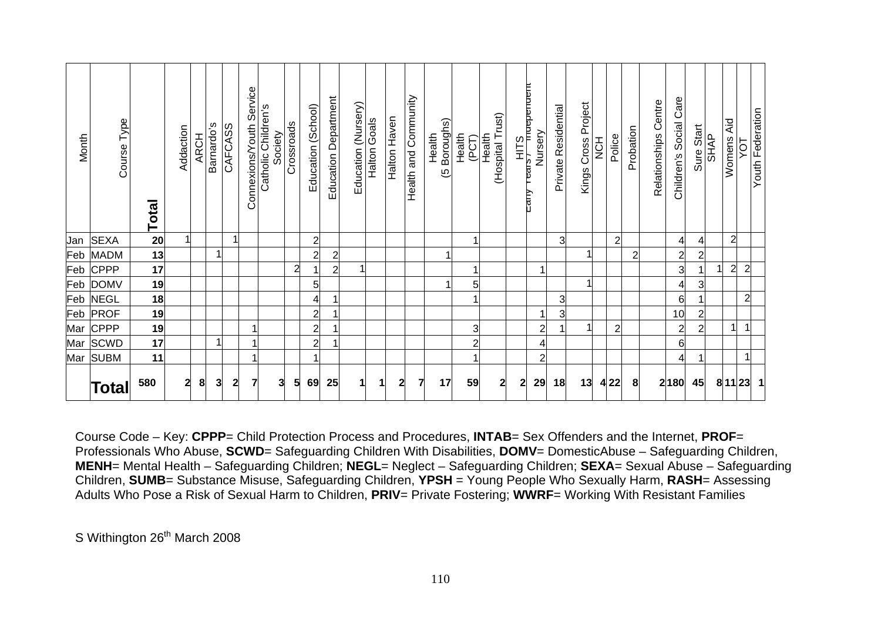| Month | Course Type | Total | Addaction | ARCH | Barnardo's | CAFCASS | Connexions/Youth Service | Catholic Children's Society | Crossroads | Education (School) | Education Department | Education (Nursery) | Halton Goals | Halton Haven | Health and Community | Health (5 Boroughs) | Health (PCT) | Health (Hospital Trust) | HITS | Early Years / Independent Nursery | Private Residential | Kings Cross Project | NCH | Police | Probation | Relationships Centre | Children's Social Care | Sure Start | SHAP | Womens Aid | YOT | Youth Federation |
|---|---|---|---|---|---|---|---|---|---|---|---|---|---|---|---|---|---|---|---|---|---|---|---|---|---|---|---|---|---|---|---|---|
| Jan | SEXA | **20** | 1 | | | 1 | | | | 2 | | | | | | | 1 | | | | 3 | | | 2 | | | 4 | 4 | | 2 | | |
| Feb | MADM | **13** | | | 1 | | | | | 2 | 2 | | | | | 1 | | | | | | 1 | | | 2 | | 2 | 2 | | | | |
| Feb | CPPP | **17** | | | | | | | 2 | 1 | 2 | 1 | | | | | 1 | | | 1 | | | | | | | 3 | 1 | 1 | 2 | 2 | |
| Feb | DOMV | **19** | | | | | | | | 5 | | | | | | 1 | 5 | | | | | 1 | | | | | 4 | 3 | | | | |
| Feb | NEGL | **18** | | | | | | | | 4 | 1 | | | | | | 1 | | | | 3 | | | | | | 6 | 1 | | | 2 | |
| Feb | PROF | **19** | | | | | | | | 2 | 1 | | | | | | | | | 1 | 3 | | | | | | 10 | 2 | | | | |
| Mar | CPPP | **19** | | | | | 1 | | | 2 | 1 | | | | | | 3 | | | 2 | 1 | 1 | | 2 | | | 2 | 2 | | 1 | 1 | |
| Mar | SCWD | **17** | | | 1 | | 1 | | | 2 | 1 | | | | | | 2 | | | 4 | | | | | | | 6 | | | | | |
| Mar | SUBM | **11** | | | | | 1 | | | 1 | | | | | | | 1 | | | 2 | | | | | | | 4 | 1 | | | 1 | |
| | **Total** | **580** | **2** | **8** | **3** | **2** | **7** | **3** | **5** | **69** | **25** | **1** | **1** | **2** | **7** | **17** | **59** | **2** | **2** | **29** | **18** | **13** | **4** | **22** | **8** | **2** | **180** | **45** | **8** | **11** | **23** | **1** |

Course Code – Key: **CPPP**= Child Protection Process and Procedures, **INTAB**= Sex Offenders and the Internet, **PROF**= Professionals Who Abuse, **SCWD**= Safeguarding Children With Disabilities, **DOMV**= DomesticAbuse – Safeguarding Children, **MENH**= Mental Health – Safeguarding Children; **NEGL**= Neglect – Safeguarding Children; **SEXA**= Sexual Abuse – Safeguarding Children, **SUMB**= Substance Misuse, Safeguarding Children, **YPSH** = Young People Who Sexually Harm, **RASH**= Assessing Adults Who Pose a Risk of Sexual Harm to Children, **PRIV**= Private Fostering; **WWRF**= Working With Resistant Families

S Withington 26th March 2008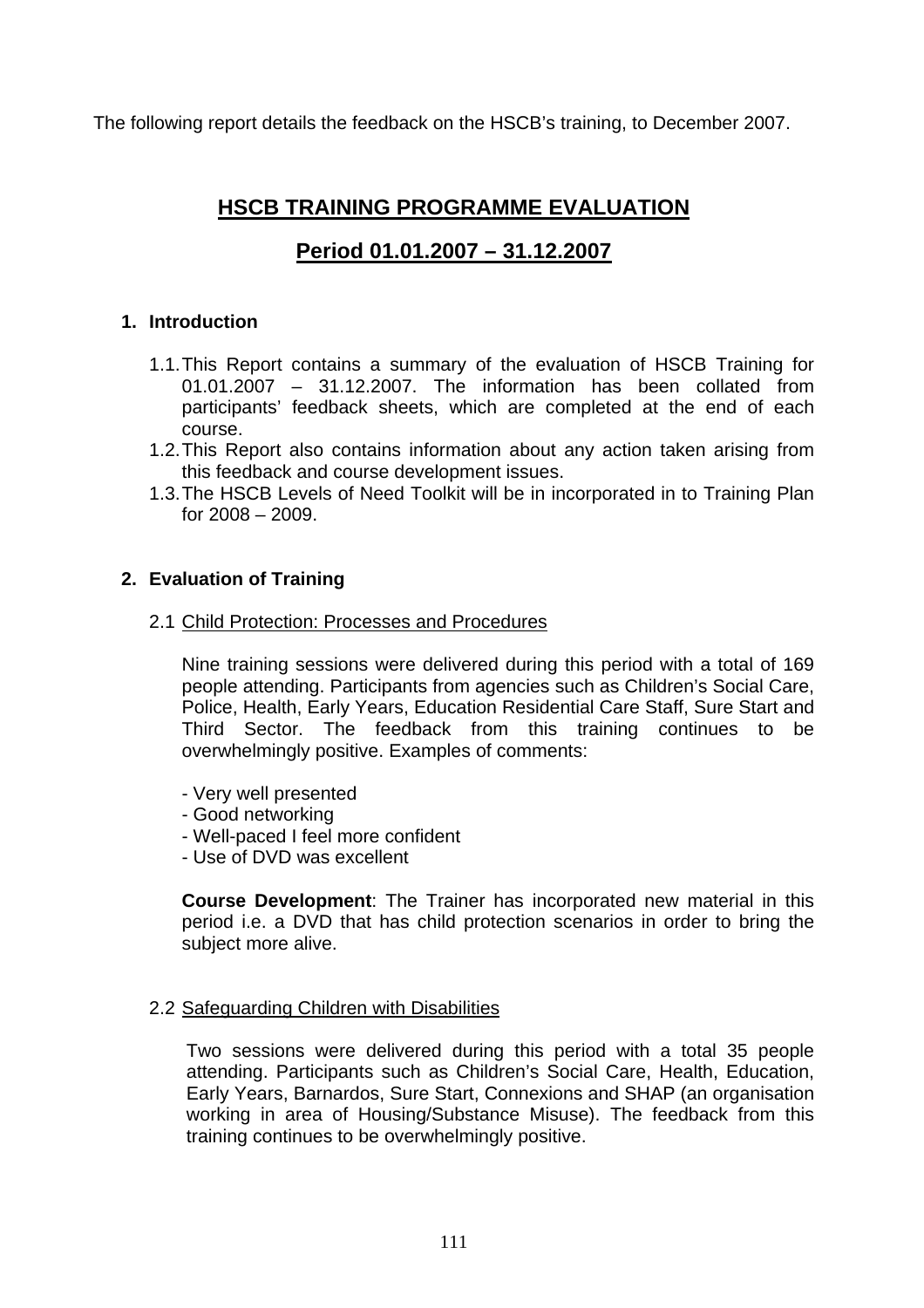The following report details the feedback on the HSCB's training, to December 2007.

# HSCB TRAINING PROGRAMME EVALUATION

## Period 01.01.2007 – 31.12.2007

### 1. Introduction

1.1. This Report contains a summary of the evaluation of HSCB Training for 01.01.2007 – 31.12.2007. The information has been collated from participants' feedback sheets, which are completed at the end of each course.

1.2. This Report also contains information about any action taken arising from this feedback and course development issues.

1.3. The HSCB Levels of Need Toolkit will be in incorporated in to Training Plan for 2008 – 2009.

### 2. Evaluation of Training

2.1 Child Protection: Processes and Procedures

Nine training sessions were delivered during this period with a total of 169 people attending. Participants from agencies such as Children's Social Care, Police, Health, Early Years, Education Residential Care Staff, Sure Start and Third Sector. The feedback from this training continues to be overwhelmingly positive. Examples of comments:

- Very well presented
- Good networking
- Well-paced I feel more confident
- Use of DVD was excellent

**Course Development**: The Trainer has incorporated new material in this period i.e. a DVD that has child protection scenarios in order to bring the subject more alive.

2.2 Safeguarding Children with Disabilities

Two sessions were delivered during this period with a total 35 people attending. Participants such as Children's Social Care, Health, Education, Early Years, Barnardos, Sure Start, Connexions and SHAP (an organisation working in area of Housing/Substance Misuse). The feedback from this training continues to be overwhelmingly positive.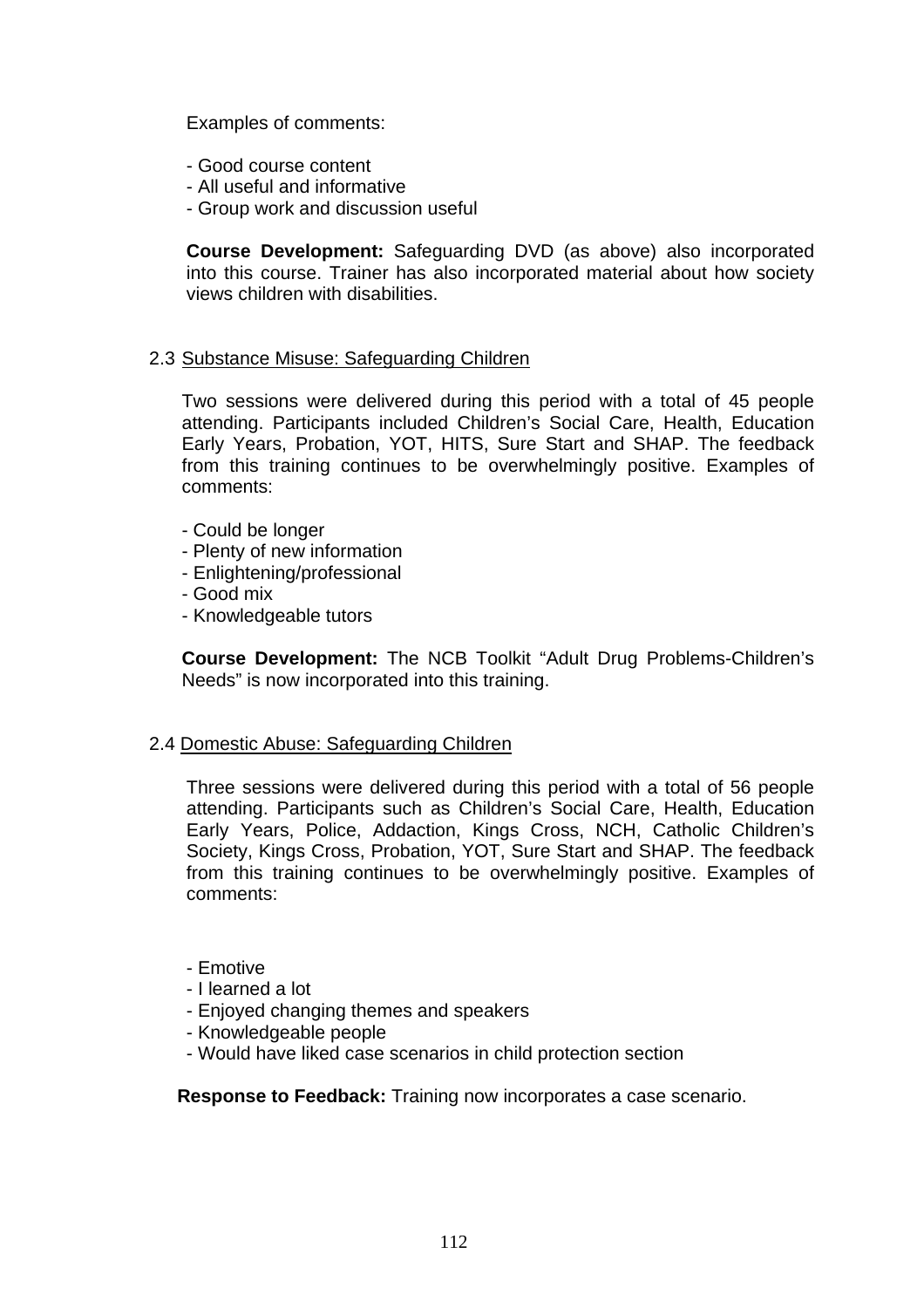Examples of comments:

- Good course content
- All useful and informative
- Group work and discussion useful

**Course Development:** Safeguarding DVD (as above) also incorporated into this course. Trainer has also incorporated material about how society views children with disabilities.

### 2.3 Substance Misuse: Safeguarding Children

Two sessions were delivered during this period with a total of 45 people attending. Participants included Children's Social Care, Health, Education Early Years, Probation, YOT, HITS, Sure Start and SHAP. The feedback from this training continues to be overwhelmingly positive. Examples of comments:

- Could be longer
- Plenty of new information
- Enlightening/professional
- Good mix
- Knowledgeable tutors

**Course Development:** The NCB Toolkit "Adult Drug Problems-Children's Needs" is now incorporated into this training.

### 2.4 Domestic Abuse: Safeguarding Children

Three sessions were delivered during this period with a total of 56 people attending. Participants such as Children's Social Care, Health, Education Early Years, Police, Addaction, Kings Cross, NCH, Catholic Children's Society, Kings Cross, Probation, YOT, Sure Start and SHAP. The feedback from this training continues to be overwhelmingly positive. Examples of comments:

- Emotive
- I learned a lot
- Enjoyed changing themes and speakers
- Knowledgeable people
- Would have liked case scenarios in child protection section

**Response to Feedback:** Training now incorporates a case scenario.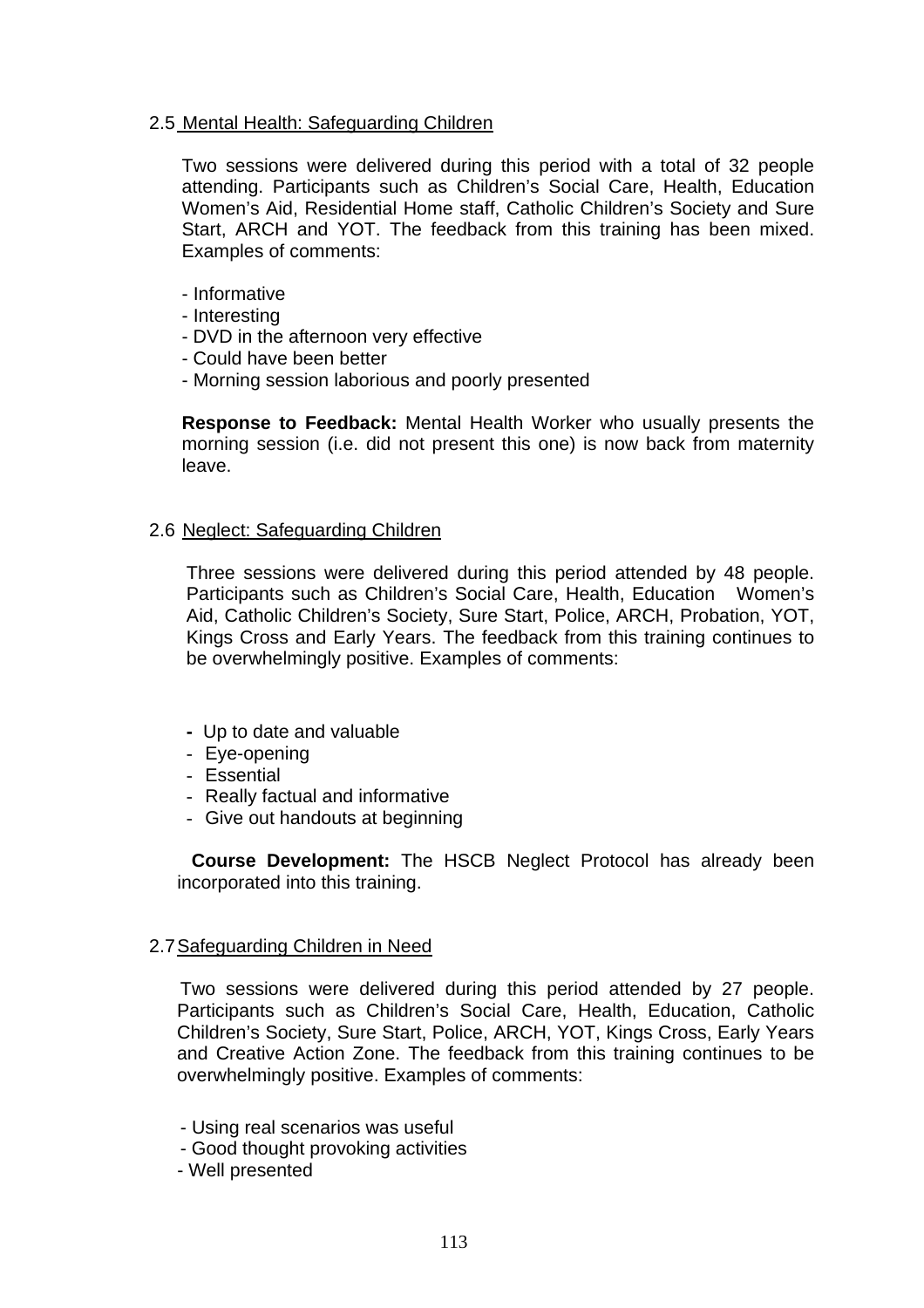## 2.5 Mental Health: Safeguarding Children

Two sessions were delivered during this period with a total of 32 people attending. Participants such as Children's Social Care, Health, Education Women's Aid, Residential Home staff, Catholic Children's Society and Sure Start, ARCH and YOT. The feedback from this training has been mixed. Examples of comments:

- Informative
- Interesting
- DVD in the afternoon very effective
- Could have been better
- Morning session laborious and poorly presented

**Response to Feedback:** Mental Health Worker who usually presents the morning session (i.e. did not present this one) is now back from maternity leave.

## 2.6 Neglect: Safeguarding Children

Three sessions were delivered during this period attended by 48 people. Participants such as Children's Social Care, Health, Education Women's Aid, Catholic Children's Society, Sure Start, Police, ARCH, Probation, YOT, Kings Cross and Early Years. The feedback from this training continues to be overwhelmingly positive. Examples of comments:

- Up to date and valuable
- Eye-opening
- Essential
- Really factual and informative
- Give out handouts at beginning

**Course Development:** The HSCB Neglect Protocol has already been incorporated into this training.

## 2.7 Safeguarding Children in Need

Two sessions were delivered during this period attended by 27 people. Participants such as Children's Social Care, Health, Education, Catholic Children's Society, Sure Start, Police, ARCH, YOT, Kings Cross, Early Years and Creative Action Zone. The feedback from this training continues to be overwhelmingly positive. Examples of comments:

- Using real scenarios was useful
- Good thought provoking activities
- Well presented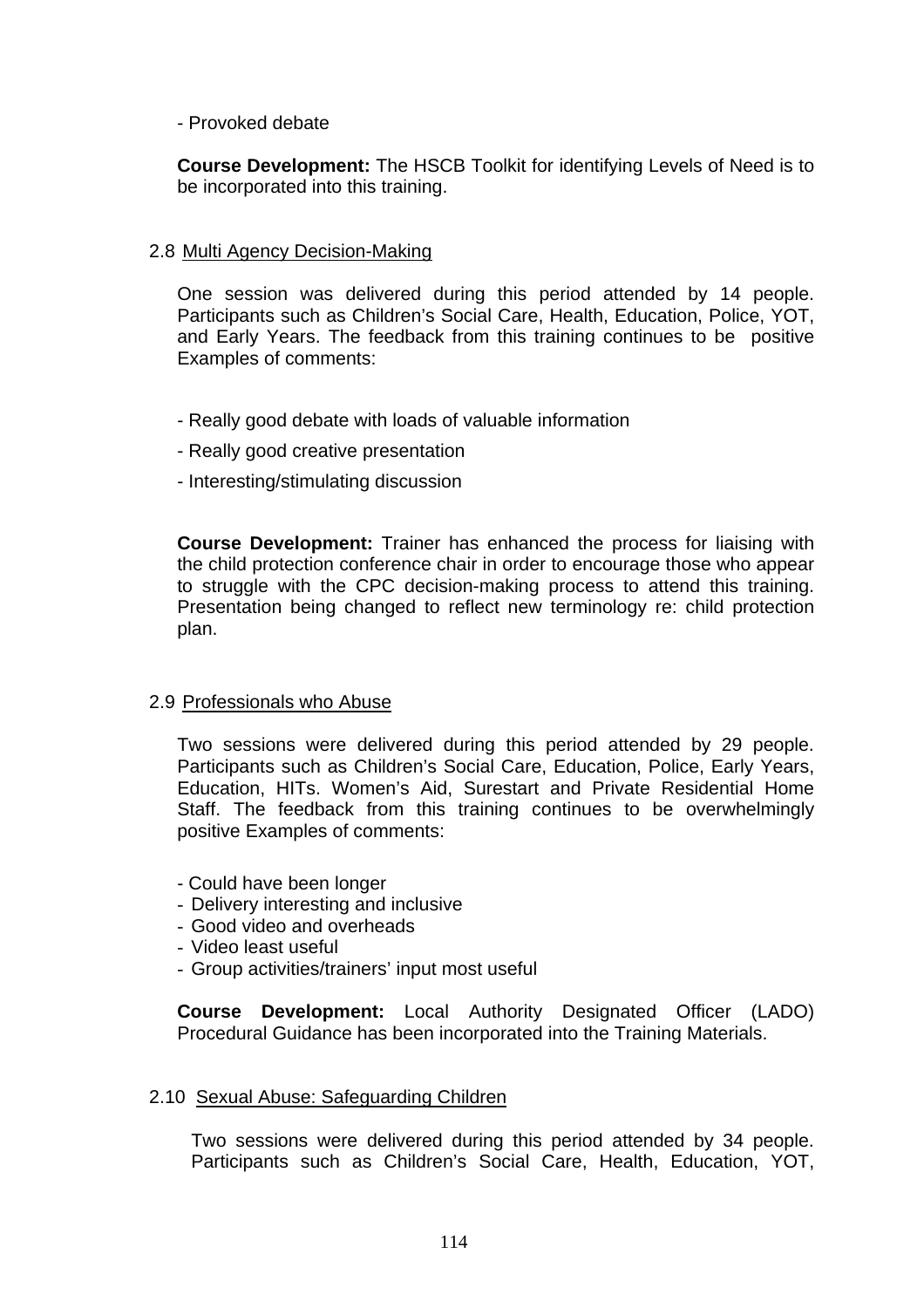- Provoked debate

**Course Development:** The HSCB Toolkit for identifying Levels of Need is to be incorporated into this training.

2.8 Multi Agency Decision-Making

One session was delivered during this period attended by 14 people. Participants such as Children's Social Care, Health, Education, Police, YOT, and Early Years. The feedback from this training continues to be positive Examples of comments:

- Really good debate with loads of valuable information
- Really good creative presentation
- Interesting/stimulating discussion

**Course Development:** Trainer has enhanced the process for liaising with the child protection conference chair in order to encourage those who appear to struggle with the CPC decision-making process to attend this training. Presentation being changed to reflect new terminology re: child protection plan.

2.9 Professionals who Abuse

Two sessions were delivered during this period attended by 29 people. Participants such as Children's Social Care, Education, Police, Early Years, Education, HITs. Women's Aid, Surestart and Private Residential Home Staff. The feedback from this training continues to be overwhelmingly positive Examples of comments:

- Could have been longer
- Delivery interesting and inclusive
- Good video and overheads
- Video least useful
- Group activities/trainers' input most useful

**Course Development:** Local Authority Designated Officer (LADO) Procedural Guidance has been incorporated into the Training Materials.

2.10 Sexual Abuse: Safeguarding Children

Two sessions were delivered during this period attended by 34 people. Participants such as Children's Social Care, Health, Education, YOT,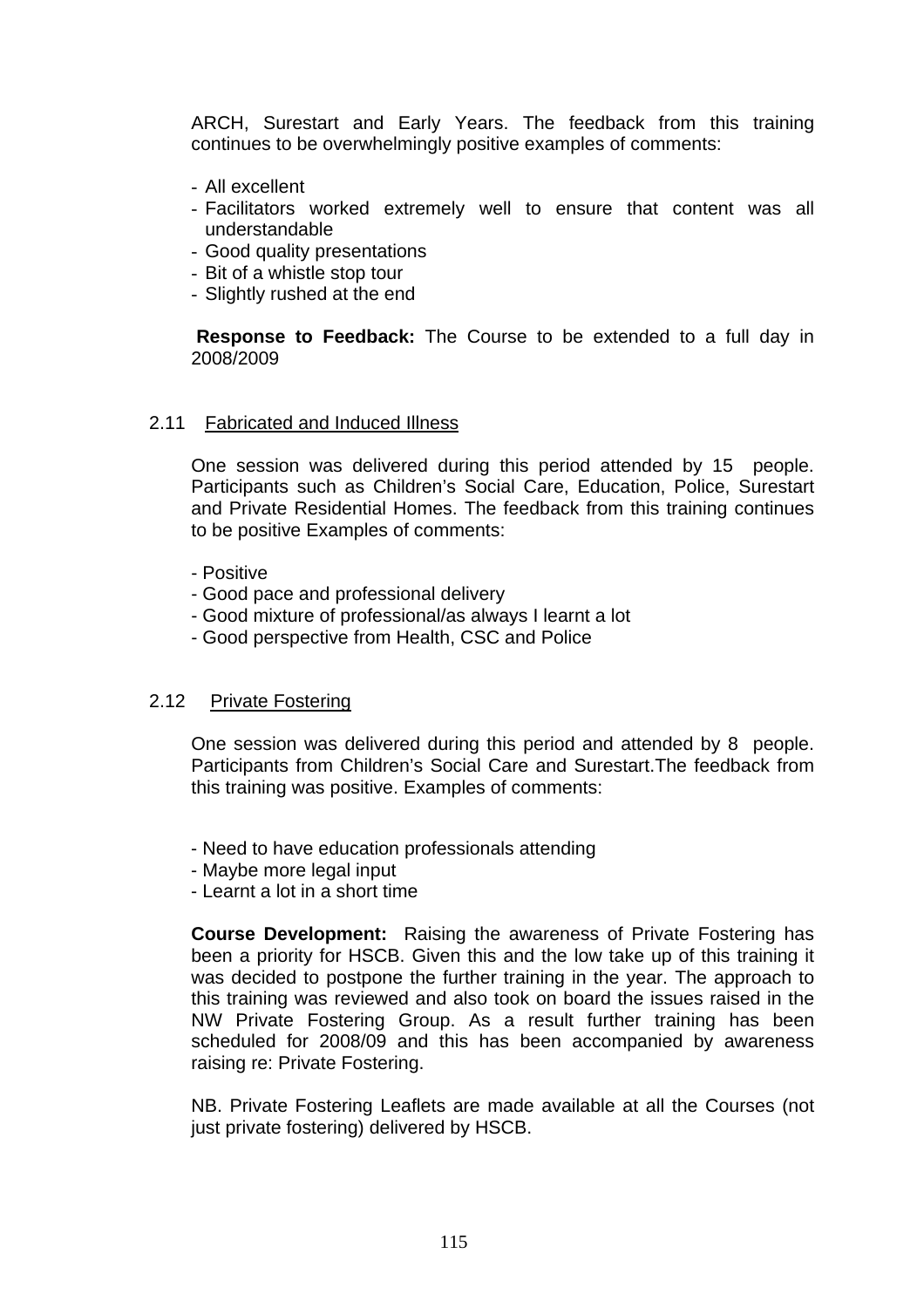ARCH, Surestart and Early Years. The feedback from this training continues to be overwhelmingly positive examples of comments:

- All excellent
- Facilitators worked extremely well to ensure that content was all understandable
- Good quality presentations
- Bit of a whistle stop tour
- Slightly rushed at the end

**Response to Feedback:** The Course to be extended to a full day in 2008/2009

2.11 Fabricated and Induced Illness

One session was delivered during this period attended by 15 people. Participants such as Children's Social Care, Education, Police, Surestart and Private Residential Homes. The feedback from this training continues to be positive Examples of comments:

- Positive
- Good pace and professional delivery
- Good mixture of professional/as always I learnt a lot
- Good perspective from Health, CSC and Police

2.12 Private Fostering

One session was delivered during this period and attended by 8 people. Participants from Children's Social Care and Surestart.The feedback from this training was positive. Examples of comments:

- Need to have education professionals attending
- Maybe more legal input
- Learnt a lot in a short time

**Course Development:** Raising the awareness of Private Fostering has been a priority for HSCB. Given this and the low take up of this training it was decided to postpone the further training in the year. The approach to this training was reviewed and also took on board the issues raised in the NW Private Fostering Group. As a result further training has been scheduled for 2008/09 and this has been accompanied by awareness raising re: Private Fostering.

NB. Private Fostering Leaflets are made available at all the Courses (not just private fostering) delivered by HSCB.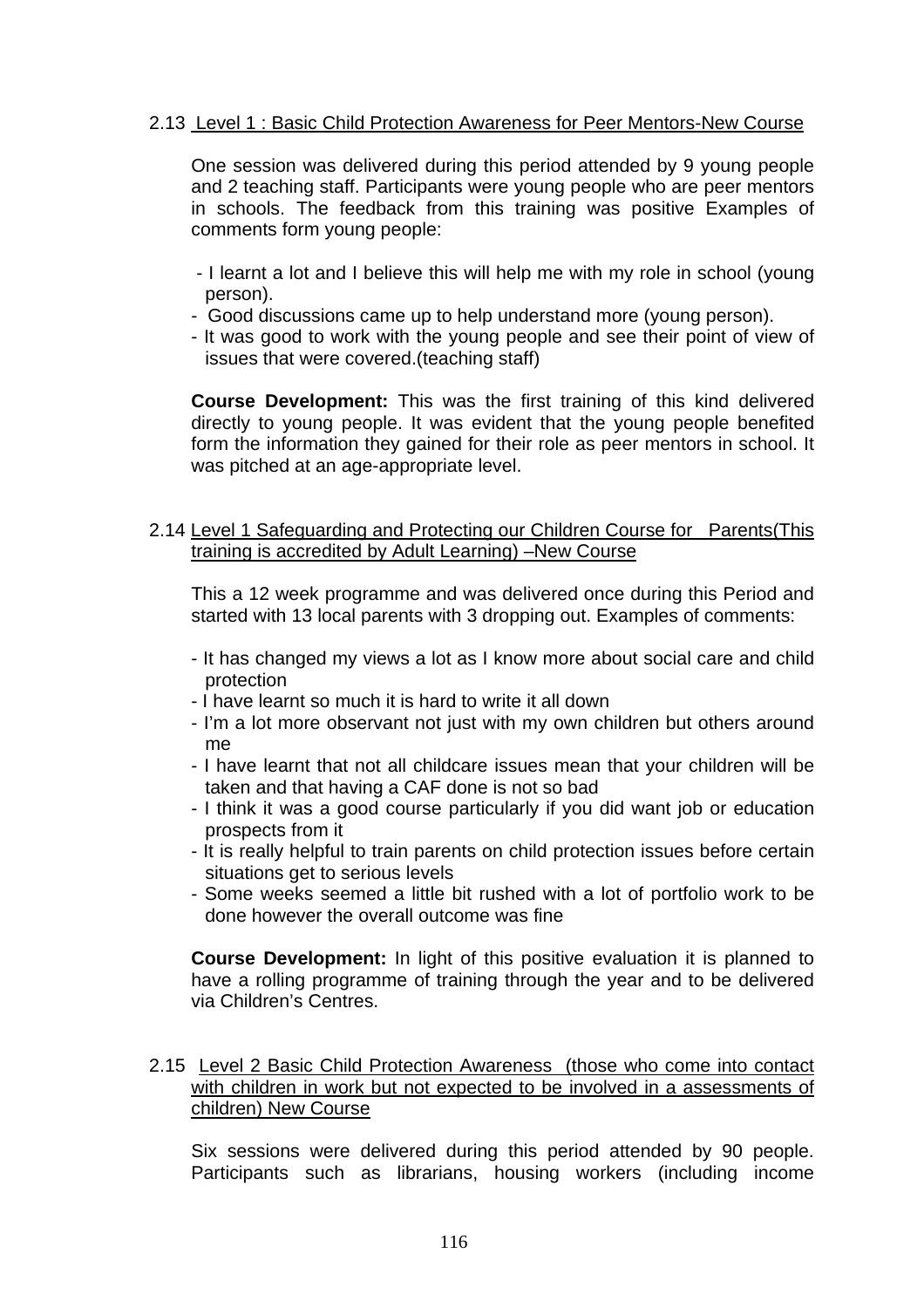2.13 Level 1 : Basic Child Protection Awareness for Peer Mentors-New Course

One session was delivered during this period attended by 9 young people and 2 teaching staff. Participants were young people who are peer mentors in schools. The feedback from this training was positive Examples of comments form young people:

- I learnt a lot and I believe this will help me with my role in school (young person).
- Good discussions came up to help understand more (young person).
- It was good to work with the young people and see their point of view of issues that were covered.(teaching staff)

**Course Development:** This was the first training of this kind delivered directly to young people. It was evident that the young people benefited form the information they gained for their role as peer mentors in school. It was pitched at an age-appropriate level.

2.14 Level 1 Safeguarding and Protecting our Children Course for Parents(This training is accredited by Adult Learning) –New Course

This a 12 week programme and was delivered once during this Period and started with 13 local parents with 3 dropping out. Examples of comments:

- It has changed my views a lot as I know more about social care and child protection
- I have learnt so much it is hard to write it all down
- I'm a lot more observant not just with my own children but others around me
- I have learnt that not all childcare issues mean that your children will be taken and that having a CAF done is not so bad
- I think it was a good course particularly if you did want job or education prospects from it
- It is really helpful to train parents on child protection issues before certain situations get to serious levels
- Some weeks seemed a little bit rushed with a lot of portfolio work to be done however the overall outcome was fine

**Course Development:** In light of this positive evaluation it is planned to have a rolling programme of training through the year and to be delivered via Children's Centres.

2.15 Level 2 Basic Child Protection Awareness (those who come into contact with children in work but not expected to be involved in a assessments of children) New Course

Six sessions were delivered during this period attended by 90 people. Participants such as librarians, housing workers (including income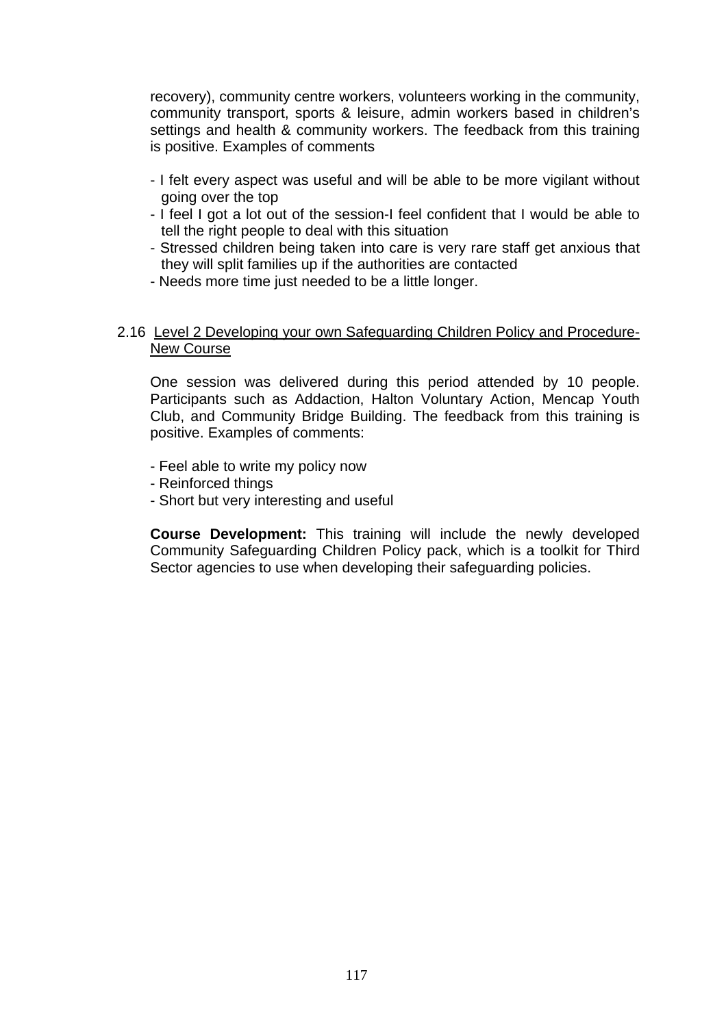recovery), community centre workers, volunteers working in the community, community transport, sports & leisure, admin workers based in children's settings and health & community workers. The feedback from this training is positive. Examples of comments

- I felt every aspect was useful and will be able to be more vigilant without going over the top
- I feel I got a lot out of the session-I feel confident that I would be able to tell the right people to deal with this situation
- Stressed children being taken into care is very rare staff get anxious that they will split families up if the authorities are contacted
- Needs more time just needed to be a little longer.

2.16 Level 2 Developing your own Safeguarding Children Policy and Procedure- New Course

One session was delivered during this period attended by 10 people. Participants such as Addaction, Halton Voluntary Action, Mencap Youth Club, and Community Bridge Building. The feedback from this training is positive. Examples of comments:

- Feel able to write my policy now
- Reinforced things
- Short but very interesting and useful

**Course Development:** This training will include the newly developed Community Safeguarding Children Policy pack, which is a toolkit for Third Sector agencies to use when developing their safeguarding policies.